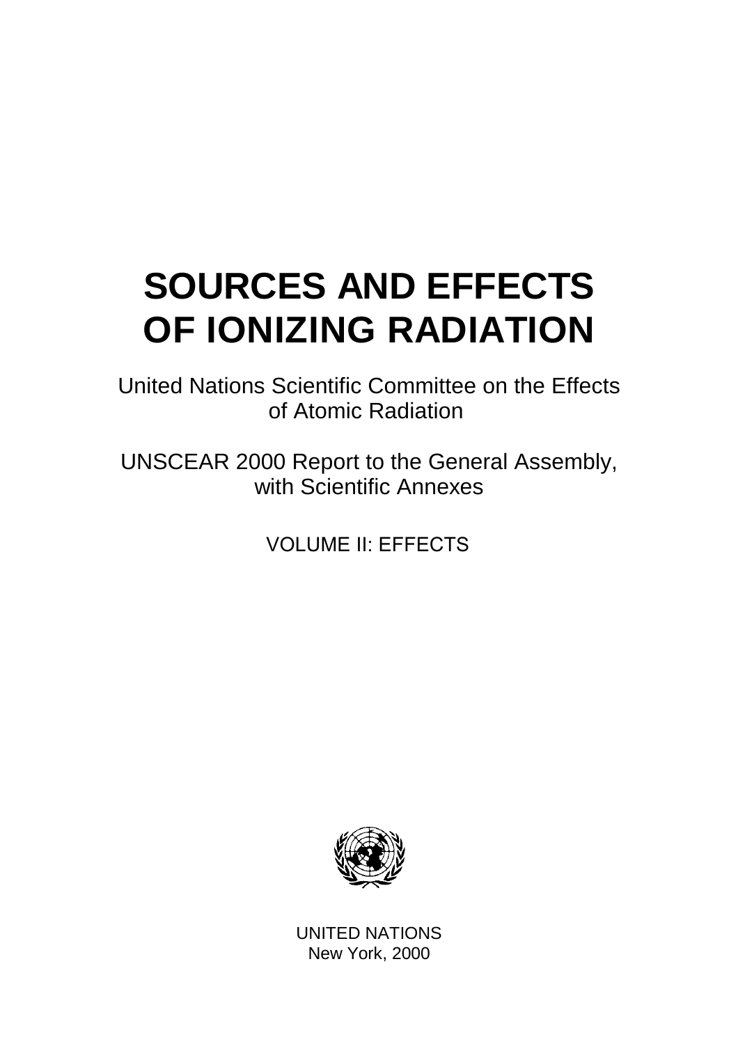# SOURCES AND EFFECTS OF IONIZING RADIATION

United Nations Scientific Committee on the Effects of Atomic Radiation

UNSCEAR 2000 Report to the General Assembly, with Scientific Annexes

VOLUME II: EFFECTS

UNITED NATIONS
New York, 2000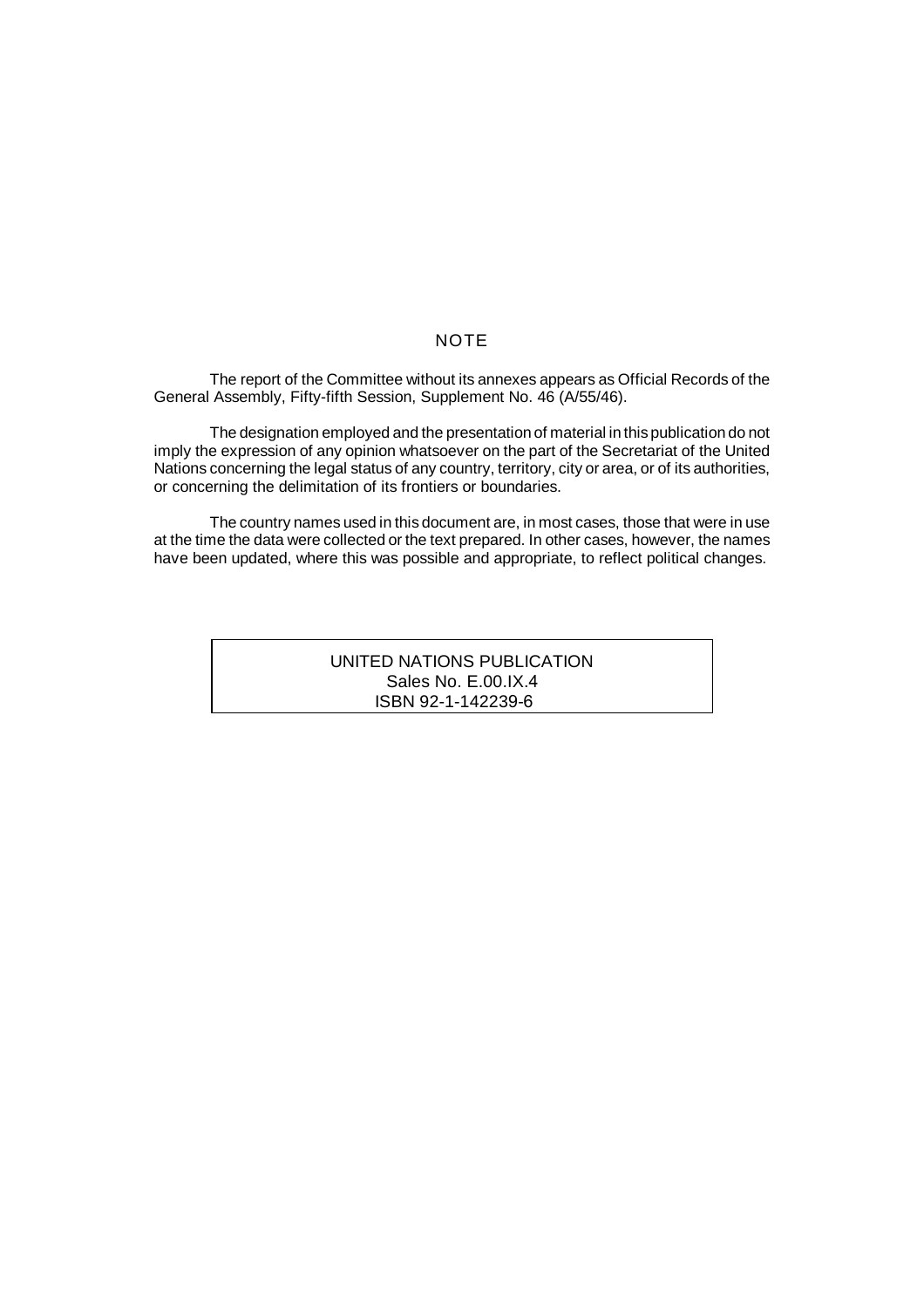## NOTE

The report of the Committee without its annexes appears as Official Records of the General Assembly, Fifty-fifth Session, Supplement No. 46 (A/55/46).

The designation employed and the presentation of material in this publication do not imply the expression of any opinion whatsoever on the part of the Secretariat of the United Nations concerning the legal status of any country, territory, city or area, or of its authorities, or concerning the delimitation of its frontiers or boundaries.

The country names used in this document are, in most cases, those that were in use at the time the data were collected or the text prepared. In other cases, however, the names have been updated, where this was possible and appropriate, to reflect political changes.

UNITED NATIONS PUBLICATION
Sales No. E.00.IX.4
ISBN 92-1-142239-6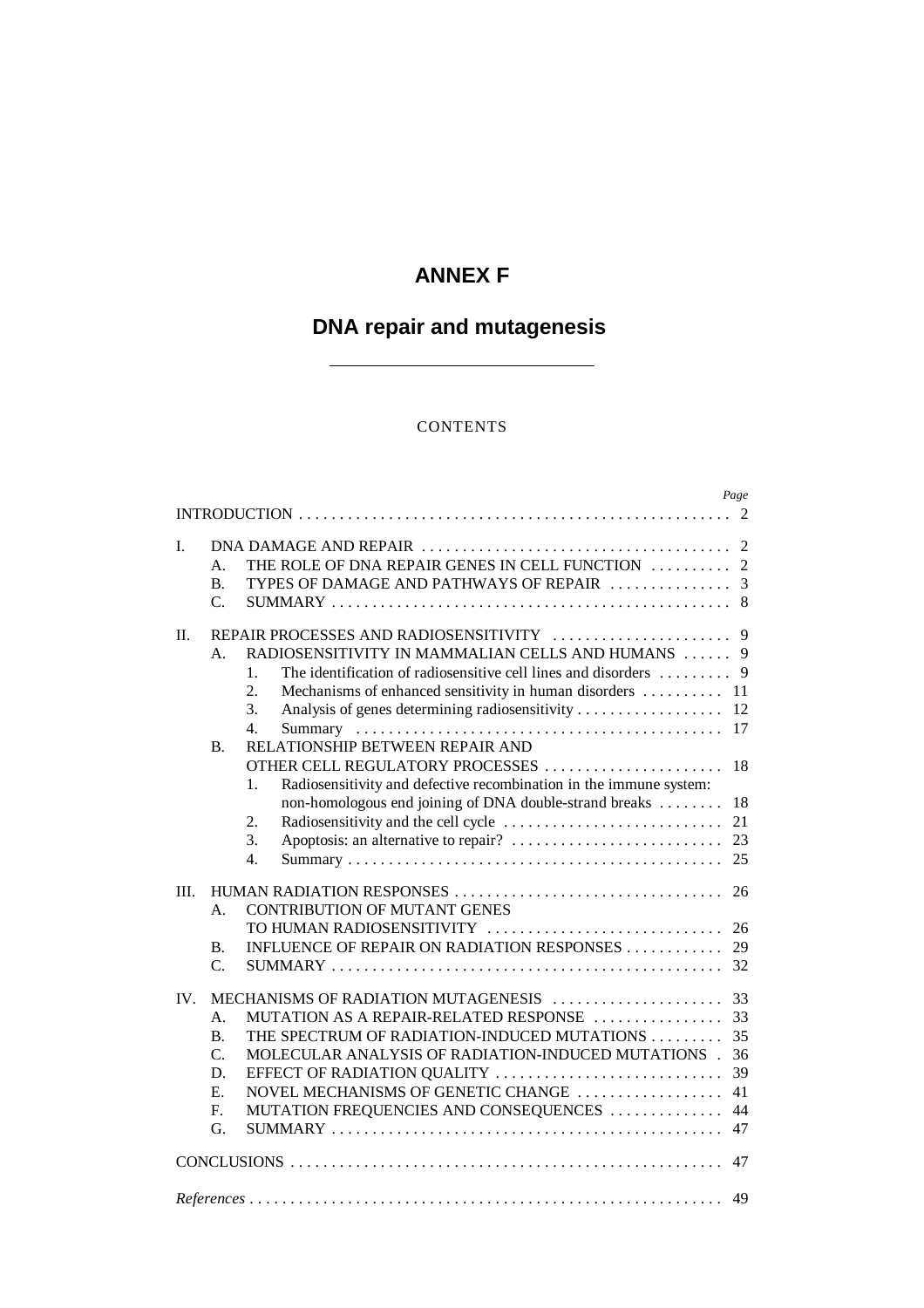# ANNEX F

# DNA repair and mutagenesis

CONTENTS

| | | | | Page |
|---|---|---|---|---|
| INTRODUCTION | | | | 2 |
| I. | DNA DAMAGE AND REPAIR | | | 2 |
| | A. | THE ROLE OF DNA REPAIR GENES IN CELL FUNCTION | | 2 |
| | B. | TYPES OF DAMAGE AND PATHWAYS OF REPAIR | | 3 |
| | C. | SUMMARY | | 8 |
| II. | REPAIR PROCESSES AND RADIOSENSITIVITY | | | 9 |
| | A. | RADIOSENSITIVITY IN MAMMALIAN CELLS AND HUMANS | | 9 |
| | | 1. | The identification of radiosensitive cell lines and disorders | 9 |
| | | 2. | Mechanisms of enhanced sensitivity in human disorders | 11 |
| | | 3. | Analysis of genes determining radiosensitivity | 12 |
| | | 4. | Summary | 17 |
| | B. | RELATIONSHIP BETWEEN REPAIR AND OTHER CELL REGULATORY PROCESSES | | 18 |
| | | 1. | Radiosensitivity and defective recombination in the immune system: non-homologous end joining of DNA double-strand breaks | 18 |
| | | 2. | Radiosensitivity and the cell cycle | 21 |
| | | 3. | Apoptosis: an alternative to repair? | 23 |
| | | 4. | Summary | 25 |
| III. | HUMAN RADIATION RESPONSES | | | 26 |
| | A. | CONTRIBUTION OF MUTANT GENES TO HUMAN RADIOSENSITIVITY | | 26 |
| | B. | INFLUENCE OF REPAIR ON RADIATION RESPONSES | | 29 |
| | C. | SUMMARY | | 32 |
| IV. | MECHANISMS OF RADIATION MUTAGENESIS | | | 33 |
| | A. | MUTATION AS A REPAIR-RELATED RESPONSE | | 33 |
| | B. | THE SPECTRUM OF RADIATION-INDUCED MUTATIONS | | 35 |
| | C. | MOLECULAR ANALYSIS OF RADIATION-INDUCED MUTATIONS | | 36 |
| | D. | EFFECT OF RADIATION QUALITY | | 39 |
| | E. | NOVEL MECHANISMS OF GENETIC CHANGE | | 41 |
| | F. | MUTATION FREQUENCIES AND CONSEQUENCES | | 44 |
| | G. | SUMMARY | | 47 |
| CONCLUSIONS | | | | 47 |
| *References* | | | | 49 |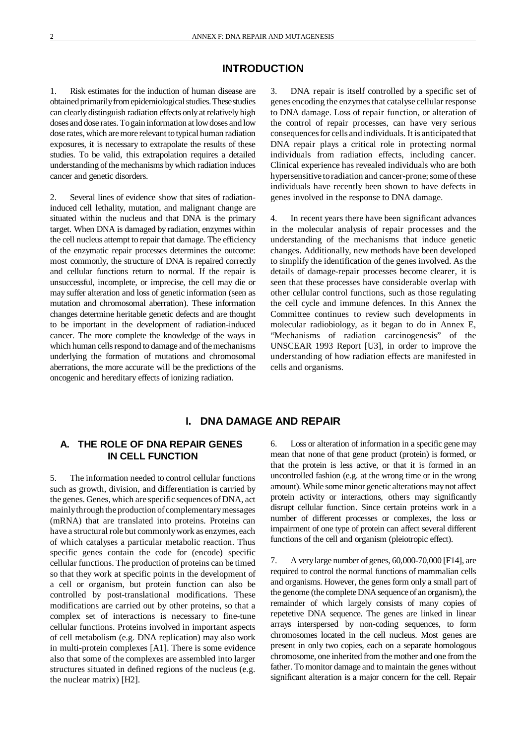# INTRODUCTION

1. Risk estimates for the induction of human disease are obtained primarily from epidemiological studies. These studies can clearly distinguish radiation effects only at relatively high doses and dose rates. To gain information at low doses and low dose rates, which are more relevant to typical human radiation exposures, it is necessary to extrapolate the results of these studies. To be valid, this extrapolation requires a detailed understanding of the mechanisms by which radiation induces cancer and genetic disorders.

2. Several lines of evidence show that sites of radiation-induced cell lethality, mutation, and malignant change are situated within the nucleus and that DNA is the primary target. When DNA is damaged by radiation, enzymes within the cell nucleus attempt to repair that damage. The efficiency of the enzymatic repair processes determines the outcome: most commonly, the structure of DNA is repaired correctly and cellular functions return to normal. If the repair is unsuccessful, incomplete, or imprecise, the cell may die or may suffer alteration and loss of genetic information (seen as mutation and chromosomal aberration). These information changes determine heritable genetic defects and are thought to be important in the development of radiation-induced cancer. The more complete the knowledge of the ways in which human cells respond to damage and of the mechanisms underlying the formation of mutations and chromosomal aberrations, the more accurate will be the predictions of the oncogenic and hereditary effects of ionizing radiation.

3. DNA repair is itself controlled by a specific set of genes encoding the enzymes that catalyse cellular response to DNA damage. Loss of repair function, or alteration of the control of repair processes, can have very serious consequences for cells and individuals. It is anticipated that DNA repair plays a critical role in protecting normal individuals from radiation effects, including cancer. Clinical experience has revealed individuals who are both hypersensitive to radiation and cancer-prone; some of these individuals have recently been shown to have defects in genes involved in the response to DNA damage.

4. In recent years there have been significant advances in the molecular analysis of repair processes and the understanding of the mechanisms that induce genetic changes. Additionally, new methods have been developed to simplify the identification of the genes involved. As the details of damage-repair processes become clearer, it is seen that these processes have considerable overlap with other cellular control functions, such as those regulating the cell cycle and immune defences. In this Annex the Committee continues to review such developments in molecular radiobiology, as it began to do in Annex E, "Mechanisms of radiation carcinogenesis" of the UNSCEAR 1993 Report [U3], in order to improve the understanding of how radiation effects are manifested in cells and organisms.

# I. DNA DAMAGE AND REPAIR

## A. THE ROLE OF DNA REPAIR GENES IN CELL FUNCTION

5. The information needed to control cellular functions such as growth, division, and differentiation is carried by the genes. Genes, which are specific sequences of DNA, act mainly through the production of complementary messages (mRNA) that are translated into proteins. Proteins can have a structural role but commonly work as enzymes, each of which catalyses a particular metabolic reaction. Thus specific genes contain the code for (encode) specific cellular functions. The production of proteins can be timed so that they work at specific points in the development of a cell or organism, but protein function can also be controlled by post-translational modifications. These modifications are carried out by other proteins, so that a complex set of interactions is necessary to fine-tune cellular functions. Proteins involved in important aspects of cell metabolism (e.g. DNA replication) may also work in multi-protein complexes [A1]. There is some evidence also that some of the complexes are assembled into larger structures situated in defined regions of the nucleus (e.g. the nuclear matrix) [H2].

6. Loss or alteration of information in a specific gene may mean that none of that gene product (protein) is formed, or that the protein is less active, or that it is formed in an uncontrolled fashion (e.g. at the wrong time or in the wrong amount). While some minor genetic alterations may not affect protein activity or interactions, others may significantly disrupt cellular function. Since certain proteins work in a number of different processes or complexes, the loss or impairment of one type of protein can affect several different functions of the cell and organism (pleiotropic effect).

7. A very large number of genes, 60,000-70,000 [F14], are required to control the normal functions of mammalian cells and organisms. However, the genes form only a small part of the genome (the complete DNA sequence of an organism), the remainder of which largely consists of many copies of repetetive DNA sequence. The genes are linked in linear arrays interspersed by non-coding sequences, to form chromosomes located in the cell nucleus. Most genes are present in only two copies, each on a separate homologous chromosome, one inherited from the mother and one from the father. To monitor damage and to maintain the genes without significant alteration is a major concern for the cell. Repair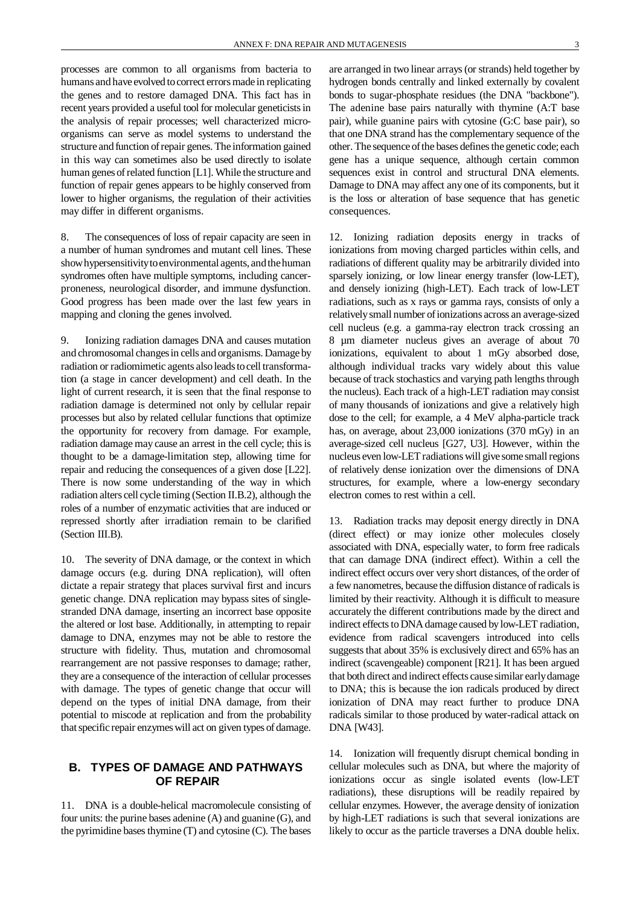processes are common to all organisms from bacteria to humans and have evolved to correct errors made in replicating the genes and to restore damaged DNA. This fact has in recent years provided a useful tool for molecular geneticists in the analysis of repair processes; well characterized micro-organisms can serve as model systems to understand the structure and function of repair genes. The information gained in this way can sometimes also be used directly to isolate human genes of related function [L1]. While the structure and function of repair genes appears to be highly conserved from lower to higher organisms, the regulation of their activities may differ in different organisms.

8. The consequences of loss of repair capacity are seen in a number of human syndromes and mutant cell lines. These show hypersensitivity to environmental agents, and the human syndromes often have multiple symptoms, including cancer-proneness, neurological disorder, and immune dysfunction. Good progress has been made over the last few years in mapping and cloning the genes involved.

9. Ionizing radiation damages DNA and causes mutation and chromosomal changes in cells and organisms. Damage by radiation or radiomimetic agents also leads to cell transformation (a stage in cancer development) and cell death. In the light of current research, it is seen that the final response to radiation damage is determined not only by cellular repair processes but also by related cellular functions that optimize the opportunity for recovery from damage. For example, radiation damage may cause an arrest in the cell cycle; this is thought to be a damage-limitation step, allowing time for repair and reducing the consequences of a given dose [L22]. There is now some understanding of the way in which radiation alters cell cycle timing (Section II.B.2), although the roles of a number of enzymatic activities that are induced or repressed shortly after irradiation remain to be clarified (Section III.B).

10. The severity of DNA damage, or the context in which damage occurs (e.g. during DNA replication), will often dictate a repair strategy that places survival first and incurs genetic change. DNA replication may bypass sites of single-stranded DNA damage, inserting an incorrect base opposite the altered or lost base. Additionally, in attempting to repair damage to DNA, enzymes may not be able to restore the structure with fidelity. Thus, mutation and chromosomal rearrangement are not passive responses to damage; rather, they are a consequence of the interaction of cellular processes with damage. The types of genetic change that occur will depend on the types of initial DNA damage, from their potential to miscode at replication and from the probability that specific repair enzymes will act on given types of damage.

## B. TYPES OF DAMAGE AND PATHWAYS OF REPAIR

11. DNA is a double-helical macromolecule consisting of four units: the purine bases adenine (A) and guanine (G), and the pyrimidine bases thymine (T) and cytosine (C). The bases are arranged in two linear arrays (or strands) held together by hydrogen bonds centrally and linked externally by covalent bonds to sugar-phosphate residues (the DNA "backbone"). The adenine base pairs naturally with thymine (A:T base pair), while guanine pairs with cytosine (G:C base pair), so that one DNA strand has the complementary sequence of the other. The sequence of the bases defines the genetic code; each gene has a unique sequence, although certain common sequences exist in control and structural DNA elements. Damage to DNA may affect any one of its components, but it is the loss or alteration of base sequence that has genetic consequences.

12. Ionizing radiation deposits energy in tracks of ionizations from moving charged particles within cells, and radiations of different quality may be arbitrarily divided into sparsely ionizing, or low linear energy transfer (low-LET), and densely ionizing (high-LET). Each track of low-LET radiations, such as x rays or gamma rays, consists of only a relatively small number of ionizations across an average-sized cell nucleus (e.g. a gamma-ray electron track crossing an 8 µm diameter nucleus gives an average of about 70 ionizations, equivalent to about 1 mGy absorbed dose, although individual tracks vary widely about this value because of track stochastics and varying path lengths through the nucleus). Each track of a high-LET radiation may consist of many thousands of ionizations and give a relatively high dose to the cell; for example, a 4 MeV alpha-particle track has, on average, about 23,000 ionizations (370 mGy) in an average-sized cell nucleus [G27, U3]. However, within the nucleus even low-LET radiations will give some small regions of relatively dense ionization over the dimensions of DNA structures, for example, where a low-energy secondary electron comes to rest within a cell.

13. Radiation tracks may deposit energy directly in DNA (direct effect) or may ionize other molecules closely associated with DNA, especially water, to form free radicals that can damage DNA (indirect effect). Within a cell the indirect effect occurs over very short distances, of the order of a few nanometres, because the diffusion distance of radicals is limited by their reactivity. Although it is difficult to measure accurately the different contributions made by the direct and indirect effects to DNA damage caused by low-LET radiation, evidence from radical scavengers introduced into cells suggests that about 35% is exclusively direct and 65% has an indirect (scavengeable) component [R21]. It has been argued that both direct and indirect effects cause similar early damage to DNA; this is because the ion radicals produced by direct ionization of DNA may react further to produce DNA radicals similar to those produced by water-radical attack on DNA [W43].

14. Ionization will frequently disrupt chemical bonding in cellular molecules such as DNA, but where the majority of ionizations occur as single isolated events (low-LET radiations), these disruptions will be readily repaired by cellular enzymes. However, the average density of ionization by high-LET radiations is such that several ionizations are likely to occur as the particle traverses a DNA double helix.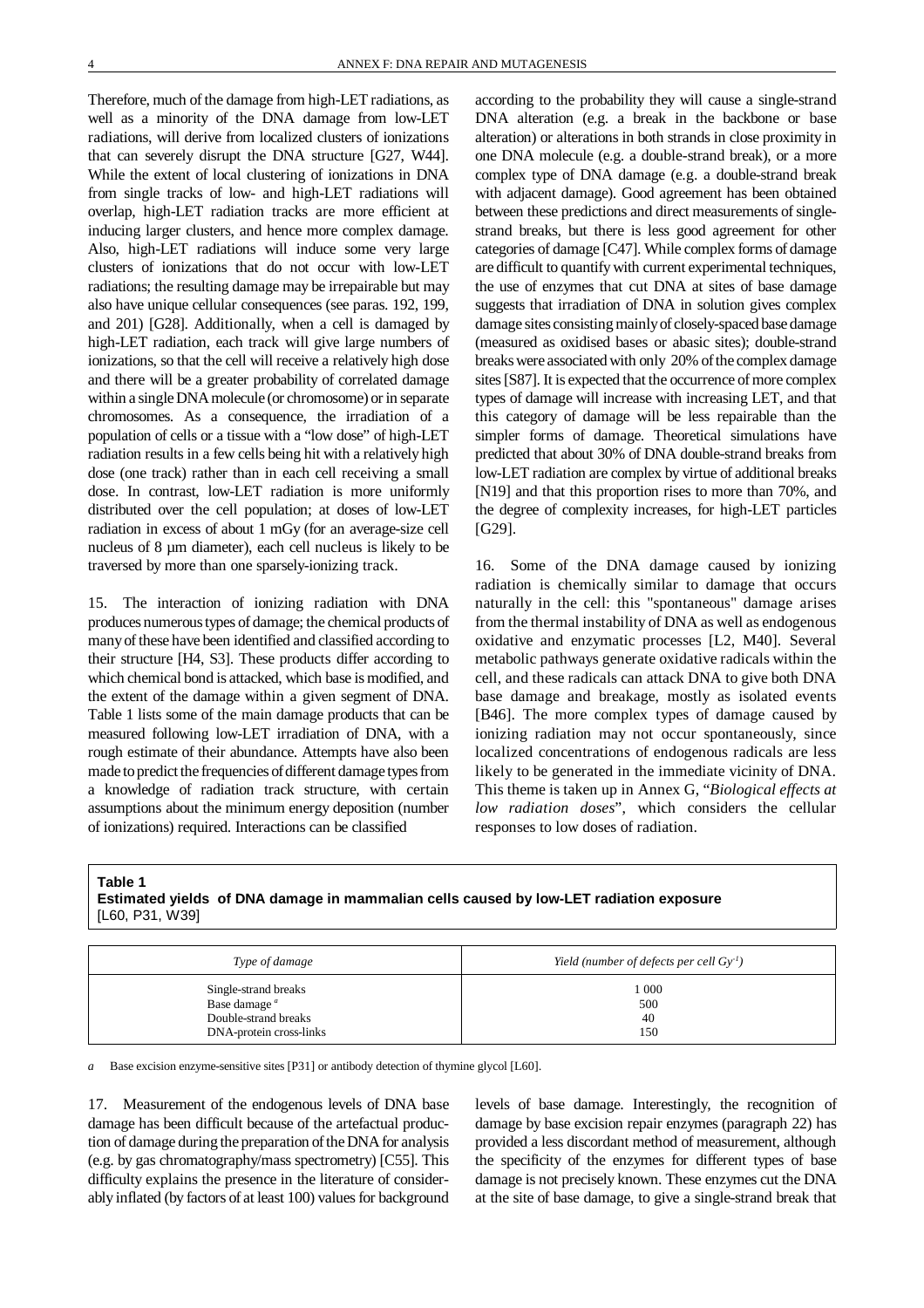Therefore, much of the damage from high-LET radiations, as well as a minority of the DNA damage from low-LET radiations, will derive from localized clusters of ionizations that can severely disrupt the DNA structure [G27, W44]. While the extent of local clustering of ionizations in DNA from single tracks of low- and high-LET radiations will overlap, high-LET radiation tracks are more efficient at inducing larger clusters, and hence more complex damage. Also, high-LET radiations will induce some very large clusters of ionizations that do not occur with low-LET radiations; the resulting damage may be irrepairable but may also have unique cellular consequences (see paras. 192, 199, and 201) [G28]. Additionally, when a cell is damaged by high-LET radiation, each track will give large numbers of ionizations, so that the cell will receive a relatively high dose and there will be a greater probability of correlated damage within a single DNA molecule (or chromosome) or in separate chromosomes. As a consequence, the irradiation of a population of cells or a tissue with a "low dose" of high-LET radiation results in a few cells being hit with a relatively high dose (one track) rather than in each cell receiving a small dose. In contrast, low-LET radiation is more uniformly distributed over the cell population; at doses of low-LET radiation in excess of about 1 mGy (for an average-size cell nucleus of 8 µm diameter), each cell nucleus is likely to be traversed by more than one sparsely-ionizing track.

15. The interaction of ionizing radiation with DNA produces numerous types of damage; the chemical products of many of these have been identified and classified according to their structure [H4, S3]. These products differ according to which chemical bond is attacked, which base is modified, and the extent of the damage within a given segment of DNA. Table 1 lists some of the main damage products that can be measured following low-LET irradiation of DNA, with a rough estimate of their abundance. Attempts have also been made to predict the frequencies of different damage types from a knowledge of radiation track structure, with certain assumptions about the minimum energy deposition (number of ionizations) required. Interactions can be classified according to the probability they will cause a single-strand DNA alteration (e.g. a break in the backbone or base alteration) or alterations in both strands in close proximity in one DNA molecule (e.g. a double-strand break), or a more complex type of DNA damage (e.g. a double-strand break with adjacent damage). Good agreement has been obtained between these predictions and direct measurements of single-strand breaks, but there is less good agreement for other categories of damage [C47]. While complex forms of damage are difficult to quantify with current experimental techniques, the use of enzymes that cut DNA at sites of base damage suggests that irradiation of DNA in solution gives complex damage sites consisting mainly of closely-spaced base damage (measured as oxidised bases or abasic sites); double-strand breaks were associated with only 20% of the complex damage sites [S87]. It is expected that the occurrence of more complex types of damage will increase with increasing LET, and that this category of damage will be less repairable than the simpler forms of damage. Theoretical simulations have predicted that about 30% of DNA double-strand breaks from low-LET radiation are complex by virtue of additional breaks [N19] and that this proportion rises to more than 70%, and the degree of complexity increases, for high-LET particles [G29].

16. Some of the DNA damage caused by ionizing radiation is chemically similar to damage that occurs naturally in the cell: this "spontaneous" damage arises from the thermal instability of DNA as well as endogenous oxidative and enzymatic processes [L2, M40]. Several metabolic pathways generate oxidative radicals within the cell, and these radicals can attack DNA to give both DNA base damage and breakage, mostly as isolated events [B46]. The more complex types of damage caused by ionizing radiation may not occur spontaneously, since localized concentrations of endogenous radicals are less likely to be generated in the immediate vicinity of DNA. This theme is taken up in Annex G, "*Biological effects at low radiation doses*", which considers the cellular responses to low doses of radiation.

**Table 1**
**Estimated yields of DNA damage in mammalian cells caused by low-LET radiation exposure**
[L60, P31, W39]

| *Type of damage* | *Yield (number of defects per cell Gy$^{-1}$)* |
|---|---|
| Single-strand breaks | 1 000 |
| Base damage [a] | 500 |
| Double-strand breaks | 40 |
| DNA-protein cross-links | 150 |

*a* Base excision enzyme-sensitive sites [P31] or antibody detection of thymine glycol [L60].

17. Measurement of the endogenous levels of DNA base damage has been difficult because of the artefactual production of damage during the preparation of the DNA for analysis (e.g. by gas chromatography/mass spectrometry) [C55]. This difficulty explains the presence in the literature of considerably inflated (by factors of at least 100) values for background levels of base damage. Interestingly, the recognition of damage by base excision repair enzymes (paragraph 22) has provided a less discordant method of measurement, although the specificity of the enzymes for different types of base damage is not precisely known. These enzymes cut the DNA at the site of base damage, to give a single-strand break that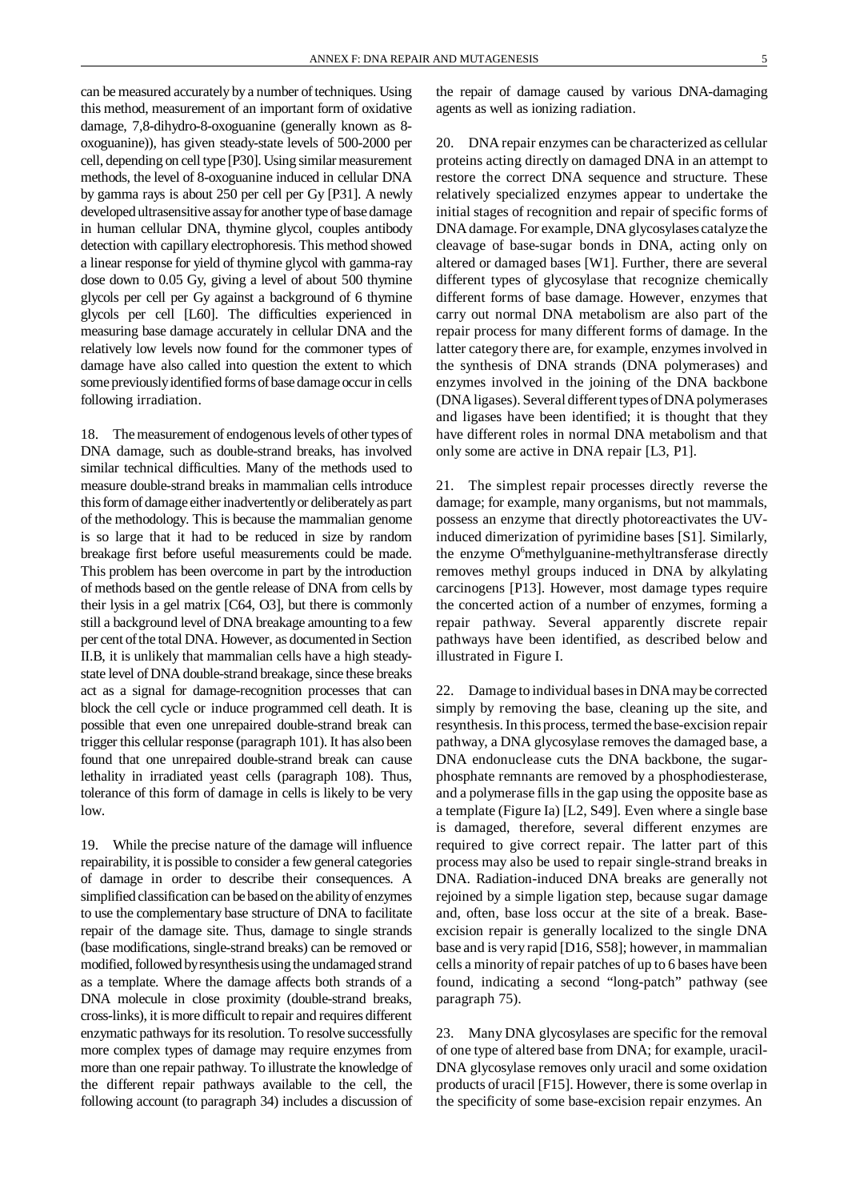can be measured accurately by a number of techniques. Using this method, measurement of an important form of oxidative damage, 7,8-dihydro-8-oxoguanine (generally known as 8-oxoguanine)), has given steady-state levels of 500-2000 per cell, depending on cell type [P30]. Using similar measurement methods, the level of 8-oxoguanine induced in cellular DNA by gamma rays is about 250 per cell per Gy [P31]. A newly developed ultrasensitive assay for another type of base damage in human cellular DNA, thymine glycol, couples antibody detection with capillary electrophoresis. This method showed a linear response for yield of thymine glycol with gamma-ray dose down to 0.05 Gy, giving a level of about 500 thymine glycols per cell per Gy against a background of 6 thymine glycols per cell [L60]. The difficulties experienced in measuring base damage accurately in cellular DNA and the relatively low levels now found for the commoner types of damage have also called into question the extent to which some previously identified forms of base damage occur in cells following irradiation.

18. The measurement of endogenous levels of other types of DNA damage, such as double-strand breaks, has involved similar technical difficulties. Many of the methods used to measure double-strand breaks in mammalian cells introduce this form of damage either inadvertently or deliberately as part of the methodology. This is because the mammalian genome is so large that it had to be reduced in size by random breakage first before useful measurements could be made. This problem has been overcome in part by the introduction of methods based on the gentle release of DNA from cells by their lysis in a gel matrix [C64, O3], but there is commonly still a background level of DNA breakage amounting to a few per cent of the total DNA. However, as documented in Section II.B, it is unlikely that mammalian cells have a high steady-state level of DNA double-strand breakage, since these breaks act as a signal for damage-recognition processes that can block the cell cycle or induce programmed cell death. It is possible that even one unrepaired double-strand break can trigger this cellular response (paragraph 101). It has also been found that one unrepaired double-strand break can cause lethality in irradiated yeast cells (paragraph 108). Thus, tolerance of this form of damage in cells is likely to be very low.

19. While the precise nature of the damage will influence repairability, it is possible to consider a few general categories of damage in order to describe their consequences. A simplified classification can be based on the ability of enzymes to use the complementary base structure of DNA to facilitate repair of the damage site. Thus, damage to single strands (base modifications, single-strand breaks) can be removed or modified, followed by resynthesis using the undamaged strand as a template. Where the damage affects both strands of a DNA molecule in close proximity (double-strand breaks, cross-links), it is more difficult to repair and requires different enzymatic pathways for its resolution. To resolve successfully more complex types of damage may require enzymes from more than one repair pathway. To illustrate the knowledge of the different repair pathways available to the cell, the following account (to paragraph 34) includes a discussion of the repair of damage caused by various DNA-damaging agents as well as ionizing radiation.

20. DNA repair enzymes can be characterized as cellular proteins acting directly on damaged DNA in an attempt to restore the correct DNA sequence and structure. These relatively specialized enzymes appear to undertake the initial stages of recognition and repair of specific forms of DNA damage. For example, DNA glycosylases catalyze the cleavage of base-sugar bonds in DNA, acting only on altered or damaged bases [W1]. Further, there are several different types of glycosylase that recognize chemically different forms of base damage. However, enzymes that carry out normal DNA metabolism are also part of the repair process for many different forms of damage. In the latter category there are, for example, enzymes involved in the synthesis of DNA strands (DNA polymerases) and enzymes involved in the joining of the DNA backbone (DNA ligases). Several different types of DNA polymerases and ligases have been identified; it is thought that they have different roles in normal DNA metabolism and that only some are active in DNA repair [L3, P1].

21. The simplest repair processes directly reverse the damage; for example, many organisms, but not mammals, possess an enzyme that directly photoreactivates the UV-induced dimerization of pyrimidine bases [S1]. Similarly, the enzyme $O^6$methylguanine-methyltransferase directly removes methyl groups induced in DNA by alkylating carcinogens [P13]. However, most damage types require the concerted action of a number of enzymes, forming a repair pathway. Several apparently discrete repair pathways have been identified, as described below and illustrated in Figure I.

22. Damage to individual bases in DNA may be corrected simply by removing the base, cleaning up the site, and resynthesis. In this process, termed the base-excision repair pathway, a DNA glycosylase removes the damaged base, a DNA endonuclease cuts the DNA backbone, the sugar-phosphate remnants are removed by a phosphodiesterase, and a polymerase fills in the gap using the opposite base as a template (Figure Ia) [L2, S49]. Even where a single base is damaged, therefore, several different enzymes are required to give correct repair. The latter part of this process may also be used to repair single-strand breaks in DNA. Radiation-induced DNA breaks are generally not rejoined by a simple ligation step, because sugar damage and, often, base loss occur at the site of a break. Base-excision repair is generally localized to the single DNA base and is very rapid [D16, S58]; however, in mammalian cells a minority of repair patches of up to 6 bases have been found, indicating a second "long-patch" pathway (see paragraph 75).

23. Many DNA glycosylases are specific for the removal of one type of altered base from DNA; for example, uracil-DNA glycosylase removes only uracil and some oxidation products of uracil [F15]. However, there is some overlap in the specificity of some base-excision repair enzymes. An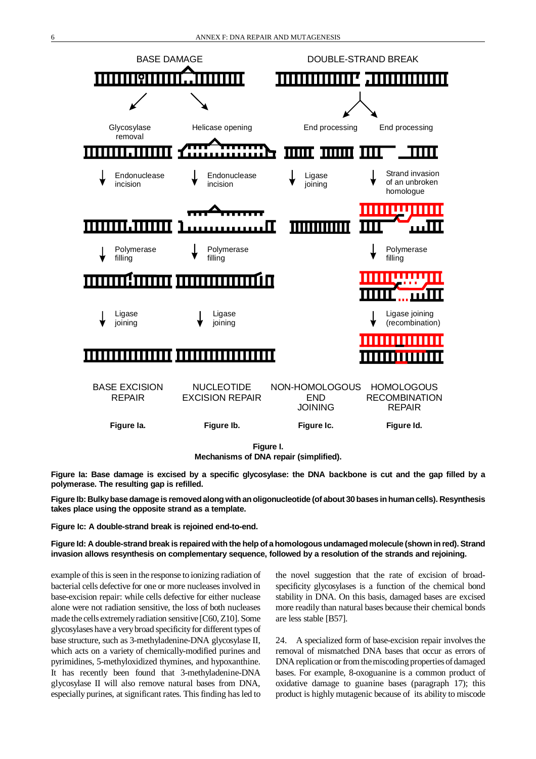BASE DAMAGE

DOUBLE-STRAND BREAK

Glycosylase removal

Helicase opening

End processing

End processing

Endonuclease incision

Endonuclease incision

Ligase joining

Strand invasion of an unbroken homologue

Polymerase filling

Polymerase filling

Polymerase filling

Ligase joining

Ligase joining

Ligase joining (recombination)

BASE EXCISION REPAIR

NUCLEOTIDE EXCISION REPAIR

NON-HOMOLOGOUS END JOINING

HOMOLOGOUS RECOMBINATION REPAIR

**Figure Ia.** **Figure Ib.** **Figure Ic.** **Figure Id.**

**Figure I.**
**Mechanisms of DNA repair (simplified).**

**Figure Ia: Base damage is excised by a specific glycosylase: the DNA backbone is cut and the gap filled by a polymerase. The resulting gap is refilled.**

**Figure Ib: Bulky base damage is removed along with an oligonucleotide (of about 30 bases in human cells). Resynthesis takes place using the opposite strand as a template.**

**Figure Ic: A double-strand break is rejoined end-to-end.**

**Figure Id: A double-strand break is repaired with the help of a homologous undamaged molecule (shown in red). Strand invasion allows resynthesis on complementary sequence, followed by a resolution of the strands and rejoining.**

example of this is seen in the response to ionizing radiation of bacterial cells defective for one or more nucleases involved in base-excision repair: while cells defective for either nuclease alone were not radiation sensitive, the loss of both nucleases made the cells extremely radiation sensitive [C60, Z10]. Some glycosylases have a very broad specificity for different types of base structure, such as 3-methyladenine-DNA glycosylase II, which acts on a variety of chemically-modified purines and pyrimidines, 5-methyloxidized thymines, and hypoxanthine. It has recently been found that 3-methyladenine-DNA glycosylase II will also remove natural bases from DNA, especially purines, at significant rates. This finding has led to the novel suggestion that the rate of excision of broad-specificity glycosylases is a function of the chemical bond stability in DNA. On this basis, damaged bases are excised more readily than natural bases because their chemical bonds are less stable [B57].

24. A specialized form of base-excision repair involves the removal of mismatched DNA bases that occur as errors of DNA replication or from the miscoding properties of damaged bases. For example, 8-oxoguanine is a common product of oxidative damage to guanine bases (paragraph 17); this product is highly mutagenic because of its ability to miscode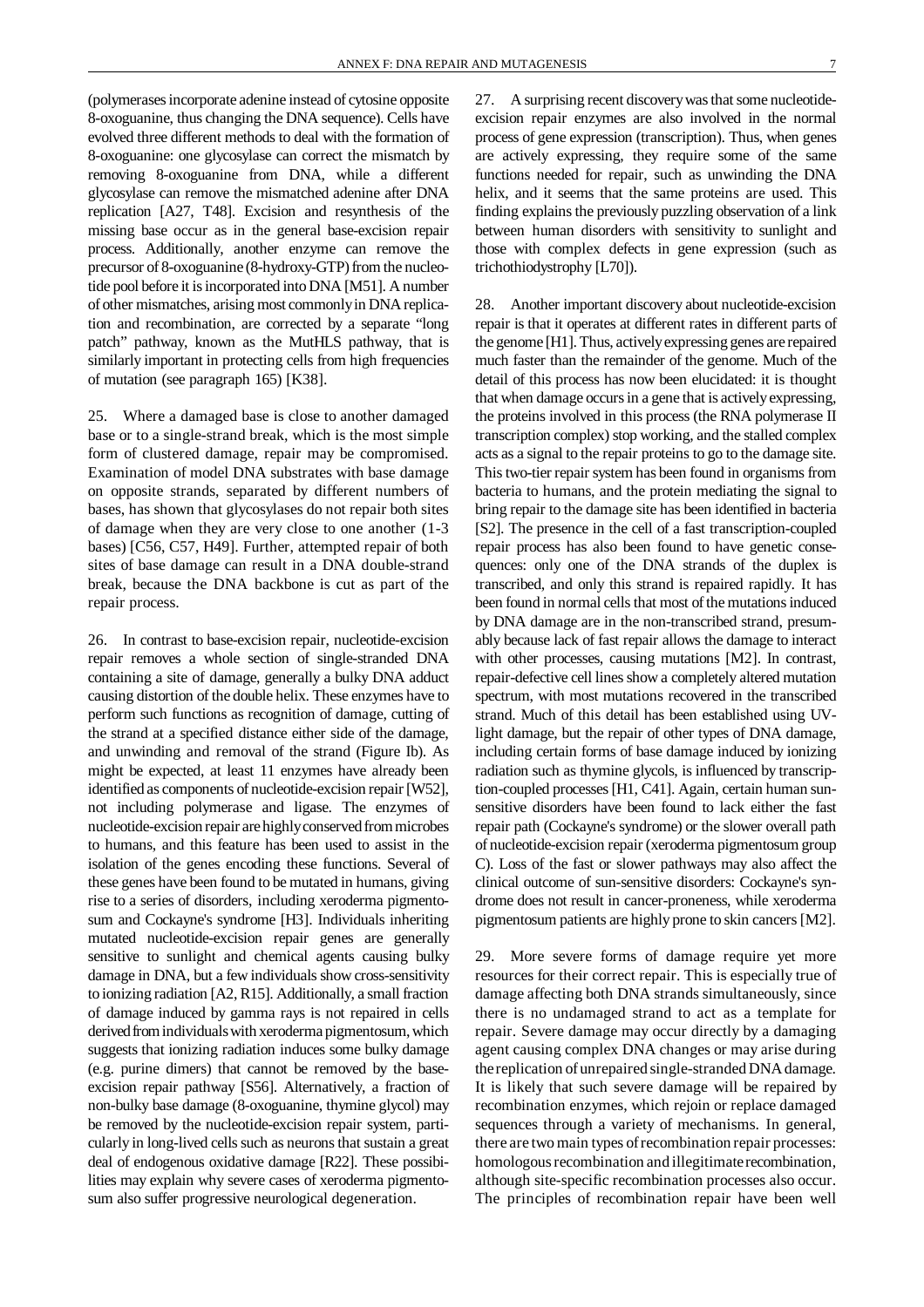(polymerases incorporate adenine instead of cytosine opposite 8-oxoguanine, thus changing the DNA sequence). Cells have evolved three different methods to deal with the formation of 8-oxoguanine: one glycosylase can correct the mismatch by removing 8-oxoguanine from DNA, while a different glycosylase can remove the mismatched adenine after DNA replication [A27, T48]. Excision and resynthesis of the missing base occur as in the general base-excision repair process. Additionally, another enzyme can remove the precursor of 8-oxoguanine (8-hydroxy-GTP) from the nucleotide pool before it is incorporated into DNA [M51]. A number of other mismatches, arising most commonly in DNA replication and recombination, are corrected by a separate "long patch" pathway, known as the MutHLS pathway, that is similarly important in protecting cells from high frequencies of mutation (see paragraph 165) [K38].

25. Where a damaged base is close to another damaged base or to a single-strand break, which is the most simple form of clustered damage, repair may be compromised. Examination of model DNA substrates with base damage on opposite strands, separated by different numbers of bases, has shown that glycosylases do not repair both sites of damage when they are very close to one another (1-3 bases) [C56, C57, H49]. Further, attempted repair of both sites of base damage can result in a DNA double-strand break, because the DNA backbone is cut as part of the repair process.

26. In contrast to base-excision repair, nucleotide-excision repair removes a whole section of single-stranded DNA containing a site of damage, generally a bulky DNA adduct causing distortion of the double helix. These enzymes have to perform such functions as recognition of damage, cutting of the strand at a specified distance either side of the damage, and unwinding and removal of the strand (Figure Ib). As might be expected, at least 11 enzymes have already been identified as components of nucleotide-excision repair [W52], not including polymerase and ligase. The enzymes of nucleotide-excision repair are highly conserved from microbes to humans, and this feature has been used to assist in the isolation of the genes encoding these functions. Several of these genes have been found to be mutated in humans, giving rise to a series of disorders, including xeroderma pigmentosum and Cockayne's syndrome [H3]. Individuals inheriting mutated nucleotide-excision repair genes are generally sensitive to sunlight and chemical agents causing bulky damage in DNA, but a few individuals show cross-sensitivity to ionizing radiation [A2, R15]. Additionally, a small fraction of damage induced by gamma rays is not repaired in cells derived from individuals with xeroderma pigmentosum, which suggests that ionizing radiation induces some bulky damage (e.g. purine dimers) that cannot be removed by the base-excision repair pathway [S56]. Alternatively, a fraction of non-bulky base damage (8-oxoguanine, thymine glycol) may be removed by the nucleotide-excision repair system, particularly in long-lived cells such as neurons that sustain a great deal of endogenous oxidative damage [R22]. These possibilities may explain why severe cases of xeroderma pigmentosum also suffer progressive neurological degeneration.

27. A surprising recent discovery was that some nucleotide-excision repair enzymes are also involved in the normal process of gene expression (transcription). Thus, when genes are actively expressing, they require some of the same functions needed for repair, such as unwinding the DNA helix, and it seems that the same proteins are used. This finding explains the previously puzzling observation of a link between human disorders with sensitivity to sunlight and those with complex defects in gene expression (such as trichothiodystrophy [L70]).

28. Another important discovery about nucleotide-excision repair is that it operates at different rates in different parts of the genome [H1]. Thus, actively expressing genes are repaired much faster than the remainder of the genome. Much of the detail of this process has now been elucidated: it is thought that when damage occurs in a gene that is actively expressing, the proteins involved in this process (the RNA polymerase II transcription complex) stop working, and the stalled complex acts as a signal to the repair proteins to go to the damage site. This two-tier repair system has been found in organisms from bacteria to humans, and the protein mediating the signal to bring repair to the damage site has been identified in bacteria [S2]. The presence in the cell of a fast transcription-coupled repair process has also been found to have genetic consequences: only one of the DNA strands of the duplex is transcribed, and only this strand is repaired rapidly. It has been found in normal cells that most of the mutations induced by DNA damage are in the non-transcribed strand, presumably because lack of fast repair allows the damage to interact with other processes, causing mutations [M2]. In contrast, repair-defective cell lines show a completely altered mutation spectrum, with most mutations recovered in the transcribed strand. Much of this detail has been established using UV-light damage, but the repair of other types of DNA damage, including certain forms of base damage induced by ionizing radiation such as thymine glycols, is influenced by transcription-coupled processes [H1, C41]. Again, certain human sun-sensitive disorders have been found to lack either the fast repair path (Cockayne's syndrome) or the slower overall path of nucleotide-excision repair (xeroderma pigmentosum group C). Loss of the fast or slower pathways may also affect the clinical outcome of sun-sensitive disorders: Cockayne's syndrome does not result in cancer-proneness, while xeroderma pigmentosum patients are highly prone to skin cancers [M2].

29. More severe forms of damage require yet more resources for their correct repair. This is especially true of damage affecting both DNA strands simultaneously, since there is no undamaged strand to act as a template for repair. Severe damage may occur directly by a damaging agent causing complex DNA changes or may arise during the replication of unrepaired single-stranded DNA damage. It is likely that such severe damage will be repaired by recombination enzymes, which rejoin or replace damaged sequences through a variety of mechanisms. In general, there are two main types of recombination repair processes: homologous recombination and illegitimate recombination, although site-specific recombination processes also occur. The principles of recombination repair have been well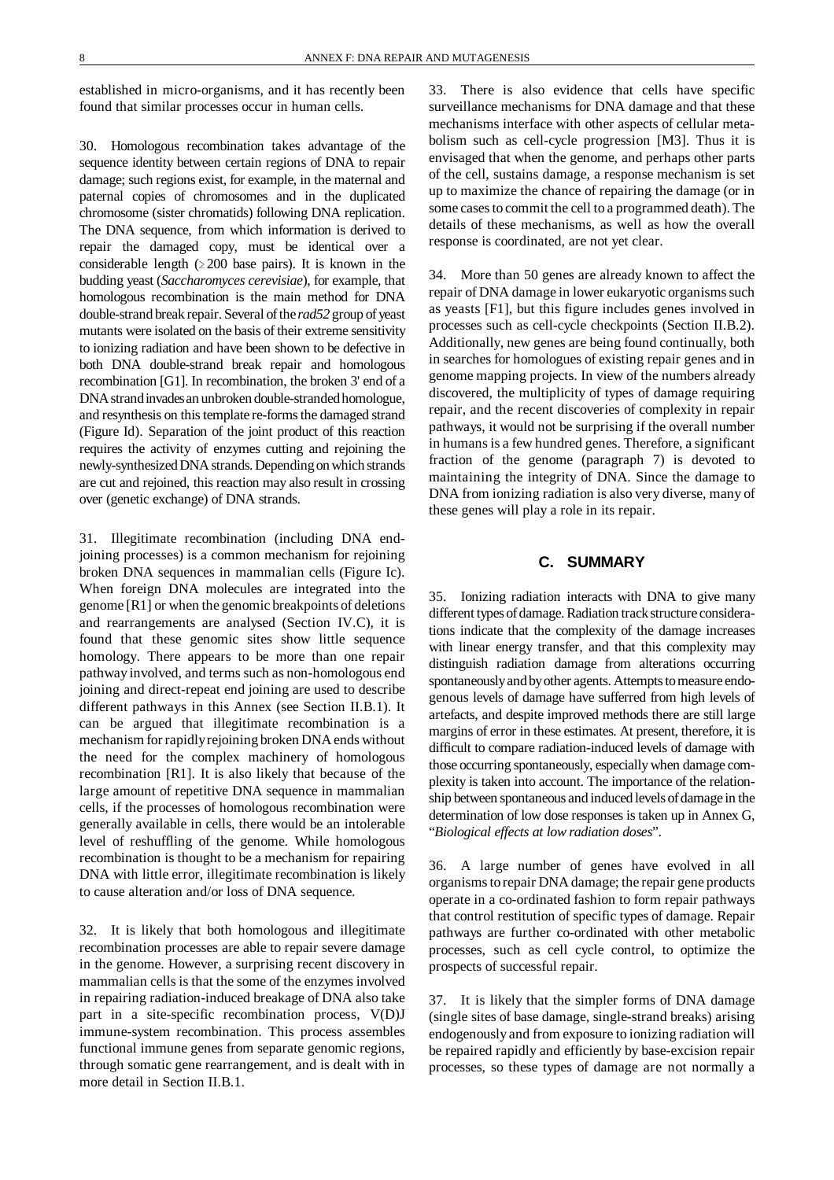established in micro-organisms, and it has recently been found that similar processes occur in human cells.

30. Homologous recombination takes advantage of the sequence identity between certain regions of DNA to repair damage; such regions exist, for example, in the maternal and paternal copies of chromosomes and in the duplicated chromosome (sister chromatids) following DNA replication. The DNA sequence, from which information is derived to repair the damaged copy, must be identical over a considerable length ($\geq$200 base pairs). It is known in the budding yeast (*Saccharomyces cerevisiae*), for example, that homologous recombination is the main method for DNA double-strand break repair. Several of the *rad52* group of yeast mutants were isolated on the basis of their extreme sensitivity to ionizing radiation and have been shown to be defective in both DNA double-strand break repair and homologous recombination [G1]. In recombination, the broken 3' end of a DNA strand invades an unbroken double-stranded homologue, and resynthesis on this template re-forms the damaged strand (Figure Id). Separation of the joint product of this reaction requires the activity of enzymes cutting and rejoining the newly-synthesized DNA strands. Depending on which strands are cut and rejoined, this reaction may also result in crossing over (genetic exchange) of DNA strands.

31. Illegitimate recombination (including DNA end-joining processes) is a common mechanism for rejoining broken DNA sequences in mammalian cells (Figure Ic). When foreign DNA molecules are integrated into the genome [R1] or when the genomic breakpoints of deletions and rearrangements are analysed (Section IV.C), it is found that these genomic sites show little sequence homology. There appears to be more than one repair pathway involved, and terms such as non-homologous end joining and direct-repeat end joining are used to describe different pathways in this Annex (see Section II.B.1). It can be argued that illegitimate recombination is a mechanism for rapidly rejoining broken DNA ends without the need for the complex machinery of homologous recombination [R1]. It is also likely that because of the large amount of repetitive DNA sequence in mammalian cells, if the processes of homologous recombination were generally available in cells, there would be an intolerable level of reshuffling of the genome. While homologous recombination is thought to be a mechanism for repairing DNA with little error, illegitimate recombination is likely to cause alteration and/or loss of DNA sequence.

32. It is likely that both homologous and illegitimate recombination processes are able to repair severe damage in the genome. However, a surprising recent discovery in mammalian cells is that the some of the enzymes involved in repairing radiation-induced breakage of DNA also take part in a site-specific recombination process, V(D)J immune-system recombination. This process assembles functional immune genes from separate genomic regions, through somatic gene rearrangement, and is dealt with in more detail in Section II.B.1.

33. There is also evidence that cells have specific surveillance mechanisms for DNA damage and that these mechanisms interface with other aspects of cellular metabolism such as cell-cycle progression [M3]. Thus it is envisaged that when the genome, and perhaps other parts of the cell, sustains damage, a response mechanism is set up to maximize the chance of repairing the damage (or in some cases to commit the cell to a programmed death). The details of these mechanisms, as well as how the overall response is coordinated, are not yet clear.

34. More than 50 genes are already known to affect the repair of DNA damage in lower eukaryotic organisms such as yeasts [F1], but this figure includes genes involved in processes such as cell-cycle checkpoints (Section II.B.2). Additionally, new genes are being found continually, both in searches for homologues of existing repair genes and in genome mapping projects. In view of the numbers already discovered, the multiplicity of types of damage requiring repair, and the recent discoveries of complexity in repair pathways, it would not be surprising if the overall number in humans is a few hundred genes. Therefore, a significant fraction of the genome (paragraph 7) is devoted to maintaining the integrity of DNA. Since the damage to DNA from ionizing radiation is also very diverse, many of these genes will play a role in its repair.

## C. SUMMARY

35. Ionizing radiation interacts with DNA to give many different types of damage. Radiation track structure considerations indicate that the complexity of the damage increases with linear energy transfer, and that this complexity may distinguish radiation damage from alterations occurring spontaneously and by other agents. Attempts to measure endogenous levels of damage have sufferred from high levels of artefacts, and despite improved methods there are still large margins of error in these estimates. At present, therefore, it is difficult to compare radiation-induced levels of damage with those occurring spontaneously, especially when damage complexity is taken into account. The importance of the relationship between spontaneous and induced levels of damage in the determination of low dose responses is taken up in Annex G, "*Biological effects at low radiation doses*".

36. A large number of genes have evolved in all organisms to repair DNA damage; the repair gene products operate in a co-ordinated fashion to form repair pathways that control restitution of specific types of damage. Repair pathways are further co-ordinated with other metabolic processes, such as cell cycle control, to optimize the prospects of successful repair.

37. It is likely that the simpler forms of DNA damage (single sites of base damage, single-strand breaks) arising endogenously and from exposure to ionizing radiation will be repaired rapidly and efficiently by base-excision repair processes, so these types of damage are not normally a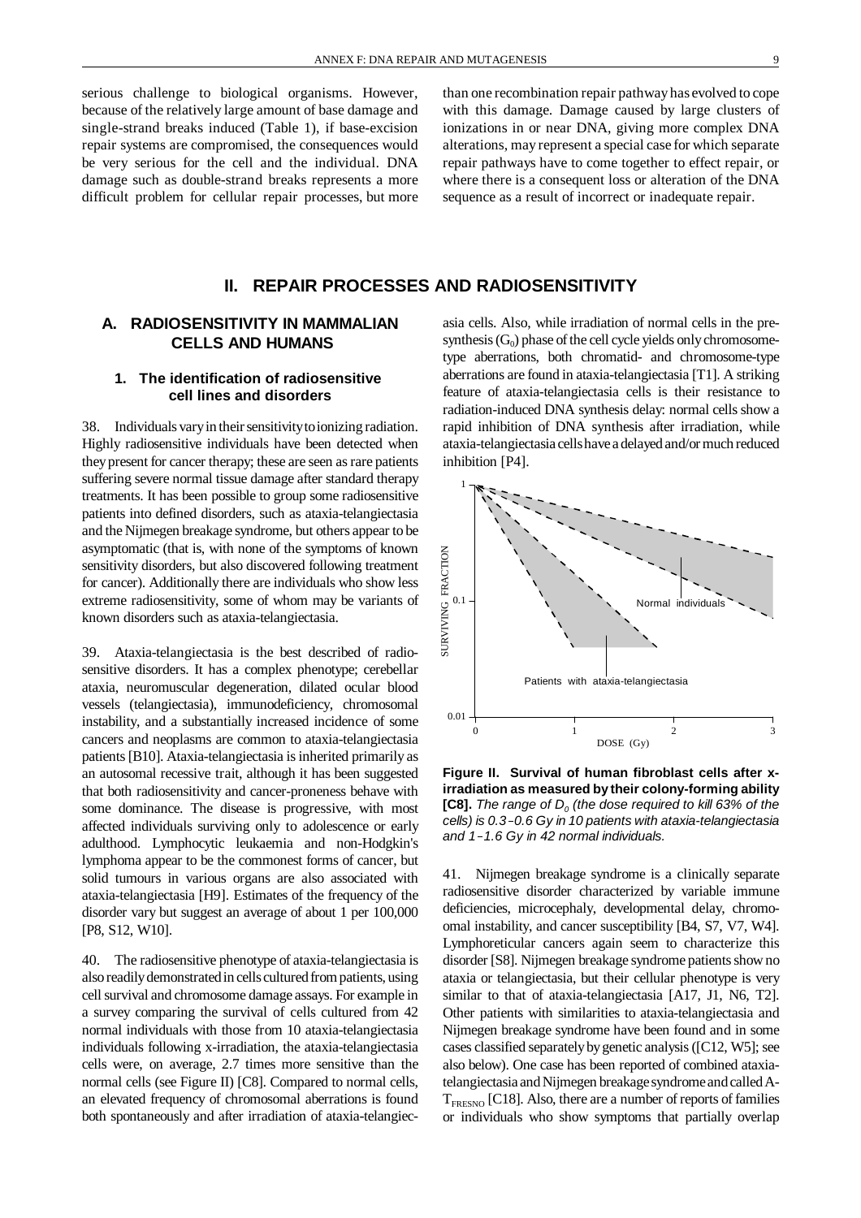serious challenge to biological organisms. However, because of the relatively large amount of base damage and single-strand breaks induced (Table 1), if base-excision repair systems are compromised, the consequences would be very serious for the cell and the individual. DNA damage such as double-strand breaks represents a more difficult problem for cellular repair processes, but more than one recombination repair pathway has evolved to cope with this damage. Damage caused by large clusters of ionizations in or near DNA, giving more complex DNA alterations, may represent a special case for which separate repair pathways have to come together to effect repair, or where there is a consequent loss or alteration of the DNA sequence as a result of incorrect or inadequate repair.

# II. REPAIR PROCESSES AND RADIOSENSITIVITY

## A. RADIOSENSITIVITY IN MAMMALIAN CELLS AND HUMANS

### 1. The identification of radiosensitive cell lines and disorders

38. Individuals vary in their sensitivity to ionizing radiation. Highly radiosensitive individuals have been detected when they present for cancer therapy; these are seen as rare patients suffering severe normal tissue damage after standard therapy treatments. It has been possible to group some radiosensitive patients into defined disorders, such as ataxia-telangiectasia and the Nijmegen breakage syndrome, but others appear to be asymptomatic (that is, with none of the symptoms of known sensitivity disorders, but also discovered following treatment for cancer). Additionally there are individuals who show less extreme radiosensitivity, some of whom may be variants of known disorders such as ataxia-telangiectasia.

39. Ataxia-telangiectasia is the best described of radiosensitive disorders. It has a complex phenotype; cerebellar ataxia, neuromuscular degeneration, dilated ocular blood vessels (telangiectasia), immunodeficiency, chromosomal instability, and a substantially increased incidence of some cancers and neoplasms are common to ataxia-telangiectasia patients [B10]. Ataxia-telangiectasia is inherited primarily as an autosomal recessive trait, although it has been suggested that both radiosensitivity and cancer-proneness behave with some dominance. The disease is progressive, with most affected individuals surviving only to adolescence or early adulthood. Lymphocytic leukaemia and non-Hodgkin's lymphoma appear to be the commonest forms of cancer, but solid tumours in various organs are also associated with ataxia-telangiectasia [H9]. Estimates of the frequency of the disorder vary but suggest an average of about 1 per 100,000 [P8, S12, W10].

40. The radiosensitive phenotype of ataxia-telangiectasia is also readily demonstrated in cells cultured from patients, using cell survival and chromosome damage assays. For example in a survey comparing the survival of cells cultured from 42 normal individuals with those from 10 ataxia-telangiectasia individuals following x-irradiation, the ataxia-telangiectasia cells were, on average, 2.7 times more sensitive than the normal cells (see Figure II) [C8]. Compared to normal cells, an elevated frequency of chromosomal aberrations is found both spontaneously and after irradiation of ataxia-telangiectasia cells. Also, while irradiation of normal cells in the pre-synthesis ($G_0$) phase of the cell cycle yields only chromosome-type aberrations, both chromatid- and chromosome-type aberrations are found in ataxia-telangiectasia [T1]. A striking feature of ataxia-telangiectasia cells is their resistance to radiation-induced DNA synthesis delay: normal cells show a rapid inhibition of DNA synthesis after irradiation, while ataxia-telangiectasia cells have a delayed and/or much reduced inhibition [P4].

**Figure II. Survival of human fibroblast cells after x-irradiation as measured by their colony-forming ability [C8].** *The range of $D_0$ (the dose required to kill 63% of the cells) is 0.3–0.6 Gy in 10 patients with ataxia-telangiectasia and 1–1.6 Gy in 42 normal individuals.*

41. Nijmegen breakage syndrome is a clinically separate radiosensitive disorder characterized by variable immune deficiencies, microcephaly, developmental delay, chromosomal instability, and cancer susceptibility [B4, S7, V7, W4]. Lymphoreticular cancers again seem to characterize this disorder [S8]. Nijmegen breakage syndrome patients show no ataxia or telangiectasia, but their cellular phenotype is very similar to that of ataxia-telangiectasia [A17, J1, N6, T2]. Other patients with similarities to ataxia-telangiectasia and Nijmegen breakage syndrome have been found and in some cases classified separately by genetic analysis ([C12, W5]; see also below). One case has been reported of combined ataxia-telangiectasia and Nijmegen breakage syndrome and called A-$T_{FRESNO}$ [C18]. Also, there are a number of reports of families or individuals who show symptoms that partially overlap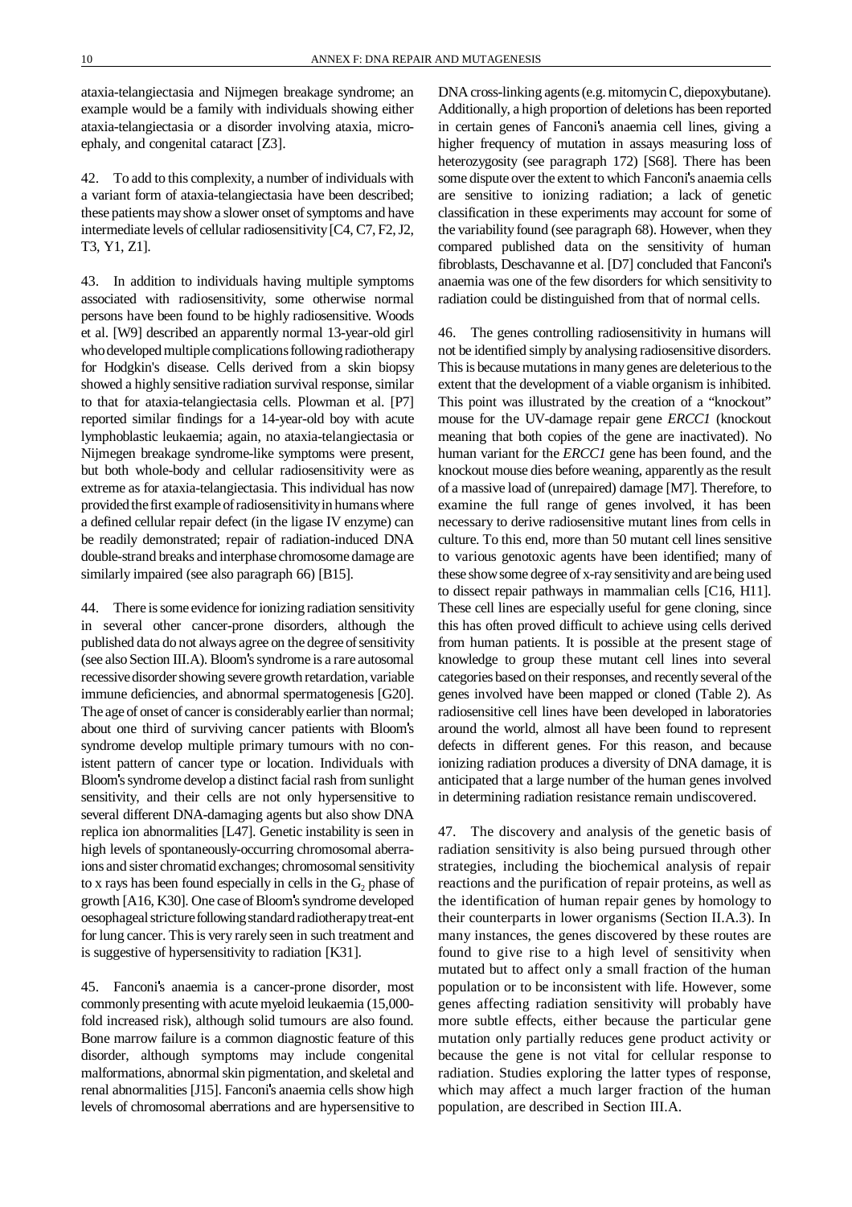ataxia-telangiectasia and Nijmegen breakage syndrome; an example would be a family with individuals showing either ataxia-telangiectasia or a disorder involving ataxia, microcephaly, and congenital cataract [Z3].

42. To add to this complexity, a number of individuals with a variant form of ataxia-telangiectasia have been described; these patients may show a slower onset of symptoms and have intermediate levels of cellular radiosensitivity [C4, C7, F2, J2, T3, Y1, Z1].

43. In addition to individuals having multiple symptoms associated with radiosensitivity, some otherwise normal persons have been found to be highly radiosensitive. Woods et al. [W9] described an apparently normal 13-year-old girl who developed multiple complications following radiotherapy for Hodgkin's disease. Cells derived from a skin biopsy showed a highly sensitive radiation survival response, similar to that for ataxia-telangiectasia cells. Plowman et al. [P7] reported similar findings for a 14-year-old boy with acute lymphoblastic leukaemia; again, no ataxia-telangiectasia or Nijmegen breakage syndrome-like symptoms were present, but both whole-body and cellular radiosensitivity were as extreme as for ataxia-telangiectasia. This individual has now provided the first example of radiosensitivity in humans where a defined cellular repair defect (in the ligase IV enzyme) can be readily demonstrated; repair of radiation-induced DNA double-strand breaks and interphase chromosome damage are similarly impaired (see also paragraph 66) [B15].

44. There is some evidence for ionizing radiation sensitivity in several other cancer-prone disorders, although the published data do not always agree on the degree of sensitivity (see also Section III.A). Bloom's syndrome is a rare autosomal recessive disorder showing severe growth retardation, variable immune deficiencies, and abnormal spermatogenesis [G20]. The age of onset of cancer is considerably earlier than normal; about one third of surviving cancer patients with Bloom's syndrome develop multiple primary tumours with no consistent pattern of cancer type or location. Individuals with Bloom's syndrome develop a distinct facial rash from sunlight sensitivity, and their cells are not only hypersensitive to several different DNA-damaging agents but also show DNA replica ion abnormalities [L47]. Genetic instability is seen in high levels of spontaneously-occurring chromosomal aberraions and sister chromatid exchanges; chromosomal sensitivity to x rays has been found especially in cells in the $G_2$ phase of growth [A16, K30]. One case of Bloom's syndrome developed oesophageal stricture following standard radiotherapy treat-ent for lung cancer. This is very rarely seen in such treatment and is suggestive of hypersensitivity to radiation [K31].

45. Fanconi's anaemia is a cancer-prone disorder, most commonly presenting with acute myeloid leukaemia (15,000-fold increased risk), although solid tumours are also found. Bone marrow failure is a common diagnostic feature of this disorder, although symptoms may include congenital malformations, abnormal skin pigmentation, and skeletal and renal abnormalities [J15]. Fanconi's anaemia cells show high levels of chromosomal aberrations and are hypersensitive to DNA cross-linking agents (e.g. mitomycin C, diepoxybutane). Additionally, a high proportion of deletions has been reported in certain genes of Fanconi's anaemia cell lines, giving a higher frequency of mutation in assays measuring loss of heterozygosity (see paragraph 172) [S68]. There has been some dispute over the extent to which Fanconi's anaemia cells are sensitive to ionizing radiation; a lack of genetic classification in these experiments may account for some of the variability found (see paragraph 68). However, when they compared published data on the sensitivity of human fibroblasts, Deschavanne et al. [D7] concluded that Fanconi's anaemia was one of the few disorders for which sensitivity to radiation could be distinguished from that of normal cells.

46. The genes controlling radiosensitivity in humans will not be identified simply by analysing radiosensitive disorders. This is because mutations in many genes are deleterious to the extent that the development of a viable organism is inhibited. This point was illustrated by the creation of a "knockout" mouse for the UV-damage repair gene *ERCC1* (knockout meaning that both copies of the gene are inactivated). No human variant for the *ERCC1* gene has been found, and the knockout mouse dies before weaning, apparently as the result of a massive load of (unrepaired) damage [M7]. Therefore, to examine the full range of genes involved, it has been necessary to derive radiosensitive mutant lines from cells in culture. To this end, more than 50 mutant cell lines sensitive to various genotoxic agents have been identified; many of these show some degree of x-ray sensitivity and are being used to dissect repair pathways in mammalian cells [C16, H11]. These cell lines are especially useful for gene cloning, since this has often proved difficult to achieve using cells derived from human patients. It is possible at the present stage of knowledge to group these mutant cell lines into several categories based on their responses, and recently several of the genes involved have been mapped or cloned (Table 2). As radiosensitive cell lines have been developed in laboratories around the world, almost all have been found to represent defects in different genes. For this reason, and because ionizing radiation produces a diversity of DNA damage, it is anticipated that a large number of the human genes involved in determining radiation resistance remain undiscovered.

47. The discovery and analysis of the genetic basis of radiation sensitivity is also being pursued through other strategies, including the biochemical analysis of repair reactions and the purification of repair proteins, as well as the identification of human repair genes by homology to their counterparts in lower organisms (Section II.A.3). In many instances, the genes discovered by these routes are found to give rise to a high level of sensitivity when mutated but to affect only a small fraction of the human population or to be inconsistent with life. However, some genes affecting radiation sensitivity will probably have more subtle effects, either because the particular gene mutation only partially reduces gene product activity or because the gene is not vital for cellular response to radiation. Studies exploring the latter types of response, which may affect a much larger fraction of the human population, are described in Section III.A.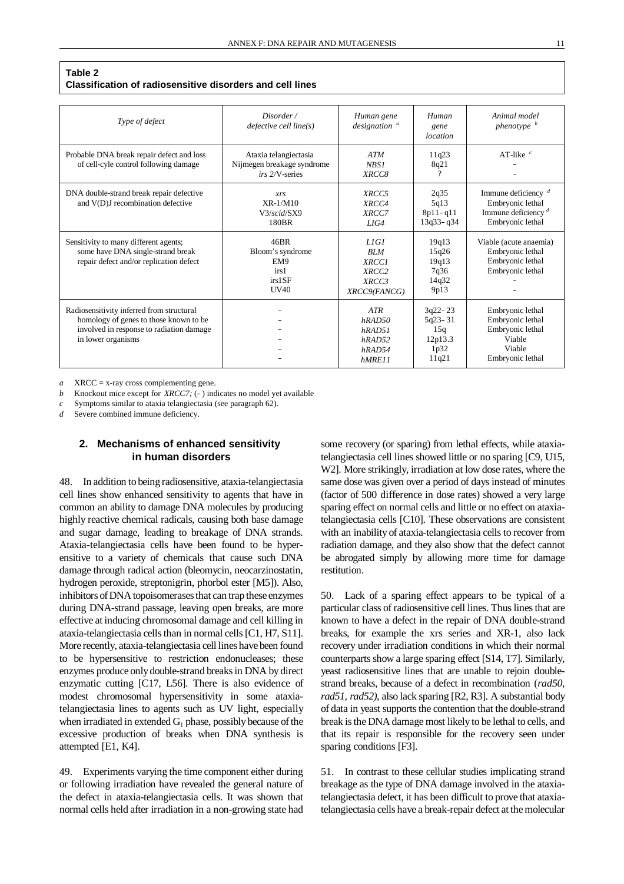**Table 2**
**Classification of radiosensitive disorders and cell lines**

| *Type of defect* | *Disorder / defective cell line(s)* | *Human gene designation* [a] | *Human gene location* | *Animal model phenotype* [b] |
|---|---|---|---|---|
| Probable DNA break repair defect and loss of cell-cyle control following damage | Ataxia telangiectasia<br>Nijmegen breakage syndrome<br>*irs 2*/V-series | *ATM*<br>*NBS1*<br>*XRCC8* | 11q23<br>8q21<br>? | AT-like [c]<br>–<br>– |
| DNA double-strand break repair defective and V(D)J recombination defective | *xrs*<br>XR-1/M10<br>V3/*scid*/SX9<br>180BR | *XRCC5*<br>*XRCC4*<br>*XRCC7*<br>*LIG4* | 2q35<br>5q13<br>8p11–q11<br>13q33–q34 | Immune deficiency [d]<br>Embryonic lethal<br>Immune deficiency [d]<br>Embryonic lethal |
| Sensitivity to many different agents; some have DNA single-strand break repair defect and/or replication defect | 46BR<br>Bloom's syndrome<br>EM9<br>irs1<br>irs1SF<br>UV40 | *L1G1*<br>*BLM*<br>*XRCC1*<br>*XRCC2*<br>*XRCC3*<br>*XRCC9(FANCG)* | 19q13<br>15q26<br>19q13<br>7q36<br>14q32<br>9p13 | Viable (acute anaemia)<br>Embryonic lethal<br>Embryonic lethal<br>Embryonic lethal<br>–<br>– |
| Radiosensitivity inferred from structural homology of genes to those known to be involved in response to radiation damage in lower organisms | –<br>–<br>–<br>–<br>–<br>– | *ATR*<br>*hRAD50*<br>*hRAD51*<br>*hRAD52*<br>*hRAD54*<br>*hMRE11* | 3q22–23<br>5q23–31<br>15q<br>12p13.3<br>1p32<br>11q21 | Embryonic lethal<br>Embryonic lethal<br>Embryonic lethal<br>Viable<br>Viable<br>Embryonic lethal |

*a* XRCC = x-ray cross complementing gene.
*b* Knockout mice except for *XRCC7;* (–) indicates no model yet available
*c* Symptoms similar to ataxia telangiectasia (see paragraph 62).
*d* Severe combined immune deficiency.

## 2. Mechanisms of enhanced sensitivity in human disorders

48. In addition to being radiosensitive, ataxia-telangiectasia cell lines show enhanced sensitivity to agents that have in common an ability to damage DNA molecules by producing highly reactive chemical radicals, causing both base damage and sugar damage, leading to breakage of DNA strands. Ataxia-telangiectasia cells have been found to be hypersensitive to a variety of chemicals that cause such DNA damage through radical action (bleomycin, neocarzinostatin, hydrogen peroxide, streptonigrin, phorbol ester [M5]). Also, inhibitors of DNA topoisomerases that can trap these enzymes during DNA-strand passage, leaving open breaks, are more effective at inducing chromosomal damage and cell killing in ataxia-telangiectasia cells than in normal cells [C1, H7, S11]. More recently, ataxia-telangiectasia cell lines have been found to be hypersensitive to restriction endonucleases; these enzymes produce only double-strand breaks in DNA by direct enzymatic cutting [C17, L56]. There is also evidence of modest chromosomal hypersensitivity in some ataxia-telangiectasia lines to agents such as UV light, especially when irradiated in extended $G_1$ phase, possibly because of the excessive production of breaks when DNA synthesis is attempted [E1, K4].

49. Experiments varying the time component either during or following irradiation have revealed the general nature of the defect in ataxia-telangiectasia cells. It was shown that normal cells held after irradiation in a non-growing state had some recovery (or sparing) from lethal effects, while ataxia-telangiectasia cell lines showed little or no sparing [C9, U15, W2]. More strikingly, irradiation at low dose rates, where the same dose was given over a period of days instead of minutes (factor of 500 difference in dose rates) showed a very large sparing effect on normal cells and little or no effect on ataxia-telangiectasia cells [C10]. These observations are consistent with an inability of ataxia-telangiectasia cells to recover from radiation damage, and they also show that the defect cannot be abrogated simply by allowing more time for damage restitution.

50. Lack of a sparing effect appears to be typical of a particular class of radiosensitive cell lines. Thus lines that are known to have a defect in the repair of DNA double-strand breaks, for example the xrs series and XR-1, also lack recovery under irradiation conditions in which their normal counterparts show a large sparing effect [S14, T7]. Similarly, yeast radiosensitive lines that are unable to rejoin double-strand breaks, because of a defect in recombination (*rad50, rad51, rad52)*, also lack sparing [R2, R3]. A substantial body of data in yeast supports the contention that the double-strand break is the DNA damage most likely to be lethal to cells, and that its repair is responsible for the recovery seen under sparing conditions [F3].

51. In contrast to these cellular studies implicating strand breakage as the type of DNA damage involved in the ataxia-telangiectasia defect, it has been difficult to prove that ataxia-telangiectasia cells have a break-repair defect at the molecular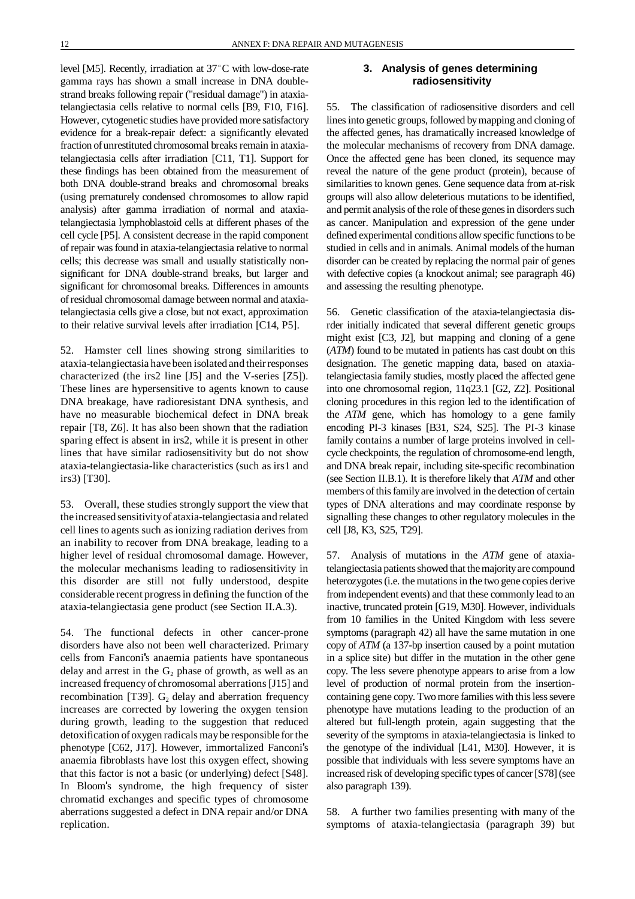level [M5]. Recently, irradiation at 37°C with low-dose-rate gamma rays has shown a small increase in DNA double-strand breaks following repair ("residual damage") in ataxia-telangiectasia cells relative to normal cells [B9, F10, F16]. However, cytogenetic studies have provided more satisfactory evidence for a break-repair defect: a significantly elevated fraction of unrestituted chromosomal breaks remain in ataxia-telangiectasia cells after irradiation [C11, T1]. Support for these findings has been obtained from the measurement of both DNA double-strand breaks and chromosomal breaks (using prematurely condensed chromosomes to allow rapid analysis) after gamma irradiation of normal and ataxia-telangiectasia lymphoblastoid cells at different phases of the cell cycle [P5]. A consistent decrease in the rapid component of repair was found in ataxia-telangiectasia relative to normal cells; this decrease was small and usually statistically non-significant for DNA double-strand breaks, but larger and significant for chromosomal breaks. Differences in amounts of residual chromosomal damage between normal and ataxia-telangiectasia cells give a close, but not exact, approximation to their relative survival levels after irradiation [C14, P5].

52. Hamster cell lines showing strong similarities to ataxia-telangiectasia have been isolated and their responses characterized (the irs2 line [J5] and the V-series [Z5]). These lines are hypersensitive to agents known to cause DNA breakage, have radioresistant DNA synthesis, and have no measurable biochemical defect in DNA break repair [T8, Z6]. It has also been shown that the radiation sparing effect is absent in irs2, while it is present in other lines that have similar radiosensitivity but do not show ataxia-telangiectasia-like characteristics (such as irs1 and irs3) [T30].

53. Overall, these studies strongly support the view that the increased sensitivity of ataxia-telangiectasia and related cell lines to agents such as ionizing radiation derives from an inability to recover from DNA breakage, leading to a higher level of residual chromosomal damage. However, the molecular mechanisms leading to radiosensitivity in this disorder are still not fully understood, despite considerable recent progress in defining the function of the ataxia-telangiectasia gene product (see Section II.A.3).

54. The functional defects in other cancer-prone disorders have also not been well characterized. Primary cells from Fanconi's anaemia patients have spontaneous delay and arrest in the $G_2$ phase of growth, as well as an increased frequency of chromosomal aberrations [J15] and recombination [T39]. $G_2$ delay and aberration frequency increases are corrected by lowering the oxygen tension during growth, leading to the suggestion that reduced detoxification of oxygen radicals may be responsible for the phenotype [C62, J17]. However, immortalized Fanconi's anaemia fibroblasts have lost this oxygen effect, showing that this factor is not a basic (or underlying) defect [S48]. In Bloom's syndrome, the high frequency of sister chromatid exchanges and specific types of chromosome aberrations suggested a defect in DNA repair and/or DNA replication.

### 3. Analysis of genes determining radiosensitivity

55. The classification of radiosensitive disorders and cell lines into genetic groups, followed by mapping and cloning of the affected genes, has dramatically increased knowledge of the molecular mechanisms of recovery from DNA damage. Once the affected gene has been cloned, its sequence may reveal the nature of the gene product (protein), because of similarities to known genes. Gene sequence data from at-risk groups will also allow deleterious mutations to be identified, and permit analysis of the role of these genes in disorders such as cancer. Manipulation and expression of the gene under defined experimental conditions allow specific functions to be studied in cells and in animals. Animal models of the human disorder can be created by replacing the normal pair of genes with defective copies (a knockout animal; see paragraph 46) and assessing the resulting phenotype.

56. Genetic classification of the ataxia-telangiectasia disrder initially indicated that several different genetic groups might exist [C3, J2], but mapping and cloning of a gene (*ATM*) found to be mutated in patients has cast doubt on this designation. The genetic mapping data, based on ataxia-telangiectasia family studies, mostly placed the affected gene into one chromosomal region, 11q23.1 [G2, Z2]. Positional cloning procedures in this region led to the identification of the *ATM* gene, which has homology to a gene family encoding PI-3 kinases [B31, S24, S25]. The PI-3 kinase family contains a number of large proteins involved in cell-cycle checkpoints, the regulation of chromosome-end length, and DNA break repair, including site-specific recombination (see Section II.B.1). It is therefore likely that *ATM* and other members of this family are involved in the detection of certain types of DNA alterations and may coordinate response by signalling these changes to other regulatory molecules in the cell [J8, K3, S25, T29].

57. Analysis of mutations in the *ATM* gene of ataxia-telangiectasia patients showed that the majority are compound heterozygotes (i.e. the mutations in the two gene copies derive from independent events) and that these commonly lead to an inactive, truncated protein [G19, M30]. However, individuals from 10 families in the United Kingdom with less severe symptoms (paragraph 42) all have the same mutation in one copy of *ATM* (a 137-bp insertion caused by a point mutation in a splice site) but differ in the mutation in the other gene copy. The less severe phenotype appears to arise from a low level of production of normal protein from the insertion-containing gene copy. Two more families with this less severe phenotype have mutations leading to the production of an altered but full-length protein, again suggesting that the severity of the symptoms in ataxia-telangiectasia is linked to the genotype of the individual [L41, M30]. However, it is possible that individuals with less severe symptoms have an increased risk of developing specific types of cancer [S78] (see also paragraph 139).

58. A further two families presenting with many of the symptoms of ataxia-telangiectasia (paragraph 39) but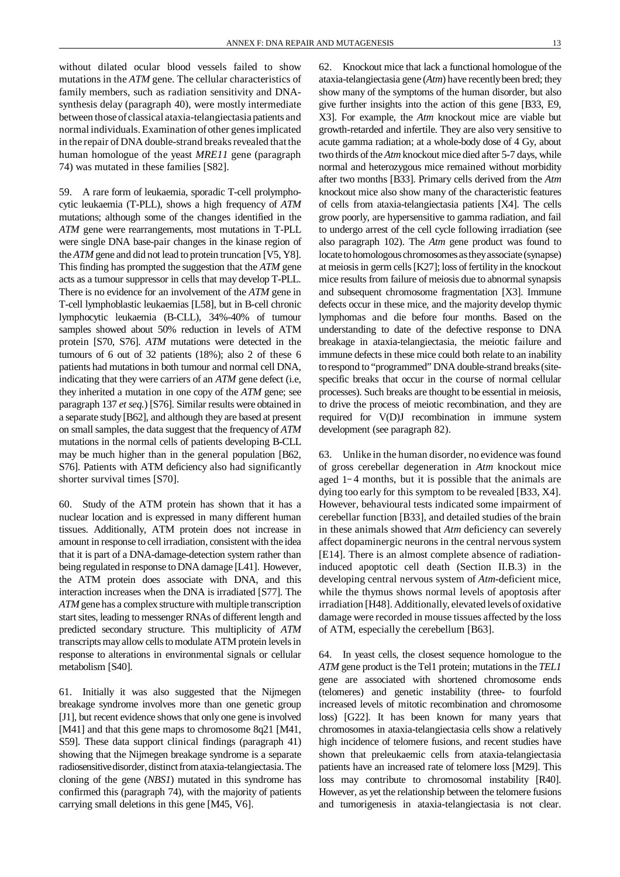without dilated ocular blood vessels failed to show mutations in the *ATM* gene. The cellular characteristics of family members, such as radiation sensitivity and DNA-synthesis delay (paragraph 40), were mostly intermediate between those of classical ataxia-telangiectasia patients and normal individuals. Examination of other genes implicated in the repair of DNA double-strand breaks revealed that the human homologue of the yeast *MRE11* gene (paragraph 74) was mutated in these families [S82].

59. A rare form of leukaemia, sporadic T-cell prolymphocytic leukaemia (T-PLL), shows a high frequency of *ATM* mutations; although some of the changes identified in the *ATM* gene were rearrangements, most mutations in T-PLL were single DNA base-pair changes in the kinase region of the *ATM* gene and did not lead to protein truncation [V5, Y8]. This finding has prompted the suggestion that the *ATM* gene acts as a tumour suppressor in cells that may develop T-PLL. There is no evidence for an involvement of the *ATM* gene in T-cell lymphoblastic leukaemias [L58], but in B-cell chronic lymphocytic leukaemia (B-CLL), 34%-40% of tumour samples showed about 50% reduction in levels of ATM protein [S70, S76]. *ATM* mutations were detected in the tumours of 6 out of 32 patients (18%); also 2 of these 6 patients had mutations in both tumour and normal cell DNA, indicating that they were carriers of an *ATM* gene defect (i.e, they inherited a mutation in one copy of the *ATM* gene; see paragraph 137 *et seq.*) [S76]. Similar results were obtained in a separate study [B62], and although they are based at present on small samples, the data suggest that the frequency of *ATM* mutations in the normal cells of patients developing B-CLL may be much higher than in the general population [B62, S76]. Patients with ATM deficiency also had significantly shorter survival times [S70].

60. Study of the ATM protein has shown that it has a nuclear location and is expressed in many different human tissues. Additionally, ATM protein does not increase in amount in response to cell irradiation, consistent with the idea that it is part of a DNA-damage-detection system rather than being regulated in response to DNA damage [L41]. However, the ATM protein does associate with DNA, and this interaction increases when the DNA is irradiated [S77]. The *ATM* gene has a complex structure with multiple transcription start sites, leading to messenger RNAs of different length and predicted secondary structure. This multiplicity of *ATM* transcripts may allow cells to modulate ATM protein levels in response to alterations in environmental signals or cellular metabolism [S40].

61. Initially it was also suggested that the Nijmegen breakage syndrome involves more than one genetic group [J1], but recent evidence shows that only one gene is involved [M41] and that this gene maps to chromosome 8q21 [M41, S59]. These data support clinical findings (paragraph 41) showing that the Nijmegen breakage syndrome is a separate radiosensitive disorder, distinct from ataxia-telangiectasia. The cloning of the gene (*NBS1*) mutated in this syndrome has confirmed this (paragraph 74), with the majority of patients carrying small deletions in this gene [M45, V6].

62. Knockout mice that lack a functional homologue of the ataxia-telangiectasia gene (*Atm*) have recently been bred; they show many of the symptoms of the human disorder, but also give further insights into the action of this gene [B33, E9, X3]. For example, the *Atm* knockout mice are viable but growth-retarded and infertile. They are also very sensitive to acute gamma radiation; at a whole-body dose of 4 Gy, about two thirds of the *Atm* knockout mice died after 5-7 days, while normal and heterozygous mice remained without morbidity after two months [B33]. Primary cells derived from the *Atm* knockout mice also show many of the characteristic features of cells from ataxia-telangiectasia patients [X4]. The cells grow poorly, are hypersensitive to gamma radiation, and fail to undergo arrest of the cell cycle following irradiation (see also paragraph 102). The *Atm* gene product was found to locate to homologous chromosomes as they associate (synapse) at meiosis in germ cells [K27]; loss of fertility in the knockout mice results from failure of meiosis due to abnormal synapsis and subsequent chromosome fragmentation [X3]. Immune defects occur in these mice, and the majority develop thymic lymphomas and die before four months. Based on the understanding to date of the defective response to DNA breakage in ataxia-telangiectasia, the meiotic failure and immune defects in these mice could both relate to an inability to respond to "programmed" DNA double-strand breaks (site-specific breaks that occur in the course of normal cellular processes). Such breaks are thought to be essential in meiosis, to drive the process of meiotic recombination, and they are required for V(D)J recombination in immune system development (see paragraph 82).

63. Unlike in the human disorder, no evidence was found of gross cerebellar degeneration in *Atm* knockout mice aged 1-4 months, but it is possible that the animals are dying too early for this symptom to be revealed [B33, X4]. However, behavioural tests indicated some impairment of cerebellar function [B33], and detailed studies of the brain in these animals showed that *Atm* deficiency can severely affect dopaminergic neurons in the central nervous system [E14]. There is an almost complete absence of radiation-induced apoptotic cell death (Section II.B.3) in the developing central nervous system of *Atm*-deficient mice, while the thymus shows normal levels of apoptosis after irradiation [H48]. Additionally, elevated levels of oxidative damage were recorded in mouse tissues affected by the loss of ATM, especially the cerebellum [B63].

64. In yeast cells, the closest sequence homologue to the *ATM* gene product is the Tel1 protein; mutations in the *TEL1* gene are associated with shortened chromosome ends (telomeres) and genetic instability (three- to fourfold increased levels of mitotic recombination and chromosome loss) [G22]. It has been known for many years that chromosomes in ataxia-telangiectasia cells show a relatively high incidence of telomere fusions, and recent studies have shown that preleukaemic cells from ataxia-telangiectasia patients have an increased rate of telomere loss [M29]. This loss may contribute to chromosomal instability [R40]. However, as yet the relationship between the telomere fusions and tumorigenesis in ataxia-telangiectasia is not clear.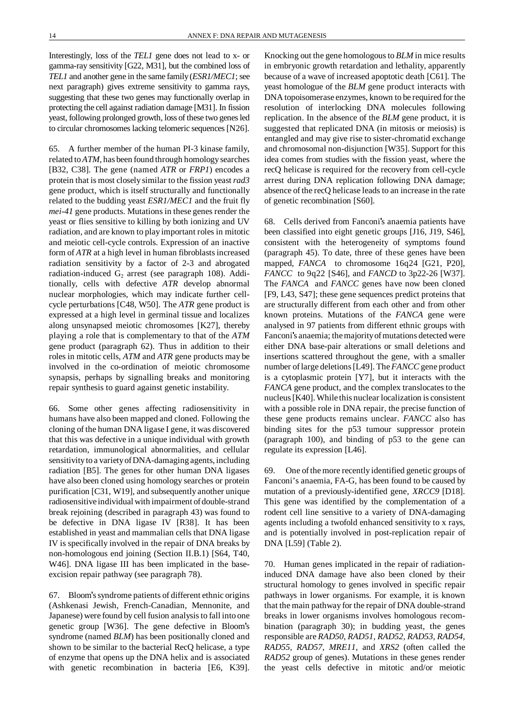Interestingly, loss of the *TEL1* gene does not lead to x- or gamma-ray sensitivity [G22, M31], but the combined loss of *TEL1* and another gene in the same family (*ESR1/MEC1*; see next paragraph) gives extreme sensitivity to gamma rays, suggesting that these two genes may functionally overlap in protecting the cell against radiation damage [M31]. In fission yeast, following prolonged growth, loss of these two genes led to circular chromosomes lacking telomeric sequences [N26].

65. A further member of the human PI-3 kinase family, related to *ATM*, has been found through homology searches [B32, C38]. The gene (named *ATR* or *FRP1*) encodes a protein that is most closely similar to the fission yeast *rad3* gene product, which is itself structurally and functionally related to the budding yeast *ESR1/MEC1* and the fruit fly *mei-41* gene products. Mutations in these genes render the yeast or flies sensitive to killing by both ionizing and UV radiation, and are known to play important roles in mitotic and meiotic cell-cycle controls. Expression of an inactive form of *ATR* at a high level in human fibroblasts increased radiation sensitivity by a factor of 2-3 and abrogated radiation-induced $G_2$ arrest (see paragraph 108). Additionally, cells with defective *ATR* develop abnormal nuclear morphologies, which may indicate further cell-cycle perturbations [C48, W50]. The *ATR* gene product is expressed at a high level in germinal tissue and localizes along unsynapsed meiotic chromosomes [K27], thereby playing a role that is complementary to that of the *ATM* gene product (paragraph 62). Thus in addition to their roles in mitotic cells, *ATM* and *ATR* gene products may be involved in the co-ordination of meiotic chromosome synapsis, perhaps by signalling breaks and monitoring repair synthesis to guard against genetic instability.

66. Some other genes affecting radiosensitivity in humans have also been mapped and cloned. Following the cloning of the human DNA ligase I gene, it was discovered that this was defective in a unique individual with growth retardation, immunological abnormalities, and cellular sensitivity to a variety of DNA-damaging agents, including radiation [B5]. The genes for other human DNA ligases have also been cloned using homology searches or protein purification [C31, W19], and subsequently another unique radiosensitive individual with impairment of double-strand break rejoining (described in paragraph 43) was found to be defective in DNA ligase IV [R38]. It has been established in yeast and mammalian cells that DNA ligase IV is specifically involved in the repair of DNA breaks by non-homologous end joining (Section II.B.1) [S64, T40, W46]. DNA ligase III has been implicated in the base-excision repair pathway (see paragraph 78).

67. Bloom's syndrome patients of different ethnic origins (Ashkenasi Jewish, French-Canadian, Mennonite, and Japanese) were found by cell fusion analysis to fall into one genetic group [W36]. The gene defective in Bloom's syndrome (named *BLM*) has been positionally cloned and shown to be similar to the bacterial RecQ helicase, a type of enzyme that opens up the DNA helix and is associated with genetic recombination in bacteria [E6, K39]. Knocking out the gene homologous to *BLM* in mice results in embryonic growth retardation and lethality, apparently because of a wave of increased apoptotic death [C61]. The yeast homologue of the *BLM* gene product interacts with DNA topoisomerase enzymes, known to be required for the resolution of interlocking DNA molecules following replication. In the absence of the *BLM* gene product, it is suggested that replicated DNA (in mitosis or meiosis) is entangled and may give rise to sister-chromatid exchange and chromosomal non-disjunction [W35]. Support for this idea comes from studies with the fission yeast, where the recQ helicase is required for the recovery from cell-cycle arrest during DNA replication following DNA damage; absence of the recQ helicase leads to an increase in the rate of genetic recombination [S60].

68. Cells derived from Fanconi's anaemia patients have been classified into eight genetic groups [J16, J19, S46], consistent with the heterogeneity of symptoms found (paragraph 45). To date, three of these genes have been mapped, *FANCA* to chromosome 16q24 [G21, P20], *FANCC* to 9q22 [S46], and *FANCD* to 3p22-26 [W37]. The *FANCA* and *FANCC* genes have now been cloned [F9, L43, S47]; these gene sequences predict proteins that are structurally different from each other and from other known proteins. Mutations of the *FANCA* gene were analysed in 97 patients from different ethnic groups with Fanconi's anaemia; the majority of mutations detected were either DNA base-pair alterations or small deletions and insertions scattered throughout the gene, with a smaller number of large deletions [L49]. The *FANCC* gene product is a cytoplasmic protein [Y7], but it interacts with the *FANCA* gene product, and the complex translocates to the nucleus [K40]. While this nuclear localization is consistent with a possible role in DNA repair, the precise function of these gene products remains unclear. *FANCC* also has binding sites for the p53 tumour suppressor protein (paragraph 100), and binding of p53 to the gene can regulate its expression [L46].

69. One of the more recently identified genetic groups of Fanconi's anaemia, FA-G, has been found to be caused by mutation of a previously-identified gene, *XRCC9* [D18]. This gene was identified by the complementation of a rodent cell line sensitive to a variety of DNA-damaging agents including a twofold enhanced sensitivity to x rays, and is potentially involved in post-replication repair of DNA [L59] (Table 2).

70. Human genes implicated in the repair of radiation-induced DNA damage have also been cloned by their structural homology to genes involved in specific repair pathways in lower organisms. For example, it is known that the main pathway for the repair of DNA double-strand breaks in lower organisms involves homologous recombination (paragraph 30); in budding yeast, the genes responsible are *RAD50*, *RAD51*, *RAD52*, *RAD53*, *RAD54*, *RAD55*, *RAD57*, *MRE11*, and *XRS2* (often called the *RAD52* group of genes). Mutations in these genes render the yeast cells defective in mitotic and/or meiotic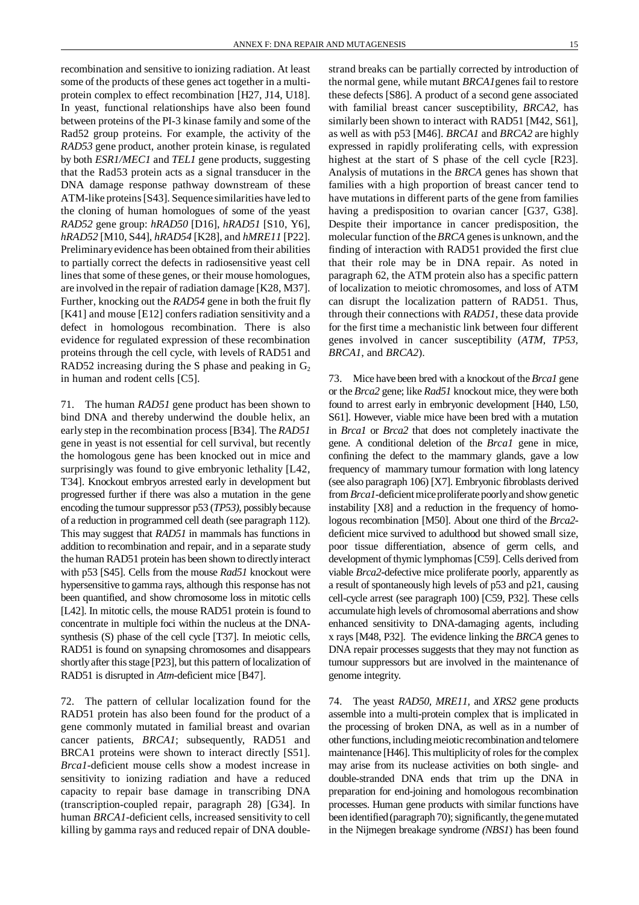recombination and sensitive to ionizing radiation. At least some of the products of these genes act together in a multi-protein complex to effect recombination [H27, J14, U18]. In yeast, functional relationships have also been found between proteins of the PI-3 kinase family and some of the Rad52 group proteins. For example, the activity of the *RAD53* gene product, another protein kinase, is regulated by both *ESR1/MEC1* and *TEL1* gene products, suggesting that the Rad53 protein acts as a signal transducer in the DNA damage response pathway downstream of these ATM-like proteins [S43]. Sequence similarities have led to the cloning of human homologues of some of the yeast *RAD52* gene group: *hRAD50* [D16], *hRAD51* [S10, Y6], *hRAD52* [M10, S44], *hRAD54* [K28], and *hMRE11* [P22]. Preliminary evidence has been obtained from their abilities to partially correct the defects in radiosensitive yeast cell lines that some of these genes, or their mouse homologues, are involved in the repair of radiation damage [K28, M37]. Further, knocking out the *RAD54* gene in both the fruit fly [K41] and mouse [E12] confers radiation sensitivity and a defect in homologous recombination. There is also evidence for regulated expression of these recombination proteins through the cell cycle, with levels of RAD51 and RAD52 increasing during the S phase and peaking in $G_2$ in human and rodent cells [C5].

71. The human *RAD51* gene product has been shown to bind DNA and thereby underwind the double helix, an early step in the recombination process [B34]. The *RAD51* gene in yeast is not essential for cell survival, but recently the homologous gene has been knocked out in mice and surprisingly was found to give embryonic lethality [L42, T34]. Knockout embryos arrested early in development but progressed further if there was also a mutation in the gene encoding the tumour suppressor p53 (*TP53),* possibly because of a reduction in programmed cell death (see paragraph 112). This may suggest that *RAD51* in mammals has functions in addition to recombination and repair, and in a separate study the human RAD51 protein has been shown to directly interact with p53 [S45]. Cells from the mouse *Rad51* knockout were hypersensitive to gamma rays, although this response has not been quantified, and show chromosome loss in mitotic cells [L42]. In mitotic cells, the mouse RAD51 protein is found to concentrate in multiple foci within the nucleus at the DNA-synthesis (S) phase of the cell cycle [T37]. In meiotic cells, RAD51 is found on synapsing chromosomes and disappears shortly after this stage [P23], but this pattern of localization of RAD51 is disrupted in *Atm*-deficient mice [B47].

72. The pattern of cellular localization found for the RAD51 protein has also been found for the product of a gene commonly mutated in familial breast and ovarian cancer patients, *BRCA1*; subsequently, RAD51 and BRCA1 proteins were shown to interact directly [S51]. *Brca1*-deficient mouse cells show a modest increase in sensitivity to ionizing radiation and have a reduced capacity to repair base damage in transcribing DNA (transcription-coupled repair, paragraph 28) [G34]. In human *BRCA1*-deficient cells, increased sensitivity to cell killing by gamma rays and reduced repair of DNA double-strand breaks can be partially corrected by introduction of the normal gene, while mutant *BRCA1*genes fail to restore these defects [S86]. A product of a second gene associated with familial breast cancer susceptibility, *BRCA2*, has similarly been shown to interact with RAD51 [M42, S61], as well as with p53 [M46]. *BRCA1* and *BRCA2* are highly expressed in rapidly proliferating cells, with expression highest at the start of S phase of the cell cycle [R23]. Analysis of mutations in the *BRCA* genes has shown that families with a high proportion of breast cancer tend to have mutations in different parts of the gene from families having a predisposition to ovarian cancer [G37, G38]. Despite their importance in cancer predisposition, the molecular function of the *BRCA* genes is unknown, and the finding of interaction with RAD51 provided the first clue that their role may be in DNA repair. As noted in paragraph 62, the ATM protein also has a specific pattern of localization to meiotic chromosomes, and loss of ATM can disrupt the localization pattern of RAD51. Thus, through their connections with *RAD51*, these data provide for the first time a mechanistic link between four different genes involved in cancer susceptibility (*ATM*, *TP53*, *BRCA1*, and *BRCA2*).

73. Mice have been bred with a knockout of the *Brca1* gene or the *Brca2* gene; like *Rad51* knockout mice, they were both found to arrest early in embryonic development [H40, L50, S61]. However, viable mice have been bred with a mutation in *Brca1* or *Brca2* that does not completely inactivate the gene. A conditional deletion of the *Brca1* gene in mice, confining the defect to the mammary glands, gave a low frequency of mammary tumour formation with long latency (see also paragraph 106) [X7]. Embryonic fibroblasts derived from *Brca1*-deficient mice proliferate poorly and show genetic instability [X8] and a reduction in the frequency of homologous recombination [M50]. About one third of the *Brca2*-deficient mice survived to adulthood but showed small size, poor tissue differentiation, absence of germ cells, and development of thymic lymphomas [C59]. Cells derived from viable *Brca2*-defective mice proliferate poorly, apparently as a result of spontaneously high levels of p53 and p21, causing cell-cycle arrest (see paragraph 100) [C59, P32]. These cells accumulate high levels of chromosomal aberrations and show enhanced sensitivity to DNA-damaging agents, including x rays [M48, P32]. The evidence linking the *BRCA* genes to DNA repair processes suggests that they may not function as tumour suppressors but are involved in the maintenance of genome integrity.

74. The yeast *RAD50*, *MRE11,* and *XRS2* gene products assemble into a multi-protein complex that is implicated in the processing of broken DNA, as well as in a number of other functions, including meiotic recombination and telomere maintenance [H46]. This multiplicity of roles for the complex may arise from its nuclease activities on both single- and double-stranded DNA ends that trim up the DNA in preparation for end-joining and homologous recombination processes. Human gene products with similar functions have been identified (paragraph 70); significantly, the gene mutated in the Nijmegen breakage syndrome *(NBS1*) has been found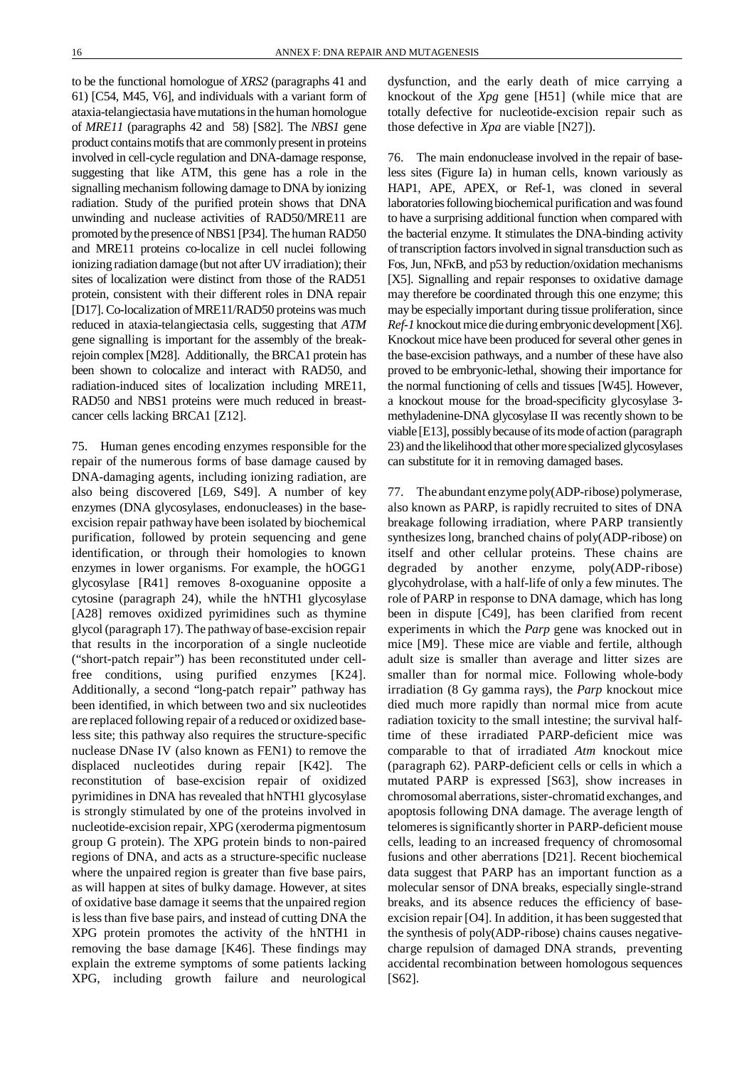to be the functional homologue of *XRS2* (paragraphs 41 and 61) [C54, M45, V6], and individuals with a variant form of ataxia-telangiectasia have mutations in the human homologue of *MRE11* (paragraphs 42 and 58) [S82]. The *NBS1* gene product contains motifs that are commonly present in proteins involved in cell-cycle regulation and DNA-damage response, suggesting that like ATM, this gene has a role in the signalling mechanism following damage to DNA by ionizing radiation. Study of the purified protein shows that DNA unwinding and nuclease activities of RAD50/MRE11 are promoted by the presence of NBS1 [P34]. The human RAD50 and MRE11 proteins co-localize in cell nuclei following ionizing radiation damage (but not after UV irradiation); their sites of localization were distinct from those of the RAD51 protein, consistent with their different roles in DNA repair [D17]. Co-localization of MRE11/RAD50 proteins was much reduced in ataxia-telangiectasia cells, suggesting that *ATM* gene signalling is important for the assembly of the break-rejoin complex [M28]. Additionally, the BRCA1 protein has been shown to colocalize and interact with RAD50, and radiation-induced sites of localization including MRE11, RAD50 and NBS1 proteins were much reduced in breast-cancer cells lacking BRCA1 [Z12].

75. Human genes encoding enzymes responsible for the repair of the numerous forms of base damage caused by DNA-damaging agents, including ionizing radiation, are also being discovered [L69, S49]. A number of key enzymes (DNA glycosylases, endonucleases) in the base-excision repair pathway have been isolated by biochemical purification, followed by protein sequencing and gene identification, or through their homologies to known enzymes in lower organisms. For example, the hOGG1 glycosylase [R41] removes 8-oxoguanine opposite a cytosine (paragraph 24), while the hNTH1 glycosylase [A28] removes oxidized pyrimidines such as thymine glycol (paragraph 17). The pathway of base-excision repair that results in the incorporation of a single nucleotide ("short-patch repair") has been reconstituted under cell-free conditions, using purified enzymes [K24]. Additionally, a second "long-patch repair" pathway has been identified, in which between two and six nucleotides are replaced following repair of a reduced or oxidized base-less site; this pathway also requires the structure-specific nuclease DNase IV (also known as FEN1) to remove the displaced nucleotides during repair [K42]. The reconstitution of base-excision repair of oxidized pyrimidines in DNA has revealed that hNTH1 glycosylase is strongly stimulated by one of the proteins involved in nucleotide-excision repair, XPG (xeroderma pigmentosum group G protein). The XPG protein binds to non-paired regions of DNA, and acts as a structure-specific nuclease where the unpaired region is greater than five base pairs, as will happen at sites of bulky damage. However, at sites of oxidative base damage it seems that the unpaired region is less than five base pairs, and instead of cutting DNA the XPG protein promotes the activity of the hNTH1 in removing the base damage [K46]. These findings may explain the extreme symptoms of some patients lacking XPG, including growth failure and neurological dysfunction, and the early death of mice carrying a knockout of the *Xpg* gene [H51] (while mice that are totally defective for nucleotide-excision repair such as those defective in *Xpa* are viable [N27]).

76. The main endonuclease involved in the repair of base-less sites (Figure Ia) in human cells, known variously as HAP1, APE, APEX, or Ref-1, was cloned in several laboratories following biochemical purification and was found to have a surprising additional function when compared with the bacterial enzyme. It stimulates the DNA-binding activity of transcription factors involved in signal transduction such as Fos, Jun, NFκB, and p53 by reduction/oxidation mechanisms [X5]. Signalling and repair responses to oxidative damage may therefore be coordinated through this one enzyme; this may be especially important during tissue proliferation, since *Ref-1* knockout mice die during embryonic development [X6]. Knockout mice have been produced for several other genes in the base-excision pathways, and a number of these have also proved to be embryonic-lethal, showing their importance for the normal functioning of cells and tissues [W45]. However, a knockout mouse for the broad-specificity glycosylase 3-methyladenine-DNA glycosylase II was recently shown to be viable [E13], possibly because of its mode of action (paragraph 23) and the likelihood that other more specialized glycosylases can substitute for it in removing damaged bases.

77. The abundant enzyme poly(ADP-ribose) polymerase, also known as PARP, is rapidly recruited to sites of DNA breakage following irradiation, where PARP transiently synthesizes long, branched chains of poly(ADP-ribose) on itself and other cellular proteins. These chains are degraded by another enzyme, poly(ADP-ribose) glycohydrolase, with a half-life of only a few minutes. The role of PARP in response to DNA damage, which has long been in dispute [C49], has been clarified from recent experiments in which the *Parp* gene was knocked out in mice [M9]. These mice are viable and fertile, although adult size is smaller than average and litter sizes are smaller than for normal mice. Following whole-body irradiation (8 Gy gamma rays), the *Parp* knockout mice died much more rapidly than normal mice from acute radiation toxicity to the small intestine; the survival half-time of these irradiated PARP-deficient mice was comparable to that of irradiated *Atm* knockout mice (paragraph 62). PARP-deficient cells or cells in which a mutated PARP is expressed [S63], show increases in chromosomal aberrations, sister-chromatid exchanges, and apoptosis following DNA damage. The average length of telomeres is significantly shorter in PARP-deficient mouse cells, leading to an increased frequency of chromosomal fusions and other aberrations [D21]. Recent biochemical data suggest that PARP has an important function as a molecular sensor of DNA breaks, especially single-strand breaks, and its absence reduces the efficiency of base-excision repair [O4]. In addition, it has been suggested that the synthesis of poly(ADP-ribose) chains causes negative-charge repulsion of damaged DNA strands, preventing accidental recombination between homologous sequences [S62].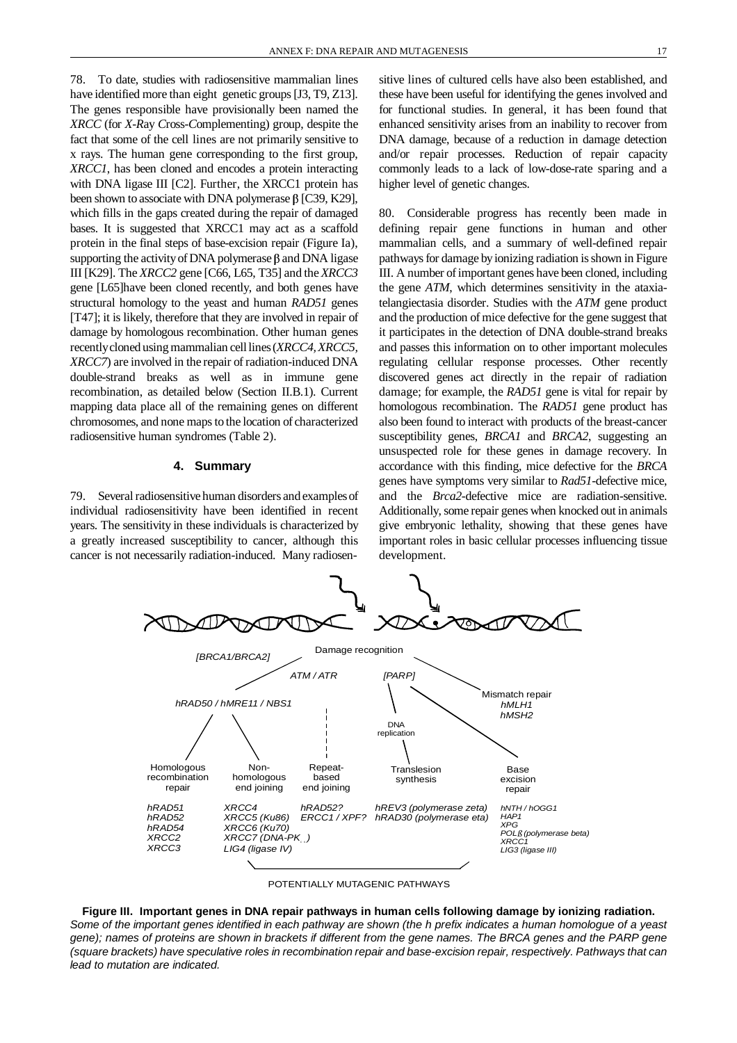78. To date, studies with radiosensitive mammalian lines have identified more than eight genetic groups [J3, T9, Z13]. The genes responsible have provisionally been named the *XRCC* (for *X-R*ay *C*ross-*C*omplementing) group, despite the fact that some of the cell lines are not primarily sensitive to x rays. The human gene corresponding to the first group, *XRCC1*, has been cloned and encodes a protein interacting with DNA ligase III [C2]. Further, the XRCC1 protein has been shown to associate with DNA polymerase β [C39, K29], which fills in the gaps created during the repair of damaged bases. It is suggested that XRCC1 may act as a scaffold protein in the final steps of base-excision repair (Figure Ia), supporting the activity of DNA polymerase β and DNA ligase III [K29]. The *XRCC2* gene [C66, L65, T35] and the *XRCC3* gene [L65]have been cloned recently, and both genes have structural homology to the yeast and human *RAD51* genes [T47]; it is likely, therefore that they are involved in repair of damage by homologous recombination. Other human genes recently cloned using mammalian cell lines (*XRCC4, XRCC5, XRCC7*) are involved in the repair of radiation-induced DNA double-strand breaks as well as in immune gene recombination, as detailed below (Section II.B.1). Current mapping data place all of the remaining genes on different chromosomes, and none maps to the location of characterized radiosensitive human syndromes (Table 2).

#### 4. Summary

79. Several radiosensitive human disorders and examples of individual radiosensitivity have been identified in recent years. The sensitivity in these individuals is characterized by a greatly increased susceptibility to cancer, although this cancer is not necessarily radiation-induced. Many radiosensitive lines of cultured cells have also been established, and these have been useful for identifying the genes involved and for functional studies. In general, it has been found that enhanced sensitivity arises from an inability to recover from DNA damage, because of a reduction in damage detection and/or repair processes. Reduction of repair capacity commonly leads to a lack of low-dose-rate sparing and a higher level of genetic changes.

80. Considerable progress has recently been made in defining repair gene functions in human and other mammalian cells, and a summary of well-defined repair pathways for damage by ionizing radiation is shown in Figure III. A number of important genes have been cloned, including the gene *ATM*, which determines sensitivity in the ataxia-telangiectasia disorder. Studies with the *ATM* gene product and the production of mice defective for the gene suggest that it participates in the detection of DNA double-strand breaks and passes this information on to other important molecules regulating cellular response processes. Other recently discovered genes act directly in the repair of radiation damage; for example, the *RAD51* gene is vital for repair by homologous recombination. The *RAD51* gene product has also been found to interact with products of the breast-cancer susceptibility genes, *BRCA1* and *BRCA2*, suggesting an unsuspected role for these genes in damage recovery. In accordance with this finding, mice defective for the *BRCA* genes have symptoms very similar to *Rad51*-defective mice, and the *Brca2*-defective mice are radiation-sensitive. Additionally, some repair genes when knocked out in animals give embryonic lethality, showing that these genes have important roles in basic cellular processes influencing tissue development.

Damage recognition

[BRCA1/BRCA2] — ATM / ATR — [PARP] — Mismatch repair: hMLH1, hMSH2

hRAD50 / hMRE11 / NBS1 — DNA replication

| Homologous recombination repair | Non-homologous end joining | Repeat-based end joining | Translesion synthesis | Base excision repair |
|---|---|---|---|---|
| hRAD51<br>hRAD52<br>hRAD54<br>XRCC2<br>XRCC3 | XRCC4<br>XRCC5 (Ku86)<br>XRCC6 (Ku70)<br>XRCC7 (DNA-PK$_{cs}$)<br>LIG4 (ligase IV) | hRAD52?<br>ERCC1 / XPF? | hREV3 (polymerase zeta)<br>hRAD30 (polymerase eta) | hNTH / hOGG1<br>HAP1<br>XPG<br>POLβ (polymerase beta)<br>XRCC1<br>LIG3 (ligase III) |

POTENTIALLY MUTAGENIC PATHWAYS

**Figure III. Important genes in DNA repair pathways in human cells following damage by ionizing radiation.** *Some of the important genes identified in each pathway are shown (the h prefix indicates a human homologue of a yeast gene); names of proteins are shown in brackets if different from the gene names. The BRCA genes and the PARP gene (square brackets) have speculative roles in recombination repair and base-excision repair, respectively. Pathways that can lead to mutation are indicated.*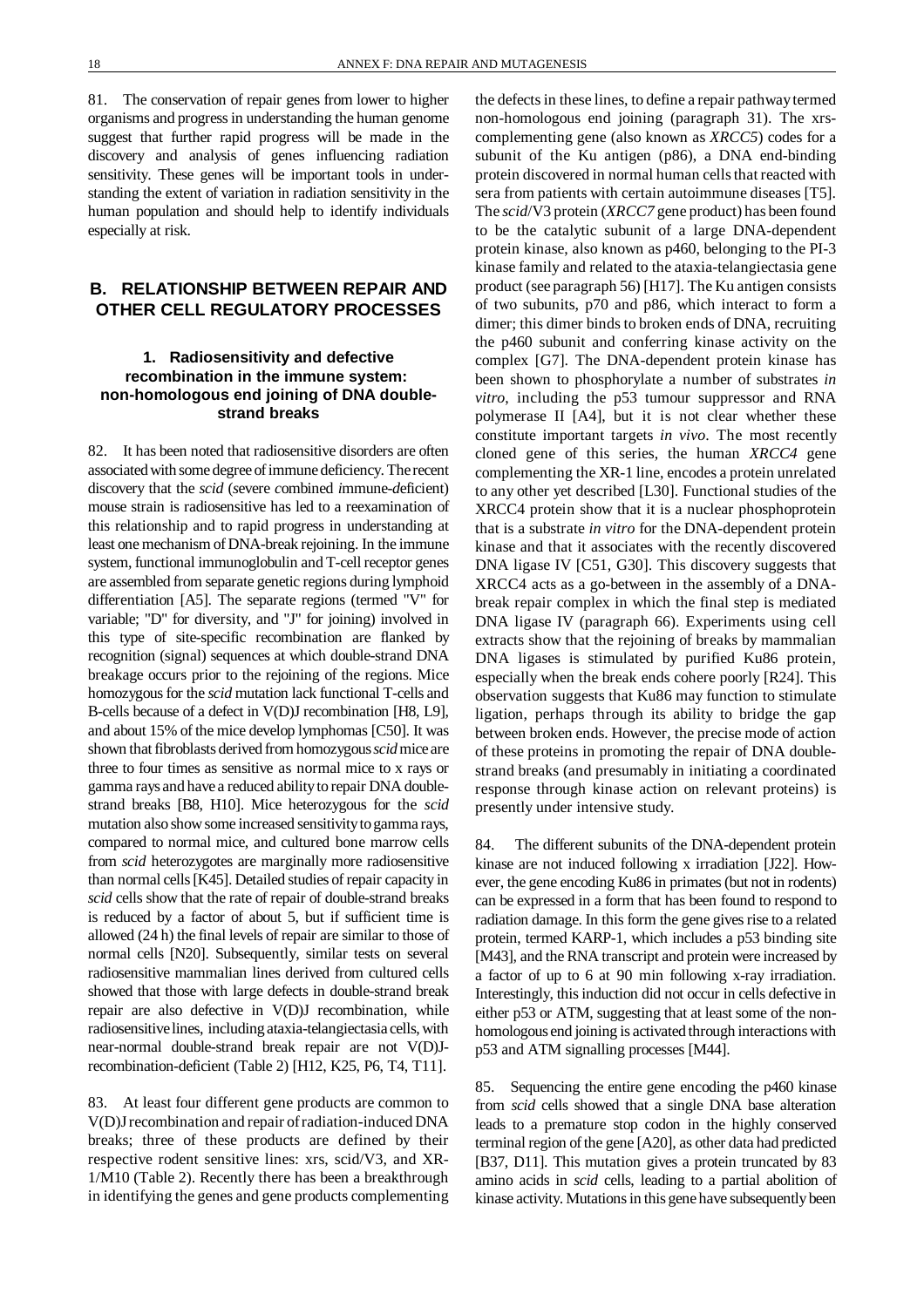81. The conservation of repair genes from lower to higher organisms and progress in understanding the human genome suggest that further rapid progress will be made in the discovery and analysis of genes influencing radiation sensitivity. These genes will be important tools in understanding the extent of variation in radiation sensitivity in the human population and should help to identify individuals especially at risk.

## B. RELATIONSHIP BETWEEN REPAIR AND OTHER CELL REGULATORY PROCESSES

### 1. Radiosensitivity and defective recombination in the immune system: non-homologous end joining of DNA double-strand breaks

82. It has been noted that radiosensitive disorders are often associated with some degree of immune deficiency. The recent discovery that the *scid* (*s*evere *c*ombined *i*mmune-*d*eficient) mouse strain is radiosensitive has led to a reexamination of this relationship and to rapid progress in understanding at least one mechanism of DNA-break rejoining. In the immune system, functional immunoglobulin and T-cell receptor genes are assembled from separate genetic regions during lymphoid differentiation [A5]. The separate regions (termed "V" for variable; "D" for diversity, and "J" for joining) involved in this type of site-specific recombination are flanked by recognition (signal) sequences at which double-strand DNA breakage occurs prior to the rejoining of the regions. Mice homozygous for the *scid* mutation lack functional T-cells and B-cells because of a defect in V(D)J recombination [H8, L9], and about 15% of the mice develop lymphomas [C50]. It was shown that fibroblasts derived from homozygous *scid* mice are three to four times as sensitive as normal mice to x rays or gamma rays and have a reduced ability to repair DNA double-strand breaks [B8, H10]. Mice heterozygous for the *scid* mutation also show some increased sensitivity to gamma rays, compared to normal mice, and cultured bone marrow cells from *scid* heterozygotes are marginally more radiosensitive than normal cells [K45]. Detailed studies of repair capacity in *scid* cells show that the rate of repair of double-strand breaks is reduced by a factor of about 5, but if sufficient time is allowed (24 h) the final levels of repair are similar to those of normal cells [N20]. Subsequently, similar tests on several radiosensitive mammalian lines derived from cultured cells showed that those with large defects in double-strand break repair are also defective in V(D)J recombination, while radiosensitive lines, including ataxia-telangiectasia cells, with near-normal double-strand break repair are not V(D)J-recombination-deficient (Table 2) [H12, K25, P6, T4, T11].

83. At least four different gene products are common to V(D)J recombination and repair of radiation-induced DNA breaks; three of these products are defined by their respective rodent sensitive lines: xrs, scid/V3, and XR-1/M10 (Table 2). Recently there has been a breakthrough in identifying the genes and gene products complementing the defects in these lines, to define a repair pathway termed non-homologous end joining (paragraph 31). The xrs-complementing gene (also known as *XRCC5*) codes for a subunit of the Ku antigen (p86), a DNA end-binding protein discovered in normal human cells that reacted with sera from patients with certain autoimmune diseases [T5]. The *scid*/V3 protein (*XRCC7* gene product) has been found to be the catalytic subunit of a large DNA-dependent protein kinase, also known as p460, belonging to the PI-3 kinase family and related to the ataxia-telangiectasia gene product (see paragraph 56) [H17]. The Ku antigen consists of two subunits, p70 and p86, which interact to form a dimer; this dimer binds to broken ends of DNA, recruiting the p460 subunit and conferring kinase activity on the complex [G7]. The DNA-dependent protein kinase has been shown to phosphorylate a number of substrates *in vitro*, including the p53 tumour suppressor and RNA polymerase II [A4], but it is not clear whether these constitute important targets *in vivo*. The most recently cloned gene of this series, the human *XRCC4* gene complementing the XR-1 line, encodes a protein unrelated to any other yet described [L30]. Functional studies of the XRCC4 protein show that it is a nuclear phosphoprotein that is a substrate *in vitro* for the DNA-dependent protein kinase and that it associates with the recently discovered DNA ligase IV [C51, G30]. This discovery suggests that XRCC4 acts as a go-between in the assembly of a DNA-break repair complex in which the final step is mediated DNA ligase IV (paragraph 66). Experiments using cell extracts show that the rejoining of breaks by mammalian DNA ligases is stimulated by purified Ku86 protein, especially when the break ends cohere poorly [R24]. This observation suggests that Ku86 may function to stimulate ligation, perhaps through its ability to bridge the gap between broken ends. However, the precise mode of action of these proteins in promoting the repair of DNA double-strand breaks (and presumably in initiating a coordinated response through kinase action on relevant proteins) is presently under intensive study.

84. The different subunits of the DNA-dependent protein kinase are not induced following x irradiation [J22]. However, the gene encoding Ku86 in primates (but not in rodents) can be expressed in a form that has been found to respond to radiation damage. In this form the gene gives rise to a related protein, termed KARP-1, which includes a p53 binding site [M43], and the RNA transcript and protein were increased by a factor of up to 6 at 90 min following x-ray irradiation. Interestingly, this induction did not occur in cells defective in either p53 or ATM, suggesting that at least some of the non-homologous end joining is activated through interactions with p53 and ATM signalling processes [M44].

85. Sequencing the entire gene encoding the p460 kinase from *scid* cells showed that a single DNA base alteration leads to a premature stop codon in the highly conserved terminal region of the gene [A20], as other data had predicted [B37, D11]. This mutation gives a protein truncated by 83 amino acids in *scid* cells, leading to a partial abolition of kinase activity. Mutations in this gene have subsequently been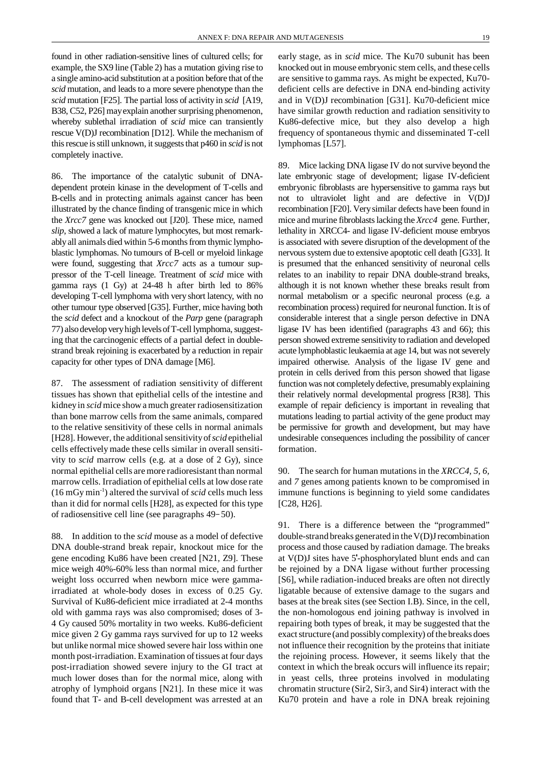found in other radiation-sensitive lines of cultured cells; for example, the SX9 line (Table 2) has a mutation giving rise to a single amino-acid substitution at a position before that of the *scid* mutation, and leads to a more severe phenotype than the *scid* mutation [F25]. The partial loss of activity in *scid* [A19, B38, C52, P26] may explain another surprising phenomenon, whereby sublethal irradiation of *scid* mice can transiently rescue V(D)J recombination [D12]. While the mechanism of this rescue is still unknown, it suggests that p460 in *scid* is not completely inactive.

86. The importance of the catalytic subunit of DNA-dependent protein kinase in the development of T-cells and B-cells and in protecting animals against cancer has been illustrated by the chance finding of transgenic mice in which the *Xrcc7* gene was knocked out [J20]. These mice, named *slip*, showed a lack of mature lymphocytes, but most remarkably all animals died within 5-6 months from thymic lymphoblastic lymphomas. No tumours of B-cell or myeloid linkage were found, suggesting that *Xrcc7* acts as a tumour suppressor of the T-cell lineage. Treatment of *scid* mice with gamma rays (1 Gy) at 24-48 h after birth led to 86% developing T-cell lymphoma with very short latency, with no other tumour type observed [G35]. Further, mice having both the *scid* defect and a knockout of the *Parp* gene (paragraph 77) also develop very high levels of T-cell lymphoma, suggesting that the carcinogenic effects of a partial defect in double-strand break rejoining is exacerbated by a reduction in repair capacity for other types of DNA damage [M6].

87. The assessment of radiation sensitivity of different tissues has shown that epithelial cells of the intestine and kidney in *scid* mice show a much greater radiosensitization than bone marrow cells from the same animals, compared to the relative sensitivity of these cells in normal animals [H28]. However, the additional sensitivity of *scid* epithelial cells effectively made these cells similar in overall sensitivity to *scid* marrow cells (e.g. at a dose of 2 Gy), since normal epithelial cells are more radioresistant than normal marrow cells. Irradiation of epithelial cells at low dose rate (16 mGy min$^{-1}$) altered the survival of *scid* cells much less than it did for normal cells [H28], as expected for this type of radiosensitive cell line (see paragraphs 49−50).

88. In addition to the *scid* mouse as a model of defective DNA double-strand break repair, knockout mice for the gene encoding Ku86 have been created [N21, Z9]. These mice weigh 40%-60% less than normal mice, and further weight loss occurred when newborn mice were gamma-irradiated at whole-body doses in excess of 0.25 Gy. Survival of Ku86-deficient mice irradiated at 2-4 months old with gamma rays was also compromised; doses of 3-4 Gy caused 50% mortality in two weeks. Ku86-deficient mice given 2 Gy gamma rays survived for up to 12 weeks but unlike normal mice showed severe hair loss within one month post-irradiation. Examination of tissues at four days post-irradiation showed severe injury to the GI tract at much lower doses than for the normal mice, along with atrophy of lymphoid organs [N21]. In these mice it was found that T- and B-cell development was arrested at an early stage, as in *scid* mice. The Ku70 subunit has been knocked out in mouse embryonic stem cells, and these cells are sensitive to gamma rays. As might be expected, Ku70-deficient cells are defective in DNA end-binding activity and in V(D)J recombination [G31]. Ku70-deficient mice have similar growth reduction and radiation sensitivity to Ku86-defective mice, but they also develop a high frequency of spontaneous thymic and disseminated T-cell lymphomas [L57].

89. Mice lacking DNA ligase IV do not survive beyond the late embryonic stage of development; ligase IV-deficient embryonic fibroblasts are hypersensitive to gamma rays but not to ultraviolet light and are defective in V(D)J recombination [F20]. Very similar defects have been found in mice and murine fibroblasts lacking the *Xrcc4* gene. Further, lethality in XRCC4- and ligase IV-deficient mouse embryos is associated with severe disruption of the development of the nervous system due to extensive apoptotic cell death [G33]. It is presumed that the enhanced sensitivity of neuronal cells relates to an inability to repair DNA double-strand breaks, although it is not known whether these breaks result from normal metabolism or a specific neuronal process (e.g. a recombination process) required for neuronal function. It is of considerable interest that a single person defective in DNA ligase IV has been identified (paragraphs 43 and 66); this person showed extreme sensitivity to radiation and developed acute lymphoblastic leukaemia at age 14, but was not severely impaired otherwise. Analysis of the ligase IV gene and protein in cells derived from this person showed that ligase function was not completely defective, presumably explaining their relatively normal developmental progress [R38]. This example of repair deficiency is important in revealing that mutations leading to partial activity of the gene product may be permissive for growth and development, but may have undesirable consequences including the possibility of cancer formation.

90. The search for human mutations in the *XRCC4, 5, 6,* and *7* genes among patients known to be compromised in immune functions is beginning to yield some candidates [C28, H26].

91. There is a difference between the "programmed" double-strand breaks generated in the V(D)J recombination process and those caused by radiation damage. The breaks at V(D)J sites have 5'-phosphorylated blunt ends and can be rejoined by a DNA ligase without further processing [S6], while radiation-induced breaks are often not directly ligatable because of extensive damage to the sugars and bases at the break sites (see Section I.B). Since, in the cell, the non-homologous end joining pathway is involved in repairing both types of break, it may be suggested that the exact structure (and possibly complexity) of the breaks does not influence their recognition by the proteins that initiate the rejoining process. However, it seems likely that the context in which the break occurs will influence its repair; in yeast cells, three proteins involved in modulating chromatin structure (Sir2, Sir3, and Sir4) interact with the Ku70 protein and have a role in DNA break rejoining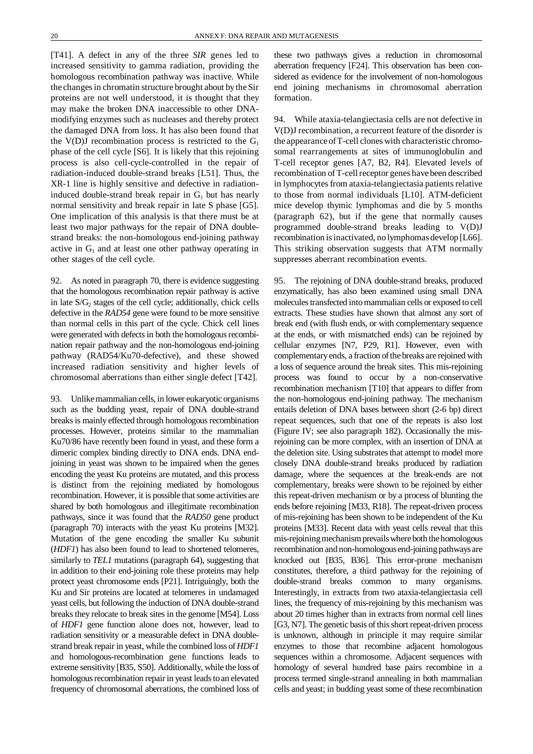[T41]. A defect in any of the three *SIR* genes led to increased sensitivity to gamma radiation, providing the homologous recombination pathway was inactive. While the changes in chromatin structure brought about by the Sir proteins are not well understood, it is thought that they may make the broken DNA inaccessible to other DNA-modifying enzymes such as nucleases and thereby protect the damaged DNA from loss. It has also been found that the V(D)J recombination process is restricted to the $G_1$ phase of the cell cycle [S6]. It is likely that this rejoining process is also cell-cycle-controlled in the repair of radiation-induced double-strand breaks [L51]. Thus, the XR-1 line is highly sensitive and defective in radiation-induced double-strand break repair in $G_1$ but has nearly normal sensitivity and break repair in late S phase [G5]. One implication of this analysis is that there must be at least two major pathways for the repair of DNA double-strand breaks: the non-homologous end-joining pathway active in $G_1$ and at least one other pathway operating in other stages of the cell cycle.

92. As noted in paragraph 70, there is evidence suggesting that the homologous recombination repair pathway is active in late $S/G_2$ stages of the cell cycle; additionally, chick cells defective in the *RAD54* gene were found to be more sensitive than normal cells in this part of the cycle. Chick cell lines were generated with defects in both the homologous recombination repair pathway and the non-homologous end-joining pathway (RAD54/Ku70-defective), and these showed increased radiation sensitivity and higher levels of chromosomal aberrations than either single defect [T42].

93. Unlike mammalian cells, in lower eukaryotic organisms such as the budding yeast, repair of DNA double-strand breaks is mainly effected through homologous recombination processes. However, proteins similar to the mammalian Ku70/86 have recently been found in yeast, and these form a dimeric complex binding directly to DNA ends. DNA end-joining in yeast was shown to be impaired when the genes encoding the yeast Ku proteins are mutated, and this process is distinct from the rejoining mediated by homologous recombination. However, it is possible that some activities are shared by both homologous and illegitimate recombination pathways, since it was found that the *RAD50* gene product (paragraph 70) interacts with the yeast Ku proteins [M32]. Mutation of the gene encoding the smaller Ku subunit (*HDF1*) has also been found to lead to shortened telomeres, similarly to *TEL1* mutations (paragraph 64), suggesting that in addition to their end-joining role these proteins may help protect yeast chromosome ends [P21]. Intriguingly, both the Ku and Sir proteins are located at telomeres in undamaged yeast cells, but following the induction of DNA double-strand breaks they relocate to break sites in the genome [M54]. Loss of *HDF1* gene function alone does not, however, lead to radiation sensitivity or a measurable defect in DNA double-strand break repair in yeast, while the combined loss of *HDF1* and homologous-recombination gene functions leads to extreme sensitivity [B35, S50]. Additionally, while the loss of homologous recombination repair in yeast leads to an elevated frequency of chromosomal aberrations, the combined loss of these two pathways gives a reduction in chromosomal aberration frequency [F24]. This observation has been considered as evidence for the involvement of non-homologous end joining mechanisms in chromosomal aberration formation.

94. While ataxia-telangiectasia cells are not defective in V(D)J recombination, a recurrent feature of the disorder is the appearance of T-cell clones with characteristic chromosomal rearrangements at sites of immunoglobulin and T-cell receptor genes [A7, B2, R4]. Elevated levels of recombination of T-cell receptor genes have been described in lymphocytes from ataxia-telangiectasia patients relative to those from normal individuals [L10]. ATM-deficient mice develop thymic lymphomas and die by 5 months (paragraph 62), but if the gene that normally causes programmed double-strand breaks leading to V(D)J recombination is inactivated, no lymphomas develop [L66]. This striking observation suggests that ATM normally suppresses aberrant recombination events.

95. The rejoining of DNA double-strand breaks, produced enzymatically, has also been examined using small DNA molecules transfected into mammalian cells or exposed to cell extracts. These studies have shown that almost any sort of break end (with flush ends, or with complementary sequence at the ends, or with mismatched ends) can be rejoined by cellular enzymes [N7, P29, R1]. However, even with complementary ends, a fraction of the breaks are rejoined with a loss of sequence around the break sites. This mis-rejoining process was found to occur by a non-conservative recombination mechanism [T10] that appears to differ from the non-homologous end-joining pathway. The mechanism entails deletion of DNA bases between short (2-6 bp) direct repeat sequences, such that one of the repeats is also lost (Figure IV; see also paragraph 182). Occasionally the mis-rejoining can be more complex, with an insertion of DNA at the deletion site. Using substrates that attempt to model more closely DNA double-strand breaks produced by radiation damage, where the sequences at the break-ends are not complementary, breaks were shown to be rejoined by either this repeat-driven mechanism or by a process of blunting the ends before rejoining [M33, R18]. The repeat-driven process of mis-rejoining has been shown to be independent of the Ku proteins [M33]. Recent data with yeast cells reveal that this mis-rejoining mechanism prevails where both the homologous recombination and non-homologous end-joining pathways are knocked out [B35, B36]. This error-prone mechanism constitutes, therefore, a third pathway for the rejoining of double-strand breaks common to many organisms. Interestingly, in extracts from two ataxia-telangiectasia cell lines, the frequency of mis-rejoining by this mechanism was about 20 times higher than in extracts from normal cell lines [G3, N7]. The genetic basis of this short repeat-driven process is unknown, although in principle it may require similar enzymes to those that recombine adjacent homologous sequences within a chromosome. Adjacent sequences with homology of several hundred base pairs recombine in a process termed single-strand annealing in both mammalian cells and yeast; in budding yeast some of these recombination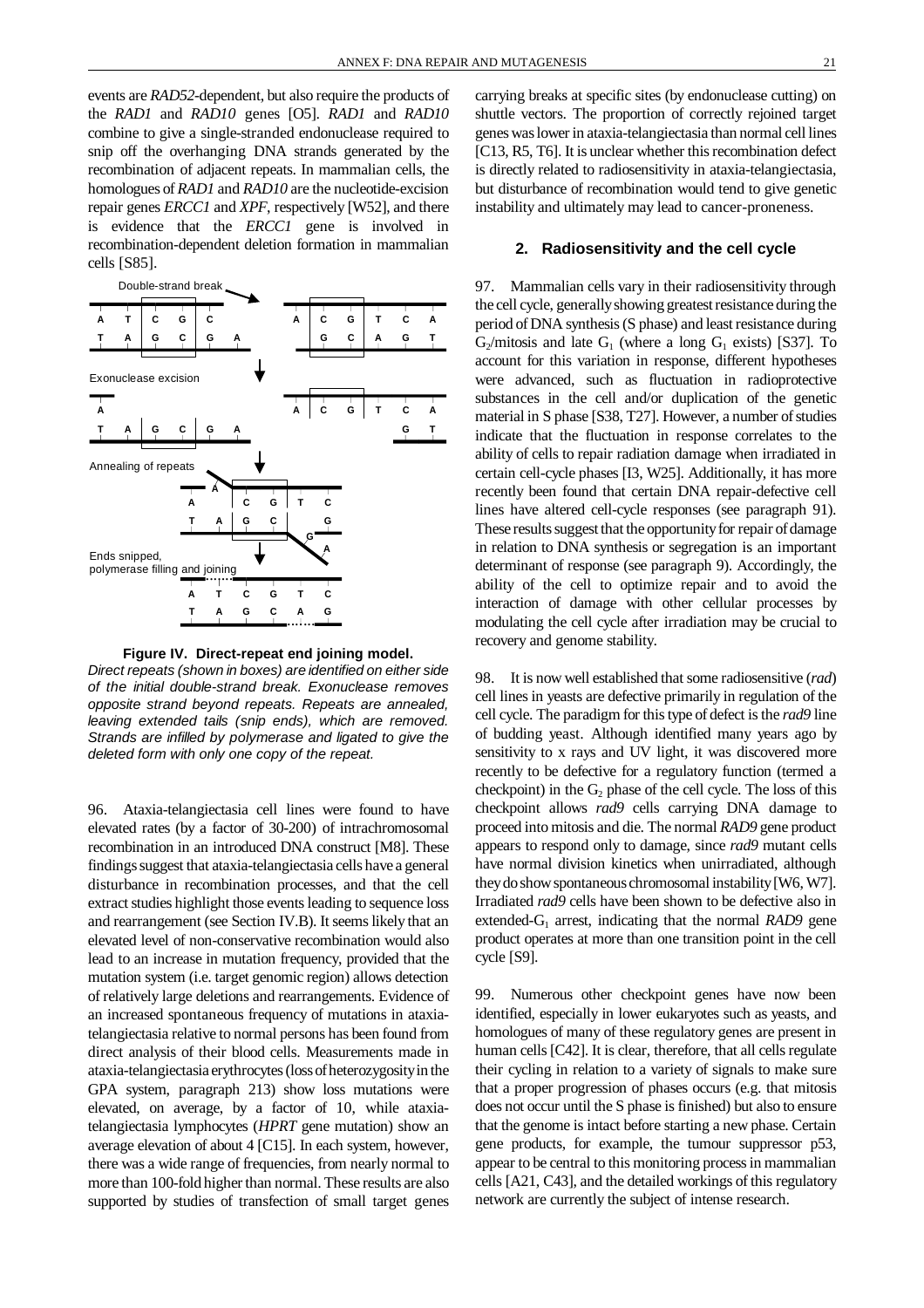events are *RAD52*-dependent, but also require the products of the *RAD1* and *RAD10* genes [O5]. *RAD1* and *RAD10* combine to give a single-stranded endonuclease required to snip off the overhanging DNA strands generated by the recombination of adjacent repeats. In mammalian cells, the homologues of *RAD1* and *RAD10* are the nucleotide-excision repair genes *ERCC1* and *XPF*, respectively [W52], and there is evidence that the *ERCC1* gene is involved in recombination-dependent deletion formation in mammalian cells [S85].

**Figure IV. Direct-repeat end joining model.**
*Direct repeats (shown in boxes) are identified on either side of the initial double-strand break. Exonuclease removes opposite strand beyond repeats. Repeats are annealed, leaving extended tails (snip ends), which are removed. Strands are infilled by polymerase and ligated to give the deleted form with only one copy of the repeat.*

96. Ataxia-telangiectasia cell lines were found to have elevated rates (by a factor of 30-200) of intrachromosomal recombination in an introduced DNA construct [M8]. These findings suggest that ataxia-telangiectasia cells have a general disturbance in recombination processes, and that the cell extract studies highlight those events leading to sequence loss and rearrangement (see Section IV.B). It seems likely that an elevated level of non-conservative recombination would also lead to an increase in mutation frequency, provided that the mutation system (i.e. target genomic region) allows detection of relatively large deletions and rearrangements. Evidence of an increased spontaneous frequency of mutations in ataxia-telangiectasia relative to normal persons has been found from direct analysis of their blood cells. Measurements made in ataxia-telangiectasia erythrocytes (loss of heterozygosity in the GPA system, paragraph 213) show loss mutations were elevated, on average, by a factor of 10, while ataxia-telangiectasia lymphocytes (*HPRT* gene mutation) show an average elevation of about 4 [C15]. In each system, however, there was a wide range of frequencies, from nearly normal to more than 100-fold higher than normal. These results are also supported by studies of transfection of small target genes carrying breaks at specific sites (by endonuclease cutting) on shuttle vectors. The proportion of correctly rejoined target genes was lower in ataxia-telangiectasia than normal cell lines [C13, R5, T6]. It is unclear whether this recombination defect is directly related to radiosensitivity in ataxia-telangiectasia, but disturbance of recombination would tend to give genetic instability and ultimately may lead to cancer-proneness.

### 2. Radiosensitivity and the cell cycle

97. Mammalian cells vary in their radiosensitivity through the cell cycle, generally showing greatest resistance during the period of DNA synthesis (S phase) and least resistance during $G_2$/mitosis and late $G_1$ (where a long $G_1$ exists) [S37]. To account for this variation in response, different hypotheses were advanced, such as fluctuation in radioprotective substances in the cell and/or duplication of the genetic material in S phase [S38, T27]. However, a number of studies indicate that the fluctuation in response correlates to the ability of cells to repair radiation damage when irradiated in certain cell-cycle phases [I3, W25]. Additionally, it has more recently been found that certain DNA repair-defective cell lines have altered cell-cycle responses (see paragraph 91). These results suggest that the opportunity for repair of damage in relation to DNA synthesis or segregation is an important determinant of response (see paragraph 9). Accordingly, the ability of the cell to optimize repair and to avoid the interaction of damage with other cellular processes by modulating the cell cycle after irradiation may be crucial to recovery and genome stability.

98. It is now well established that some radiosensitive (*rad*) cell lines in yeasts are defective primarily in regulation of the cell cycle. The paradigm for this type of defect is the *rad9* line of budding yeast. Although identified many years ago by sensitivity to x rays and UV light, it was discovered more recently to be defective for a regulatory function (termed a checkpoint) in the $G_2$ phase of the cell cycle. The loss of this checkpoint allows *rad9* cells carrying DNA damage to proceed into mitosis and die. The normal *RAD9* gene product appears to respond only to damage, since *rad9* mutant cells have normal division kinetics when unirradiated, although they do show spontaneous chromosomal instability [W6, W7]. Irradiated *rad9* cells have been shown to be defective also in extended-$G_1$ arrest, indicating that the normal *RAD9* gene product operates at more than one transition point in the cell cycle [S9].

99. Numerous other checkpoint genes have now been identified, especially in lower eukaryotes such as yeasts, and homologues of many of these regulatory genes are present in human cells [C42]. It is clear, therefore, that all cells regulate their cycling in relation to a variety of signals to make sure that a proper progression of phases occurs (e.g. that mitosis does not occur until the S phase is finished) but also to ensure that the genome is intact before starting a new phase. Certain gene products, for example, the tumour suppressor p53, appear to be central to this monitoring process in mammalian cells [A21, C43], and the detailed workings of this regulatory network are currently the subject of intense research.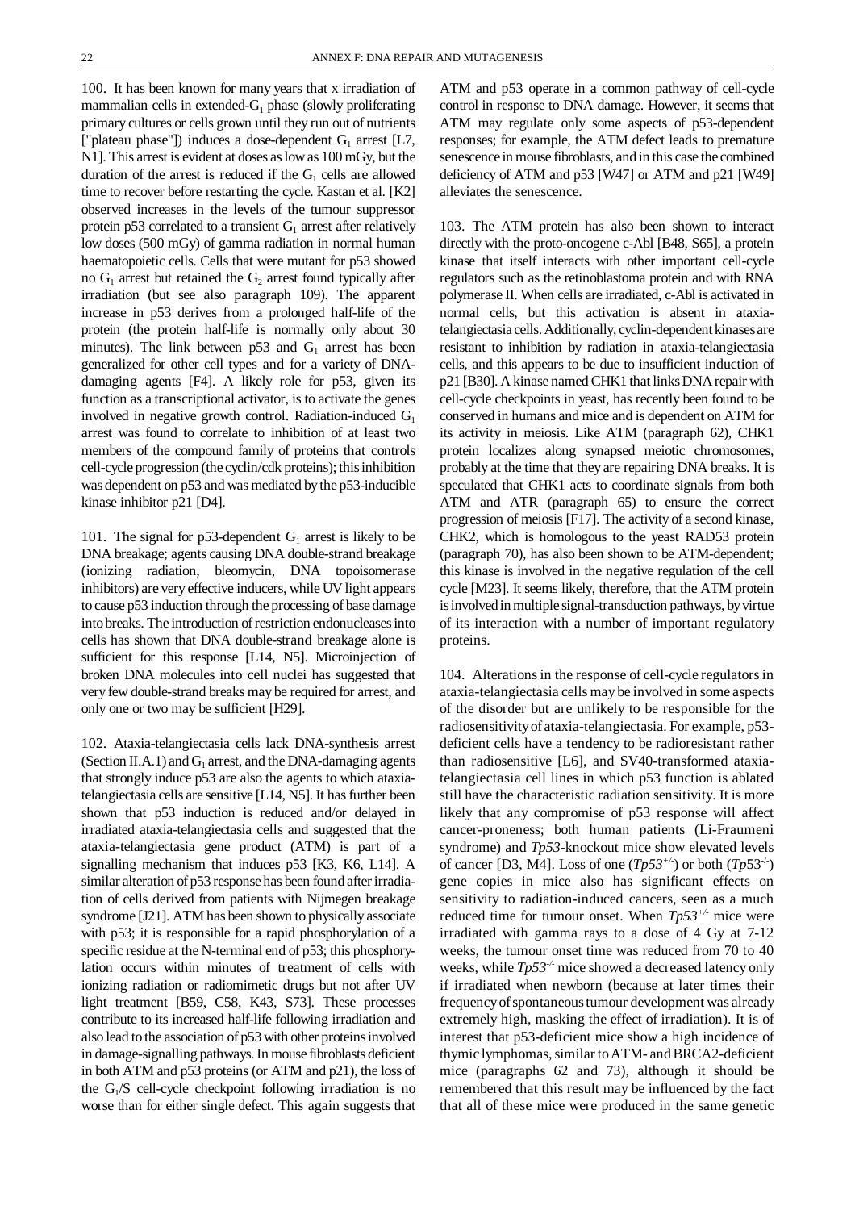100. It has been known for many years that x irradiation of mammalian cells in extended-$G_1$ phase (slowly proliferating primary cultures or cells grown until they run out of nutrients ["plateau phase"]) induces a dose-dependent $G_1$ arrest [L7, N1]. This arrest is evident at doses as low as 100 mGy, but the duration of the arrest is reduced if the $G_1$ cells are allowed time to recover before restarting the cycle. Kastan et al. [K2] observed increases in the levels of the tumour suppressor protein p53 correlated to a transient $G_1$ arrest after relatively low doses (500 mGy) of gamma radiation in normal human haematopoietic cells. Cells that were mutant for p53 showed no $G_1$ arrest but retained the $G_2$ arrest found typically after irradiation (but see also paragraph 109). The apparent increase in p53 derives from a prolonged half-life of the protein (the protein half-life is normally only about 30 minutes). The link between p53 and $G_1$ arrest has been generalized for other cell types and for a variety of DNA-damaging agents [F4]. A likely role for p53, given its function as a transcriptional activator, is to activate the genes involved in negative growth control. Radiation-induced $G_1$ arrest was found to correlate to inhibition of at least two members of the compound family of proteins that controls cell-cycle progression (the cyclin/cdk proteins); this inhibition was dependent on p53 and was mediated by the p53-inducible kinase inhibitor p21 [D4].

101. The signal for p53-dependent $G_1$ arrest is likely to be DNA breakage; agents causing DNA double-strand breakage (ionizing radiation, bleomycin, DNA topoisomerase inhibitors) are very effective inducers, while UV light appears to cause p53 induction through the processing of base damage into breaks. The introduction of restriction endonucleases into cells has shown that DNA double-strand breakage alone is sufficient for this response [L14, N5]. Microinjection of broken DNA molecules into cell nuclei has suggested that very few double-strand breaks may be required for arrest, and only one or two may be sufficient [H29].

102. Ataxia-telangiectasia cells lack DNA-synthesis arrest (Section II.A.1) and $G_1$ arrest, and the DNA-damaging agents that strongly induce p53 are also the agents to which ataxia-telangiectasia cells are sensitive [L14, N5]. It has further been shown that p53 induction is reduced and/or delayed in irradiated ataxia-telangiectasia cells and suggested that the ataxia-telangiectasia gene product (ATM) is part of a signalling mechanism that induces p53 [K3, K6, L14]. A similar alteration of p53 response has been found after irradiation of cells derived from patients with Nijmegen breakage syndrome [J21]. ATM has been shown to physically associate with p53; it is responsible for a rapid phosphorylation of a specific residue at the N-terminal end of p53; this phosphorylation occurs within minutes of treatment of cells with ionizing radiation or radiomimetic drugs but not after UV light treatment [B59, C58, K43, S73]. These processes contribute to its increased half-life following irradiation and also lead to the association of p53 with other proteins involved in damage-signalling pathways. In mouse fibroblasts deficient in both ATM and p53 proteins (or ATM and p21), the loss of the $G_1$/S cell-cycle checkpoint following irradiation is no worse than for either single defect. This again suggests that ATM and p53 operate in a common pathway of cell-cycle control in response to DNA damage. However, it seems that ATM may regulate only some aspects of p53-dependent responses; for example, the ATM defect leads to premature senescence in mouse fibroblasts, and in this case the combined deficiency of ATM and p53 [W47] or ATM and p21 [W49] alleviates the senescence.

103. The ATM protein has also been shown to interact directly with the proto-oncogene c-Abl [B48, S65], a protein kinase that itself interacts with other important cell-cycle regulators such as the retinoblastoma protein and with RNA polymerase II. When cells are irradiated, c-Abl is activated in normal cells, but this activation is absent in ataxia-telangiectasia cells. Additionally, cyclin-dependent kinases are resistant to inhibition by radiation in ataxia-telangiectasia cells, and this appears to be due to insufficient induction of p21 [B30]. A kinase named CHK1 that links DNA repair with cell-cycle checkpoints in yeast, has recently been found to be conserved in humans and mice and is dependent on ATM for its activity in meiosis. Like ATM (paragraph 62), CHK1 protein localizes along synapsed meiotic chromosomes, probably at the time that they are repairing DNA breaks. It is speculated that CHK1 acts to coordinate signals from both ATM and ATR (paragraph 65) to ensure the correct progression of meiosis [F17]. The activity of a second kinase, CHK2, which is homologous to the yeast RAD53 protein (paragraph 70), has also been shown to be ATM-dependent; this kinase is involved in the negative regulation of the cell cycle [M23]. It seems likely, therefore, that the ATM protein is involved in multiple signal-transduction pathways, by virtue of its interaction with a number of important regulatory proteins.

104. Alterations in the response of cell-cycle regulators in ataxia-telangiectasia cells may be involved in some aspects of the disorder but are unlikely to be responsible for the radiosensitivity of ataxia-telangiectasia. For example, p53-deficient cells have a tendency to be radioresistant rather than radiosensitive [L6], and SV40-transformed ataxia-telangiectasia cell lines in which p53 function is ablated still have the characteristic radiation sensitivity. It is more likely that any compromise of p53 response will affect cancer-proneness; both human patients (Li-Fraumeni syndrome) and *Tp53*-knockout mice show elevated levels of cancer [D3, M4]. Loss of one (*Tp53*$^{+/-}$) or both (*Tp53*$^{-/-}$) gene copies in mice also has significant effects on sensitivity to radiation-induced cancers, seen as a much reduced time for tumour onset. When *Tp53*$^{+/-}$ mice were irradiated with gamma rays to a dose of 4 Gy at 7-12 weeks, the tumour onset time was reduced from 70 to 40 weeks, while *Tp53*$^{-/-}$ mice showed a decreased latency only if irradiated when newborn (because at later times their frequency of spontaneous tumour development was already extremely high, masking the effect of irradiation). It is of interest that p53-deficient mice show a high incidence of thymic lymphomas, similar to ATM- and BRCA2-deficient mice (paragraphs 62 and 73), although it should be remembered that this result may be influenced by the fact that all of these mice were produced in the same genetic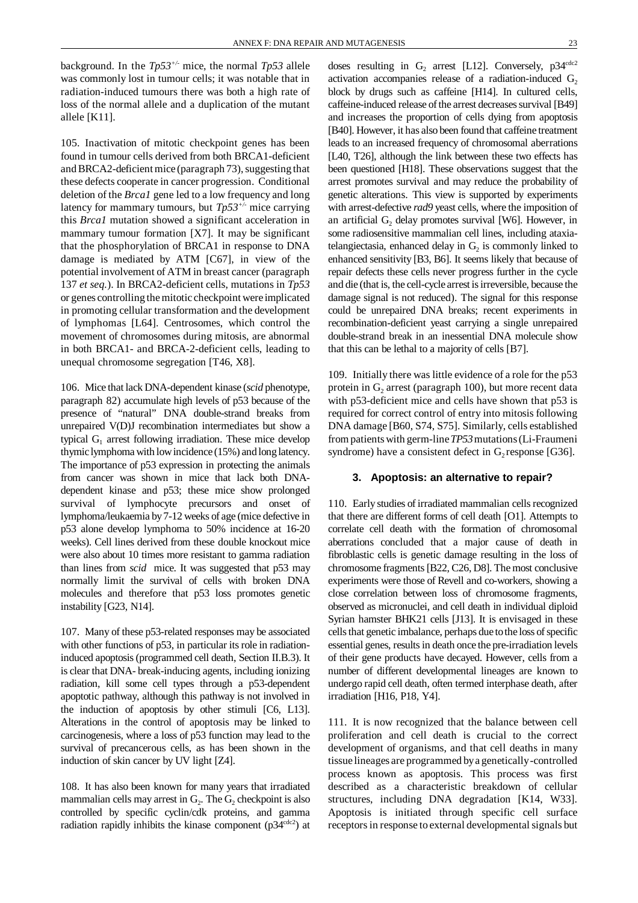background. In the *Tp53*$^{+/-}$ mice, the normal *Tp53* allele was commonly lost in tumour cells; it was notable that in radiation-induced tumours there was both a high rate of loss of the normal allele and a duplication of the mutant allele [K11].

105. Inactivation of mitotic checkpoint genes has been found in tumour cells derived from both BRCA1-deficient and BRCA2-deficient mice (paragraph 73), suggesting that these defects cooperate in cancer progression. Conditional deletion of the *Brca1* gene led to a low frequency and long latency for mammary tumours, but *Tp53*$^{+/-}$ mice carrying this *Brca1* mutation showed a significant acceleration in mammary tumour formation [X7]. It may be significant that the phosphorylation of BRCA1 in response to DNA damage is mediated by ATM [C67], in view of the potential involvement of ATM in breast cancer (paragraph 137 *et seq.*). In BRCA2-deficient cells, mutations in *Tp53* or genes controlling the mitotic checkpoint were implicated in promoting cellular transformation and the development of lymphomas [L64]. Centrosomes, which control the movement of chromosomes during mitosis, are abnormal in both BRCA1- and BRCA-2-deficient cells, leading to unequal chromosome segregation [T46, X8].

106. Mice that lack DNA-dependent kinase (*scid* phenotype, paragraph 82) accumulate high levels of p53 because of the presence of "natural" DNA double-strand breaks from unrepaired V(D)J recombination intermediates but show a typical $G_1$ arrest following irradiation. These mice develop thymic lymphoma with low incidence (15%) and long latency. The importance of p53 expression in protecting the animals from cancer was shown in mice that lack both DNA-dependent kinase and p53; these mice show prolonged survival of lymphocyte precursors and onset of lymphoma/leukaemia by 7-12 weeks of age (mice defective in p53 alone develop lymphoma to 50% incidence at 16-20 weeks). Cell lines derived from these double knockout mice were also about 10 times more resistant to gamma radiation than lines from *scid* mice. It was suggested that p53 may normally limit the survival of cells with broken DNA molecules and therefore that p53 loss promotes genetic instability [G23, N14].

107. Many of these p53-related responses may be associated with other functions of p53, in particular its role in radiation-induced apoptosis (programmed cell death, Section II.B.3). It is clear that DNA- break-inducing agents, including ionizing radiation, kill some cell types through a p53-dependent apoptotic pathway, although this pathway is not involved in the induction of apoptosis by other stimuli [C6, L13]. Alterations in the control of apoptosis may be linked to carcinogenesis, where a loss of p53 function may lead to the survival of precancerous cells, as has been shown in the induction of skin cancer by UV light [Z4].

108. It has also been known for many years that irradiated mammalian cells may arrest in $G_2$. The $G_2$ checkpoint is also controlled by specific cyclin/cdk proteins, and gamma radiation rapidly inhibits the kinase component (p34$^{cdc2}$) at doses resulting in $G_2$ arrest [L12]. Conversely, p34$^{cdc2}$ activation accompanies release of a radiation-induced $G_2$ block by drugs such as caffeine [H14]. In cultured cells, caffeine-induced release of the arrest decreases survival [B49] and increases the proportion of cells dying from apoptosis [B40]. However, it has also been found that caffeine treatment leads to an increased frequency of chromosomal aberrations [L40, T26], although the link between these two effects has been questioned [H18]. These observations suggest that the arrest promotes survival and may reduce the probability of genetic alterations. This view is supported by experiments with arrest-defective *rad9* yeast cells, where the imposition of an artificial $G_2$ delay promotes survival [W6]. However, in some radiosensitive mammalian cell lines, including ataxia-telangiectasia, enhanced delay in $G_2$ is commonly linked to enhanced sensitivity [B3, B6]. It seems likely that because of repair defects these cells never progress further in the cycle and die (that is, the cell-cycle arrest is irreversible, because the damage signal is not reduced). The signal for this response could be unrepaired DNA breaks; recent experiments in recombination-deficient yeast carrying a single unrepaired double-strand break in an inessential DNA molecule show that this can be lethal to a majority of cells [B7].

109. Initially there was little evidence of a role for the p53 protein in $G_2$ arrest (paragraph 100), but more recent data with p53-deficient mice and cells have shown that p53 is required for correct control of entry into mitosis following DNA damage [B60, S74, S75]. Similarly, cells established from patients with germ-line *TP53* mutations (Li-Fraumeni syndrome) have a consistent defect in $G_2$ response [G36].

### 3. Apoptosis: an alternative to repair?

110. Early studies of irradiated mammalian cells recognized that there are different forms of cell death [O1]. Attempts to correlate cell death with the formation of chromosomal aberrations concluded that a major cause of death in fibroblastic cells is genetic damage resulting in the loss of chromosome fragments [B22, C26, D8]. The most conclusive experiments were those of Revell and co-workers, showing a close correlation between loss of chromosome fragments, observed as micronuclei, and cell death in individual diploid Syrian hamster BHK21 cells [J13]. It is envisaged in these cells that genetic imbalance, perhaps due to the loss of specific essential genes, results in death once the pre-irradiation levels of their gene products have decayed. However, cells from a number of different developmental lineages are known to undergo rapid cell death, often termed interphase death, after irradiation [H16, P18, Y4].

111. It is now recognized that the balance between cell proliferation and cell death is crucial to the correct development of organisms, and that cell deaths in many tissue lineages are programmed by a genetically-controlled process known as apoptosis. This process was first described as a characteristic breakdown of cellular structures, including DNA degradation [K14, W33]. Apoptosis is initiated through specific cell surface receptors in response to external developmental signals but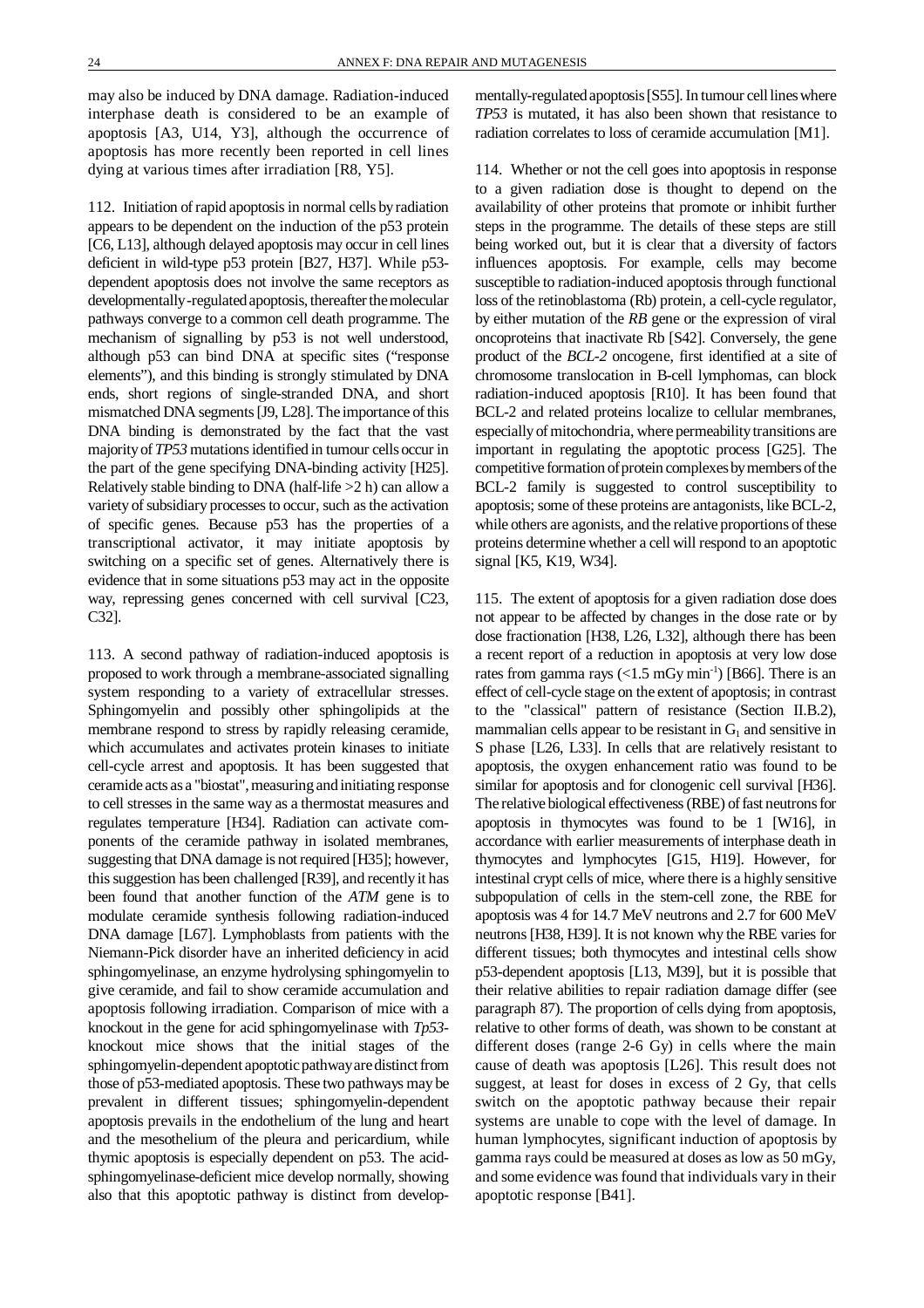may also be induced by DNA damage. Radiation-induced interphase death is considered to be an example of apoptosis [A3, U14, Y3], although the occurrence of apoptosis has more recently been reported in cell lines dying at various times after irradiation [R8, Y5].

112. Initiation of rapid apoptosis in normal cells by radiation appears to be dependent on the induction of the p53 protein [C6, L13], although delayed apoptosis may occur in cell lines deficient in wild-type p53 protein [B27, H37]. While p53-dependent apoptosis does not involve the same receptors as developmentally-regulated apoptosis, thereafter the molecular pathways converge to a common cell death programme. The mechanism of signalling by p53 is not well understood, although p53 can bind DNA at specific sites ("response elements"), and this binding is strongly stimulated by DNA ends, short regions of single-stranded DNA, and short mismatched DNA segments [J9, L28]. The importance of this DNA binding is demonstrated by the fact that the vast majority of *TP53* mutations identified in tumour cells occur in the part of the gene specifying DNA-binding activity [H25]. Relatively stable binding to DNA (half-life >2 h) can allow a variety of subsidiary processes to occur, such as the activation of specific genes. Because p53 has the properties of a transcriptional activator, it may initiate apoptosis by switching on a specific set of genes. Alternatively there is evidence that in some situations p53 may act in the opposite way, repressing genes concerned with cell survival [C23, C32].

113. A second pathway of radiation-induced apoptosis is proposed to work through a membrane-associated signalling system responding to a variety of extracellular stresses. Sphingomyelin and possibly other sphingolipids at the membrane respond to stress by rapidly releasing ceramide, which accumulates and activates protein kinases to initiate cell-cycle arrest and apoptosis. It has been suggested that ceramide acts as a "biostat", measuring and initiating response to cell stresses in the same way as a thermostat measures and regulates temperature [H34]. Radiation can activate components of the ceramide pathway in isolated membranes, suggesting that DNA damage is not required [H35]; however, this suggestion has been challenged [R39], and recently it has been found that another function of the *ATM* gene is to modulate ceramide synthesis following radiation-induced DNA damage [L67]. Lymphoblasts from patients with the Niemann-Pick disorder have an inherited deficiency in acid sphingomyelinase, an enzyme hydrolysing sphingomyelin to give ceramide, and fail to show ceramide accumulation and apoptosis following irradiation. Comparison of mice with a knockout in the gene for acid sphingomyelinase with *Tp53*-knockout mice shows that the initial stages of the sphingomyelin-dependent apoptotic pathway are distinct from those of p53-mediated apoptosis. These two pathways may be prevalent in different tissues; sphingomyelin-dependent apoptosis prevails in the endothelium of the lung and heart and the mesothelium of the pleura and pericardium, while thymic apoptosis is especially dependent on p53. The acid-sphingomyelinase-deficient mice develop normally, showing also that this apoptotic pathway is distinct from developmentally-regulated apoptosis [S55]. In tumour cell lines where *TP53* is mutated, it has also been shown that resistance to radiation correlates to loss of ceramide accumulation [M1].

114. Whether or not the cell goes into apoptosis in response to a given radiation dose is thought to depend on the availability of other proteins that promote or inhibit further steps in the programme. The details of these steps are still being worked out, but it is clear that a diversity of factors influences apoptosis. For example, cells may become susceptible to radiation-induced apoptosis through functional loss of the retinoblastoma (Rb) protein, a cell-cycle regulator, by either mutation of the *RB* gene or the expression of viral oncoproteins that inactivate Rb [S42]. Conversely, the gene product of the *BCL-2* oncogene, first identified at a site of chromosome translocation in B-cell lymphomas, can block radiation-induced apoptosis [R10]. It has been found that BCL-2 and related proteins localize to cellular membranes, especially of mitochondria, where permeability transitions are important in regulating the apoptotic process [G25]. The competitive formation of protein complexes by members of the BCL-2 family is suggested to control susceptibility to apoptosis; some of these proteins are antagonists, like BCL-2, while others are agonists, and the relative proportions of these proteins determine whether a cell will respond to an apoptotic signal [K5, K19, W34].

115. The extent of apoptosis for a given radiation dose does not appear to be affected by changes in the dose rate or by dose fractionation [H38, L26, L32], although there has been a recent report of a reduction in apoptosis at very low dose rates from gamma rays (<1.5 mGy $min^{-1}$) [B66]. There is an effect of cell-cycle stage on the extent of apoptosis; in contrast to the "classical" pattern of resistance (Section II.B.2), mammalian cells appear to be resistant in $G_1$ and sensitive in S phase [L26, L33]. In cells that are relatively resistant to apoptosis, the oxygen enhancement ratio was found to be similar for apoptosis and for clonogenic cell survival [H36]. The relative biological effectiveness (RBE) of fast neutrons for apoptosis in thymocytes was found to be 1 [W16], in accordance with earlier measurements of interphase death in thymocytes and lymphocytes [G15, H19]. However, for intestinal crypt cells of mice, where there is a highly sensitive subpopulation of cells in the stem-cell zone, the RBE for apoptosis was 4 for 14.7 MeV neutrons and 2.7 for 600 MeV neutrons [H38, H39]. It is not known why the RBE varies for different tissues; both thymocytes and intestinal cells show p53-dependent apoptosis [L13, M39], but it is possible that their relative abilities to repair radiation damage differ (see paragraph 87). The proportion of cells dying from apoptosis, relative to other forms of death, was shown to be constant at different doses (range 2-6 Gy) in cells where the main cause of death was apoptosis [L26]. This result does not suggest, at least for doses in excess of 2 Gy, that cells switch on the apoptotic pathway because their repair systems are unable to cope with the level of damage. In human lymphocytes, significant induction of apoptosis by gamma rays could be measured at doses as low as 50 mGy, and some evidence was found that individuals vary in their apoptotic response [B41].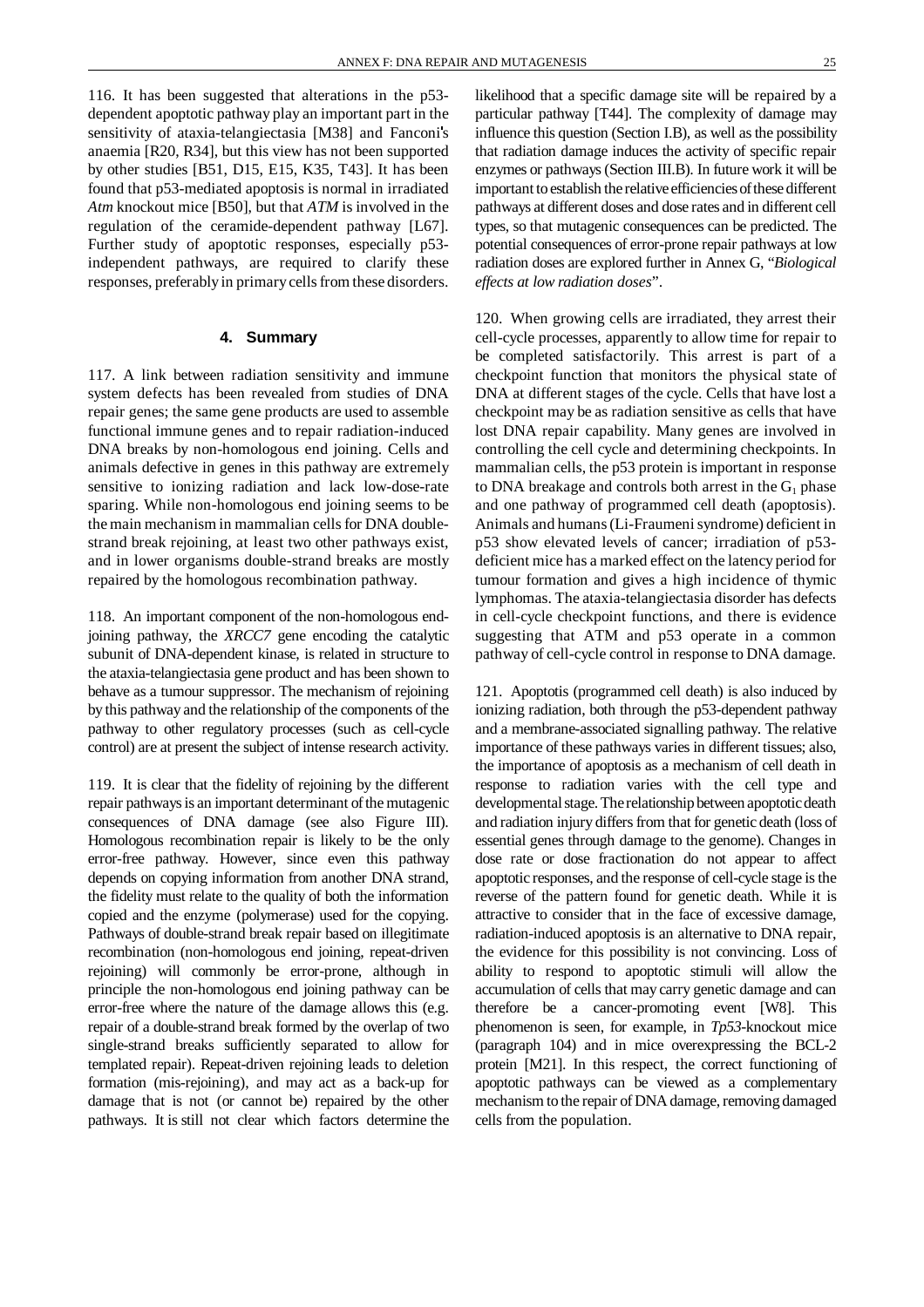116. It has been suggested that alterations in the p53-dependent apoptotic pathway play an important part in the sensitivity of ataxia-telangiectasia [M38] and Fanconi's anaemia [R20, R34], but this view has not been supported by other studies [B51, D15, E15, K35, T43]. It has been found that p53-mediated apoptosis is normal in irradiated *Atm* knockout mice [B50], but that *ATM* is involved in the regulation of the ceramide-dependent pathway [L67]. Further study of apoptotic responses, especially p53-independent pathways, are required to clarify these responses, preferably in primary cells from these disorders.

#### 4. Summary

117. A link between radiation sensitivity and immune system defects has been revealed from studies of DNA repair genes; the same gene products are used to assemble functional immune genes and to repair radiation-induced DNA breaks by non-homologous end joining. Cells and animals defective in genes in this pathway are extremely sensitive to ionizing radiation and lack low-dose-rate sparing. While non-homologous end joining seems to be the main mechanism in mammalian cells for DNA double-strand break rejoining, at least two other pathways exist, and in lower organisms double-strand breaks are mostly repaired by the homologous recombination pathway.

118. An important component of the non-homologous end-joining pathway, the *XRCC7* gene encoding the catalytic subunit of DNA-dependent kinase, is related in structure to the ataxia-telangiectasia gene product and has been shown to behave as a tumour suppressor. The mechanism of rejoining by this pathway and the relationship of the components of the pathway to other regulatory processes (such as cell-cycle control) are at present the subject of intense research activity.

119. It is clear that the fidelity of rejoining by the different repair pathways is an important determinant of the mutagenic consequences of DNA damage (see also Figure III). Homologous recombination repair is likely to be the only error-free pathway. However, since even this pathway depends on copying information from another DNA strand, the fidelity must relate to the quality of both the information copied and the enzyme (polymerase) used for the copying. Pathways of double-strand break repair based on illegitimate recombination (non-homologous end joining, repeat-driven rejoining) will commonly be error-prone, although in principle the non-homologous end joining pathway can be error-free where the nature of the damage allows this (e.g. repair of a double-strand break formed by the overlap of two single-strand breaks sufficiently separated to allow for templated repair). Repeat-driven rejoining leads to deletion formation (mis-rejoining), and may act as a back-up for damage that is not (or cannot be) repaired by the other pathways. It is still not clear which factors determine the likelihood that a specific damage site will be repaired by a particular pathway [T44]. The complexity of damage may influence this question (Section I.B), as well as the possibility that radiation damage induces the activity of specific repair enzymes or pathways (Section III.B). In future work it will be important to establish the relative efficiencies of these different pathways at different doses and dose rates and in different cell types, so that mutagenic consequences can be predicted. The potential consequences of error-prone repair pathways at low radiation doses are explored further in Annex G, "*Biological effects at low radiation doses*".

120. When growing cells are irradiated, they arrest their cell-cycle processes, apparently to allow time for repair to be completed satisfactorily. This arrest is part of a checkpoint function that monitors the physical state of DNA at different stages of the cycle. Cells that have lost a checkpoint may be as radiation sensitive as cells that have lost DNA repair capability. Many genes are involved in controlling the cell cycle and determining checkpoints. In mammalian cells, the p53 protein is important in response to DNA breakage and controls both arrest in the $G_1$ phase and one pathway of programmed cell death (apoptosis). Animals and humans (Li-Fraumeni syndrome) deficient in p53 show elevated levels of cancer; irradiation of p53-deficient mice has a marked effect on the latency period for tumour formation and gives a high incidence of thymic lymphomas. The ataxia-telangiectasia disorder has defects in cell-cycle checkpoint functions, and there is evidence suggesting that ATM and p53 operate in a common pathway of cell-cycle control in response to DNA damage.

121. Apoptotis (programmed cell death) is also induced by ionizing radiation, both through the p53-dependent pathway and a membrane-associated signalling pathway. The relative importance of these pathways varies in different tissues; also, the importance of apoptosis as a mechanism of cell death in response to radiation varies with the cell type and developmental stage. The relationship between apoptotic death and radiation injury differs from that for genetic death (loss of essential genes through damage to the genome). Changes in dose rate or dose fractionation do not appear to affect apoptotic responses, and the response of cell-cycle stage is the reverse of the pattern found for genetic death. While it is attractive to consider that in the face of excessive damage, radiation-induced apoptosis is an alternative to DNA repair, the evidence for this possibility is not convincing. Loss of ability to respond to apoptotic stimuli will allow the accumulation of cells that may carry genetic damage and can therefore be a cancer-promoting event [W8]. This phenomenon is seen, for example, in *Tp53*-knockout mice (paragraph 104) and in mice overexpressing the BCL-2 protein [M21]. In this respect, the correct functioning of apoptotic pathways can be viewed as a complementary mechanism to the repair of DNA damage, removing damaged cells from the population.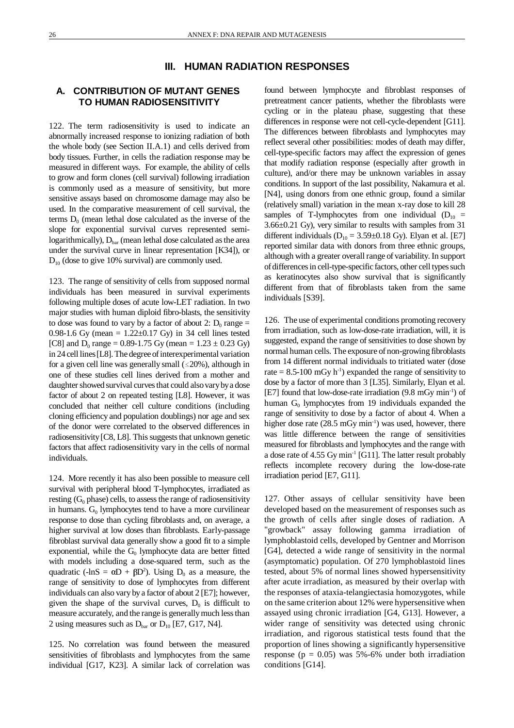# III. HUMAN RADIATION RESPONSES

## A. CONTRIBUTION OF MUTANT GENES TO HUMAN RADIOSENSITIVITY

122. The term radiosensitivity is used to indicate an abnormally increased response to ionizing radiation of both the whole body (see Section II.A.1) and cells derived from body tissues. Further, in cells the radiation response may be measured in different ways. For example, the ability of cells to grow and form clones (cell survival) following irradiation is commonly used as a measure of sensitivity, but more sensitive assays based on chromosome damage may also be used. In the comparative measurement of cell survival, the terms $D_0$ (mean lethal dose calculated as the inverse of the slope for exponential survival curves represented semi-logarithmically), $D_{bar}$ (mean lethal dose calculated as the area under the survival curve in linear representation [K34]), or $D_{10}$ (dose to give 10% survival) are commonly used.

123. The range of sensitivity of cells from supposed normal individuals has been measured in survival experiments following multiple doses of acute low-LET radiation. In two major studies with human diploid fibro-blasts, the sensitivity to dose was found to vary by a factor of about 2: $D_0$ range = 0.98-1.6 Gy (mean = 1.22±0.17 Gy) in 34 cell lines tested [C8] and $D_0$ range = 0.89-1.75 Gy (mean = 1.23 ± 0.23 Gy) in 24 cell lines [L8]. The degree of interexperimental variation for a given cell line was generally small ($\leq$20%), although in one of these studies cell lines derived from a mother and daughter showed survival curves that could also vary by a dose factor of about 2 on repeated testing [L8]. However, it was concluded that neither cell culture conditions (including cloning efficiency and population doublings) nor age and sex of the donor were correlated to the observed differences in radiosensitivity [C8, L8]. This suggests that unknown genetic factors that affect radiosensitivity vary in the cells of normal individuals.

124. More recently it has also been possible to measure cell survival with peripheral blood T-lymphocytes, irradiated as resting ($G_0$ phase) cells, to assess the range of radiosensitivity in humans. $G_0$ lymphocytes tend to have a more curvilinear response to dose than cycling fibroblasts and, on average, a higher survival at low doses than fibroblasts. Early-passage fibroblast survival data generally show a good fit to a simple exponential, while the $G_0$ lymphocyte data are better fitted with models including a dose-squared term, such as the quadratic ($-\ln S = \alpha D + \beta D^2$). Using $D_0$ as a measure, the range of sensitivity to dose of lymphocytes from different individuals can also vary by a factor of about 2 [E7]; however, given the shape of the survival curves, $D_0$ is difficult to measure accurately, and the range is generally much less than 2 using measures such as $D_{bar}$ or $D_{10}$ [E7, G17, N4].

125. No correlation was found between the measured sensitivities of fibroblasts and lymphocytes from the same individual [G17, K23]. A similar lack of correlation was found between lymphocyte and fibroblast responses of pretreatment cancer patients, whether the fibroblasts were cycling or in the plateau phase, suggesting that these differences in response were not cell-cycle-dependent [G11]. The differences between fibroblasts and lymphocytes may reflect several other possibilities: modes of death may differ, cell-type-specific factors may affect the expression of genes that modify radiation response (especially after growth in culture), and/or there may be unknown variables in assay conditions. In support of the last possibility, Nakamura et al. [N4], using donors from one ethnic group, found a similar (relatively small) variation in the mean x-ray dose to kill 28 samples of T-lymphocytes from one individual ($D_{10}$ = 3.66±0.21 Gy), very similar to results with samples from 31 different individuals ($D_{10}$ = 3.59±0.18 Gy). Elyan et al. [E7] reported similar data with donors from three ethnic groups, although with a greater overall range of variability. In support of differences in cell-type-specific factors, other cell types such as keratinocytes also show survival that is significantly different from that of fibroblasts taken from the same individuals [S39].

126. The use of experimental conditions promoting recovery from irradiation, such as low-dose-rate irradiation, will, it is suggested, expand the range of sensitivities to dose shown by normal human cells. The exposure of non-growing fibroblasts from 14 different normal individuals to tritiated water (dose rate = 8.5-100 mGy $h^{-1}$) expanded the range of sensitivity to dose by a factor of more than 3 [L35]. Similarly, Elyan et al. [E7] found that low-dose-rate irradiation (9.8 mGy $min^{-1}$) of human $G_0$ lymphocytes from 19 individuals expanded the range of sensitivity to dose by a factor of about 4. When a higher dose rate (28.5 mGy $min^{-1}$) was used, however, there was little difference between the range of sensitivities measured for fibroblasts and lymphocytes and the range with a dose rate of 4.55 Gy $min^{-1}$ [G11]. The latter result probably reflects incomplete recovery during the low-dose-rate irradiation period [E7, G11].

127. Other assays of cellular sensitivity have been developed based on the measurement of responses such as the growth of cells after single doses of radiation. A "growback" assay following gamma irradiation of lymphoblastoid cells, developed by Gentner and Morrison [G4], detected a wide range of sensitivity in the normal (asymptomatic) population. Of 270 lymphoblastoid lines tested, about 5% of normal lines showed hypersensitivity after acute irradiation, as measured by their overlap with the responses of ataxia-telangiectasia homozygotes, while on the same criterion about 12% were hypersensitive when assayed using chronic irradiation [G4, G13]. However, a wider range of sensitivity was detected using chronic irradiation, and rigorous statistical tests found that the proportion of lines showing a significantly hypersensitive response ($p$ = 0.05) was 5%-6% under both irradiation conditions [G14].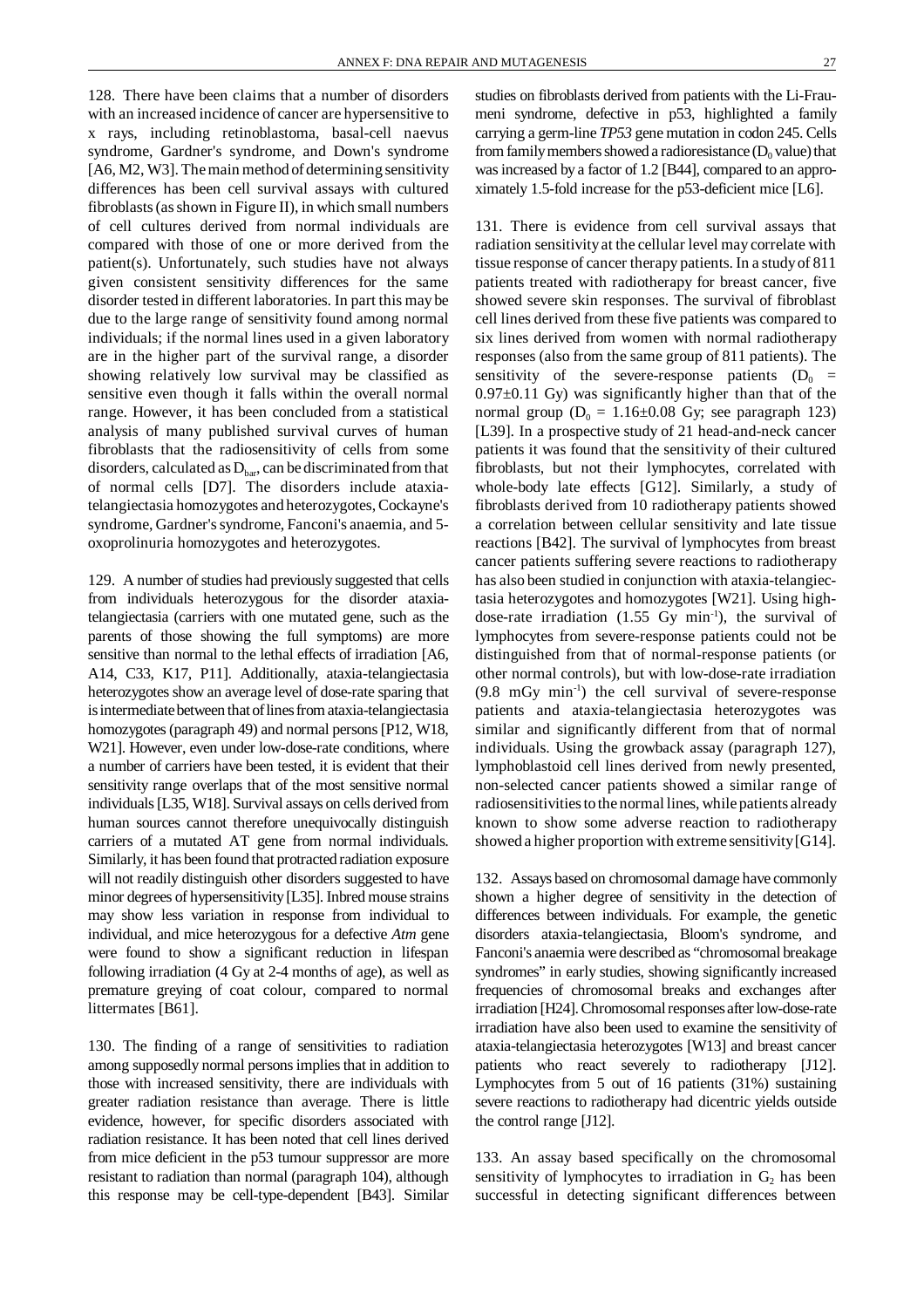128. There have been claims that a number of disorders with an increased incidence of cancer are hypersensitive to x rays, including retinoblastoma, basal-cell naevus syndrome, Gardner's syndrome, and Down's syndrome [A6, M2, W3]. The main method of determining sensitivity differences has been cell survival assays with cultured fibroblasts (as shown in Figure II), in which small numbers of cell cultures derived from normal individuals are compared with those of one or more derived from the patient(s). Unfortunately, such studies have not always given consistent sensitivity differences for the same disorder tested in different laboratories. In part this may be due to the large range of sensitivity found among normal individuals; if the normal lines used in a given laboratory are in the higher part of the survival range, a disorder showing relatively low survival may be classified as sensitive even though it falls within the overall normal range. However, it has been concluded from a statistical analysis of many published survival curves of human fibroblasts that the radiosensitivity of cells from some disorders, calculated as $D_{bar}$, can be discriminated from that of normal cells [D7]. The disorders include ataxia-telangiectasia homozygotes and heterozygotes, Cockayne's syndrome, Gardner's syndrome, Fanconi's anaemia, and 5-oxoprolinuria homozygotes and heterozygotes.

129. A number of studies had previously suggested that cells from individuals heterozygous for the disorder ataxia-telangiectasia (carriers with one mutated gene, such as the parents of those showing the full symptoms) are more sensitive than normal to the lethal effects of irradiation [A6, A14, C33, K17, P11]. Additionally, ataxia-telangiectasia heterozygotes show an average level of dose-rate sparing that is intermediate between that of lines from ataxia-telangiectasia homozygotes (paragraph 49) and normal persons [P12, W18, W21]. However, even under low-dose-rate conditions, where a number of carriers have been tested, it is evident that their sensitivity range overlaps that of the most sensitive normal individuals [L35, W18]. Survival assays on cells derived from human sources cannot therefore unequivocally distinguish carriers of a mutated AT gene from normal individuals. Similarly, it has been found that protracted radiation exposure will not readily distinguish other disorders suggested to have minor degrees of hypersensitivity [L35]. Inbred mouse strains may show less variation in response from individual to individual, and mice heterozygous for a defective *Atm* gene were found to show a significant reduction in lifespan following irradiation (4 Gy at 2-4 months of age), as well as premature greying of coat colour, compared to normal littermates [B61].

130. The finding of a range of sensitivities to radiation among supposedly normal persons implies that in addition to those with increased sensitivity, there are individuals with greater radiation resistance than average. There is little evidence, however, for specific disorders associated with radiation resistance. It has been noted that cell lines derived from mice deficient in the p53 tumour suppressor are more resistant to radiation than normal (paragraph 104), although this response may be cell-type-dependent [B43]. Similar studies on fibroblasts derived from patients with the Li-Fraumeni syndrome, defective in p53, highlighted a family carrying a germ-line *TP53* gene mutation in codon 245. Cells from family members showed a radioresistance ($D_0$ value) that was increased by a factor of 1.2 [B44], compared to an approximately 1.5-fold increase for the p53-deficient mice [L6].

131. There is evidence from cell survival assays that radiation sensitivity at the cellular level may correlate with tissue response of cancer therapy patients. In a study of 811 patients treated with radiotherapy for breast cancer, five showed severe skin responses. The survival of fibroblast cell lines derived from these five patients was compared to six lines derived from women with normal radiotherapy responses (also from the same group of 811 patients). The sensitivity of the severe-response patients ($D_0$ = 0.97±0.11 Gy) was significantly higher than that of the normal group ($D_0$ = 1.16±0.08 Gy; see paragraph 123) [L39]. In a prospective study of 21 head-and-neck cancer patients it was found that the sensitivity of their cultured fibroblasts, but not their lymphocytes, correlated with whole-body late effects [G12]. Similarly, a study of fibroblasts derived from 10 radiotherapy patients showed a correlation between cellular sensitivity and late tissue reactions [B42]. The survival of lymphocytes from breast cancer patients suffering severe reactions to radiotherapy has also been studied in conjunction with ataxia-telangiectasia heterozygotes and homozygotes [W21]. Using high-dose-rate irradiation (1.55 Gy $min^{-1}$), the survival of lymphocytes from severe-response patients could not be distinguished from that of normal-response patients (or other normal controls), but with low-dose-rate irradiation (9.8 mGy $min^{-1}$) the cell survival of severe-response patients and ataxia-telangiectasia heterozygotes was similar and significantly different from that of normal individuals. Using the growback assay (paragraph 127), lymphoblastoid cell lines derived from newly presented, non-selected cancer patients showed a similar range of radiosensitivities to the normal lines, while patients already known to show some adverse reaction to radiotherapy showed a higher proportion with extreme sensitivity [G14].

132. Assays based on chromosomal damage have commonly shown a higher degree of sensitivity in the detection of differences between individuals. For example, the genetic disorders ataxia-telangiectasia, Bloom's syndrome, and Fanconi's anaemia were described as "chromosomal breakage syndromes" in early studies, showing significantly increased frequencies of chromosomal breaks and exchanges after irradiation [H24]. Chromosomal responses after low-dose-rate irradiation have also been used to examine the sensitivity of ataxia-telangiectasia heterozygotes [W13] and breast cancer patients who react severely to radiotherapy [J12]. Lymphocytes from 5 out of 16 patients (31%) sustaining severe reactions to radiotherapy had dicentric yields outside the control range [J12].

133. An assay based specifically on the chromosomal sensitivity of lymphocytes to irradiation in $G_2$ has been successful in detecting significant differences between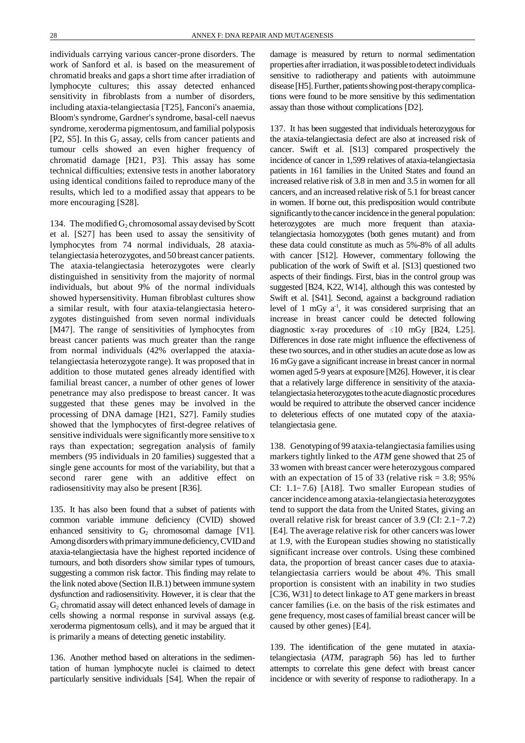individuals carrying various cancer-prone disorders. The work of Sanford et al. is based on the measurement of chromatid breaks and gaps a short time after irradiation of lymphocyte cultures; this assay detected enhanced sensitivity in fibroblasts from a number of disorders, including ataxia-telangiectasia [T25], Fanconi's anaemia, Bloom's syndrome, Gardner's syndrome, basal-cell naevus syndrome, xeroderma pigmentosum, and familial polyposis [P2, S5]. In this $G_2$ assay, cells from cancer patients and tumour cells showed an even higher frequency of chromatid damage [H21, P3]. This assay has some technical difficulties; extensive tests in another laboratory using identical conditions failed to reproduce many of the results, which led to a modified assay that appears to be more encouraging [S28].

134. The modified $G_2$ chromosomal assay devised by Scott et al. [S27] has been used to assay the sensitivity of lymphocytes from 74 normal individuals, 28 ataxia-telangiectasia heterozygotes, and 50 breast cancer patients. The ataxia-telangiectasia heterozygotes were clearly distinguished in sensitivity from the majority of normal individuals, but about 9% of the normal individuals showed hypersensitivity. Human fibroblast cultures show a similar result, with four ataxia-telangiectasia heterozygotes distinguished from seven normal individuals [M47]. The range of sensitivities of lymphocytes from breast cancer patients was much greater than the range from normal individuals (42% overlapped the ataxia-telangiectasia heterozygote range). It was proposed that in addition to those mutated genes already identified with familial breast cancer, a number of other genes of lower penetrance may also predispose to breast cancer. It was suggested that these genes may be involved in the processing of DNA damage [H21, S27]. Family studies showed that the lymphocytes of first-degree relatives of sensitive individuals were significantly more sensitive to x rays than expectation; segregation analysis of family members (95 individuals in 20 families) suggested that a single gene accounts for most of the variability, but that a second rarer gene with an additive effect on radiosensitivity may also be present [R36].

135. It has also been found that a subset of patients with common variable immune deficiency (CVID) showed enhanced sensitivity to $G_2$ chromosomal damage [V1]. Among disorders with primary immune deficiency, CVID and ataxia-telangiectasia have the highest reported incidence of tumours, and both disorders show similar types of tumours, suggesting a common risk factor. This finding may relate to the link noted above (Section II.B.1) between immune system dysfunction and radiosensitivity. However, it is clear that the $G_2$ chromatid assay will detect enhanced levels of damage in cells showing a normal response in survival assays (e.g. xeroderma pigmentosum cells), and it may be argued that it is primarily a means of detecting genetic instability.

136. Another method based on alterations in the sedimentation of human lymphocyte nuclei is claimed to detect particularly sensitive individuals [S4]. When the repair of damage is measured by return to normal sedimentation properties after irradiation, it was possible to detect individuals sensitive to radiotherapy and patients with autoimmune disease [H5]. Further, patients showing post-therapy complications were found to be more sensitive by this sedimentation assay than those without complications [D2].

137. It has been suggested that individuals heterozygous for the ataxia-telangiectasia defect are also at increased risk of cancer. Swift et al. [S13] compared prospectively the incidence of cancer in 1,599 relatives of ataxia-telangiectasia patients in 161 families in the United States and found an increased relative risk of 3.8 in men and 3.5 in women for all cancers, and an increased relative risk of 5.1 for breast cancer in women. If borne out, this predisposition would contribute significantly to the cancer incidence in the general population: heterozygotes are much more frequent than ataxia-telangiectasia homozygotes (both genes mutant) and from these data could constitute as much as 5%-8% of all adults with cancer [S12]. However, commentary following the publication of the work of Swift et al. [S13] questioned two aspects of their findings. First, bias in the control group was suggested [B24, K22, W14], although this was contested by Swift et al. [S41]. Second, against a background radiation level of 1 mGy $a^{-1}$, it was considered surprising that an increase in breast cancer could be detected following diagnostic x-ray procedures of $\leq$10 mGy [B24, L25]. Differences in dose rate might influence the effectiveness of these two sources, and in other studies an acute dose as low as 16 mGy gave a significant increase in breast cancer in normal women aged 5-9 years at exposure [M26]. However, it is clear that a relatively large difference in sensitivity of the ataxia-telangiectasia heterozygotes to the acute diagnostic procedures would be required to attribute the observed cancer incidence to deleterious effects of one mutated copy of the ataxia-telangiectasia gene.

138. Genotyping of 99 ataxia-telangiectasia families using markers tightly linked to the *ATM* gene showed that 25 of 33 women with breast cancer were heterozygous compared with an expectation of 15 of 33 (relative risk = 3.8; 95% CI: 1.1−7.6) [A18]. Two smaller European studies of cancer incidence among ataxia-telangiectasia heterozygotes tend to support the data from the United States, giving an overall relative risk for breast cancer of 3.9 (CI: 2.1−7.2) [E4]. The average relative risk for other cancers was lower at 1.9, with the European studies showing no statistically significant increase over controls. Using these combined data, the proportion of breast cancer cases due to ataxia-telangiectasia carriers would be about 4%. This small proportion is consistent with an inability in two studies [C36, W31] to detect linkage to AT gene markers in breast cancer families (i.e. on the basis of the risk estimates and gene frequency, most cases of familial breast cancer will be caused by other genes) [E4].

139. The identification of the gene mutated in ataxia-telangiectasia (*ATM*, paragraph 56) has led to further attempts to correlate this gene defect with breast cancer incidence or with severity of response to radiotherapy. In a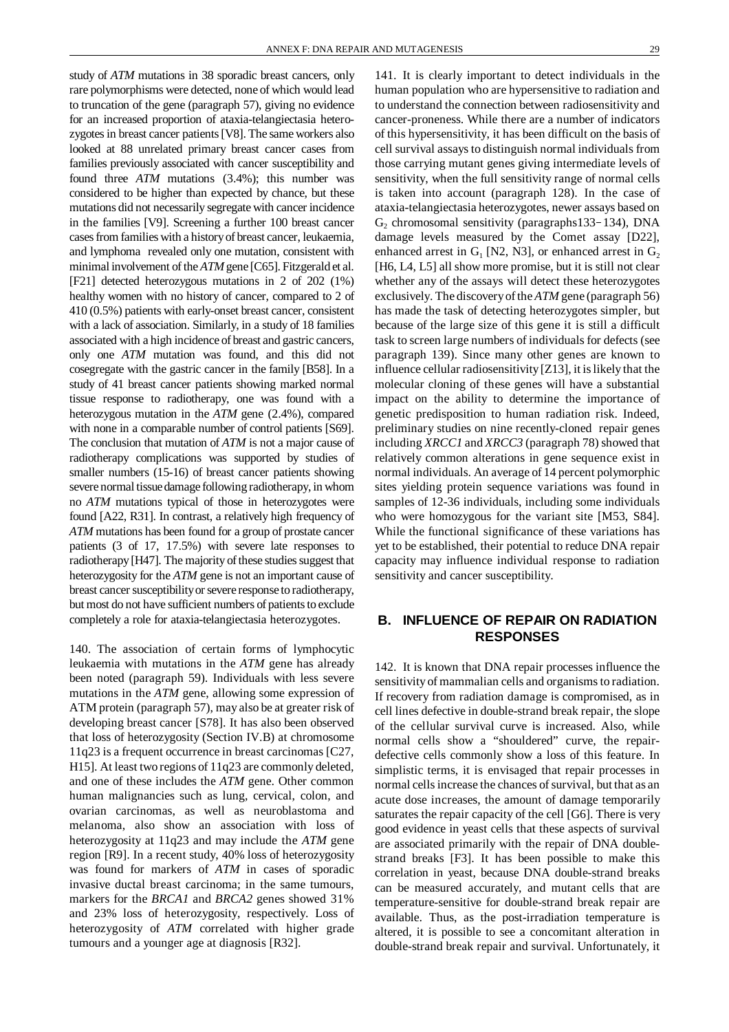study of *ATM* mutations in 38 sporadic breast cancers, only rare polymorphisms were detected, none of which would lead to truncation of the gene (paragraph 57), giving no evidence for an increased proportion of ataxia-telangiectasia heterozygotes in breast cancer patients [V8]. The same workers also looked at 88 unrelated primary breast cancer cases from families previously associated with cancer susceptibility and found three *ATM* mutations (3.4%); this number was considered to be higher than expected by chance, but these mutations did not necessarily segregate with cancer incidence in the families [V9]. Screening a further 100 breast cancer cases from families with a history of breast cancer, leukaemia, and lymphoma revealed only one mutation, consistent with minimal involvement of the *ATM* gene [C65]. Fitzgerald et al. [F21] detected heterozygous mutations in 2 of 202 (1%) healthy women with no history of cancer, compared to 2 of 410 (0.5%) patients with early-onset breast cancer, consistent with a lack of association. Similarly, in a study of 18 families associated with a high incidence of breast and gastric cancers, only one *ATM* mutation was found, and this did not cosegregate with the gastric cancer in the family [B58]. In a study of 41 breast cancer patients showing marked normal tissue response to radiotherapy, one was found with a heterozygous mutation in the *ATM* gene (2.4%), compared with none in a comparable number of control patients [S69]. The conclusion that mutation of *ATM* is not a major cause of radiotherapy complications was supported by studies of smaller numbers (15-16) of breast cancer patients showing severe normal tissue damage following radiotherapy, in whom no *ATM* mutations typical of those in heterozygotes were found [A22, R31]. In contrast, a relatively high frequency of *ATM* mutations has been found for a group of prostate cancer patients (3 of 17, 17.5%) with severe late responses to radiotherapy [H47]. The majority of these studies suggest that heterozygosity for the *ATM* gene is not an important cause of breast cancer susceptibility or severe response to radiotherapy, but most do not have sufficient numbers of patients to exclude completely a role for ataxia-telangiectasia heterozygotes.

140. The association of certain forms of lymphocytic leukaemia with mutations in the *ATM* gene has already been noted (paragraph 59). Individuals with less severe mutations in the *ATM* gene, allowing some expression of ATM protein (paragraph 57), may also be at greater risk of developing breast cancer [S78]. It has also been observed that loss of heterozygosity (Section IV.B) at chromosome 11q23 is a frequent occurrence in breast carcinomas [C27, H15]. At least two regions of 11q23 are commonly deleted, and one of these includes the *ATM* gene. Other common human malignancies such as lung, cervical, colon, and ovarian carcinomas, as well as neuroblastoma and melanoma, also show an association with loss of heterozygosity at 11q23 and may include the *ATM* gene region [R9]. In a recent study, 40% loss of heterozygosity was found for markers of *ATM* in cases of sporadic invasive ductal breast carcinoma; in the same tumours, markers for the *BRCA1* and *BRCA2* genes showed 31% and 23% loss of heterozygosity, respectively. Loss of heterozygosity of *ATM* correlated with higher grade tumours and a younger age at diagnosis [R32].

141. It is clearly important to detect individuals in the human population who are hypersensitive to radiation and to understand the connection between radiosensitivity and cancer-proneness. While there are a number of indicators of this hypersensitivity, it has been difficult on the basis of cell survival assays to distinguish normal individuals from those carrying mutant genes giving intermediate levels of sensitivity, when the full sensitivity range of normal cells is taken into account (paragraph 128). In the case of ataxia-telangiectasia heterozygotes, newer assays based on $G_2$ chromosomal sensitivity (paragraphs 133–134), DNA damage levels measured by the Comet assay [D22], enhanced arrest in $G_1$ [N2, N3], or enhanced arrest in $G_2$ [H6, L4, L5] all show more promise, but it is still not clear whether any of the assays will detect these heterozygotes exclusively. The discovery of the *ATM* gene (paragraph 56) has made the task of detecting heterozygotes simpler, but because of the large size of this gene it is still a difficult task to screen large numbers of individuals for defects (see paragraph 139). Since many other genes are known to influence cellular radiosensitivity [Z13], it is likely that the molecular cloning of these genes will have a substantial impact on the ability to determine the importance of genetic predisposition to human radiation risk. Indeed, preliminary studies on nine recently-cloned repair genes including *XRCC1* and *XRCC3* (paragraph 78) showed that relatively common alterations in gene sequence exist in normal individuals. An average of 14 percent polymorphic sites yielding protein sequence variations was found in samples of 12-36 individuals, including some individuals who were homozygous for the variant site [M53, S84]. While the functional significance of these variations has yet to be established, their potential to reduce DNA repair capacity may influence individual response to radiation sensitivity and cancer susceptibility.

## B. INFLUENCE OF REPAIR ON RADIATION RESPONSES

142. It is known that DNA repair processes influence the sensitivity of mammalian cells and organisms to radiation. If recovery from radiation damage is compromised, as in cell lines defective in double-strand break repair, the slope of the cellular survival curve is increased. Also, while normal cells show a "shouldered" curve, the repair-defective cells commonly show a loss of this feature. In simplistic terms, it is envisaged that repair processes in normal cells increase the chances of survival, but that as an acute dose increases, the amount of damage temporarily saturates the repair capacity of the cell [G6]. There is very good evidence in yeast cells that these aspects of survival are associated primarily with the repair of DNA double-strand breaks [F3]. It has been possible to make this correlation in yeast, because DNA double-strand breaks can be measured accurately, and mutant cells that are temperature-sensitive for double-strand break repair are available. Thus, as the post-irradiation temperature is altered, it is possible to see a concomitant alteration in double-strand break repair and survival. Unfortunately, it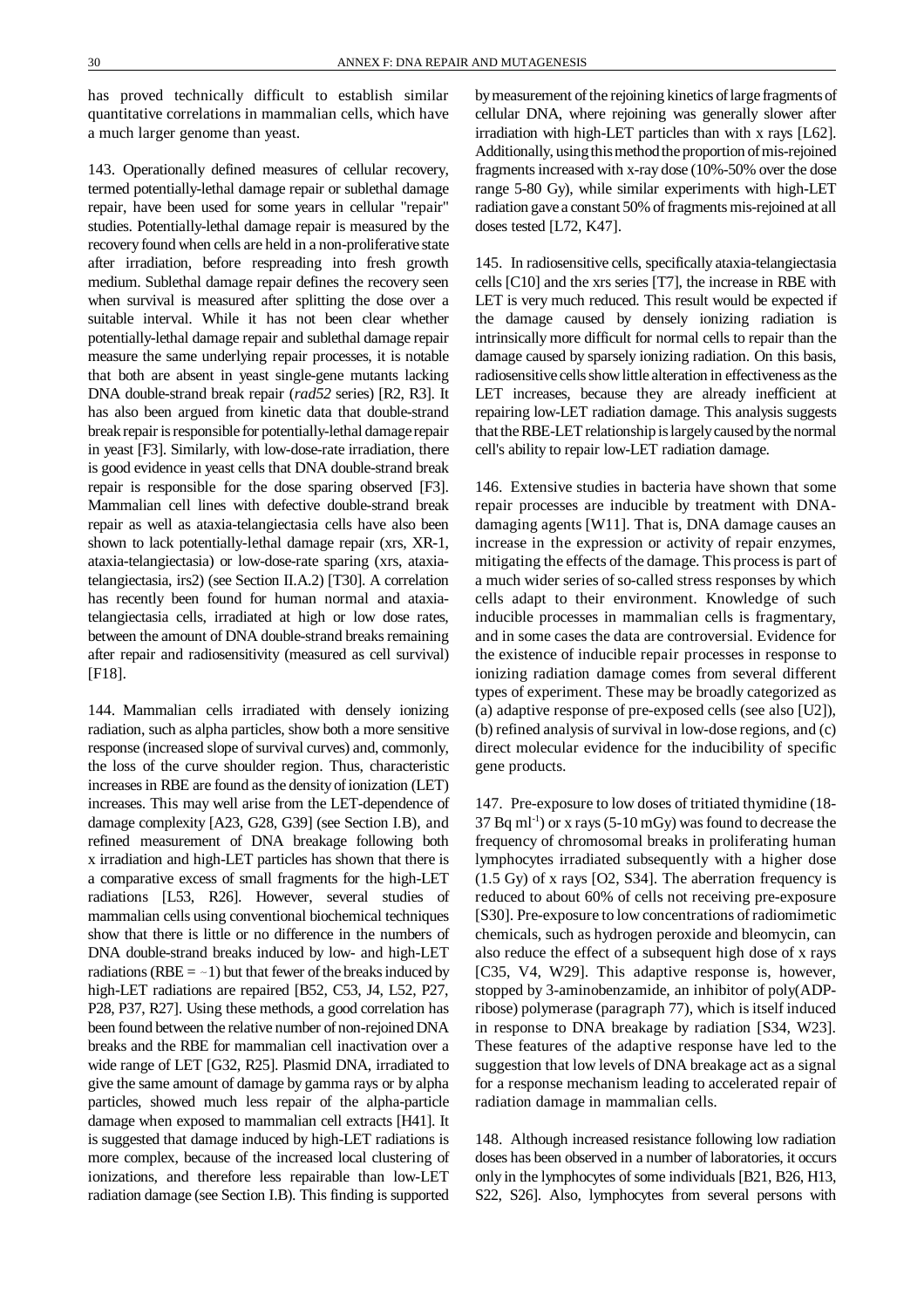has proved technically difficult to establish similar quantitative correlations in mammalian cells, which have a much larger genome than yeast.

143. Operationally defined measures of cellular recovery, termed potentially-lethal damage repair or sublethal damage repair, have been used for some years in cellular "repair" studies. Potentially-lethal damage repair is measured by the recovery found when cells are held in a non-proliferative state after irradiation, before respreading into fresh growth medium. Sublethal damage repair defines the recovery seen when survival is measured after splitting the dose over a suitable interval. While it has not been clear whether potentially-lethal damage repair and sublethal damage repair measure the same underlying repair processes, it is notable that both are absent in yeast single-gene mutants lacking DNA double-strand break repair (*rad52* series) [R2, R3]. It has also been argued from kinetic data that double-strand break repair is responsible for potentially-lethal damage repair in yeast [F3]. Similarly, with low-dose-rate irradiation, there is good evidence in yeast cells that DNA double-strand break repair is responsible for the dose sparing observed [F3]. Mammalian cell lines with defective double-strand break repair as well as ataxia-telangiectasia cells have also been shown to lack potentially-lethal damage repair (xrs, XR-1, ataxia-telangiectasia) or low-dose-rate sparing (xrs, ataxia-telangiectasia, irs2) (see Section II.A.2) [T30]. A correlation has recently been found for human normal and ataxia-telangiectasia cells, irradiated at high or low dose rates, between the amount of DNA double-strand breaks remaining after repair and radiosensitivity (measured as cell survival) [F18].

144. Mammalian cells irradiated with densely ionizing radiation, such as alpha particles, show both a more sensitive response (increased slope of survival curves) and, commonly, the loss of the curve shoulder region. Thus, characteristic increases in RBE are found as the density of ionization (LET) increases. This may well arise from the LET-dependence of damage complexity [A23, G28, G39] (see Section I.B), and refined measurement of DNA breakage following both x irradiation and high-LET particles has shown that there is a comparative excess of small fragments for the high-LET radiations [L53, R26]. However, several studies of mammalian cells using conventional biochemical techniques show that there is little or no difference in the numbers of DNA double-strand breaks induced by low- and high-LET radiations (RBE = ~1) but that fewer of the breaks induced by high-LET radiations are repaired [B52, C53, J4, L52, P27, P28, P37, R27]. Using these methods, a good correlation has been found between the relative number of non-rejoined DNA breaks and the RBE for mammalian cell inactivation over a wide range of LET [G32, R25]. Plasmid DNA, irradiated to give the same amount of damage by gamma rays or by alpha particles, showed much less repair of the alpha-particle damage when exposed to mammalian cell extracts [H41]. It is suggested that damage induced by high-LET radiations is more complex, because of the increased local clustering of ionizations, and therefore less repairable than low-LET radiation damage (see Section I.B). This finding is supported by measurement of the rejoining kinetics of large fragments of cellular DNA, where rejoining was generally slower after irradiation with high-LET particles than with x rays [L62]. Additionally, using this method the proportion of mis-rejoined fragments increased with x-ray dose (10%-50% over the dose range 5-80 Gy), while similar experiments with high-LET radiation gave a constant 50% of fragments mis-rejoined at all doses tested [L72, K47].

145. In radiosensitive cells, specifically ataxia-telangiectasia cells [C10] and the xrs series [T7], the increase in RBE with LET is very much reduced. This result would be expected if the damage caused by densely ionizing radiation is intrinsically more difficult for normal cells to repair than the damage caused by sparsely ionizing radiation. On this basis, radiosensitive cells show little alteration in effectiveness as the LET increases, because they are already inefficient at repairing low-LET radiation damage. This analysis suggests that the RBE-LET relationship is largely caused by the normal cell's ability to repair low-LET radiation damage.

146. Extensive studies in bacteria have shown that some repair processes are inducible by treatment with DNA-damaging agents [W11]. That is, DNA damage causes an increase in the expression or activity of repair enzymes, mitigating the effects of the damage. This process is part of a much wider series of so-called stress responses by which cells adapt to their environment. Knowledge of such inducible processes in mammalian cells is fragmentary, and in some cases the data are controversial. Evidence for the existence of inducible repair processes in response to ionizing radiation damage comes from several different types of experiment. These may be broadly categorized as (a) adaptive response of pre-exposed cells (see also [U2]), (b) refined analysis of survival in low-dose regions, and (c) direct molecular evidence for the inducibility of specific gene products.

147. Pre-exposure to low doses of tritiated thymidine (18-37 Bq ml$^{-1}$) or x rays (5-10 mGy) was found to decrease the frequency of chromosomal breaks in proliferating human lymphocytes irradiated subsequently with a higher dose (1.5 Gy) of x rays [O2, S34]. The aberration frequency is reduced to about 60% of cells not receiving pre-exposure [S30]. Pre-exposure to low concentrations of radiomimetic chemicals, such as hydrogen peroxide and bleomycin, can also reduce the effect of a subsequent high dose of x rays [C35, V4, W29]. This adaptive response is, however, stopped by 3-aminobenzamide, an inhibitor of poly(ADP-ribose) polymerase (paragraph 77), which is itself induced in response to DNA breakage by radiation [S34, W23]. These features of the adaptive response have led to the suggestion that low levels of DNA breakage act as a signal for a response mechanism leading to accelerated repair of radiation damage in mammalian cells.

148. Although increased resistance following low radiation doses has been observed in a number of laboratories, it occurs only in the lymphocytes of some individuals [B21, B26, H13, S22, S26]. Also, lymphocytes from several persons with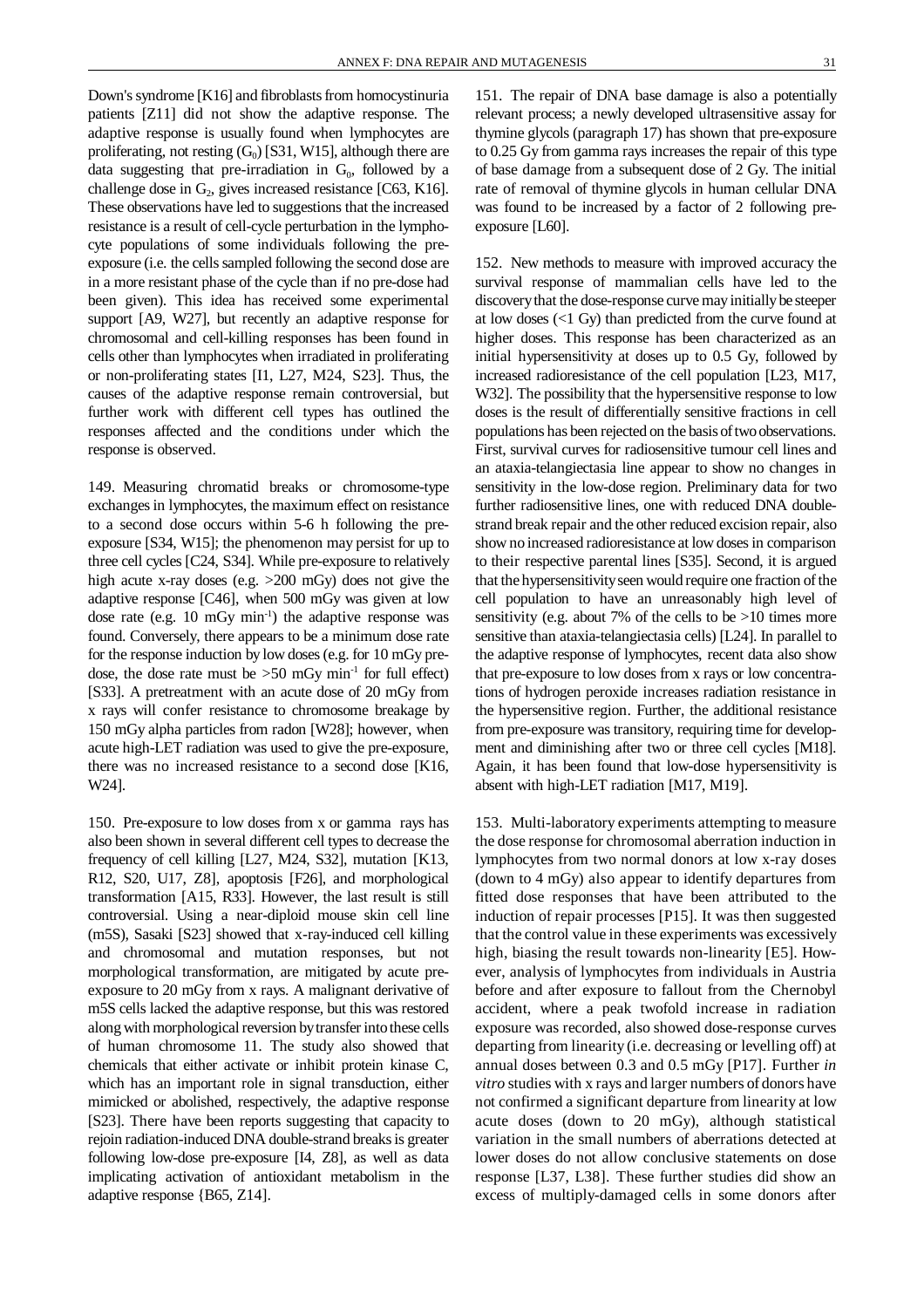Down's syndrome [K16] and fibroblasts from homocystinuria patients [Z11] did not show the adaptive response. The adaptive response is usually found when lymphocytes are proliferating, not resting ($G_0$) [S31, W15], although there are data suggesting that pre-irradiation in $G_0$, followed by a challenge dose in $G_2$, gives increased resistance [C63, K16]. These observations have led to suggestions that the increased resistance is a result of cell-cycle perturbation in the lymphocyte populations of some individuals following the pre-exposure (i.e. the cells sampled following the second dose are in a more resistant phase of the cycle than if no pre-dose had been given). This idea has received some experimental support [A9, W27], but recently an adaptive response for chromosomal and cell-killing responses has been found in cells other than lymphocytes when irradiated in proliferating or non-proliferating states [I1, L27, M24, S23]. Thus, the causes of the adaptive response remain controversial, but further work with different cell types has outlined the responses affected and the conditions under which the response is observed.

149. Measuring chromatid breaks or chromosome-type exchanges in lymphocytes, the maximum effect on resistance to a second dose occurs within 5-6 h following the pre-exposure [S34, W15]; the phenomenon may persist for up to three cell cycles [C24, S34]. While pre-exposure to relatively high acute x-ray doses (e.g. >200 mGy) does not give the adaptive response [C46], when 500 mGy was given at low dose rate (e.g. 10 mGy $min^{-1}$) the adaptive response was found. Conversely, there appears to be a minimum dose rate for the response induction by low doses (e.g. for 10 mGy pre-dose, the dose rate must be >50 mGy $min^{-1}$ for full effect) [S33]. A pretreatment with an acute dose of 20 mGy from x rays will confer resistance to chromosome breakage by 150 mGy alpha particles from radon [W28]; however, when acute high-LET radiation was used to give the pre-exposure, there was no increased resistance to a second dose [K16, W24].

150. Pre-exposure to low doses from x or gamma rays has also been shown in several different cell types to decrease the frequency of cell killing [L27, M24, S32], mutation [K13, R12, S20, U17, Z8], apoptosis [F26], and morphological transformation [A15, R33]. However, the last result is still controversial. Using a near-diploid mouse skin cell line (m5S), Sasaki [S23] showed that x-ray-induced cell killing and chromosomal and mutation responses, but not morphological transformation, are mitigated by acute pre-exposure to 20 mGy from x rays. A malignant derivative of m5S cells lacked the adaptive response, but this was restored along with morphological reversion by transfer into these cells of human chromosome 11. The study also showed that chemicals that either activate or inhibit protein kinase C, which has an important role in signal transduction, either mimicked or abolished, respectively, the adaptive response [S23]. There have been reports suggesting that capacity to rejoin radiation-induced DNA double-strand breaks is greater following low-dose pre-exposure [I4, Z8], as well as data implicating activation of antioxidant metabolism in the adaptive response {B65, Z14].

151. The repair of DNA base damage is also a potentially relevant process; a newly developed ultrasensitive assay for thymine glycols (paragraph 17) has shown that pre-exposure to 0.25 Gy from gamma rays increases the repair of this type of base damage from a subsequent dose of 2 Gy. The initial rate of removal of thymine glycols in human cellular DNA was found to be increased by a factor of 2 following pre-exposure [L60].

152. New methods to measure with improved accuracy the survival response of mammalian cells have led to the discovery that the dose-response curve may initially be steeper at low doses (<1 Gy) than predicted from the curve found at higher doses. This response has been characterized as an initial hypersensitivity at doses up to 0.5 Gy, followed by increased radioresistance of the cell population [L23, M17, W32]. The possibility that the hypersensitive response to low doses is the result of differentially sensitive fractions in cell populations has been rejected on the basis of two observations. First, survival curves for radiosensitive tumour cell lines and an ataxia-telangiectasia line appear to show no changes in sensitivity in the low-dose region. Preliminary data for two further radiosensitive lines, one with reduced DNA double-strand break repair and the other reduced excision repair, also show no increased radioresistance at low doses in comparison to their respective parental lines [S35]. Second, it is argued that the hypersensitivity seen would require one fraction of the cell population to have an unreasonably high level of sensitivity (e.g. about 7% of the cells to be >10 times more sensitive than ataxia-telangiectasia cells) [L24]. In parallel to the adaptive response of lymphocytes, recent data also show that pre-exposure to low doses from x rays or low concentrations of hydrogen peroxide increases radiation resistance in the hypersensitive region. Further, the additional resistance from pre-exposure was transitory, requiring time for development and diminishing after two or three cell cycles [M18]. Again, it has been found that low-dose hypersensitivity is absent with high-LET radiation [M17, M19].

153. Multi-laboratory experiments attempting to measure the dose response for chromosomal aberration induction in lymphocytes from two normal donors at low x-ray doses (down to 4 mGy) also appear to identify departures from fitted dose responses that have been attributed to the induction of repair processes [P15]. It was then suggested that the control value in these experiments was excessively high, biasing the result towards non-linearity [E5]. However, analysis of lymphocytes from individuals in Austria before and after exposure to fallout from the Chernobyl accident, where a peak twofold increase in radiation exposure was recorded, also showed dose-response curves departing from linearity (i.e. decreasing or levelling off) at annual doses between 0.3 and 0.5 mGy [P17]. Further *in vitro* studies with x rays and larger numbers of donors have not confirmed a significant departure from linearity at low acute doses (down to 20 mGy), although statistical variation in the small numbers of aberrations detected at lower doses do not allow conclusive statements on dose response [L37, L38]. These further studies did show an excess of multiply-damaged cells in some donors after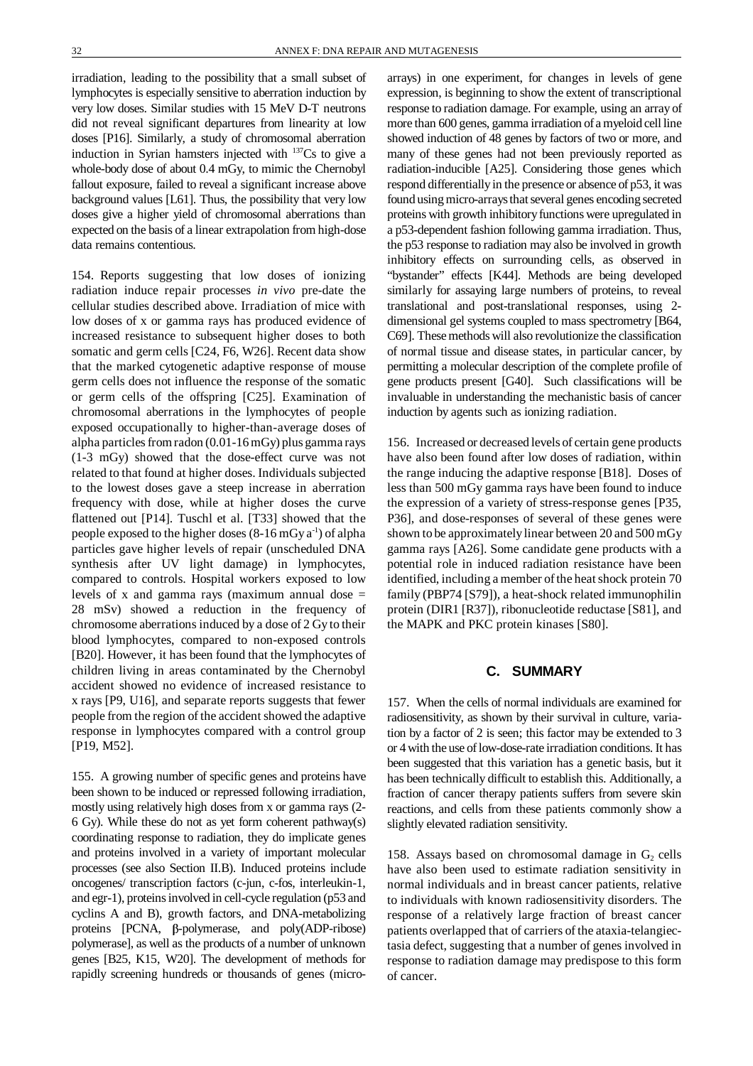irradiation, leading to the possibility that a small subset of lymphocytes is especially sensitive to aberration induction by very low doses. Similar studies with 15 MeV D-T neutrons did not reveal significant departures from linearity at low doses [P16]. Similarly, a study of chromosomal aberration induction in Syrian hamsters injected with $^{137}$Cs to give a whole-body dose of about 0.4 mGy, to mimic the Chernobyl fallout exposure, failed to reveal a significant increase above background values [L61]. Thus, the possibility that very low doses give a higher yield of chromosomal aberrations than expected on the basis of a linear extrapolation from high-dose data remains contentious.

154. Reports suggesting that low doses of ionizing radiation induce repair processes *in vivo* pre-date the cellular studies described above. Irradiation of mice with low doses of x or gamma rays has produced evidence of increased resistance to subsequent higher doses to both somatic and germ cells [C24, F6, W26]. Recent data show that the marked cytogenetic adaptive response of mouse germ cells does not influence the response of the somatic or germ cells of the offspring [C25]. Examination of chromosomal aberrations in the lymphocytes of people exposed occupationally to higher-than-average doses of alpha particles from radon (0.01-16 mGy) plus gamma rays (1-3 mGy) showed that the dose-effect curve was not related to that found at higher doses. Individuals subjected to the lowest doses gave a steep increase in aberration frequency with dose, while at higher doses the curve flattened out [P14]. Tuschl et al. [T33] showed that the people exposed to the higher doses (8-16 mGy $a^{-1}$) of alpha particles gave higher levels of repair (unscheduled DNA synthesis after UV light damage) in lymphocytes, compared to controls. Hospital workers exposed to low levels of x and gamma rays (maximum annual dose = 28 mSv) showed a reduction in the frequency of chromosome aberrations induced by a dose of 2 Gy to their blood lymphocytes, compared to non-exposed controls [B20]. However, it has been found that the lymphocytes of children living in areas contaminated by the Chernobyl accident showed no evidence of increased resistance to x rays [P9, U16], and separate reports suggests that fewer people from the region of the accident showed the adaptive response in lymphocytes compared with a control group [P19, M52].

155. A growing number of specific genes and proteins have been shown to be induced or repressed following irradiation, mostly using relatively high doses from x or gamma rays (2-6 Gy). While these do not as yet form coherent pathway(s) coordinating response to radiation, they do implicate genes and proteins involved in a variety of important molecular processes (see also Section II.B). Induced proteins include oncogenes/ transcription factors (c-jun, c-fos, interleukin-1, and egr-1), proteins involved in cell-cycle regulation (p53 and cyclins A and B), growth factors, and DNA-metabolizing proteins [PCNA, β-polymerase, and poly(ADP-ribose) polymerase], as well as the products of a number of unknown genes [B25, K15, W20]. The development of methods for rapidly screening hundreds or thousands of genes (micro-arrays) in one experiment, for changes in levels of gene expression, is beginning to show the extent of transcriptional response to radiation damage. For example, using an array of more than 600 genes, gamma irradiation of a myeloid cell line showed induction of 48 genes by factors of two or more, and many of these genes had not been previously reported as radiation-inducible [A25]. Considering those genes which respond differentially in the presence or absence of p53, it was found using micro-arrays that several genes encoding secreted proteins with growth inhibitory functions were upregulated in a p53-dependent fashion following gamma irradiation. Thus, the p53 response to radiation may also be involved in growth inhibitory effects on surrounding cells, as observed in "bystander" effects [K44]. Methods are being developed similarly for assaying large numbers of proteins, to reveal translational and post-translational responses, using 2-dimensional gel systems coupled to mass spectrometry [B64, C69]. These methods will also revolutionize the classification of normal tissue and disease states, in particular cancer, by permitting a molecular description of the complete profile of gene products present [G40]. Such classifications will be invaluable in understanding the mechanistic basis of cancer induction by agents such as ionizing radiation.

156. Increased or decreased levels of certain gene products have also been found after low doses of radiation, within the range inducing the adaptive response [B18]. Doses of less than 500 mGy gamma rays have been found to induce the expression of a variety of stress-response genes [P35, P36], and dose-responses of several of these genes were shown to be approximately linear between 20 and 500 mGy gamma rays [A26]. Some candidate gene products with a potential role in induced radiation resistance have been identified, including a member of the heat shock protein 70 family (PBP74 [S79]), a heat-shock related immunophilin protein (DIR1 [R37]), ribonucleotide reductase [S81], and the MAPK and PKC protein kinases [S80].

## C. SUMMARY

157. When the cells of normal individuals are examined for radiosensitivity, as shown by their survival in culture, variation by a factor of 2 is seen; this factor may be extended to 3 or 4 with the use of low-dose-rate irradiation conditions. It has been suggested that this variation has a genetic basis, but it has been technically difficult to establish this. Additionally, a fraction of cancer therapy patients suffers from severe skin reactions, and cells from these patients commonly show a slightly elevated radiation sensitivity.

158. Assays based on chromosomal damage in $G_2$ cells have also been used to estimate radiation sensitivity in normal individuals and in breast cancer patients, relative to individuals with known radiosensitivity disorders. The response of a relatively large fraction of breast cancer patients overlapped that of carriers of the ataxia-telangiectasia defect, suggesting that a number of genes involved in response to radiation damage may predispose to this form of cancer.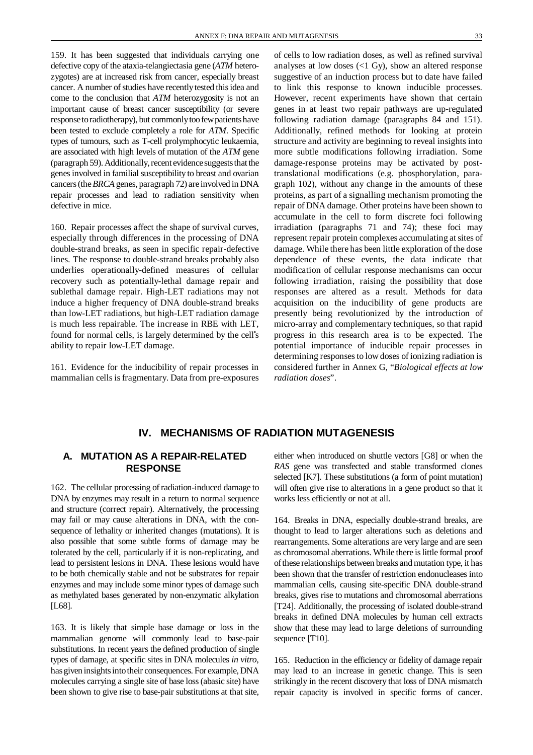159. It has been suggested that individuals carrying one defective copy of the ataxia-telangiectasia gene (*ATM* heterozygotes) are at increased risk from cancer, especially breast cancer. A number of studies have recently tested this idea and come to the conclusion that *ATM* heterozygosity is not an important cause of breast cancer susceptibility (or severe response to radiotherapy), but commonly too few patients have been tested to exclude completely a role for *ATM*. Specific types of tumours, such as T-cell prolymphocytic leukaemia, are associated with high levels of mutation of the *ATM* gene (paragraph 59). Additionally, recent evidence suggests that the genes involved in familial susceptibility to breast and ovarian cancers (the *BRCA* genes, paragraph 72) are involved in DNA repair processes and lead to radiation sensitivity when defective in mice.

160. Repair processes affect the shape of survival curves, especially through differences in the processing of DNA double-strand breaks, as seen in specific repair-defective lines. The response to double-strand breaks probably also underlies operationally-defined measures of cellular recovery such as potentially-lethal damage repair and sublethal damage repair. High-LET radiations may not induce a higher frequency of DNA double-strand breaks than low-LET radiations, but high-LET radiation damage is much less repairable. The increase in RBE with LET, found for normal cells, is largely determined by the cell's ability to repair low-LET damage.

161. Evidence for the inducibility of repair processes in mammalian cells is fragmentary. Data from pre-exposures of cells to low radiation doses, as well as refined survival analyses at low doses (<1 Gy), show an altered response suggestive of an induction process but to date have failed to link this response to known inducible processes. However, recent experiments have shown that certain genes in at least two repair pathways are up-regulated following radiation damage (paragraphs 84 and 151). Additionally, refined methods for looking at protein structure and activity are beginning to reveal insights into more subtle modifications following irradiation. Some damage-response proteins may be activated by post-translational modifications (e.g. phosphorylation, paragraph 102), without any change in the amounts of these proteins, as part of a signalling mechanism promoting the repair of DNA damage. Other proteins have been shown to accumulate in the cell to form discrete foci following irradiation (paragraphs 71 and 74); these foci may represent repair protein complexes accumulating at sites of damage. While there has been little exploration of the dose dependence of these events, the data indicate that modification of cellular response mechanisms can occur following irradiation, raising the possibility that dose responses are altered as a result. Methods for data acquisition on the inducibility of gene products are presently being revolutionized by the introduction of micro-array and complementary techniques, so that rapid progress in this research area is to be expected. The potential importance of inducible repair processes in determining responses to low doses of ionizing radiation is considered further in Annex G, "*Biological effects at low radiation doses*".

# IV. MECHANISMS OF RADIATION MUTAGENESIS

## A. MUTATION AS A REPAIR-RELATED RESPONSE

162. The cellular processing of radiation-induced damage to DNA by enzymes may result in a return to normal sequence and structure (correct repair). Alternatively, the processing may fail or may cause alterations in DNA, with the consequence of lethality or inherited changes (mutations). It is also possible that some subtle forms of damage may be tolerated by the cell, particularly if it is non-replicating, and lead to persistent lesions in DNA. These lesions would have to be both chemically stable and not be substrates for repair enzymes and may include some minor types of damage such as methylated bases generated by non-enzymatic alkylation [L68].

163. It is likely that simple base damage or loss in the mammalian genome will commonly lead to base-pair substitutions. In recent years the defined production of single types of damage, at specific sites in DNA molecules *in vitro*, has given insights into their consequences. For example, DNA molecules carrying a single site of base loss (abasic site) have been shown to give rise to base-pair substitutions at that site, either when introduced on shuttle vectors [G8] or when the *RAS* gene was transfected and stable transformed clones selected [K7]. These substitutions (a form of point mutation) will often give rise to alterations in a gene product so that it works less efficiently or not at all.

164. Breaks in DNA, especially double-strand breaks, are thought to lead to larger alterations such as deletions and rearrangements. Some alterations are very large and are seen as chromosomal aberrations. While there is little formal proof of these relationships between breaks and mutation type, it has been shown that the transfer of restriction endonucleases into mammalian cells, causing site-specific DNA double-strand breaks, gives rise to mutations and chromosomal aberrations [T24]. Additionally, the processing of isolated double-strand breaks in defined DNA molecules by human cell extracts show that these may lead to large deletions of surrounding sequence [T10].

165. Reduction in the efficiency or fidelity of damage repair may lead to an increase in genetic change. This is seen strikingly in the recent discovery that loss of DNA mismatch repair capacity is involved in specific forms of cancer.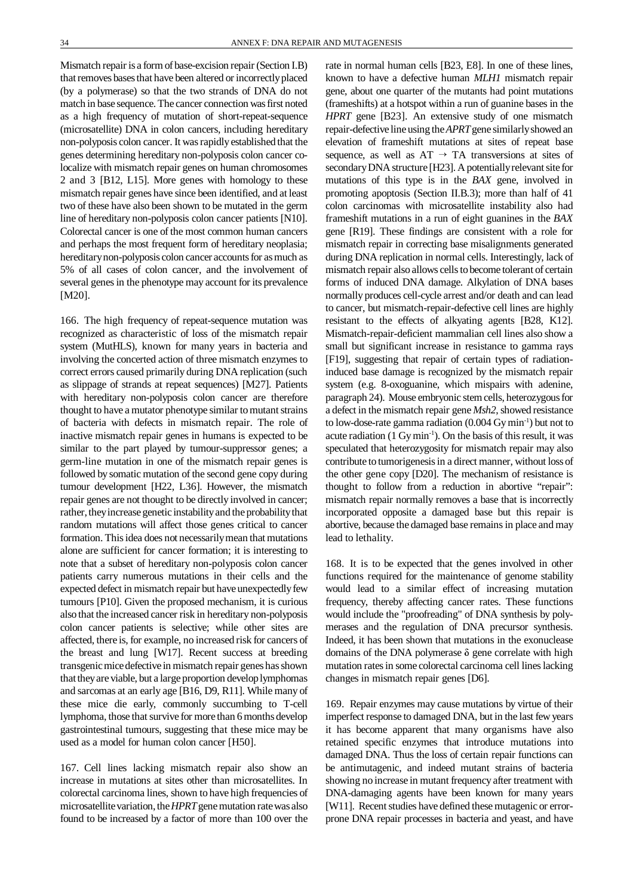Mismatch repair is a form of base-excision repair (Section I.B) that removes bases that have been altered or incorrectly placed (by a polymerase) so that the two strands of DNA do not match in base sequence. The cancer connection was first noted as a high frequency of mutation of short-repeat-sequence (microsatellite) DNA in colon cancers, including hereditary non-polyposis colon cancer. It was rapidly established that the genes determining hereditary non-polyposis colon cancer co-localize with mismatch repair genes on human chromosomes 2 and 3 [B12, L15]. More genes with homology to these mismatch repair genes have since been identified, and at least two of these have also been shown to be mutated in the germ line of hereditary non-polyposis colon cancer patients [N10]. Colorectal cancer is one of the most common human cancers and perhaps the most frequent form of hereditary neoplasia; hereditary non-polyposis colon cancer accounts for as much as 5% of all cases of colon cancer, and the involvement of several genes in the phenotype may account for its prevalence [M20].

166. The high frequency of repeat-sequence mutation was recognized as characteristic of loss of the mismatch repair system (MutHLS), known for many years in bacteria and involving the concerted action of three mismatch enzymes to correct errors caused primarily during DNA replication (such as slippage of strands at repeat sequences) [M27]. Patients with hereditary non-polyposis colon cancer are therefore thought to have a mutator phenotype similar to mutant strains of bacteria with defects in mismatch repair. The role of inactive mismatch repair genes in humans is expected to be similar to the part played by tumour-suppressor genes; a germ-line mutation in one of the mismatch repair genes is followed by somatic mutation of the second gene copy during tumour development [H22, L36]. However, the mismatch repair genes are not thought to be directly involved in cancer; rather, they increase genetic instability and the probability that random mutations will affect those genes critical to cancer formation. This idea does not necessarily mean that mutations alone are sufficient for cancer formation; it is interesting to note that a subset of hereditary non-polyposis colon cancer patients carry numerous mutations in their cells and the expected defect in mismatch repair but have unexpectedly few tumours [P10]. Given the proposed mechanism, it is curious also that the increased cancer risk in hereditary non-polyposis colon cancer patients is selective; while other sites are affected, there is, for example, no increased risk for cancers of the breast and lung [W17]. Recent success at breeding transgenic mice defective in mismatch repair genes has shown that they are viable, but a large proportion develop lymphomas and sarcomas at an early age [B16, D9, R11]. While many of these mice die early, commonly succumbing to T-cell lymphoma, those that survive for more than 6 months develop gastrointestinal tumours, suggesting that these mice may be used as a model for human colon cancer [H50].

167. Cell lines lacking mismatch repair also show an increase in mutations at sites other than microsatellites. In colorectal carcinoma lines, shown to have high frequencies of microsatellite variation, the *HPRT* gene mutation rate was also found to be increased by a factor of more than 100 over the rate in normal human cells [B23, E8]. In one of these lines, known to have a defective human *MLH1* mismatch repair gene, about one quarter of the mutants had point mutations (frameshifts) at a hotspot within a run of guanine bases in the *HPRT* gene [B23]. An extensive study of one mismatch repair-defective line using the *APRT* gene similarly showed an elevation of frameshift mutations at sites of repeat base sequence, as well as AT $\rightarrow$ TA transversions at sites of secondary DNA structure [H23]. A potentially relevant site for mutations of this type is in the *BAX* gene, involved in promoting apoptosis (Section II.B.3); more than half of 41 colon carcinomas with microsatellite instability also had frameshift mutations in a run of eight guanines in the *BAX* gene [R19]. These findings are consistent with a role for mismatch repair in correcting base misalignments generated during DNA replication in normal cells. Interestingly, lack of mismatch repair also allows cells to become tolerant of certain forms of induced DNA damage. Alkylation of DNA bases normally produces cell-cycle arrest and/or death and can lead to cancer, but mismatch-repair-defective cell lines are highly resistant to the effects of alkyating agents [B28, K12]. Mismatch-repair-deficient mammalian cell lines also show a small but significant increase in resistance to gamma rays [F19], suggesting that repair of certain types of radiation-induced base damage is recognized by the mismatch repair system (e.g. 8-oxoguanine, which mispairs with adenine, paragraph 24). Mouse embryonic stem cells, heterozygous for a defect in the mismatch repair gene *Msh2*, showed resistance to low-dose-rate gamma radiation (0.004 Gy min$^{-1}$) but not to acute radiation (1 Gy min$^{-1}$). On the basis of this result, it was speculated that heterozygosity for mismatch repair may also contribute to tumorigenesis in a direct manner, without loss of the other gene copy [D20]. The mechanism of resistance is thought to follow from a reduction in abortive "repair": mismatch repair normally removes a base that is incorrectly incorporated opposite a damaged base but this repair is abortive, because the damaged base remains in place and may lead to lethality.

168. It is to be expected that the genes involved in other functions required for the maintenance of genome stability would lead to a similar effect of increasing mutation frequency, thereby affecting cancer rates. These functions would include the "proofreading" of DNA synthesis by polymerases and the regulation of DNA precursor synthesis. Indeed, it has been shown that mutations in the exonuclease domains of the DNA polymerase δ gene correlate with high mutation rates in some colorectal carcinoma cell lines lacking changes in mismatch repair genes [D6].

169. Repair enzymes may cause mutations by virtue of their imperfect response to damaged DNA, but in the last few years it has become apparent that many organisms have also retained specific enzymes that introduce mutations into damaged DNA. Thus the loss of certain repair functions can be antimutagenic, and indeed mutant strains of bacteria showing no increase in mutant frequency after treatment with DNA-damaging agents have been known for many years [W11]. Recent studies have defined these mutagenic or error-prone DNA repair processes in bacteria and yeast, and have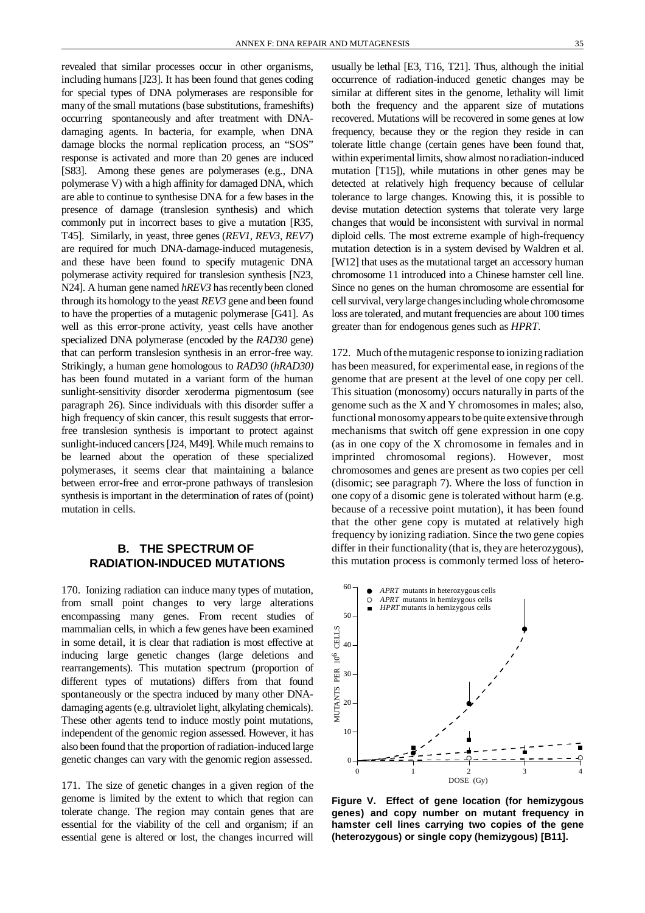revealed that similar processes occur in other organisms, including humans [J23]. It has been found that genes coding for special types of DNA polymerases are responsible for many of the small mutations (base substitutions, frameshifts) occurring spontaneously and after treatment with DNA-damaging agents. In bacteria, for example, when DNA damage blocks the normal replication process, an "SOS" response is activated and more than 20 genes are induced [S83]. Among these genes are polymerases (e.g., DNA polymerase V) with a high affinity for damaged DNA, which are able to continue to synthesise DNA for a few bases in the presence of damage (translesion synthesis) and which commonly put in incorrect bases to give a mutation [R35, T45]. Similarly, in yeast, three genes (*REV1*, *REV3*, *REV7*) are required for much DNA-damage-induced mutagenesis, and these have been found to specify mutagenic DNA polymerase activity required for translesion synthesis [N23, N24]. A human gene named *hREV3* has recently been cloned through its homology to the yeast *REV3* gene and been found to have the properties of a mutagenic polymerase [G41]. As well as this error-prone activity, yeast cells have another specialized DNA polymerase (encoded by the *RAD30* gene) that can perform translesion synthesis in an error-free way. Strikingly, a human gene homologous to *RAD30* (*hRAD30)* has been found mutated in a variant form of the human sunlight-sensitivity disorder xeroderma pigmentosum (see paragraph 26). Since individuals with this disorder suffer a high frequency of skin cancer, this result suggests that error-free translesion synthesis is important to protect against sunlight-induced cancers [J24, M49]. While much remains to be learned about the operation of these specialized polymerases, it seems clear that maintaining a balance between error-free and error-prone pathways of translesion synthesis is important in the determination of rates of (point) mutation in cells.

## B. THE SPECTRUM OF RADIATION-INDUCED MUTATIONS

170. Ionizing radiation can induce many types of mutation, from small point changes to very large alterations encompassing many genes. From recent studies of mammalian cells, in which a few genes have been examined in some detail, it is clear that radiation is most effective at inducing large genetic changes (large deletions and rearrangements). This mutation spectrum (proportion of different types of mutations) differs from that found spontaneously or the spectra induced by many other DNA-damaging agents (e.g. ultraviolet light, alkylating chemicals). These other agents tend to induce mostly point mutations, independent of the genomic region assessed. However, it has also been found that the proportion of radiation-induced large genetic changes can vary with the genomic region assessed.

171. The size of genetic changes in a given region of the genome is limited by the extent to which that region can tolerate change. The region may contain genes that are essential for the viability of the cell and organism; if an essential gene is altered or lost, the changes incurred will usually be lethal [E3, T16, T21]. Thus, although the initial occurrence of radiation-induced genetic changes may be similar at different sites in the genome, lethality will limit both the frequency and the apparent size of mutations recovered. Mutations will be recovered in some genes at low frequency, because they or the region they reside in can tolerate little change (certain genes have been found that, within experimental limits, show almost no radiation-induced mutation [T15]), while mutations in other genes may be detected at relatively high frequency because of cellular tolerance to large changes. Knowing this, it is possible to devise mutation detection systems that tolerate very large changes that would be inconsistent with survival in normal diploid cells. The most extreme example of high-frequency mutation detection is in a system devised by Waldren et al. [W12] that uses as the mutational target an accessory human chromosome 11 introduced into a Chinese hamster cell line. Since no genes on the human chromosome are essential for cell survival, very large changes including whole chromosome loss are tolerated, and mutant frequencies are about 100 times greater than for endogenous genes such as *HPRT*.

172. Much of the mutagenic response to ionizing radiation has been measured, for experimental ease, in regions of the genome that are present at the level of one copy per cell. This situation (monosomy) occurs naturally in parts of the genome such as the X and Y chromosomes in males; also, functional monosomy appears to be quite extensive through mechanisms that switch off gene expression in one copy (as in one copy of the X chromosome in females and in imprinted chromosomal regions). However, most chromosomes and genes are present as two copies per cell (disomic; see paragraph 7). Where the loss of function in one copy of a disomic gene is tolerated without harm (e.g. because of a recessive point mutation), it has been found that the other gene copy is mutated at relatively high frequency by ionizing radiation. Since the two gene copies differ in their functionality (that is, they are heterozygous), this mutation process is commonly termed loss of hetero-

*APRT* mutants in heterozygous cells
*APRT* mutants in hemizygous cells
*HPRT* mutants in hemizygous cells

MUTANTS PER $10^6$ CELLS

60
50
40
30
20
10
0

0 1 2 3 4

DOSE (Gy)

**Figure V. Effect of gene location (for hemizygous genes) and copy number on mutant frequency in hamster cell lines carrying two copies of the gene (heterozygous) or single copy (hemizygous) [B11].**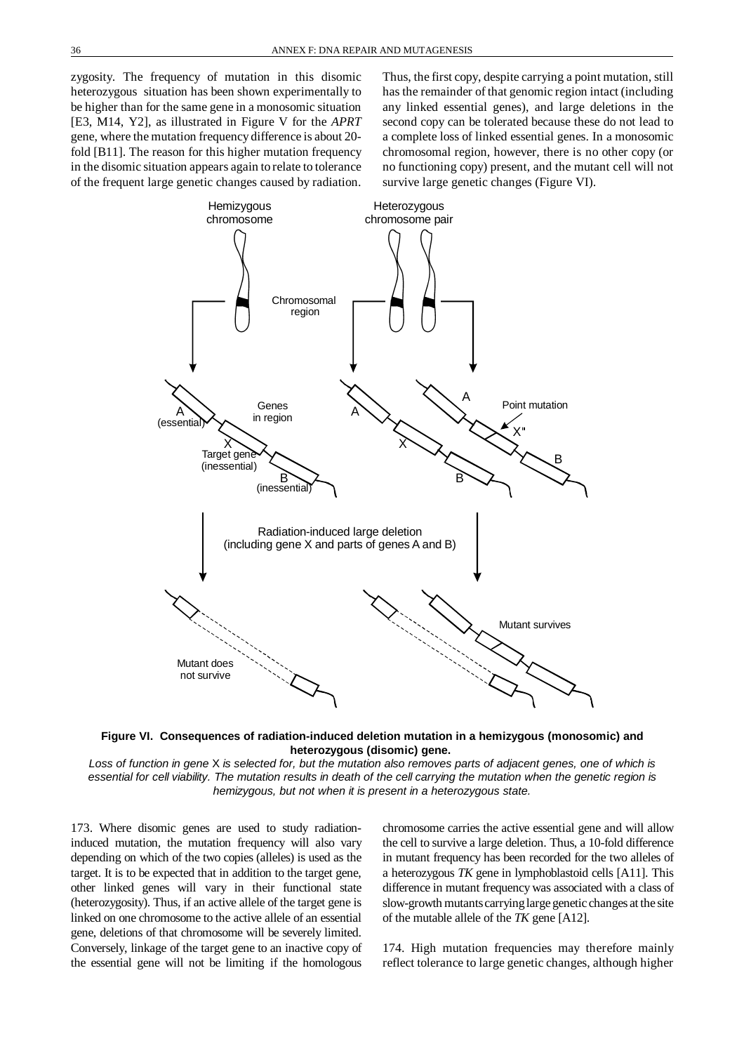zygosity. The frequency of mutation in this disomic heterozygous situation has been shown experimentally to be higher than for the same gene in a monosomic situation [E3, M14, Y2], as illustrated in Figure V for the *APRT* gene, where the mutation frequency difference is about 20-fold [B11]. The reason for this higher mutation frequency in the disomic situation appears again to relate to tolerance of the frequent large genetic changes caused by radiation. Thus, the first copy, despite carrying a point mutation, still has the remainder of that genomic region intact (including any linked essential genes), and large deletions in the second copy can be tolerated because these do not lead to a complete loss of linked essential genes. In a monosomic chromosomal region, however, there is no other copy (or no functioning copy) present, and the mutant cell will not survive large genetic changes (Figure VI).

Hemizygous chromosome

Heterozygous chromosome pair

Chromosomal region

Genes in region

A (essential)

X Target gene (inessential)

B (inessential)

A

X

B

A

Point mutation

X"

B

Radiation-induced large deletion (including gene X and parts of genes A and B)

Mutant does not survive

Mutant survives

**Figure VI. Consequences of radiation-induced deletion mutation in a hemizygous (monosomic) and heterozygous (disomic) gene.**

*Loss of function in gene X is selected for, but the mutation also removes parts of adjacent genes, one of which is essential for cell viability. The mutation results in death of the cell carrying the mutation when the genetic region is hemizygous, but not when it is present in a heterozygous state.*

173. Where disomic genes are used to study radiation-induced mutation, the mutation frequency will also vary depending on which of the two copies (alleles) is used as the target. It is to be expected that in addition to the target gene, other linked genes will vary in their functional state (heterozygosity). Thus, if an active allele of the target gene is linked on one chromosome to the active allele of an essential gene, deletions of that chromosome will be severely limited. Conversely, linkage of the target gene to an inactive copy of the essential gene will not be limiting if the homologous chromosome carries the active essential gene and will allow the cell to survive a large deletion. Thus, a 10-fold difference in mutant frequency has been recorded for the two alleles of a heterozygous *TK* gene in lymphoblastoid cells [A11]. This difference in mutant frequency was associated with a class of slow-growth mutants carrying large genetic changes at the site of the mutable allele of the *TK* gene [A12].

174. High mutation frequencies may therefore mainly reflect tolerance to large genetic changes, although higher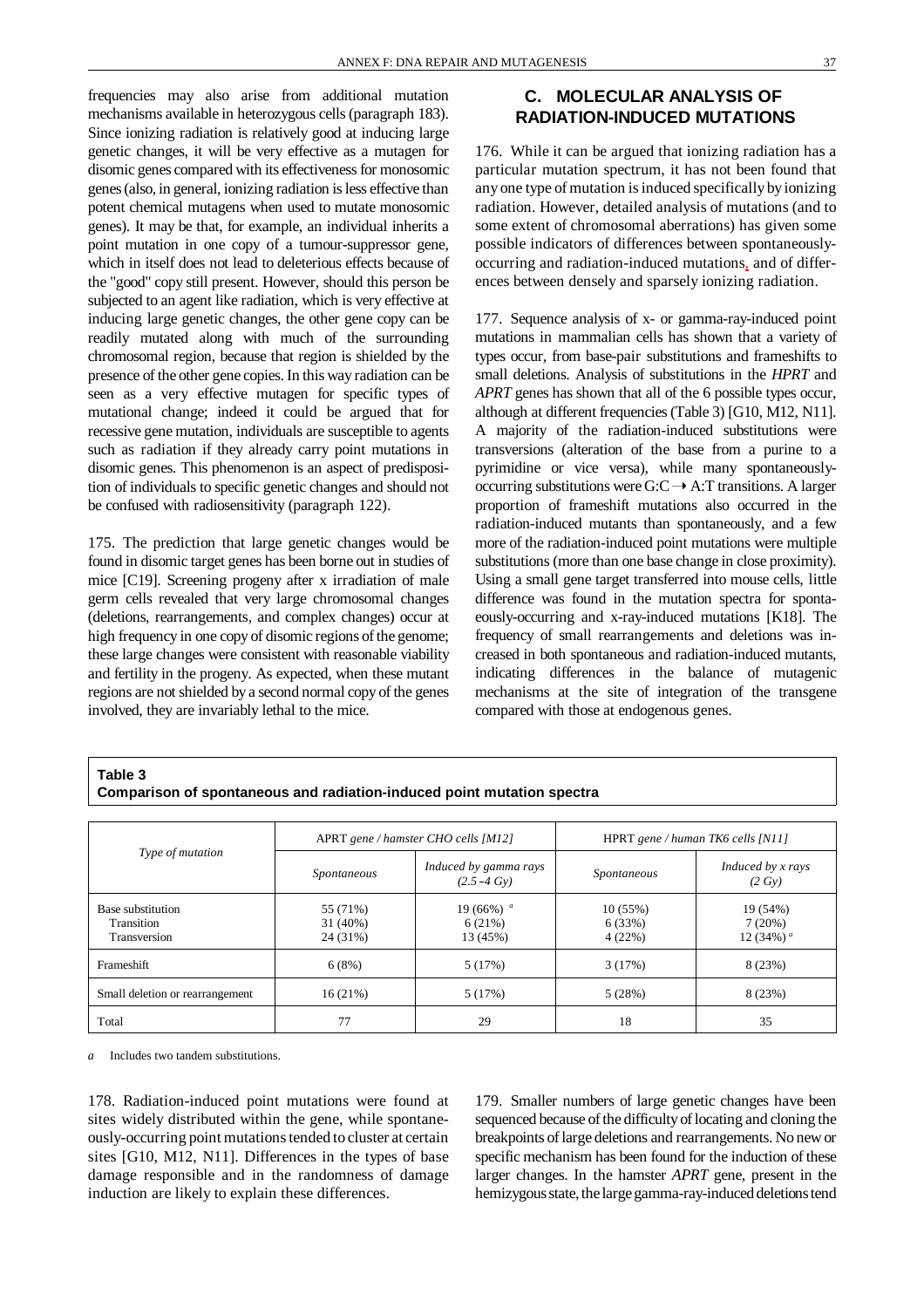frequencies may also arise from additional mutation mechanisms available in heterozygous cells (paragraph 183). Since ionizing radiation is relatively good at inducing large genetic changes, it will be very effective as a mutagen for disomic genes compared with its effectiveness for monosomic genes (also, in general, ionizing radiation is less effective than potent chemical mutagens when used to mutate monosomic genes). It may be that, for example, an individual inherits a point mutation in one copy of a tumour-suppressor gene, which in itself does not lead to deleterious effects because of the "good" copy still present. However, should this person be subjected to an agent like radiation, which is very effective at inducing large genetic changes, the other gene copy can be readily mutated along with much of the surrounding chromosomal region, because that region is shielded by the presence of the other gene copies. In this way radiation can be seen as a very effective mutagen for specific types of mutational change; indeed it could be argued that for recessive gene mutation, individuals are susceptible to agents such as radiation if they already carry point mutations in disomic genes. This phenomenon is an aspect of predisposition of individuals to specific genetic changes and should not be confused with radiosensitivity (paragraph 122).

175. The prediction that large genetic changes would be found in disomic target genes has been borne out in studies of mice [C19]. Screening progeny after x irradiation of male germ cells revealed that very large chromosomal changes (deletions, rearrangements, and complex changes) occur at high frequency in one copy of disomic regions of the genome; these large changes were consistent with reasonable viability and fertility in the progeny. As expected, when these mutant regions are not shielded by a second normal copy of the genes involved, they are invariably lethal to the mice.

## C. MOLECULAR ANALYSIS OF RADIATION-INDUCED MUTATIONS

176. While it can be argued that ionizing radiation has a particular mutation spectrum, it has not been found that any one type of mutation is induced specifically by ionizing radiation. However, detailed analysis of mutations (and to some extent of chromosomal aberrations) has given some possible indicators of differences between spontaneously-occurring and radiation-induced mutations, and of differences between densely and sparsely ionizing radiation.

177. Sequence analysis of x- or gamma-ray-induced point mutations in mammalian cells has shown that a variety of types occur, from base-pair substitutions and frameshifts to small deletions. Analysis of substitutions in the *HPRT* and *APRT* genes has shown that all of the 6 possible types occur, although at different frequencies (Table 3) [G10, M12, N11]. A majority of the radiation-induced substitutions were transversions (alteration of the base from a purine to a pyrimidine or vice versa), while many spontaneously-occurring substitutions were G:C → A:T transitions. A larger proportion of frameshift mutations also occurred in the radiation-induced mutants than spontaneously, and a few more of the radiation-induced point mutations were multiple substitutions (more than one base change in close proximity). Using a small gene target transferred into mouse cells, little difference was found in the mutation spectra for spontaeously-occurring and x-ray-induced mutations [K18]. The frequency of small rearrangements and deletions was increased in both spontaneous and radiation-induced mutants, indicating differences in the balance of mutagenic mechanisms at the site of integration of the transgene compared with those at endogenous genes.

**Table 3**
**Comparison of spontaneous and radiation-induced point mutation spectra**

| *Type of mutation* | APRT *gene / hamster CHO cells [M12]* | | HPRT *gene / human TK6 cells [N11]* | |
|---|---|---|---|---|
| | *Spontaneous* | *Induced by gamma rays (2.5 - 4 Gy)* | *Spontaneous* | *Induced by x rays (2 Gy)* |
| Base substitution<br>Transition<br>Transversion | 55 (71%)<br>31 (40%)<br>24 (31%) | 19 (66%) [a]<br>6 (21%)<br>13 (45%) | 10 (55%)<br>6 (33%)<br>4 (22%) | 19 (54%)<br>7 (20%)<br>12 (34%) [a] |
| Frameshift | 6 (8%) | 5 (17%) | 3 (17%) | 8 (23%) |
| Small deletion or rearrangement | 16 (21%) | 5 (17%) | 5 (28%) | 8 (23%) |
| Total | 77 | 29 | 18 | 35 |

*a* Includes two tandem substitutions.

178. Radiation-induced point mutations were found at sites widely distributed within the gene, while spontaneously-occurring point mutations tended to cluster at certain sites [G10, M12, N11]. Differences in the types of base damage responsible and in the randomness of damage induction are likely to explain these differences.

179. Smaller numbers of large genetic changes have been sequenced because of the difficulty of locating and cloning the breakpoints of large deletions and rearrangements. No new or specific mechanism has been found for the induction of these larger changes. In the hamster *APRT* gene, present in the hemizygous state, the large gamma-ray-induced deletions tend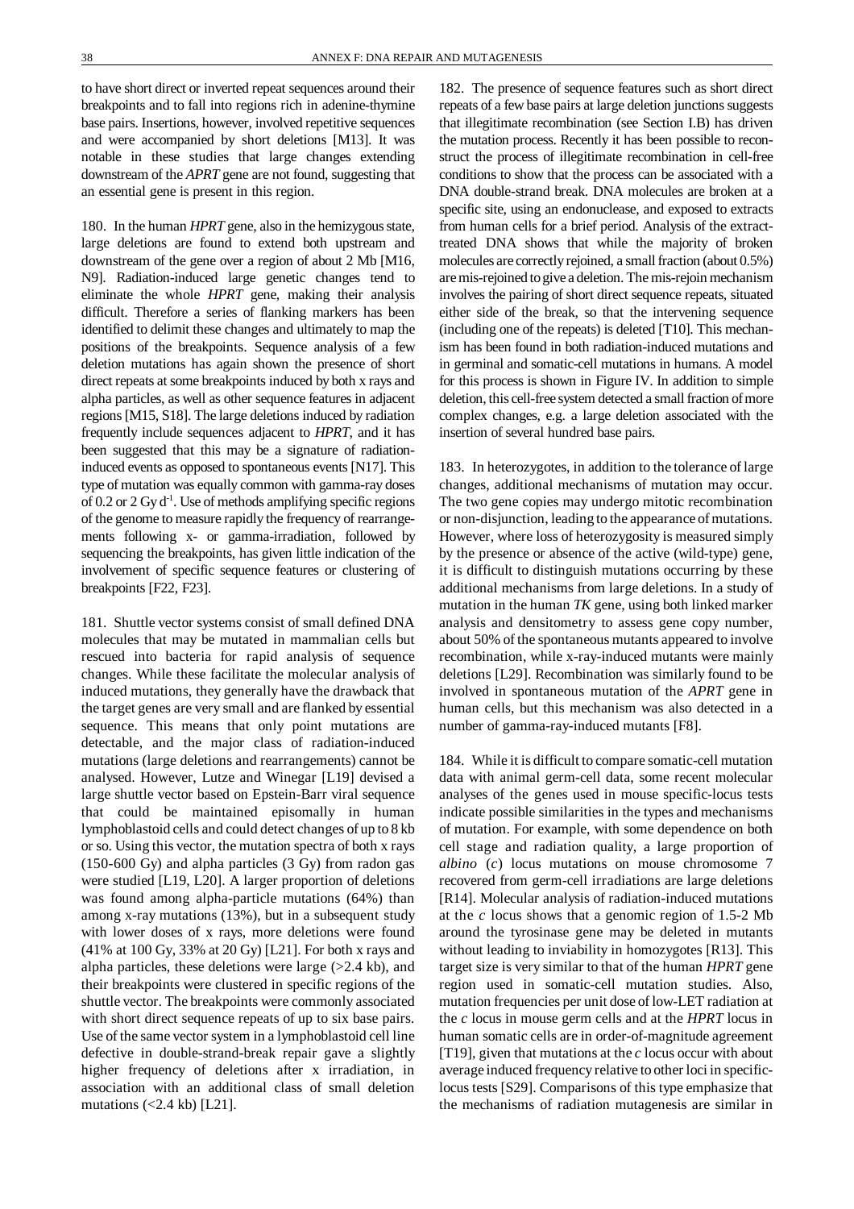to have short direct or inverted repeat sequences around their breakpoints and to fall into regions rich in adenine-thymine base pairs. Insertions, however, involved repetitive sequences and were accompanied by short deletions [M13]. It was notable in these studies that large changes extending downstream of the *APRT* gene are not found, suggesting that an essential gene is present in this region.

180. In the human *HPRT* gene, also in the hemizygous state, large deletions are found to extend both upstream and downstream of the gene over a region of about 2 Mb [M16, N9]. Radiation-induced large genetic changes tend to eliminate the whole *HPRT* gene, making their analysis difficult. Therefore a series of flanking markers has been identified to delimit these changes and ultimately to map the positions of the breakpoints. Sequence analysis of a few deletion mutations has again shown the presence of short direct repeats at some breakpoints induced by both x rays and alpha particles, as well as other sequence features in adjacent regions [M15, S18]. The large deletions induced by radiation frequently include sequences adjacent to *HPRT*, and it has been suggested that this may be a signature of radiation-induced events as opposed to spontaneous events [N17]. This type of mutation was equally common with gamma-ray doses of 0.2 or 2 Gy $d^{-1}$. Use of methods amplifying specific regions of the genome to measure rapidly the frequency of rearrangements following x- or gamma-irradiation, followed by sequencing the breakpoints, has given little indication of the involvement of specific sequence features or clustering of breakpoints [F22, F23].

181. Shuttle vector systems consist of small defined DNA molecules that may be mutated in mammalian cells but rescued into bacteria for rapid analysis of sequence changes. While these facilitate the molecular analysis of induced mutations, they generally have the drawback that the target genes are very small and are flanked by essential sequence. This means that only point mutations are detectable, and the major class of radiation-induced mutations (large deletions and rearrangements) cannot be analysed. However, Lutze and Winegar [L19] devised a large shuttle vector based on Epstein-Barr viral sequence that could be maintained episomally in human lymphoblastoid cells and could detect changes of up to 8 kb or so. Using this vector, the mutation spectra of both x rays (150-600 Gy) and alpha particles (3 Gy) from radon gas were studied [L19, L20]. A larger proportion of deletions was found among alpha-particle mutations (64%) than among x-ray mutations (13%), but in a subsequent study with lower doses of x rays, more deletions were found (41% at 100 Gy, 33% at 20 Gy) [L21]. For both x rays and alpha particles, these deletions were large (>2.4 kb), and their breakpoints were clustered in specific regions of the shuttle vector. The breakpoints were commonly associated with short direct sequence repeats of up to six base pairs. Use of the same vector system in a lymphoblastoid cell line defective in double-strand-break repair gave a slightly higher frequency of deletions after x irradiation, in association with an additional class of small deletion mutations (<2.4 kb) [L21].

182. The presence of sequence features such as short direct repeats of a few base pairs at large deletion junctions suggests that illegitimate recombination (see Section I.B) has driven the mutation process. Recently it has been possible to reconstruct the process of illegitimate recombination in cell-free conditions to show that the process can be associated with a DNA double-strand break. DNA molecules are broken at a specific site, using an endonuclease, and exposed to extracts from human cells for a brief period. Analysis of the extract-treated DNA shows that while the majority of broken molecules are correctly rejoined, a small fraction (about 0.5%) are mis-rejoined to give a deletion. The mis-rejoin mechanism involves the pairing of short direct sequence repeats, situated either side of the break, so that the intervening sequence (including one of the repeats) is deleted [T10]. This mechanism has been found in both radiation-induced mutations and in germinal and somatic-cell mutations in humans. A model for this process is shown in Figure IV. In addition to simple deletion, this cell-free system detected a small fraction of more complex changes, e.g. a large deletion associated with the insertion of several hundred base pairs.

183. In heterozygotes, in addition to the tolerance of large changes, additional mechanisms of mutation may occur. The two gene copies may undergo mitotic recombination or non-disjunction, leading to the appearance of mutations. However, where loss of heterozygosity is measured simply by the presence or absence of the active (wild-type) gene, it is difficult to distinguish mutations occurring by these additional mechanisms from large deletions. In a study of mutation in the human *TK* gene, using both linked marker analysis and densitometry to assess gene copy number, about 50% of the spontaneous mutants appeared to involve recombination, while x-ray-induced mutants were mainly deletions [L29]. Recombination was similarly found to be involved in spontaneous mutation of the *APRT* gene in human cells, but this mechanism was also detected in a number of gamma-ray-induced mutants [F8].

184. While it is difficult to compare somatic-cell mutation data with animal germ-cell data, some recent molecular analyses of the genes used in mouse specific-locus tests indicate possible similarities in the types and mechanisms of mutation. For example, with some dependence on both cell stage and radiation quality, a large proportion of *albino* (*c*) locus mutations on mouse chromosome 7 recovered from germ-cell irradiations are large deletions [R14]. Molecular analysis of radiation-induced mutations at the *c* locus shows that a genomic region of 1.5-2 Mb around the tyrosinase gene may be deleted in mutants without leading to inviability in homozygotes [R13]. This target size is very similar to that of the human *HPRT* gene region used in somatic-cell mutation studies. Also, mutation frequencies per unit dose of low-LET radiation at the *c* locus in mouse germ cells and at the *HPRT* locus in human somatic cells are in order-of-magnitude agreement [T19], given that mutations at the *c* locus occur with about average induced frequency relative to other loci in specific-locus tests [S29]. Comparisons of this type emphasize that the mechanisms of radiation mutagenesis are similar in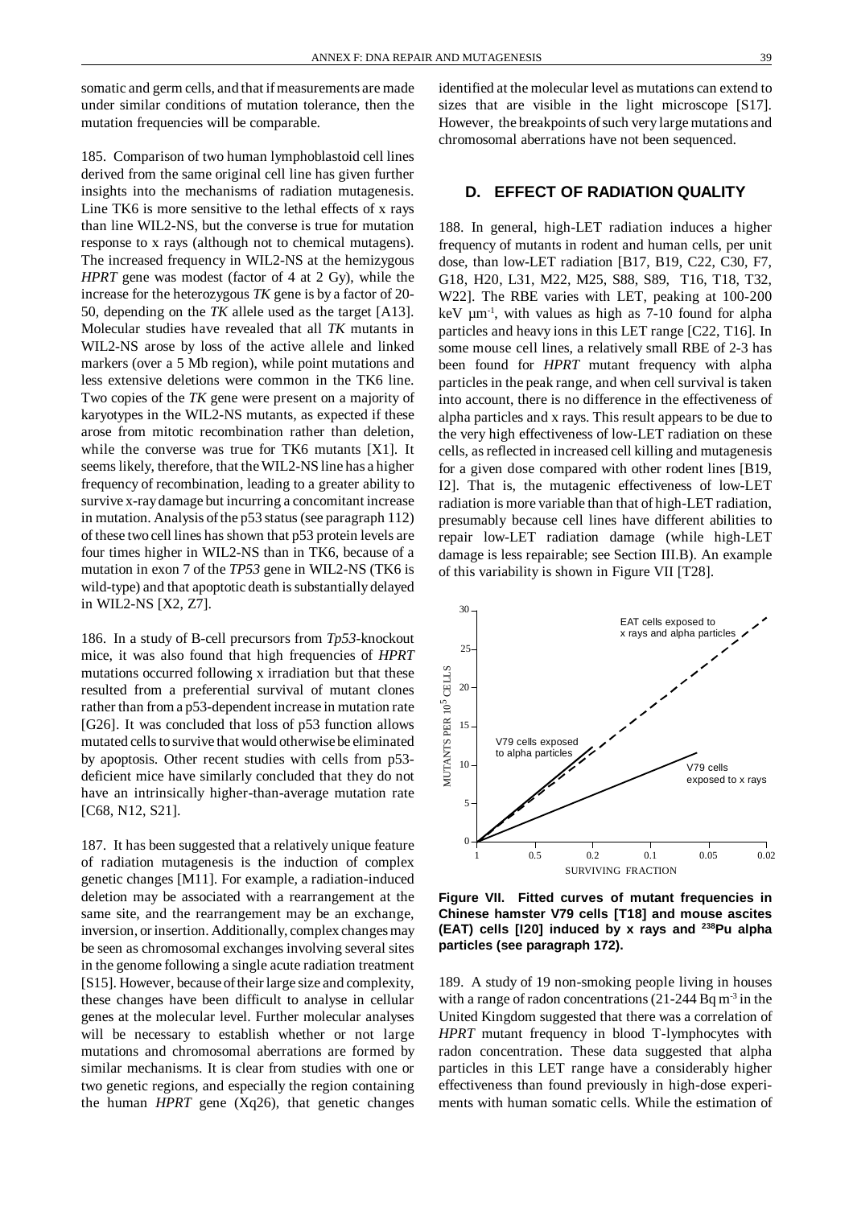somatic and germ cells, and that if measurements are made under similar conditions of mutation tolerance, then the mutation frequencies will be comparable.

185. Comparison of two human lymphoblastoid cell lines derived from the same original cell line has given further insights into the mechanisms of radiation mutagenesis. Line TK6 is more sensitive to the lethal effects of x rays than line WIL2-NS, but the converse is true for mutation response to x rays (although not to chemical mutagens). The increased frequency in WIL2-NS at the hemizygous *HPRT* gene was modest (factor of 4 at 2 Gy), while the increase for the heterozygous *TK* gene is by a factor of 20-50, depending on the *TK* allele used as the target [A13]. Molecular studies have revealed that all *TK* mutants in WIL2-NS arose by loss of the active allele and linked markers (over a 5 Mb region), while point mutations and less extensive deletions were common in the TK6 line. Two copies of the *TK* gene were present on a majority of karyotypes in the WIL2-NS mutants, as expected if these arose from mitotic recombination rather than deletion, while the converse was true for TK6 mutants [X1]. It seems likely, therefore, that the WIL2-NS line has a higher frequency of recombination, leading to a greater ability to survive x-ray damage but incurring a concomitant increase in mutation. Analysis of the p53 status (see paragraph 112) of these two cell lines has shown that p53 protein levels are four times higher in WIL2-NS than in TK6, because of a mutation in exon 7 of the *TP53* gene in WIL2-NS (TK6 is wild-type) and that apoptotic death is substantially delayed in WIL2-NS [X2, Z7].

186. In a study of B-cell precursors from *Tp53*-knockout mice, it was also found that high frequencies of *HPRT* mutations occurred following x irradiation but that these resulted from a preferential survival of mutant clones rather than from a p53-dependent increase in mutation rate [G26]. It was concluded that loss of p53 function allows mutated cells to survive that would otherwise be eliminated by apoptosis. Other recent studies with cells from p53-deficient mice have similarly concluded that they do not have an intrinsically higher-than-average mutation rate [C68, N12, S21].

187. It has been suggested that a relatively unique feature of radiation mutagenesis is the induction of complex genetic changes [M11]. For example, a radiation-induced deletion may be associated with a rearrangement at the same site, and the rearrangement may be an exchange, inversion, or insertion. Additionally, complex changes may be seen as chromosomal exchanges involving several sites in the genome following a single acute radiation treatment [S15]. However, because of their large size and complexity, these changes have been difficult to analyse in cellular genes at the molecular level. Further molecular analyses will be necessary to establish whether or not large mutations and chromosomal aberrations are formed by similar mechanisms. It is clear from studies with one or two genetic regions, and especially the region containing the human *HPRT* gene (Xq26), that genetic changes identified at the molecular level as mutations can extend to sizes that are visible in the light microscope [S17]. However, the breakpoints of such very large mutations and chromosomal aberrations have not been sequenced.

## D. EFFECT OF RADIATION QUALITY

188. In general, high-LET radiation induces a higher frequency of mutants in rodent and human cells, per unit dose, than low-LET radiation [B17, B19, C22, C30, F7, G18, H20, L31, M22, M25, S88, S89, T16, T18, T32, W22]. The RBE varies with LET, peaking at 100-200 keV $\mu m^{-1}$, with values as high as 7-10 found for alpha particles and heavy ions in this LET range [C22, T16]. In some mouse cell lines, a relatively small RBE of 2-3 has been found for *HPRT* mutant frequency with alpha particles in the peak range, and when cell survival is taken into account, there is no difference in the effectiveness of alpha particles and x rays. This result appears to be due to the very high effectiveness of low-LET radiation on these cells, as reflected in increased cell killing and mutagenesis for a given dose compared with other rodent lines [B19, I2]. That is, the mutagenic effectiveness of low-LET radiation is more variable than that of high-LET radiation, presumably because cell lines have different abilities to repair low-LET radiation damage (while high-LET damage is less repairable; see Section III.B). An example of this variability is shown in Figure VII [T28].

**Figure VII. Fitted curves of mutant frequencies in Chinese hamster V79 cells [T18] and mouse ascites (EAT) cells [I20] induced by x rays and $^{238}$Pu alpha particles (see paragraph 172).**

189. A study of 19 non-smoking people living in houses with a range of radon concentrations (21-244 Bq $m^{-3}$ in the United Kingdom suggested that there was a correlation of *HPRT* mutant frequency in blood T-lymphocytes with radon concentration. These data suggested that alpha particles in this LET range have a considerably higher effectiveness than found previously in high-dose experiments with human somatic cells. While the estimation of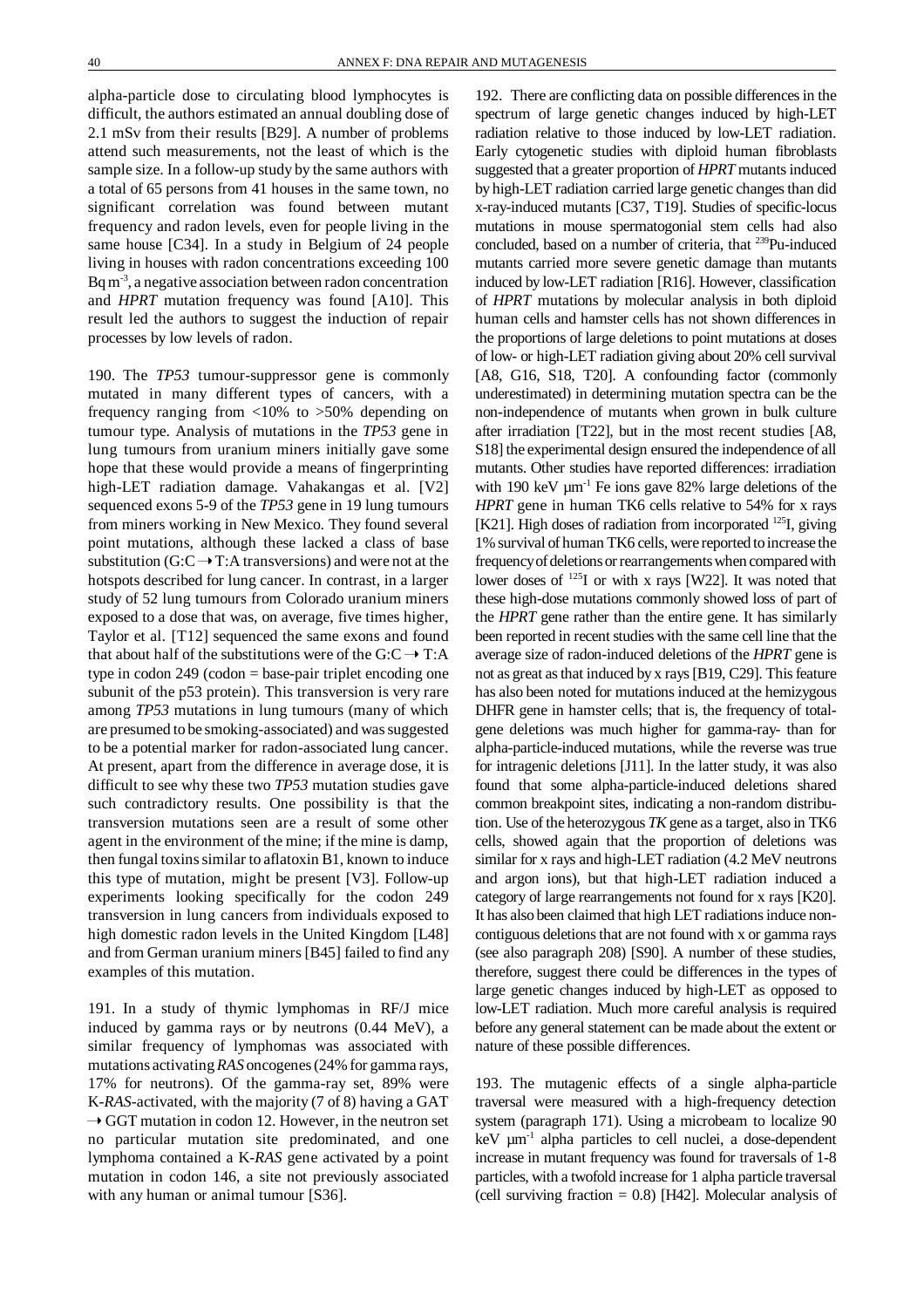alpha-particle dose to circulating blood lymphocytes is difficult, the authors estimated an annual doubling dose of 2.1 mSv from their results [B29]. A number of problems attend such measurements, not the least of which is the sample size. In a follow-up study by the same authors with a total of 65 persons from 41 houses in the same town, no significant correlation was found between mutant frequency and radon levels, even for people living in the same house [C34]. In a study in Belgium of 24 people living in houses with radon concentrations exceeding 100 Bq $m^{-3}$, a negative association between radon concentration and *HPRT* mutation frequency was found [A10]. This result led the authors to suggest the induction of repair processes by low levels of radon.

190. The *TP53* tumour-suppressor gene is commonly mutated in many different types of cancers, with a frequency ranging from <10% to >50% depending on tumour type. Analysis of mutations in the *TP53* gene in lung tumours from uranium miners initially gave some hope that these would provide a means of fingerprinting high-LET radiation damage. Vahakangas et al. [V2] sequenced exons 5-9 of the *TP53* gene in 19 lung tumours from miners working in New Mexico. They found several point mutations, although these lacked a class of base substitution (G:C → T:A transversions) and were not at the hotspots described for lung cancer. In contrast, in a larger study of 52 lung tumours from Colorado uranium miners exposed to a dose that was, on average, five times higher, Taylor et al. [T12] sequenced the same exons and found that about half of the substitutions were of the G:C → T:A type in codon 249 (codon = base-pair triplet encoding one subunit of the p53 protein). This transversion is very rare among *TP53* mutations in lung tumours (many of which are presumed to be smoking-associated) and was suggested to be a potential marker for radon-associated lung cancer. At present, apart from the difference in average dose, it is difficult to see why these two *TP53* mutation studies gave such contradictory results. One possibility is that the transversion mutations seen are a result of some other agent in the environment of the mine; if the mine is damp, then fungal toxins similar to aflatoxin B1, known to induce this type of mutation, might be present [V3]. Follow-up experiments looking specifically for the codon 249 transversion in lung cancers from individuals exposed to high domestic radon levels in the United Kingdom [L48] and from German uranium miners [B45] failed to find any examples of this mutation.

191. In a study of thymic lymphomas in RF/J mice induced by gamma rays or by neutrons (0.44 MeV), a similar frequency of lymphomas was associated with mutations activating *RAS* oncogenes (24% for gamma rays, 17% for neutrons). Of the gamma-ray set, 89% were K-*RAS*-activated, with the majority (7 of 8) having a GAT → GGT mutation in codon 12. However, in the neutron set no particular mutation site predominated, and one lymphoma contained a K-*RAS* gene activated by a point mutation in codon 146, a site not previously associated with any human or animal tumour [S36].

192. There are conflicting data on possible differences in the spectrum of large genetic changes induced by high-LET radiation relative to those induced by low-LET radiation. Early cytogenetic studies with diploid human fibroblasts suggested that a greater proportion of *HPRT* mutants induced by high-LET radiation carried large genetic changes than did x-ray-induced mutants [C37, T19]. Studies of specific-locus mutations in mouse spermatogonial stem cells had also concluded, based on a number of criteria, that $^{239}$Pu-induced mutants carried more severe genetic damage than mutants induced by low-LET radiation [R16]. However, classification of *HPRT* mutations by molecular analysis in both diploid human cells and hamster cells has not shown differences in the proportions of large deletions to point mutations at doses of low- or high-LET radiation giving about 20% cell survival [A8, G16, S18, T20]. A confounding factor (commonly underestimated) in determining mutation spectra can be the non-independence of mutants when grown in bulk culture after irradiation [T22], but in the most recent studies [A8, S18] the experimental design ensured the independence of all mutants. Other studies have reported differences: irradiation with 190 keV $\mu m^{-1}$ Fe ions gave 82% large deletions of the *HPRT* gene in human TK6 cells relative to 54% for x rays [K21]. High doses of radiation from incorporated $^{125}$I, giving 1% survival of human TK6 cells, were reported to increase the frequency of deletions or rearrangements when compared with lower doses of $^{125}$I or with x rays [W22]. It was noted that these high-dose mutations commonly showed loss of part of the *HPRT* gene rather than the entire gene. It has similarly been reported in recent studies with the same cell line that the average size of radon-induced deletions of the *HPRT* gene is not as great as that induced by x rays [B19, C29]. This feature has also been noted for mutations induced at the hemizygous DHFR gene in hamster cells; that is, the frequency of total-gene deletions was much higher for gamma-ray- than for alpha-particle-induced mutations, while the reverse was true for intragenic deletions [J11]. In the latter study, it was also found that some alpha-particle-induced deletions shared common breakpoint sites, indicating a non-random distribution. Use of the heterozygous *TK* gene as a target, also in TK6 cells, showed again that the proportion of deletions was similar for x rays and high-LET radiation (4.2 MeV neutrons and argon ions), but that high-LET radiation induced a category of large rearrangements not found for x rays [K20]. It has also been claimed that high LET radiations induce non-contiguous deletions that are not found with x or gamma rays (see also paragraph 208) [S90]. A number of these studies, therefore, suggest there could be differences in the types of large genetic changes induced by high-LET as opposed to low-LET radiation. Much more careful analysis is required before any general statement can be made about the extent or nature of these possible differences.

193. The mutagenic effects of a single alpha-particle traversal were measured with a high-frequency detection system (paragraph 171). Using a microbeam to localize 90 keV $\mu m^{-1}$ alpha particles to cell nuclei, a dose-dependent increase in mutant frequency was found for traversals of 1-8 particles, with a twofold increase for 1 alpha particle traversal (cell surviving fraction = 0.8) [H42]. Molecular analysis of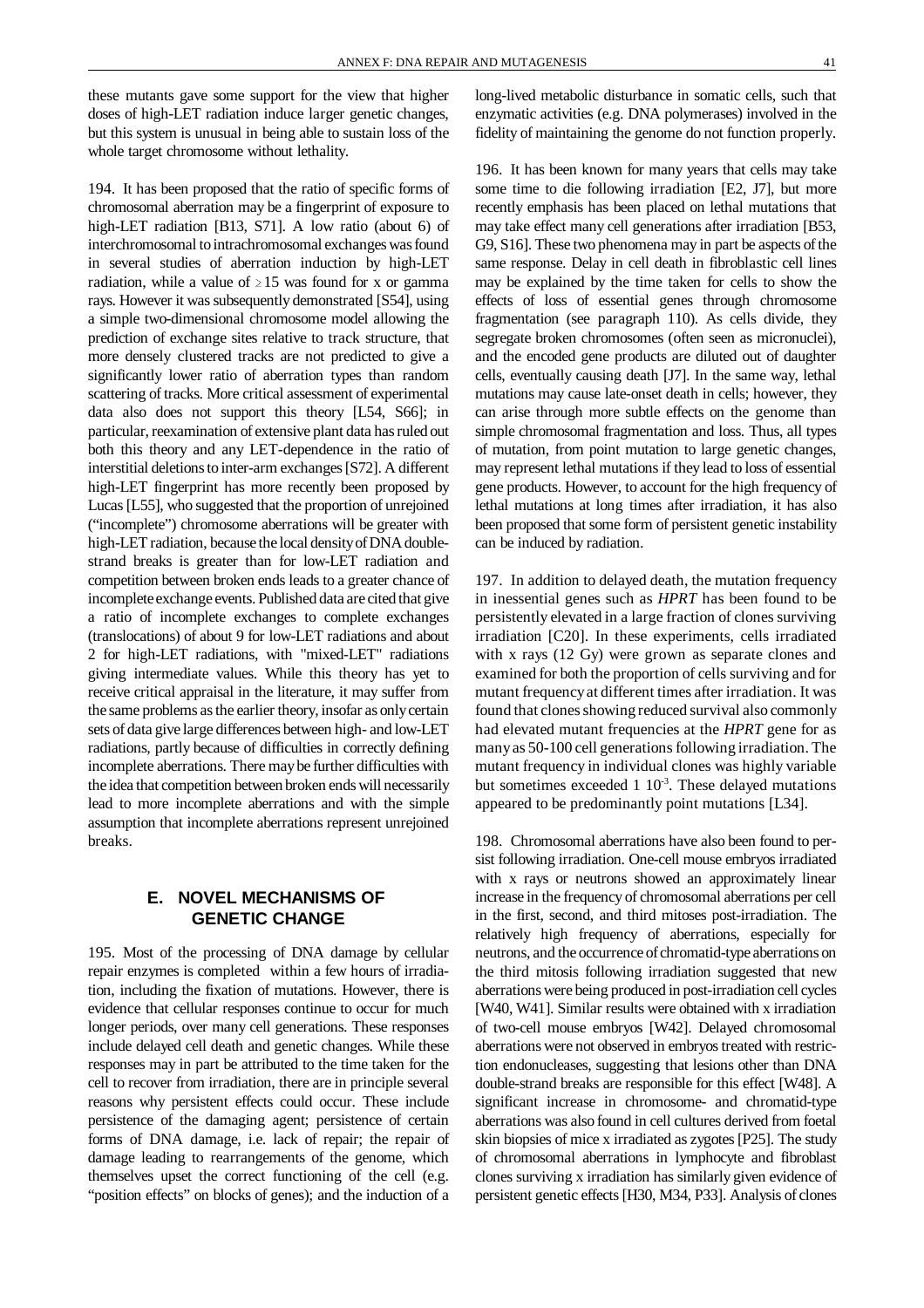these mutants gave some support for the view that higher doses of high-LET radiation induce larger genetic changes, but this system is unusual in being able to sustain loss of the whole target chromosome without lethality.

194. It has been proposed that the ratio of specific forms of chromosomal aberration may be a fingerprint of exposure to high-LET radiation [B13, S71]. A low ratio (about 6) of interchromosomal to intrachromosomal exchanges was found in several studies of aberration induction by high-LET radiation, while a value of $\geq 15$ was found for x or gamma rays. However it was subsequently demonstrated [S54], using a simple two-dimensional chromosome model allowing the prediction of exchange sites relative to track structure, that more densely clustered tracks are not predicted to give a significantly lower ratio of aberration types than random scattering of tracks. More critical assessment of experimental data also does not support this theory [L54, S66]; in particular, reexamination of extensive plant data has ruled out both this theory and any LET-dependence in the ratio of interstitial deletions to inter-arm exchanges [S72]. A different high-LET fingerprint has more recently been proposed by Lucas [L55], who suggested that the proportion of unrejoined ("incomplete") chromosome aberrations will be greater with high-LET radiation, because the local density of DNA double-strand breaks is greater than for low-LET radiation and competition between broken ends leads to a greater chance of incomplete exchange events. Published data are cited that give a ratio of incomplete exchanges to complete exchanges (translocations) of about 9 for low-LET radiations and about 2 for high-LET radiations, with "mixed-LET" radiations giving intermediate values. While this theory has yet to receive critical appraisal in the literature, it may suffer from the same problems as the earlier theory, insofar as only certain sets of data give large differences between high- and low-LET radiations, partly because of difficulties in correctly defining incomplete aberrations. There may be further difficulties with the idea that competition between broken ends will necessarily lead to more incomplete aberrations and with the simple assumption that incomplete aberrations represent unrejoined breaks.

## E. NOVEL MECHANISMS OF GENETIC CHANGE

195. Most of the processing of DNA damage by cellular repair enzymes is completed within a few hours of irradiation, including the fixation of mutations. However, there is evidence that cellular responses continue to occur for much longer periods, over many cell generations. These responses include delayed cell death and genetic changes. While these responses may in part be attributed to the time taken for the cell to recover from irradiation, there are in principle several reasons why persistent effects could occur. These include persistence of the damaging agent; persistence of certain forms of DNA damage, i.e. lack of repair; the repair of damage leading to rearrangements of the genome, which themselves upset the correct functioning of the cell (e.g. "position effects" on blocks of genes); and the induction of a long-lived metabolic disturbance in somatic cells, such that enzymatic activities (e.g. DNA polymerases) involved in the fidelity of maintaining the genome do not function properly.

196. It has been known for many years that cells may take some time to die following irradiation [E2, J7], but more recently emphasis has been placed on lethal mutations that may take effect many cell generations after irradiation [B53, G9, S16]. These two phenomena may in part be aspects of the same response. Delay in cell death in fibroblastic cell lines may be explained by the time taken for cells to show the effects of loss of essential genes through chromosome fragmentation (see paragraph 110). As cells divide, they segregate broken chromosomes (often seen as micronuclei), and the encoded gene products are diluted out of daughter cells, eventually causing death [J7]. In the same way, lethal mutations may cause late-onset death in cells; however, they can arise through more subtle effects on the genome than simple chromosomal fragmentation and loss. Thus, all types of mutation, from point mutation to large genetic changes, may represent lethal mutations if they lead to loss of essential gene products. However, to account for the high frequency of lethal mutations at long times after irradiation, it has also been proposed that some form of persistent genetic instability can be induced by radiation.

197. In addition to delayed death, the mutation frequency in inessential genes such as *HPRT* has been found to be persistently elevated in a large fraction of clones surviving irradiation [C20]. In these experiments, cells irradiated with x rays (12 Gy) were grown as separate clones and examined for both the proportion of cells surviving and for mutant frequency at different times after irradiation. It was found that clones showing reduced survival also commonly had elevated mutant frequencies at the *HPRT* gene for as many as 50-100 cell generations following irradiation. The mutant frequency in individual clones was highly variable but sometimes exceeded $1\ 10^{-3}$. These delayed mutations appeared to be predominantly point mutations [L34].

198. Chromosomal aberrations have also been found to persist following irradiation. One-cell mouse embryos irradiated with x rays or neutrons showed an approximately linear increase in the frequency of chromosomal aberrations per cell in the first, second, and third mitoses post-irradiation. The relatively high frequency of aberrations, especially for neutrons, and the occurrence of chromatid-type aberrations on the third mitosis following irradiation suggested that new aberrations were being produced in post-irradiation cell cycles [W40, W41]. Similar results were obtained with x irradiation of two-cell mouse embryos [W42]. Delayed chromosomal aberrations were not observed in embryos treated with restriction endonucleases, suggesting that lesions other than DNA double-strand breaks are responsible for this effect [W48]. A significant increase in chromosome- and chromatid-type aberrations was also found in cell cultures derived from foetal skin biopsies of mice x irradiated as zygotes [P25]. The study of chromosomal aberrations in lymphocyte and fibroblast clones surviving x irradiation has similarly given evidence of persistent genetic effects [H30, M34, P33]. Analysis of clones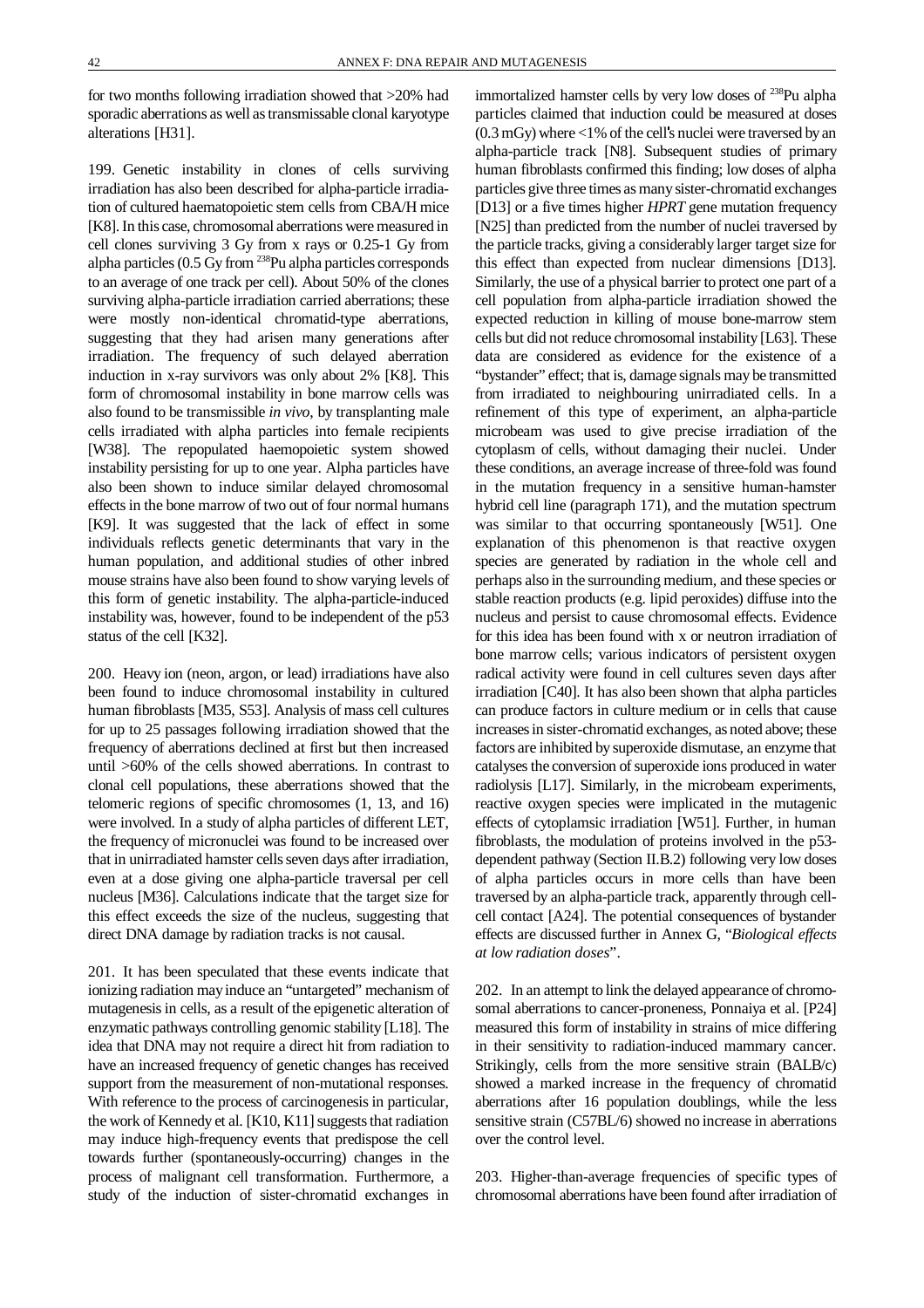for two months following irradiation showed that >20% had sporadic aberrations as well as transmissable clonal karyotype alterations [H31].

199. Genetic instability in clones of cells surviving irradiation has also been described for alpha-particle irradiation of cultured haematopoietic stem cells from CBA/H mice [K8]. In this case, chromosomal aberrations were measured in cell clones surviving 3 Gy from x rays or 0.25-1 Gy from alpha particles (0.5 Gy from $^{238}$Pu alpha particles corresponds to an average of one track per cell). About 50% of the clones surviving alpha-particle irradiation carried aberrations; these were mostly non-identical chromatid-type aberrations, suggesting that they had arisen many generations after irradiation. The frequency of such delayed aberration induction in x-ray survivors was only about 2% [K8]. This form of chromosomal instability in bone marrow cells was also found to be transmissible *in vivo*, by transplanting male cells irradiated with alpha particles into female recipients [W38]. The repopulated haemopoietic system showed instability persisting for up to one year. Alpha particles have also been shown to induce similar delayed chromosomal effects in the bone marrow of two out of four normal humans [K9]. It was suggested that the lack of effect in some individuals reflects genetic determinants that vary in the human population, and additional studies of other inbred mouse strains have also been found to show varying levels of this form of genetic instability. The alpha-particle-induced instability was, however, found to be independent of the p53 status of the cell [K32].

200. Heavy ion (neon, argon, or lead) irradiations have also been found to induce chromosomal instability in cultured human fibroblasts [M35, S53]. Analysis of mass cell cultures for up to 25 passages following irradiation showed that the frequency of aberrations declined at first but then increased until >60% of the cells showed aberrations. In contrast to clonal cell populations, these aberrations showed that the telomeric regions of specific chromosomes (1, 13, and 16) were involved. In a study of alpha particles of different LET, the frequency of micronuclei was found to be increased over that in unirradiated hamster cells seven days after irradiation, even at a dose giving one alpha-particle traversal per cell nucleus [M36]. Calculations indicate that the target size for this effect exceeds the size of the nucleus, suggesting that direct DNA damage by radiation tracks is not causal.

201. It has been speculated that these events indicate that ionizing radiation may induce an "untargeted" mechanism of mutagenesis in cells, as a result of the epigenetic alteration of enzymatic pathways controlling genomic stability [L18]. The idea that DNA may not require a direct hit from radiation to have an increased frequency of genetic changes has received support from the measurement of non-mutational responses. With reference to the process of carcinogenesis in particular, the work of Kennedy et al. [K10, K11] suggests that radiation may induce high-frequency events that predispose the cell towards further (spontaneously-occurring) changes in the process of malignant cell transformation. Furthermore, a study of the induction of sister-chromatid exchanges in immortalized hamster cells by very low doses of $^{238}$Pu alpha particles claimed that induction could be measured at doses (0.3 mGy) where <1% of the cell's nuclei were traversed by an alpha-particle track [N8]. Subsequent studies of primary human fibroblasts confirmed this finding; low doses of alpha particles give three times as many sister-chromatid exchanges [D13] or a five times higher *HPRT* gene mutation frequency [N25] than predicted from the number of nuclei traversed by the particle tracks, giving a considerably larger target size for this effect than expected from nuclear dimensions [D13]. Similarly, the use of a physical barrier to protect one part of a cell population from alpha-particle irradiation showed the expected reduction in killing of mouse bone-marrow stem cells but did not reduce chromosomal instability [L63]. These data are considered as evidence for the existence of a "bystander" effect; that is, damage signals may be transmitted from irradiated to neighbouring unirradiated cells. In a refinement of this type of experiment, an alpha-particle microbeam was used to give precise irradiation of the cytoplasm of cells, without damaging their nuclei. Under these conditions, an average increase of three-fold was found in the mutation frequency in a sensitive human-hamster hybrid cell line (paragraph 171), and the mutation spectrum was similar to that occurring spontaneously [W51]. One explanation of this phenomenon is that reactive oxygen species are generated by radiation in the whole cell and perhaps also in the surrounding medium, and these species or stable reaction products (e.g. lipid peroxides) diffuse into the nucleus and persist to cause chromosomal effects. Evidence for this idea has been found with x or neutron irradiation of bone marrow cells; various indicators of persistent oxygen radical activity were found in cell cultures seven days after irradiation [C40]. It has also been shown that alpha particles can produce factors in culture medium or in cells that cause increases in sister-chromatid exchanges, as noted above; these factors are inhibited by superoxide dismutase, an enzyme that catalyses the conversion of superoxide ions produced in water radiolysis [L17]. Similarly, in the microbeam experiments, reactive oxygen species were implicated in the mutagenic effects of cytoplamsic irradiation [W51]. Further, in human fibroblasts, the modulation of proteins involved in the p53-dependent pathway (Section II.B.2) following very low doses of alpha particles occurs in more cells than have been traversed by an alpha-particle track, apparently through cell-cell contact [A24]. The potential consequences of bystander effects are discussed further in Annex G, "*Biological effects at low radiation doses*".

202. In an attempt to link the delayed appearance of chromosomal aberrations to cancer-proneness, Ponnaiya et al. [P24] measured this form of instability in strains of mice differing in their sensitivity to radiation-induced mammary cancer. Strikingly, cells from the more sensitive strain (BALB/c) showed a marked increase in the frequency of chromatid aberrations after 16 population doublings, while the less sensitive strain (C57BL/6) showed no increase in aberrations over the control level.

203. Higher-than-average frequencies of specific types of chromosomal aberrations have been found after irradiation of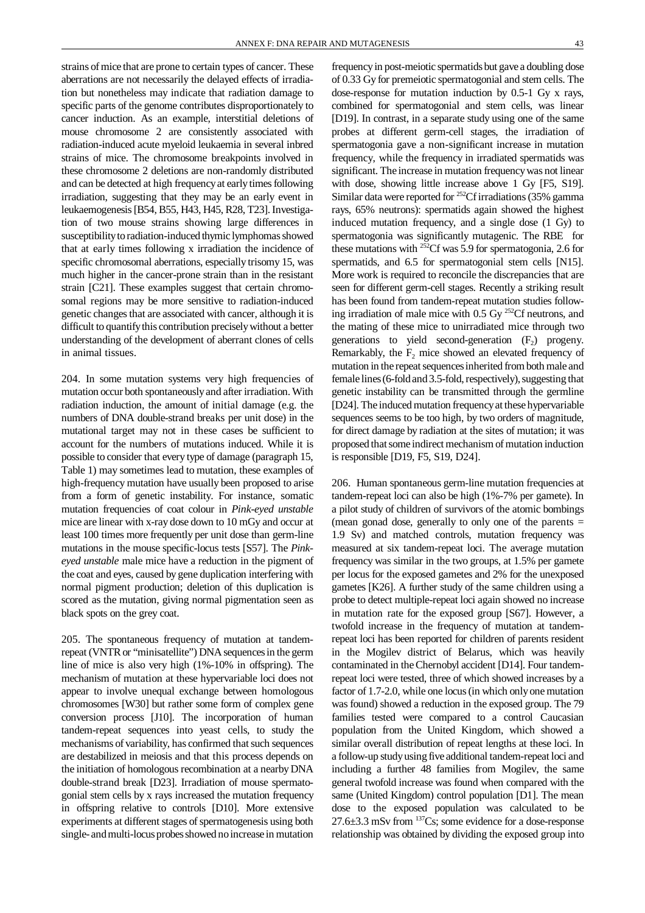strains of mice that are prone to certain types of cancer. These aberrations are not necessarily the delayed effects of irradiation but nonetheless may indicate that radiation damage to specific parts of the genome contributes disproportionately to cancer induction. As an example, interstitial deletions of mouse chromosome 2 are consistently associated with radiation-induced acute myeloid leukaemia in several inbred strains of mice. The chromosome breakpoints involved in these chromosome 2 deletions are non-randomly distributed and can be detected at high frequency at early times following irradiation, suggesting that they may be an early event in leukaemogenesis [B54, B55, H43, H45, R28, T23]. Investigation of two mouse strains showing large differences in susceptibility to radiation-induced thymic lymphomas showed that at early times following x irradiation the incidence of specific chromosomal aberrations, especially trisomy 15, was much higher in the cancer-prone strain than in the resistant strain [C21]. These examples suggest that certain chromosomal regions may be more sensitive to radiation-induced genetic changes that are associated with cancer, although it is difficult to quantify this contribution precisely without a better understanding of the development of aberrant clones of cells in animal tissues.

204. In some mutation systems very high frequencies of mutation occur both spontaneously and after irradiation. With radiation induction, the amount of initial damage (e.g. the numbers of DNA double-strand breaks per unit dose) in the mutational target may not in these cases be sufficient to account for the numbers of mutations induced. While it is possible to consider that every type of damage (paragraph 15, Table 1) may sometimes lead to mutation, these examples of high-frequency mutation have usually been proposed to arise from a form of genetic instability. For instance, somatic mutation frequencies of coat colour in *Pink-eyed unstable* mice are linear with x-ray dose down to 10 mGy and occur at least 100 times more frequently per unit dose than germ-line mutations in the mouse specific-locus tests [S57]. The *Pink-eyed unstable* male mice have a reduction in the pigment of the coat and eyes, caused by gene duplication interfering with normal pigment production; deletion of this duplication is scored as the mutation, giving normal pigmentation seen as black spots on the grey coat.

205. The spontaneous frequency of mutation at tandem-repeat (VNTR or "minisatellite") DNA sequences in the germ line of mice is also very high (1%-10% in offspring). The mechanism of mutation at these hypervariable loci does not appear to involve unequal exchange between homologous chromosomes [W30] but rather some form of complex gene conversion process [J10]. The incorporation of human tandem-repeat sequences into yeast cells, to study the mechanisms of variability, has confirmed that such sequences are destabilized in meiosis and that this process depends on the initiation of homologous recombination at a nearby DNA double-strand break [D23]. Irradiation of mouse spermatogonial stem cells by x rays increased the mutation frequency in offspring relative to controls [D10]. More extensive experiments at different stages of spermatogenesis using both single- and multi-locus probes showed no increase in mutation frequency in post-meiotic spermatids but gave a doubling dose of 0.33 Gy for premeiotic spermatogonial and stem cells. The dose-response for mutation induction by 0.5-1 Gy x rays, combined for spermatogonial and stem cells, was linear [D19]. In contrast, in a separate study using one of the same probes at different germ-cell stages, the irradiation of spermatogonia gave a non-significant increase in mutation frequency, while the frequency in irradiated spermatids was significant. The increase in mutation frequency was not linear with dose, showing little increase above 1 Gy [F5, S19]. Similar data were reported for $^{252}$Cf irradiations (35% gamma rays, 65% neutrons): spermatids again showed the highest induced mutation frequency, and a single dose (1 Gy) to spermatogonia was significantly mutagenic. The RBE for these mutations with $^{252}$Cf was 5.9 for spermatogonia, 2.6 for spermatids, and 6.5 for spermatogonial stem cells [N15]. More work is required to reconcile the discrepancies that are seen for different germ-cell stages. Recently a striking result has been found from tandem-repeat mutation studies following irradiation of male mice with 0.5 Gy $^{252}$Cf neutrons, and the mating of these mice to unirradiated mice through two generations to yield second-generation ($F_2$) progeny. Remarkably, the $F_2$ mice showed an elevated frequency of mutation in the repeat sequences inherited from both male and female lines (6-fold and 3.5-fold, respectively), suggesting that genetic instability can be transmitted through the germline [D24]. The induced mutation frequency at these hypervariable sequences seems to be too high, by two orders of magnitude, for direct damage by radiation at the sites of mutation; it was proposed that some indirect mechanism of mutation induction is responsible [D19, F5, S19, D24].

206. Human spontaneous germ-line mutation frequencies at tandem-repeat loci can also be high (1%-7% per gamete). In a pilot study of children of survivors of the atomic bombings (mean gonad dose, generally to only one of the parents = 1.9 Sv) and matched controls, mutation frequency was measured at six tandem-repeat loci. The average mutation frequency was similar in the two groups, at 1.5% per gamete per locus for the exposed gametes and 2% for the unexposed gametes [K26]. A further study of the same children using a probe to detect multiple-repeat loci again showed no increase in mutation rate for the exposed group [S67]. However, a twofold increase in the frequency of mutation at tandem-repeat loci has been reported for children of parents resident in the Mogilev district of Belarus, which was heavily contaminated in the Chernobyl accident [D14]. Four tandem-repeat loci were tested, three of which showed increases by a factor of 1.7-2.0, while one locus (in which only one mutation was found) showed a reduction in the exposed group. The 79 families tested were compared to a control Caucasian population from the United Kingdom, which showed a similar overall distribution of repeat lengths at these loci. In a follow-up study using five additional tandem-repeat loci and including a further 48 families from Mogilev, the same general twofold increase was found when compared with the same (United Kingdom) control population [D1]. The mean dose to the exposed population was calculated to be 27.6±3.3 mSv from $^{137}$Cs; some evidence for a dose-response relationship was obtained by dividing the exposed group into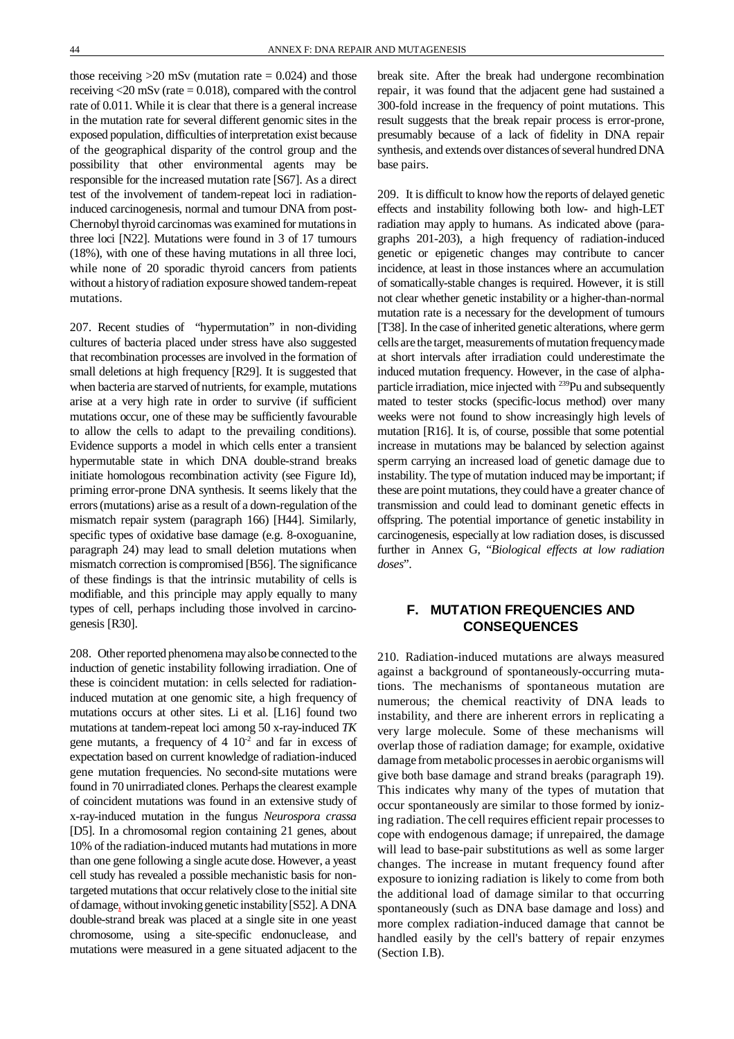those receiving >20 mSv (mutation rate = 0.024) and those receiving <20 mSv (rate = 0.018), compared with the control rate of 0.011. While it is clear that there is a general increase in the mutation rate for several different genomic sites in the exposed population, difficulties of interpretation exist because of the geographical disparity of the control group and the possibility that other environmental agents may be responsible for the increased mutation rate [S67]. As a direct test of the involvement of tandem-repeat loci in radiation-induced carcinogenesis, normal and tumour DNA from post-Chernobyl thyroid carcinomas was examined for mutations in three loci [N22]. Mutations were found in 3 of 17 tumours (18%), with one of these having mutations in all three loci, while none of 20 sporadic thyroid cancers from patients without a history of radiation exposure showed tandem-repeat mutations.

207. Recent studies of "hypermutation" in non-dividing cultures of bacteria placed under stress have also suggested that recombination processes are involved in the formation of small deletions at high frequency [R29]. It is suggested that when bacteria are starved of nutrients, for example, mutations arise at a very high rate in order to survive (if sufficient mutations occur, one of these may be sufficiently favourable to allow the cells to adapt to the prevailing conditions). Evidence supports a model in which cells enter a transient hypermutable state in which DNA double-strand breaks initiate homologous recombination activity (see Figure Id), priming error-prone DNA synthesis. It seems likely that the errors (mutations) arise as a result of a down-regulation of the mismatch repair system (paragraph 166) [H44]. Similarly, specific types of oxidative base damage (e.g. 8-oxoguanine, paragraph 24) may lead to small deletion mutations when mismatch correction is compromised [B56]. The significance of these findings is that the intrinsic mutability of cells is modifiable, and this principle may apply equally to many types of cell, perhaps including those involved in carcinogenesis [R30].

208. Other reported phenomena may also be connected to the induction of genetic instability following irradiation. One of these is coincident mutation: in cells selected for radiation-induced mutation at one genomic site, a high frequency of mutations occurs at other sites. Li et al. [L16] found two mutations at tandem-repeat loci among 50 x-ray-induced *TK* gene mutants, a frequency of 4 $10^{-2}$ and far in excess of expectation based on current knowledge of radiation-induced gene mutation frequencies. No second-site mutations were found in 70 unirradiated clones. Perhaps the clearest example of coincident mutations was found in an extensive study of x-ray-induced mutation in the fungus *Neurospora crassa* [D5]. In a chromosomal region containing 21 genes, about 10% of the radiation-induced mutants had mutations in more than one gene following a single acute dose. However, a yeast cell study has revealed a possible mechanistic basis for non-targeted mutations that occur relatively close to the initial site of damage, without invoking genetic instability [S52]. A DNA double-strand break was placed at a single site in one yeast chromosome, using a site-specific endonuclease, and mutations were measured in a gene situated adjacent to the break site. After the break had undergone recombination repair, it was found that the adjacent gene had sustained a 300-fold increase in the frequency of point mutations. This result suggests that the break repair process is error-prone, presumably because of a lack of fidelity in DNA repair synthesis, and extends over distances of several hundred DNA base pairs.

209. It is difficult to know how the reports of delayed genetic effects and instability following both low- and high-LET radiation may apply to humans. As indicated above (paragraphs 201-203), a high frequency of radiation-induced genetic or epigenetic changes may contribute to cancer incidence, at least in those instances where an accumulation of somatically-stable changes is required. However, it is still not clear whether genetic instability or a higher-than-normal mutation rate is a necessary for the development of tumours [T38]. In the case of inherited genetic alterations, where germ cells are the target, measurements of mutation frequency made at short intervals after irradiation could underestimate the induced mutation frequency. However, in the case of alpha-particle irradiation, mice injected with $^{239}$Pu and subsequently mated to tester stocks (specific-locus method) over many weeks were not found to show increasingly high levels of mutation [R16]. It is, of course, possible that some potential increase in mutations may be balanced by selection against sperm carrying an increased load of genetic damage due to instability. The type of mutation induced may be important; if these are point mutations, they could have a greater chance of transmission and could lead to dominant genetic effects in offspring. The potential importance of genetic instability in carcinogenesis, especially at low radiation doses, is discussed further in Annex G, "*Biological effects at low radiation doses*".

## F. MUTATION FREQUENCIES AND CONSEQUENCES

210. Radiation-induced mutations are always measured against a background of spontaneously-occurring mutations. The mechanisms of spontaneous mutation are numerous; the chemical reactivity of DNA leads to instability, and there are inherent errors in replicating a very large molecule. Some of these mechanisms will overlap those of radiation damage; for example, oxidative damage from metabolic processes in aerobic organisms will give both base damage and strand breaks (paragraph 19). This indicates why many of the types of mutation that occur spontaneously are similar to those formed by ionizing radiation. The cell requires efficient repair processes to cope with endogenous damage; if unrepaired, the damage will lead to base-pair substitutions as well as some larger changes. The increase in mutant frequency found after exposure to ionizing radiation is likely to come from both the additional load of damage similar to that occurring spontaneously (such as DNA base damage and loss) and more complex radiation-induced damage that cannot be handled easily by the cell's battery of repair enzymes (Section I.B).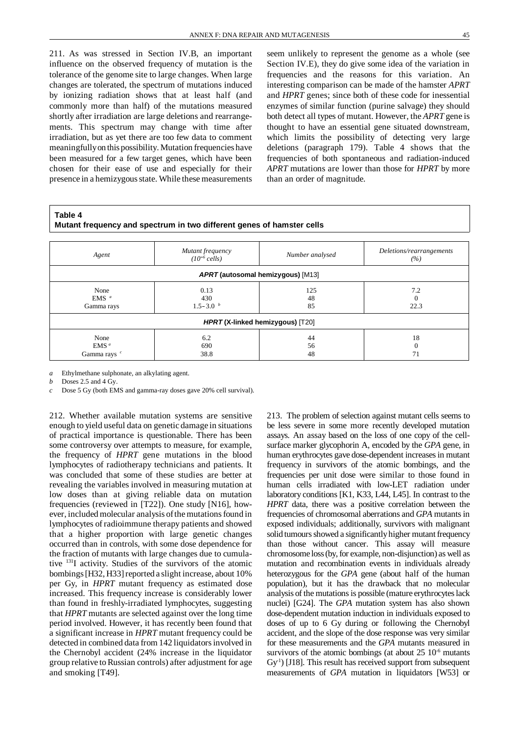211. As was stressed in Section IV.B, an important influence on the observed frequency of mutation is the tolerance of the genome site to large changes. When large changes are tolerated, the spectrum of mutations induced by ionizing radiation shows that at least half (and commonly more than half) of the mutations measured shortly after irradiation are large deletions and rearrangements. This spectrum may change with time after irradiation, but as yet there are too few data to comment meaningfully on this possibility. Mutation frequencies have been measured for a few target genes, which have been chosen for their ease of use and especially for their presence in a hemizygous state. While these measurements seem unlikely to represent the genome as a whole (see Section IV.E), they do give some idea of the variation in frequencies and the reasons for this variation. An interesting comparison can be made of the hamster *APRT* and *HPRT* genes; since both of these code for inessential enzymes of similar function (purine salvage) they should both detect all types of mutant. However, the *APRT* gene is thought to have an essential gene situated downstream, which limits the possibility of detecting very large deletions (paragraph 179). Table 4 shows that the frequencies of both spontaneous and radiation-induced *APRT* mutations are lower than those for *HPRT* by more than an order of magnitude.

**Table 4**
**Mutant frequency and spectrum in two different genes of hamster cells**

| *Agent* | *Mutant frequency ($10^{-6}$ cells)* | *Number analysed* | *Deletions/rearrangements (%)* |
|---|---|---|---|
| ***APRT* (autosomal hemizygous) [M13]** | | | |
| None | 0.13 | 125 | 7.2 |
| EMS [a] | 430 | 48 | 0 |
| Gamma rays | 1.5–3.0 [b] | 85 | 22.3 |
| ***HPRT* (X-linked hemizygous) [T20]** | | | |
| None | 6.2 | 44 | 18 |
| EMS [a] | 690 | 56 | 0 |
| Gamma rays [c] | 38.8 | 48 | 71 |

*a* Ethylmethane sulphonate, an alkylating agent.
*b* Doses 2.5 and 4 Gy.
*c* Dose 5 Gy (both EMS and gamma-ray doses gave 20% cell survival).

212. Whether available mutation systems are sensitive enough to yield useful data on genetic damage in situations of practical importance is questionable. There has been some controversy over attempts to measure, for example, the frequency of *HPRT* gene mutations in the blood lymphocytes of radiotherapy technicians and patients. It was concluded that some of these studies are better at revealing the variables involved in measuring mutation at low doses than at giving reliable data on mutation frequencies (reviewed in [T22]). One study [N16], however, included molecular analysis of the mutations found in lymphocytes of radioimmune therapy patients and showed that a higher proportion with large genetic changes occurred than in controls, with some dose dependence for the fraction of mutants with large changes due to cumulative $^{131}$I activity. Studies of the survivors of the atomic bombings [H32, H33] reported a slight increase, about 10% per Gy, in *HPRT* mutant frequency as estimated dose increased. This frequency increase is considerably lower than found in freshly-irradiated lymphocytes, suggesting that *HPRT* mutants are selected against over the long time period involved. However, it has recently been found that a significant increase in *HPRT* mutant frequency could be detected in combined data from 142 liquidators involved in the Chernobyl accident (24% increase in the liquidator group relative to Russian controls) after adjustment for age and smoking [T49].

213. The problem of selection against mutant cells seems to be less severe in some more recently developed mutation assays. An assay based on the loss of one copy of the cell-surface marker glycophorin A, encoded by the *GPA* gene, in human erythrocytes gave dose-dependent increases in mutant frequency in survivors of the atomic bombings, and the frequencies per unit dose were similar to those found in human cells irradiated with low-LET radiation under laboratory conditions [K1, K33, L44, L45]. In contrast to the *HPRT* data, there was a positive correlation between the frequencies of chromosomal aberrations and *GPA* mutants in exposed individuals; additionally, survivors with malignant solid tumours showed a significantly higher mutant frequency than those without cancer. This assay will measure chromosome loss (by, for example, non-disjunction) as well as mutation and recombination events in individuals already heterozygous for the *GPA* gene (about half of the human population), but it has the drawback that no molecular analysis of the mutations is possible (mature erythrocytes lack nuclei) [G24]. The *GPA* mutation system has also shown dose-dependent mutation induction in individuals exposed to doses of up to 6 Gy during or following the Chernobyl accident, and the slope of the dose response was very similar for these measurements and the *GPA* mutants measured in survivors of the atomic bombings (at about 25 $10^{-6}$ mutants $Gy^{-1}$) [J18]. This result has received support from subsequent measurements of *GPA* mutation in liquidators [W53] or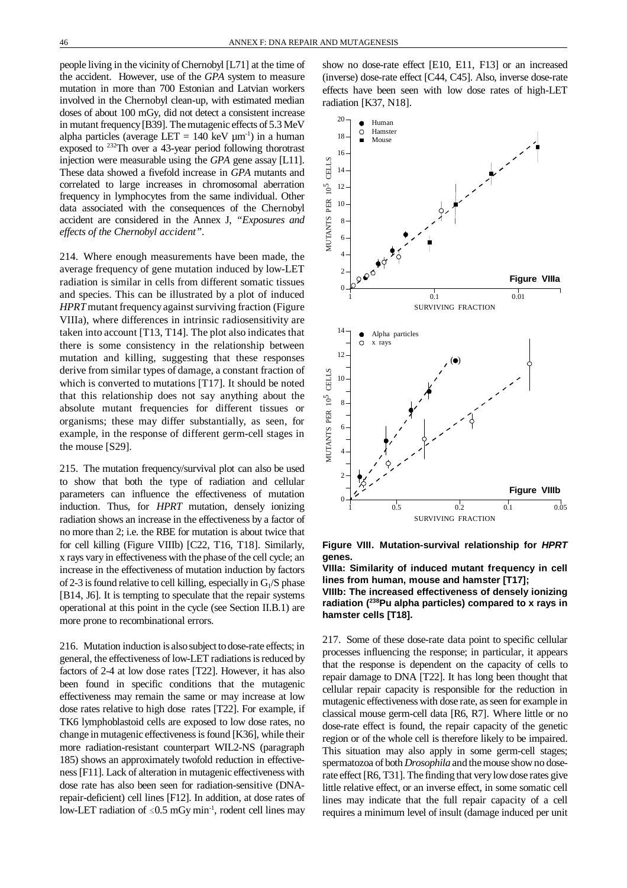people living in the vicinity of Chernobyl [L71] at the time of the accident. However, use of the *GPA* system to measure mutation in more than 700 Estonian and Latvian workers involved in the Chernobyl clean-up, with estimated median doses of about 100 mGy, did not detect a consistent increase in mutant frequency [B39]. The mutagenic effects of 5.3 MeV alpha particles (average LET = 140 keV $\mu m^{-1}$) in a human exposed to $^{232}Th$ over a 43-year period following thorotrast injection were measurable using the *GPA* gene assay [L11]. These data showed a fivefold increase in *GPA* mutants and correlated to large increases in chromosomal aberration frequency in lymphocytes from the same individual. Other data associated with the consequences of the Chernobyl accident are considered in the Annex J, *"Exposures and effects of the Chernobyl accident"*.

214. Where enough measurements have been made, the average frequency of gene mutation induced by low-LET radiation is similar in cells from different somatic tissues and species. This can be illustrated by a plot of induced *HPRT* mutant frequency against surviving fraction (Figure VIIIa), where differences in intrinsic radiosensitivity are taken into account [T13, T14]. The plot also indicates that there is some consistency in the relationship between mutation and killing, suggesting that these responses derive from similar types of damage, a constant fraction of which is converted to mutations [T17]. It should be noted that this relationship does not say anything about the absolute mutant frequencies for different tissues or organisms; these may differ substantially, as seen, for example, in the response of different germ-cell stages in the mouse [S29].

215. The mutation frequency/survival plot can also be used to show that both the type of radiation and cellular parameters can influence the effectiveness of mutation induction. Thus, for *HPRT* mutation, densely ionizing radiation shows an increase in the effectiveness by a factor of no more than 2; i.e. the RBE for mutation is about twice that for cell killing (Figure VIIIb) [C22, T16, T18]. Similarly, x rays vary in effectiveness with the phase of the cell cycle; an increase in the effectiveness of mutation induction by factors of 2-3 is found relative to cell killing, especially in $G_1$/S phase [B14, J6]. It is tempting to speculate that the repair systems operational at this point in the cycle (see Section II.B.1) are more prone to recombinational errors.

216. Mutation induction is also subject to dose-rate effects; in general, the effectiveness of low-LET radiations is reduced by factors of 2-4 at low dose rates [T22]. However, it has also been found in specific conditions that the mutagenic effectiveness may remain the same or may increase at low dose rates relative to high dose rates [T22]. For example, if TK6 lymphoblastoid cells are exposed to low dose rates, no change in mutagenic effectiveness is found [K36], while their more radiation-resistant counterpart WIL2-NS (paragraph 185) shows an approximately twofold reduction in effectiveness [F11]. Lack of alteration in mutagenic effectiveness with dose rate has also been seen for radiation-sensitive (DNA-repair-deficient) cell lines [F12]. In addition, at dose rates of low-LET radiation of $\leq$0.5 mGy $min^{-1}$, rodent cell lines may show no dose-rate effect [E10, E11, F13] or an increased (inverse) dose-rate effect [C44, C45]. Also, inverse dose-rate effects have been seen with low dose rates of high-LET radiation [K37, N18].

**Figure VIII. Mutation-survival relationship for *HPRT* genes.**
**VIIIa: Similarity of induced mutant frequency in cell lines from human, mouse and hamster [T17];**
**VIIIb: The increased effectiveness of densely ionizing radiation ($^{238}Pu$ alpha particles) compared to x rays in hamster cells [T18].**

217. Some of these dose-rate data point to specific cellular processes influencing the response; in particular, it appears that the response is dependent on the capacity of cells to repair damage to DNA [T22]. It has long been thought that cellular repair capacity is responsible for the reduction in mutagenic effectiveness with dose rate, as seen for example in classical mouse germ-cell data [R6, R7]. Where little or no dose-rate effect is found, the repair capacity of the genetic region or of the whole cell is therefore likely to be impaired. This situation may also apply in some germ-cell stages; spermatozoa of both *Drosophila* and the mouse show no dose-rate effect [R6, T31]. The finding that very low dose rates give little relative effect, or an inverse effect, in some somatic cell lines may indicate that the full repair capacity of a cell requires a minimum level of insult (damage induced per unit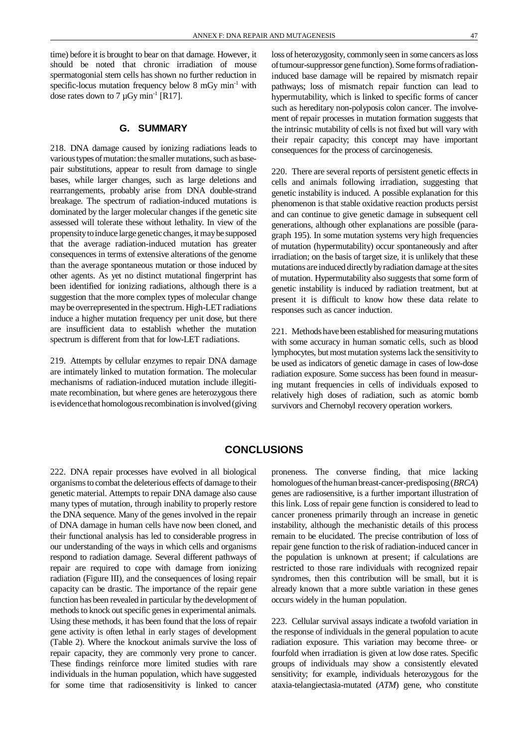time) before it is brought to bear on that damage. However, it should be noted that chronic irradiation of mouse spermatogonial stem cells has shown no further reduction in specific-locus mutation frequency below 8 mGy $min^{-1}$ with dose rates down to 7 µGy $min^{-1}$ [R17].

## G. SUMMARY

218. DNA damage caused by ionizing radiations leads to various types of mutation: the smaller mutations, such as base-pair substitutions, appear to result from damage to single bases, while larger changes, such as large deletions and rearrangements, probably arise from DNA double-strand breakage. The spectrum of radiation-induced mutations is dominated by the larger molecular changes if the genetic site assessed will tolerate these without lethality. In view of the propensity to induce large genetic changes, it may be supposed that the average radiation-induced mutation has greater consequences in terms of extensive alterations of the genome than the average spontaneous mutation or those induced by other agents. As yet no distinct mutational fingerprint has been identified for ionizing radiations, although there is a suggestion that the more complex types of molecular change may be overrepresented in the spectrum. High-LET radiations induce a higher mutation frequency per unit dose, but there are insufficient data to establish whether the mutation spectrum is different from that for low-LET radiations.

219. Attempts by cellular enzymes to repair DNA damage are intimately linked to mutation formation. The molecular mechanisms of radiation-induced mutation include illegitimate recombination, but where genes are heterozygous there is evidence that homologous recombination is involved (giving loss of heterozygosity, commonly seen in some cancers as loss of tumour-suppressor gene function). Some forms of radiation-induced base damage will be repaired by mismatch repair pathways; loss of mismatch repair function can lead to hypermutability, which is linked to specific forms of cancer such as hereditary non-polyposis colon cancer. The involvement of repair processes in mutation formation suggests that the intrinsic mutability of cells is not fixed but will vary with their repair capacity; this concept may have important consequences for the process of carcinogenesis.

220. There are several reports of persistent genetic effects in cells and animals following irradiation, suggesting that genetic instability is induced. A possible explanation for this phenomenon is that stable oxidative reaction products persist and can continue to give genetic damage in subsequent cell generations, although other explanations are possible (paragraph 195). In some mutation systems very high frequencies of mutation (hypermutability) occur spontaneously and after irradiation; on the basis of target size, it is unlikely that these mutations are induced directly by radiation damage at the sites of mutation. Hypermutability also suggests that some form of genetic instability is induced by radiation treatment, but at present it is difficult to know how these data relate to responses such as cancer induction.

221. Methods have been established for measuring mutations with some accuracy in human somatic cells, such as blood lymphocytes, but most mutation systems lack the sensitivity to be used as indicators of genetic damage in cases of low-dose radiation exposure. Some success has been found in measuring mutant frequencies in cells of individuals exposed to relatively high doses of radiation, such as atomic bomb survivors and Chernobyl recovery operation workers.

# CONCLUSIONS

222. DNA repair processes have evolved in all biological organisms to combat the deleterious effects of damage to their genetic material. Attempts to repair DNA damage also cause many types of mutation, through inability to properly restore the DNA sequence. Many of the genes involved in the repair of DNA damage in human cells have now been cloned, and their functional analysis has led to considerable progress in our understanding of the ways in which cells and organisms respond to radiation damage. Several different pathways of repair are required to cope with damage from ionizing radiation (Figure III), and the consequences of losing repair capacity can be drastic. The importance of the repair gene function has been revealed in particular by the development of methods to knock out specific genes in experimental animals. Using these methods, it has been found that the loss of repair gene activity is often lethal in early stages of development (Table 2). Where the knockout animals survive the loss of repair capacity, they are commonly very prone to cancer. These findings reinforce more limited studies with rare individuals in the human population, which have suggested for some time that radiosensitivity is linked to cancer proneness. The converse finding, that mice lacking homologues of the human breast-cancer-predisposing (*BRCA*) genes are radiosensitive, is a further important illustration of this link. Loss of repair gene function is considered to lead to cancer proneness primarily through an increase in genetic instability, although the mechanistic details of this process remain to be elucidated. The precise contribution of loss of repair gene function to the risk of radiation-induced cancer in the population is unknown at present; if calculations are restricted to those rare individuals with recognized repair syndromes, then this contribution will be small, but it is already known that a more subtle variation in these genes occurs widely in the human population.

223. Cellular survival assays indicate a twofold variation in the response of individuals in the general population to acute radiation exposure. This variation may become three- or fourfold when irradiation is given at low dose rates. Specific groups of individuals may show a consistently elevated sensitivity; for example, individuals heterozygous for the ataxia-telangiectasia-mutated (*ATM*) gene, who constitute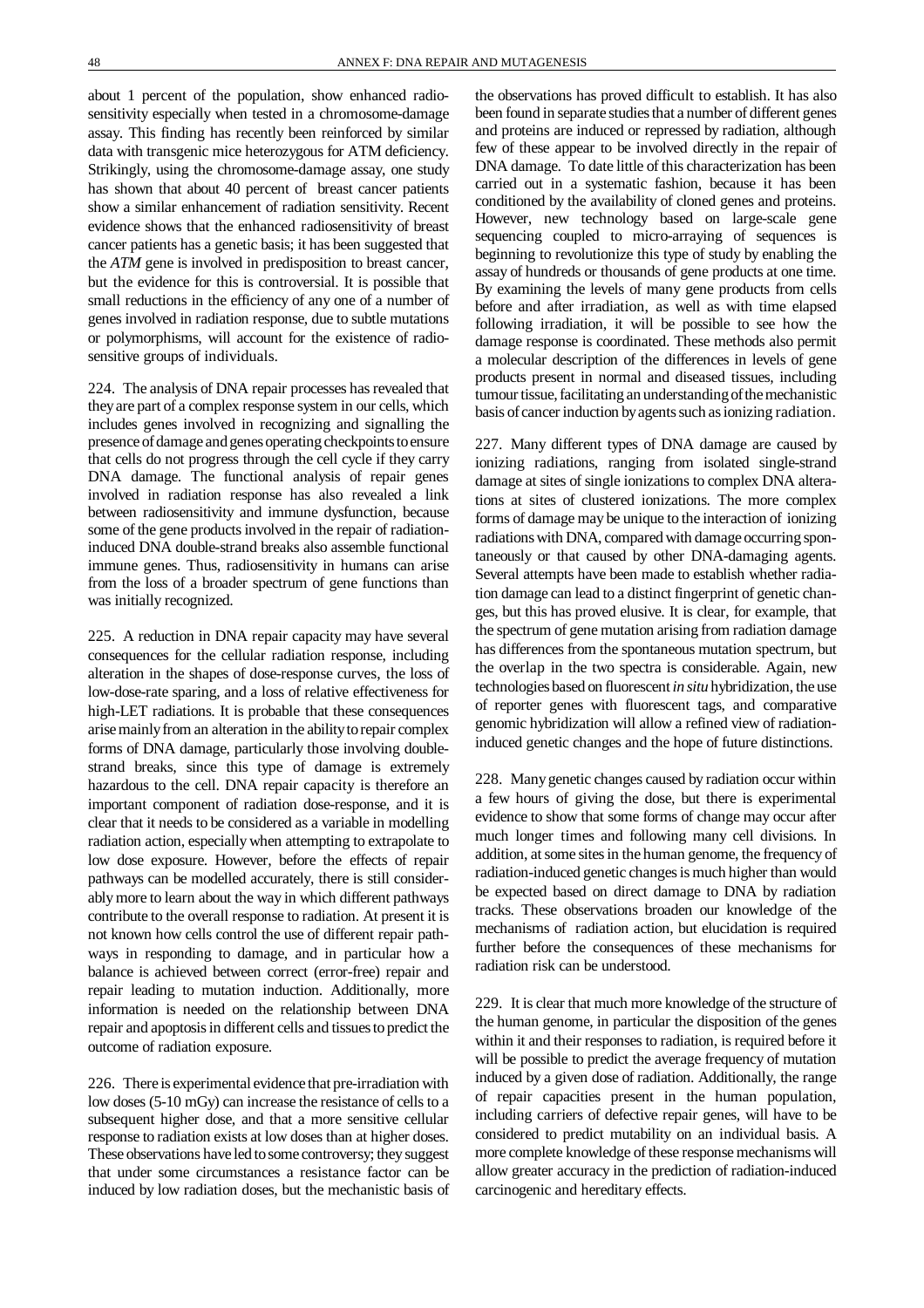about 1 percent of the population, show enhanced radiosensitivity especially when tested in a chromosome-damage assay. This finding has recently been reinforced by similar data with transgenic mice heterozygous for ATM deficiency. Strikingly, using the chromosome-damage assay, one study has shown that about 40 percent of breast cancer patients show a similar enhancement of radiation sensitivity. Recent evidence shows that the enhanced radiosensitivity of breast cancer patients has a genetic basis; it has been suggested that the *ATM* gene is involved in predisposition to breast cancer, but the evidence for this is controversial. It is possible that small reductions in the efficiency of any one of a number of genes involved in radiation response, due to subtle mutations or polymorphisms, will account for the existence of radiosensitive groups of individuals.

224. The analysis of DNA repair processes has revealed that they are part of a complex response system in our cells, which includes genes involved in recognizing and signalling the presence of damage and genes operating checkpoints to ensure that cells do not progress through the cell cycle if they carry DNA damage. The functional analysis of repair genes involved in radiation response has also revealed a link between radiosensitivity and immune dysfunction, because some of the gene products involved in the repair of radiation-induced DNA double-strand breaks also assemble functional immune genes. Thus, radiosensitivity in humans can arise from the loss of a broader spectrum of gene functions than was initially recognized.

225. A reduction in DNA repair capacity may have several consequences for the cellular radiation response, including alteration in the shapes of dose-response curves, the loss of low-dose-rate sparing, and a loss of relative effectiveness for high-LET radiations. It is probable that these consequences arise mainly from an alteration in the ability to repair complex forms of DNA damage, particularly those involving double-strand breaks, since this type of damage is extremely hazardous to the cell. DNA repair capacity is therefore an important component of radiation dose-response, and it is clear that it needs to be considered as a variable in modelling radiation action, especially when attempting to extrapolate to low dose exposure. However, before the effects of repair pathways can be modelled accurately, there is still considerably more to learn about the way in which different pathways contribute to the overall response to radiation. At present it is not known how cells control the use of different repair pathways in responding to damage, and in particular how a balance is achieved between correct (error-free) repair and repair leading to mutation induction. Additionally, more information is needed on the relationship between DNA repair and apoptosis in different cells and tissues to predict the outcome of radiation exposure.

226. There is experimental evidence that pre-irradiation with low doses (5-10 mGy) can increase the resistance of cells to a subsequent higher dose, and that a more sensitive cellular response to radiation exists at low doses than at higher doses. These observations have led to some controversy; they suggest that under some circumstances a resistance factor can be induced by low radiation doses, but the mechanistic basis of the observations has proved difficult to establish. It has also been found in separate studies that a number of different genes and proteins are induced or repressed by radiation, although few of these appear to be involved directly in the repair of DNA damage. To date little of this characterization has been carried out in a systematic fashion, because it has been conditioned by the availability of cloned genes and proteins. However, new technology based on large-scale gene sequencing coupled to micro-arraying of sequences is beginning to revolutionize this type of study by enabling the assay of hundreds or thousands of gene products at one time. By examining the levels of many gene products from cells before and after irradiation, as well as with time elapsed following irradiation, it will be possible to see how the damage response is coordinated. These methods also permit a molecular description of the differences in levels of gene products present in normal and diseased tissues, including tumour tissue, facilitating an understanding of the mechanistic basis of cancer induction by agents such as ionizing radiation.

227. Many different types of DNA damage are caused by ionizing radiations, ranging from isolated single-strand damage at sites of single ionizations to complex DNA alterations at sites of clustered ionizations. The more complex forms of damage may be unique to the interaction of ionizing radiations with DNA, compared with damage occurring spontaneously or that caused by other DNA-damaging agents. Several attempts have been made to establish whether radiation damage can lead to a distinct fingerprint of genetic changes, but this has proved elusive. It is clear, for example, that the spectrum of gene mutation arising from radiation damage has differences from the spontaneous mutation spectrum, but the overlap in the two spectra is considerable. Again, new technologies based on fluorescent *in situ* hybridization, the use of reporter genes with fluorescent tags, and comparative genomic hybridization will allow a refined view of radiation-induced genetic changes and the hope of future distinctions.

228. Many genetic changes caused by radiation occur within a few hours of giving the dose, but there is experimental evidence to show that some forms of change may occur after much longer times and following many cell divisions. In addition, at some sites in the human genome, the frequency of radiation-induced genetic changes is much higher than would be expected based on direct damage to DNA by radiation tracks. These observations broaden our knowledge of the mechanisms of radiation action, but elucidation is required further before the consequences of these mechanisms for radiation risk can be understood.

229. It is clear that much more knowledge of the structure of the human genome, in particular the disposition of the genes within it and their responses to radiation, is required before it will be possible to predict the average frequency of mutation induced by a given dose of radiation. Additionally, the range of repair capacities present in the human population, including carriers of defective repair genes, will have to be considered to predict mutability on an individual basis. A more complete knowledge of these response mechanisms will allow greater accuracy in the prediction of radiation-induced carcinogenic and hereditary effects.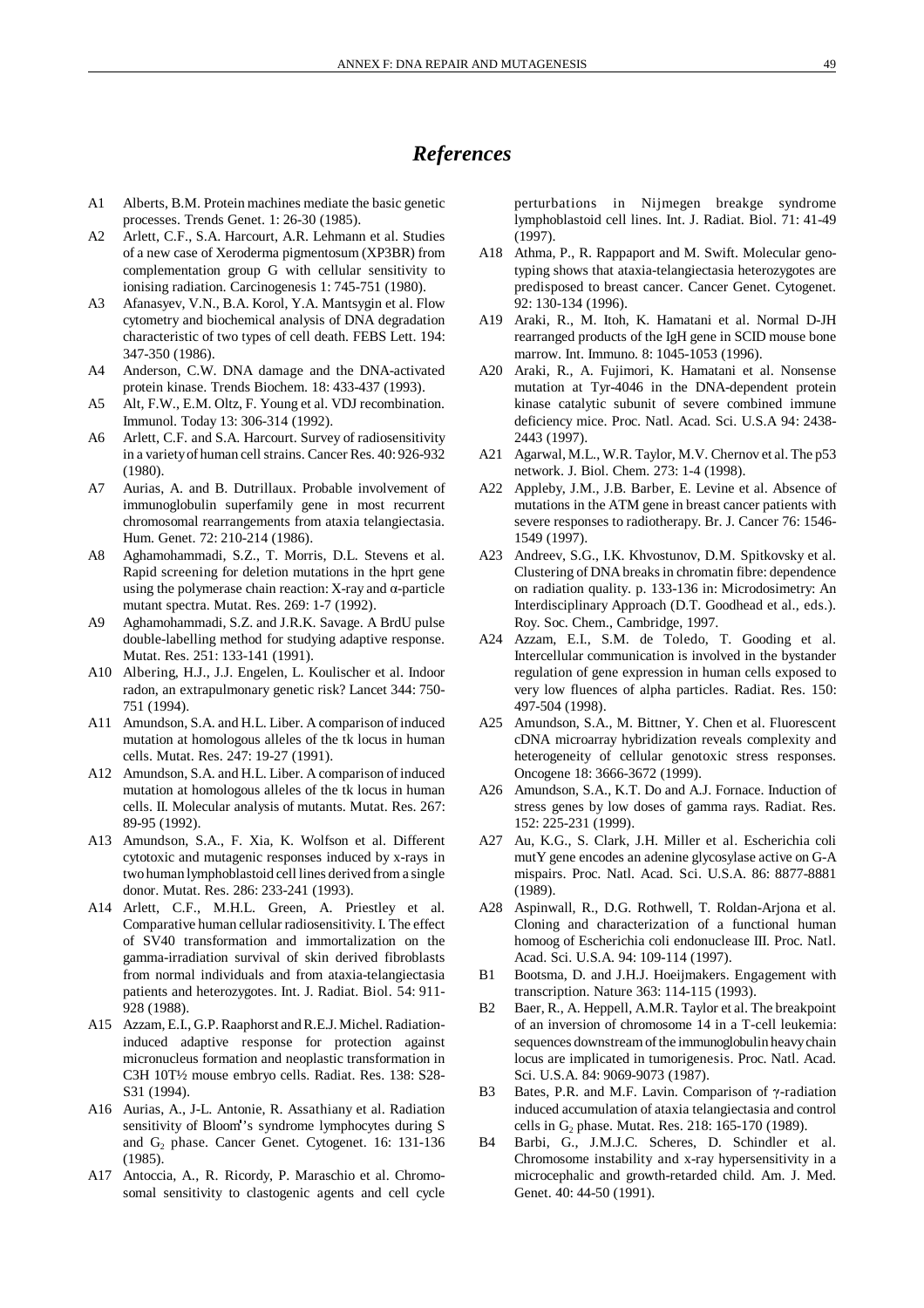# *References*

- A1 Alberts, B.M. Protein machines mediate the basic genetic processes. Trends Genet. 1: 26-30 (1985).
- A2 Arlett, C.F., S.A. Harcourt, A.R. Lehmann et al. Studies of a new case of Xeroderma pigmentosum (XP3BR) from complementation group G with cellular sensitivity to ionising radiation. Carcinogenesis 1: 745-751 (1980).
- A3 Afanasyev, V.N., B.A. Korol, Y.A. Mantsygin et al. Flow cytometry and biochemical analysis of DNA degradation characteristic of two types of cell death. FEBS Lett. 194: 347-350 (1986).
- A4 Anderson, C.W. DNA damage and the DNA-activated protein kinase. Trends Biochem. 18: 433-437 (1993).
- A5 Alt, F.W., E.M. Oltz, F. Young et al. VDJ recombination. Immunol. Today 13: 306-314 (1992).
- A6 Arlett, C.F. and S.A. Harcourt. Survey of radiosensitivity in a variety of human cell strains. Cancer Res. 40: 926-932 (1980).
- A7 Aurias, A. and B. Dutrillaux. Probable involvement of immunoglobulin superfamily gene in most recurrent chromosomal rearrangements from ataxia telangiectasia. Hum. Genet. 72: 210-214 (1986).
- A8 Aghamohammadi, S.Z., T. Morris, D.L. Stevens et al. Rapid screening for deletion mutations in the hprt gene using the polymerase chain reaction: X-ray and α-particle mutant spectra. Mutat. Res. 269: 1-7 (1992).
- A9 Aghamohammadi, S.Z. and J.R.K. Savage. A BrdU pulse double-labelling method for studying adaptive response. Mutat. Res. 251: 133-141 (1991).
- A10 Albering, H.J., J.J. Engelen, L. Koulischer et al. Indoor radon, an extrapulmonary genetic risk? Lancet 344: 750-751 (1994).
- A11 Amundson, S.A. and H.L. Liber. A comparison of induced mutation at homologous alleles of the tk locus in human cells. Mutat. Res. 247: 19-27 (1991).
- A12 Amundson, S.A. and H.L. Liber. A comparison of induced mutation at homologous alleles of the tk locus in human cells. II. Molecular analysis of mutants. Mutat. Res. 267: 89-95 (1992).
- A13 Amundson, S.A., F. Xia, K. Wolfson et al. Different cytotoxic and mutagenic responses induced by x-rays in two human lymphoblastoid cell lines derived from a single donor. Mutat. Res. 286: 233-241 (1993).
- A14 Arlett, C.F., M.H.L. Green, A. Priestley et al. Comparative human cellular radiosensitivity. I. The effect of SV40 transformation and immortalization on the gamma-irradiation survival of skin derived fibroblasts from normal individuals and from ataxia-telangiectasia patients and heterozygotes. Int. J. Radiat. Biol. 54: 911-928 (1988).
- A15 Azzam, E.I., G.P. Raaphorst and R.E.J. Michel. Radiation-induced adaptive response for protection against micronucleus formation and neoplastic transformation in C3H 10T½ mouse embryo cells. Radiat. Res. 138: S28-S31 (1994).
- A16 Aurias, A., J-L. Antonie, R. Assathiany et al. Radiation sensitivity of Bloom's syndrome lymphocytes during S and $G_2$ phase. Cancer Genet. Cytogenet. 16: 131-136 (1985).
- A17 Antoccia, A., R. Ricordy, P. Maraschio et al. Chromosomal sensitivity to clastogenic agents and cell cycle perturbations in Nijmegen breakge syndrome lymphoblastoid cell lines. Int. J. Radiat. Biol. 71: 41-49 (1997).
- A18 Athma, P., R. Rappaport and M. Swift. Molecular genotyping shows that ataxia-telangiectasia heterozygotes are predisposed to breast cancer. Cancer Genet. Cytogenet. 92: 130-134 (1996).
- A19 Araki, R., M. Itoh, K. Hamatani et al. Normal D-JH rearranged products of the IgH gene in SCID mouse bone marrow. Int. Immuno. 8: 1045-1053 (1996).
- A20 Araki, R., A. Fujimori, K. Hamatani et al. Nonsense mutation at Tyr-4046 in the DNA-dependent protein kinase catalytic subunit of severe combined immune deficiency mice. Proc. Natl. Acad. Sci. U.S.A 94: 2438-2443 (1997).
- A21 Agarwal, M.L., W.R. Taylor, M.V. Chernov et al. The p53 network. J. Biol. Chem. 273: 1-4 (1998).
- A22 Appleby, J.M., J.B. Barber, E. Levine et al. Absence of mutations in the ATM gene in breast cancer patients with severe responses to radiotherapy. Br. J. Cancer 76: 1546-1549 (1997).
- A23 Andreev, S.G., I.K. Khvostunov, D.M. Spitkovsky et al. Clustering of DNA breaks in chromatin fibre: dependence on radiation quality. p. 133-136 in: Microdosimetry: An Interdisciplinary Approach (D.T. Goodhead et al., eds.). Roy. Soc. Chem., Cambridge, 1997.
- A24 Azzam, E.I., S.M. de Toledo, T. Gooding et al. Intercellular communication is involved in the bystander regulation of gene expression in human cells exposed to very low fluences of alpha particles. Radiat. Res. 150: 497-504 (1998).
- A25 Amundson, S.A., M. Bittner, Y. Chen et al. Fluorescent cDNA microarray hybridization reveals complexity and heterogeneity of cellular genotoxic stress responses. Oncogene 18: 3666-3672 (1999).
- A26 Amundson, S.A., K.T. Do and A.J. Fornace. Induction of stress genes by low doses of gamma rays. Radiat. Res. 152: 225-231 (1999).
- A27 Au, K.G., S. Clark, J.H. Miller et al. Escherichia coli mutY gene encodes an adenine glycosylase active on G-A mispairs. Proc. Natl. Acad. Sci. U.S.A. 86: 8877-8881 (1989).
- A28 Aspinwall, R., D.G. Rothwell, T. Roldan-Arjona et al. Cloning and characterization of a functional human homoog of Escherichia coli endonuclease III. Proc. Natl. Acad. Sci. U.S.A. 94: 109-114 (1997).
- B1 Bootsma, D. and J.H.J. Hoeijmakers. Engagement with transcription. Nature 363: 114-115 (1993).
- B2 Baer, R., A. Heppell, A.M.R. Taylor et al. The breakpoint of an inversion of chromosome 14 in a T-cell leukemia: sequences downstream of the immunoglobulin heavy chain locus are implicated in tumorigenesis. Proc. Natl. Acad. Sci. U.S.A. 84: 9069-9073 (1987).
- B3 Bates, P.R. and M.F. Lavin. Comparison of γ-radiation induced accumulation of ataxia telangiectasia and control cells in $G_2$ phase. Mutat. Res. 218: 165-170 (1989).
- B4 Barbi, G., J.M.J.C. Scheres, D. Schindler et al. Chromosome instability and x-ray hypersensitivity in a microcephalic and growth-retarded child. Am. J. Med. Genet. 40: 44-50 (1991).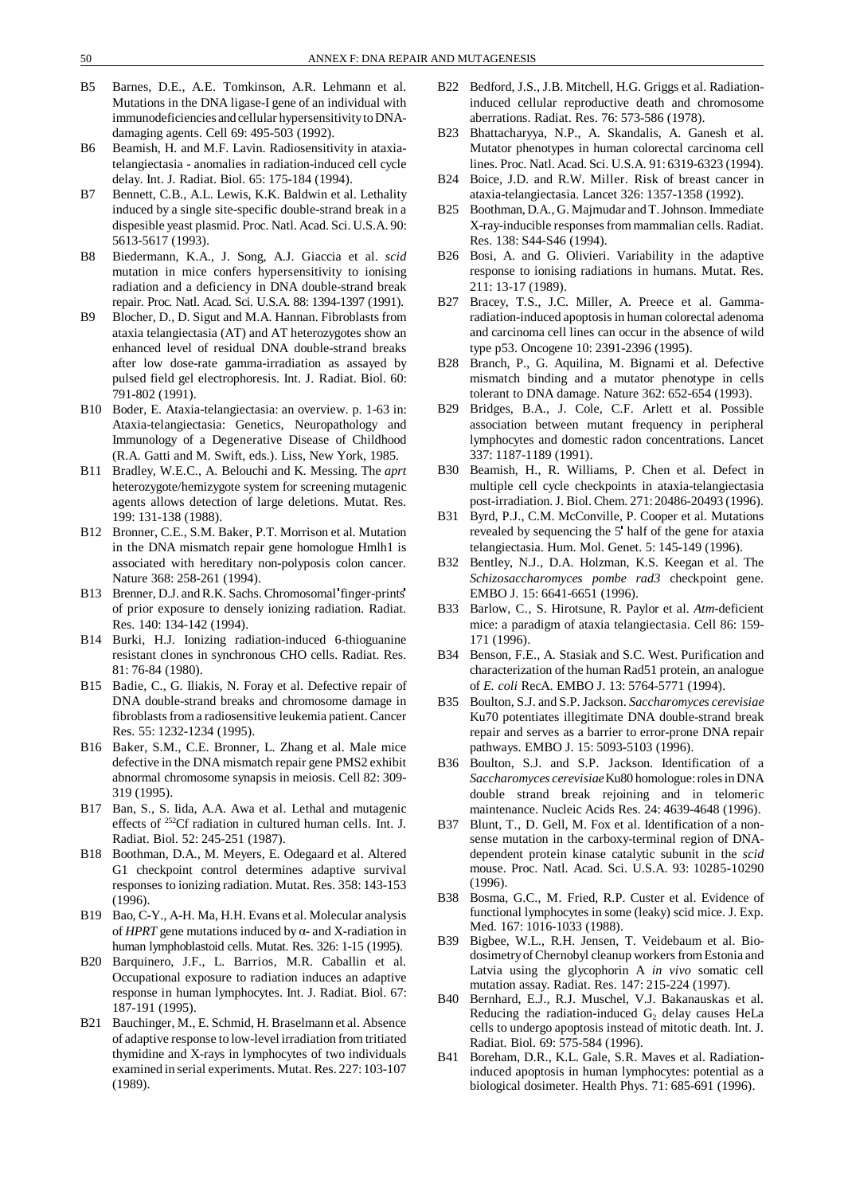B5 Barnes, D.E., A.E. Tomkinson, A.R. Lehmann et al. Mutations in the DNA ligase-I gene of an individual with immunodeficiencies and cellular hypersensitivity to DNA-damaging agents. Cell 69: 495-503 (1992).

B6 Beamish, H. and M.F. Lavin. Radiosensitivity in ataxia-telangiectasia - anomalies in radiation-induced cell cycle delay. Int. J. Radiat. Biol. 65: 175-184 (1994).

B7 Bennett, C.B., A.L. Lewis, K.K. Baldwin et al. Lethality induced by a single site-specific double-strand break in a dispesible yeast plasmid. Proc. Natl. Acad. Sci. U.S.A. 90: 5613-5617 (1993).

B8 Biedermann, K.A., J. Song, A.J. Giaccia et al. *scid* mutation in mice confers hypersensitivity to ionising radiation and a deficiency in DNA double-strand break repair. Proc. Natl. Acad. Sci. U.S.A. 88: 1394-1397 (1991).

B9 Blocher, D., D. Sigut and M.A. Hannan. Fibroblasts from ataxia telangiectasia (AT) and AT heterozygotes show an enhanced level of residual DNA double-strand breaks after low dose-rate gamma-irradiation as assayed by pulsed field gel electrophoresis. Int. J. Radiat. Biol. 60: 791-802 (1991).

B10 Boder, E. Ataxia-telangiectasia: an overview. p. 1-63 in: Ataxia-telangiectasia: Genetics, Neuropathology and Immunology of a Degenerative Disease of Childhood (R.A. Gatti and M. Swift, eds.). Liss, New York, 1985.

B11 Bradley, W.E.C., A. Belouchi and K. Messing. The *aprt* heterozygote/hemizygote system for screening mutagenic agents allows detection of large deletions. Mutat. Res. 199: 131-138 (1988).

B12 Bronner, C.E., S.M. Baker, P.T. Morrison et al. Mutation in the DNA mismatch repair gene homologue Hmlh1 is associated with hereditary non-polyposis colon cancer. Nature 368: 258-261 (1994).

B13 Brenner, D.J. and R.K. Sachs. Chromosomal 'finger-prints' of prior exposure to densely ionizing radiation. Radiat. Res. 140: 134-142 (1994).

B14 Burki, H.J. Ionizing radiation-induced 6-thioguanine resistant clones in synchronous CHO cells. Radiat. Res. 81: 76-84 (1980).

B15 Badie, C., G. Iliakis, N. Foray et al. Defective repair of DNA double-strand breaks and chromosome damage in fibroblasts from a radiosensitive leukemia patient. Cancer Res. 55: 1232-1234 (1995).

B16 Baker, S.M., C.E. Bronner, L. Zhang et al. Male mice defective in the DNA mismatch repair gene PMS2 exhibit abnormal chromosome synapsis in meiosis. Cell 82: 309-319 (1995).

B17 Ban, S., S. Iida, A.A. Awa et al. Lethal and mutagenic effects of $^{252}$Cf radiation in cultured human cells. Int. J. Radiat. Biol. 52: 245-251 (1987).

B18 Boothman, D.A., M. Meyers, E. Odegaard et al. Altered G1 checkpoint control determines adaptive survival responses to ionizing radiation. Mutat. Res. 358: 143-153 (1996).

B19 Bao, C-Y., A-H. Ma, H.H. Evans et al. Molecular analysis of *HPRT* gene mutations induced by α- and X-radiation in human lymphoblastoid cells. Mutat. Res. 326: 1-15 (1995).

B20 Barquinero, J.F., L. Barrios, M.R. Caballin et al. Occupational exposure to radiation induces an adaptive response in human lymphocytes. Int. J. Radiat. Biol. 67: 187-191 (1995).

B21 Bauchinger, M., E. Schmid, H. Braselmann et al. Absence of adaptive response to low-level irradiation from tritiated thymidine and X-rays in lymphocytes of two individuals examined in serial experiments. Mutat. Res. 227: 103-107 (1989).

B22 Bedford, J.S., J.B. Mitchell, H.G. Griggs et al. Radiation-induced cellular reproductive death and chromosome aberrations. Radiat. Res. 76: 573-586 (1978).

B23 Bhattacharyya, N.P., A. Skandalis, A. Ganesh et al. Mutator phenotypes in human colorectal carcinoma cell lines. Proc. Natl. Acad. Sci. U.S.A. 91: 6319-6323 (1994).

B24 Boice, J.D. and R.W. Miller. Risk of breast cancer in ataxia-telangiectasia. Lancet 326: 1357-1358 (1992).

B25 Boothman, D.A., G. Majmudar and T. Johnson. Immediate X-ray-inducible responses from mammalian cells. Radiat. Res. 138: S44-S46 (1994).

B26 Bosi, A. and G. Olivieri. Variability in the adaptive response to ionising radiations in humans. Mutat. Res. 211: 13-17 (1989).

B27 Bracey, T.S., J.C. Miller, A. Preece et al. Gamma-radiation-induced apoptosis in human colorectal adenoma and carcinoma cell lines can occur in the absence of wild type p53. Oncogene 10: 2391-2396 (1995).

B28 Branch, P., G. Aquilina, M. Bignami et al. Defective mismatch binding and a mutator phenotype in cells tolerant to DNA damage. Nature 362: 652-654 (1993).

B29 Bridges, B.A., J. Cole, C.F. Arlett et al. Possible association between mutant frequency in peripheral lymphocytes and domestic radon concentrations. Lancet 337: 1187-1189 (1991).

B30 Beamish, H., R. Williams, P. Chen et al. Defect in multiple cell cycle checkpoints in ataxia-telangiectasia post-irradiation. J. Biol. Chem. 271: 20486-20493 (1996).

B31 Byrd, P.J., C.M. McConville, P. Cooper et al. Mutations revealed by sequencing the 5' half of the gene for ataxia telangiectasia. Hum. Mol. Genet. 5: 145-149 (1996).

B32 Bentley, N.J., D.A. Holzman, K.S. Keegan et al. The *Schizosaccharomyces pombe rad3* checkpoint gene. EMBO J. 15: 6641-6651 (1996).

B33 Barlow, C., S. Hirotsune, R. Paylor et al. *Atm*-deficient mice: a paradigm of ataxia telangiectasia. Cell 86: 159-171 (1996).

B34 Benson, F.E., A. Stasiak and S.C. West. Purification and characterization of the human Rad51 protein, an analogue of *E. coli* RecA. EMBO J. 13: 5764-5771 (1994).

B35 Boulton, S.J. and S.P. Jackson. *Saccharomyces cerevisiae* Ku70 potentiates illegitimate DNA double-strand break repair and serves as a barrier to error-prone DNA repair pathways. EMBO J. 15: 5093-5103 (1996).

B36 Boulton, S.J. and S.P. Jackson. Identification of a *Saccharomyces cerevisiae* Ku80 homologue: roles in DNA double strand break rejoining and in telomeric maintenance. Nucleic Acids Res. 24: 4639-4648 (1996).

B37 Blunt, T., D. Gell, M. Fox et al. Identification of a non-sense mutation in the carboxy-terminal region of DNA-dependent protein kinase catalytic subunit in the *scid* mouse. Proc. Natl. Acad. Sci. U.S.A. 93: 10285-10290 (1996).

B38 Bosma, G.C., M. Fried, R.P. Custer et al. Evidence of functional lymphocytes in some (leaky) scid mice. J. Exp. Med. 167: 1016-1033 (1988).

B39 Bigbee, W.L., R.H. Jensen, T. Veidebaum et al. Bio-dosimetry of Chernobyl cleanup workers from Estonia and Latvia using the glycophorin A *in vivo* somatic cell mutation assay. Radiat. Res. 147: 215-224 (1997).

B40 Bernhard, E.J., R.J. Muschel, V.J. Bakanauskas et al. Reducing the radiation-induced $G_2$ delay causes HeLa cells to undergo apoptosis instead of mitotic death. Int. J. Radiat. Biol. 69: 575-584 (1996).

B41 Boreham, D.R., K.L. Gale, S.R. Maves et al. Radiation-induced apoptosis in human lymphocytes: potential as a biological dosimeter. Health Phys. 71: 685-691 (1996).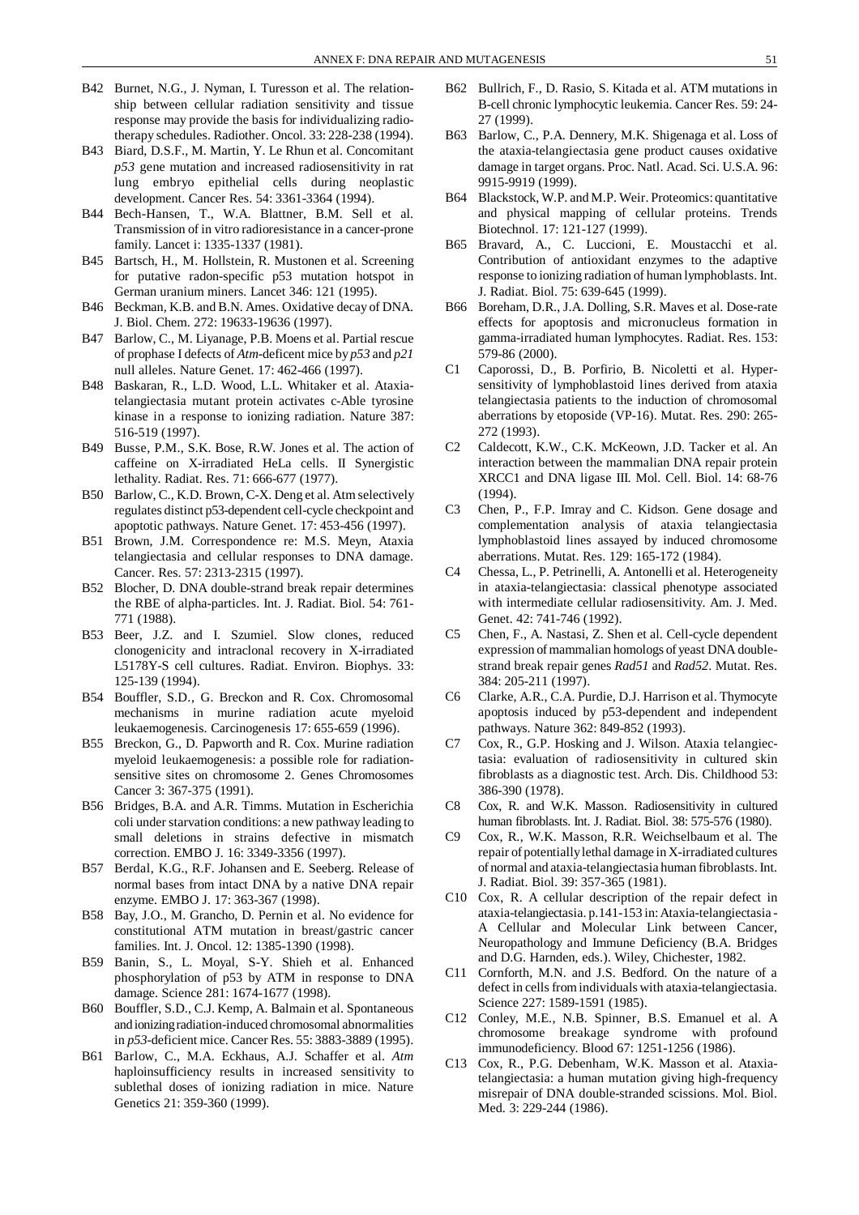B42 Burnet, N.G., J. Nyman, I. Turesson et al. The relationship between cellular radiation sensitivity and tissue response may provide the basis for individualizing radiotherapy schedules. Radiother. Oncol. 33: 228-238 (1994).

B43 Biard, D.S.F., M. Martin, Y. Le Rhun et al. Concomitant *p53* gene mutation and increased radiosensitivity in rat lung embryo epithelial cells during neoplastic development. Cancer Res. 54: 3361-3364 (1994).

B44 Bech-Hansen, T., W.A. Blattner, B.M. Sell et al. Transmission of in vitro radioresistance in a cancer-prone family. Lancet i: 1335-1337 (1981).

B45 Bartsch, H., M. Hollstein, R. Mustonen et al. Screening for putative radon-specific p53 mutation hotspot in German uranium miners. Lancet 346: 121 (1995).

B46 Beckman, K.B. and B.N. Ames. Oxidative decay of DNA. J. Biol. Chem. 272: 19633-19636 (1997).

B47 Barlow, C., M. Liyanage, P.B. Moens et al. Partial rescue of prophase I defects of *Atm*-deficent mice by *p53* and *p21* null alleles. Nature Genet. 17: 462-466 (1997).

B48 Baskaran, R., L.D. Wood, L.L. Whitaker et al. Ataxia-telangiectasia mutant protein activates c-Able tyrosine kinase in a response to ionizing radiation. Nature 387: 516-519 (1997).

B49 Busse, P.M., S.K. Bose, R.W. Jones et al. The action of caffeine on X-irradiated HeLa cells. II Synergistic lethality. Radiat. Res. 71: 666-677 (1977).

B50 Barlow, C., K.D. Brown, C-X. Deng et al. Atm selectively regulates distinct p53-dependent cell-cycle checkpoint and apoptotic pathways. Nature Genet. 17: 453-456 (1997).

B51 Brown, J.M. Correspondence re: M.S. Meyn, Ataxia telangiectasia and cellular responses to DNA damage. Cancer. Res. 57: 2313-2315 (1997).

B52 Blocher, D. DNA double-strand break repair determines the RBE of alpha-particles. Int. J. Radiat. Biol. 54: 761-771 (1988).

B53 Beer, J.Z. and I. Szumiel. Slow clones, reduced clonogenicity and intraclonal recovery in X-irradiated L5178Y-S cell cultures. Radiat. Environ. Biophys. 33: 125-139 (1994).

B54 Bouffler, S.D., G. Breckon and R. Cox. Chromosomal mechanisms in murine radiation acute myeloid leukaemogenesis. Carcinogenesis 17: 655-659 (1996).

B55 Breckon, G., D. Papworth and R. Cox. Murine radiation myeloid leukaemogenesis: a possible role for radiation-sensitive sites on chromosome 2. Genes Chromosomes Cancer 3: 367-375 (1991).

B56 Bridges, B.A. and A.R. Timms. Mutation in Escherichia coli under starvation conditions: a new pathway leading to small deletions in strains defective in mismatch correction. EMBO J. 16: 3349-3356 (1997).

B57 Berdal, K.G., R.F. Johansen and E. Seeberg. Release of normal bases from intact DNA by a native DNA repair enzyme. EMBO J. 17: 363-367 (1998).

B58 Bay, J.O., M. Grancho, D. Pernin et al. No evidence for constitutional ATM mutation in breast/gastric cancer families. Int. J. Oncol. 12: 1385-1390 (1998).

B59 Banin, S., L. Moyal, S-Y. Shieh et al. Enhanced phosphorylation of p53 by ATM in response to DNA damage. Science 281: 1674-1677 (1998).

B60 Bouffler, S.D., C.J. Kemp, A. Balmain et al. Spontaneous and ionizing radiation-induced chromosomal abnormalities in *p53*-deficient mice. Cancer Res. 55: 3883-3889 (1995).

B61 Barlow, C., M.A. Eckhaus, A.J. Schaffer et al. *Atm* haploinsufficiency results in increased sensitivity to sublethal doses of ionizing radiation in mice. Nature Genetics 21: 359-360 (1999).

B62 Bullrich, F., D. Rasio, S. Kitada et al. ATM mutations in B-cell chronic lymphocytic leukemia. Cancer Res. 59: 24-27 (1999).

B63 Barlow, C., P.A. Dennery, M.K. Shigenaga et al. Loss of the ataxia-telangiectasia gene product causes oxidative damage in target organs. Proc. Natl. Acad. Sci. U.S.A. 96: 9915-9919 (1999).

B64 Blackstock, W.P. and M.P. Weir. Proteomics: quantitative and physical mapping of cellular proteins. Trends Biotechnol. 17: 121-127 (1999).

B65 Bravard, A., C. Luccioni, E. Moustacchi et al. Contribution of antioxidant enzymes to the adaptive response to ionizing radiation of human lymphoblasts. Int. J. Radiat. Biol. 75: 639-645 (1999).

B66 Boreham, D.R., J.A. Dolling, S.R. Maves et al. Dose-rate effects for apoptosis and micronucleus formation in gamma-irradiated human lymphocytes. Radiat. Res. 153: 579-86 (2000).

C1 Caporossi, D., B. Porfirio, B. Nicoletti et al. Hypersensitivity of lymphoblastoid lines derived from ataxia telangiectasia patients to the induction of chromosomal aberrations by etoposide (VP-16). Mutat. Res. 290: 265-272 (1993).

C2 Caldecott, K.W., C.K. McKeown, J.D. Tacker et al. An interaction between the mammalian DNA repair protein XRCC1 and DNA ligase III. Mol. Cell. Biol. 14: 68-76 (1994).

C3 Chen, P., F.P. Imray and C. Kidson. Gene dosage and complementation analysis of ataxia telangiectasia lymphoblastoid lines assayed by induced chromosome aberrations. Mutat. Res. 129: 165-172 (1984).

C4 Chessa, L., P. Petrinelli, A. Antonelli et al. Heterogeneity in ataxia-telangiectasia: classical phenotype associated with intermediate cellular radiosensitivity. Am. J. Med. Genet. 42: 741-746 (1992).

C5 Chen, F., A. Nastasi, Z. Shen et al. Cell-cycle dependent expression of mammalian homologs of yeast DNA double-strand break repair genes *Rad51* and *Rad52*. Mutat. Res. 384: 205-211 (1997).

C6 Clarke, A.R., C.A. Purdie, D.J. Harrison et al. Thymocyte apoptosis induced by p53-dependent and independent pathways. Nature 362: 849-852 (1993).

C7 Cox, R., G.P. Hosking and J. Wilson. Ataxia telangiectasia: evaluation of radiosensitivity in cultured skin fibroblasts as a diagnostic test. Arch. Dis. Childhood 53: 386-390 (1978).

C8 Cox, R. and W.K. Masson. Radiosensitivity in cultured human fibroblasts. Int. J. Radiat. Biol. 38: 575-576 (1980).

C9 Cox, R., W.K. Masson, R.R. Weichselbaum et al. The repair of potentially lethal damage in X-irradiated cultures of normal and ataxia-telangiectasia human fibroblasts. Int. J. Radiat. Biol. 39: 357-365 (1981).

C10 Cox, R. A cellular description of the repair defect in ataxia-telangiectasia. p.141-153 in: Ataxia-telangiectasia - A Cellular and Molecular Link between Cancer, Neuropathology and Immune Deficiency (B.A. Bridges and D.G. Harnden, eds.). Wiley, Chichester, 1982.

C11 Cornforth, M.N. and J.S. Bedford. On the nature of a defect in cells from individuals with ataxia-telangiectasia. Science 227: 1589-1591 (1985).

C12 Conley, M.E., N.B. Spinner, B.S. Emanuel et al. A chromosome breakage syndrome with profound immunodeficiency. Blood 67: 1251-1256 (1986).

C13 Cox, R., P.G. Debenham, W.K. Masson et al. Ataxia-telangiectasia: a human mutation giving high-frequency misrepair of DNA double-stranded scissions. Mol. Biol. Med. 3: 229-244 (1986).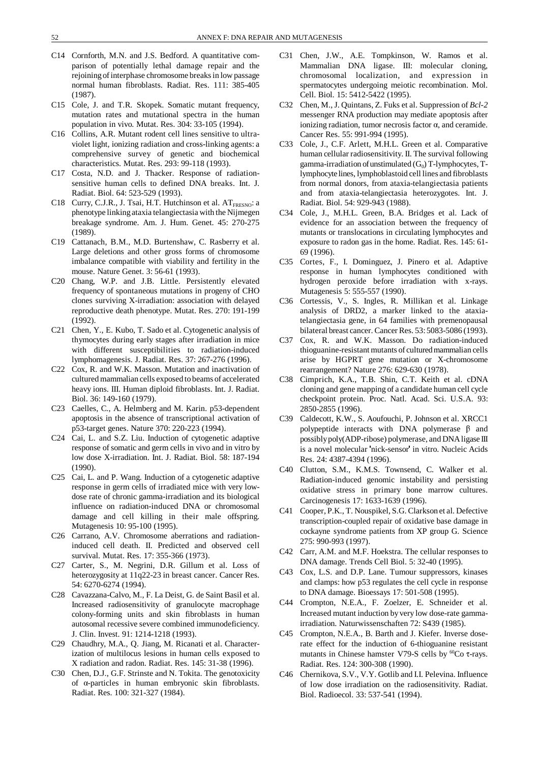C14 Cornforth, M.N. and J.S. Bedford. A quantitative comparison of potentially lethal damage repair and the rejoining of interphase chromosome breaks in low passage normal human fibroblasts. Radiat. Res. 111: 385-405 (1987).

C15 Cole, J. and T.R. Skopek. Somatic mutant frequency, mutation rates and mutational spectra in the human population in vivo. Mutat. Res. 304: 33-105 (1994).

C16 Collins, A.R. Mutant rodent cell lines sensitive to ultraviolet light, ionizing radiation and cross-linking agents: a comprehensive survey of genetic and biochemical characteristics. Mutat. Res. 293: 99-118 (1993).

C17 Costa, N.D. and J. Thacker. Response of radiation-sensitive human cells to defined DNA breaks. Int. J. Radiat. Biol. 64: 523-529 (1993).

C18 Curry, C.J.R., J. Tsai, H.T. Hutchinson et al. $AT_{FRESNO}$: a phenotype linking ataxia telangiectasia with the Nijmegen breakage syndrome. Am. J. Hum. Genet. 45: 270-275 (1989).

C19 Cattanach, B.M., M.D. Burtenshaw, C. Rasberry et al. Large deletions and other gross forms of chromosome imbalance compatible with viability and fertility in the mouse. Nature Genet. 3: 56-61 (1993).

C20 Chang, W.P. and J.B. Little. Persistently elevated frequency of spontaneous mutations in progeny of CHO clones surviving X-irradiation: association with delayed reproductive death phenotype. Mutat. Res. 270: 191-199 (1992).

C21 Chen, Y., E. Kubo, T. Sado et al. Cytogenetic analysis of thymocytes during early stages after irradiation in mice with different susceptibilities to radiation-induced lymphomagenesis. J. Radiat. Res. 37: 267-276 (1996).

C22 Cox, R. and W.K. Masson. Mutation and inactivation of cultured mammalian cells exposed to beams of accelerated heavy ions. III. Human diploid fibroblasts. Int. J. Radiat. Biol. 36: 149-160 (1979).

C23 Caelles, C., A. Helmberg and M. Karin. p53-dependent apoptosis in the absence of transcriptional activation of p53-target genes. Nature 370: 220-223 (1994).

C24 Cai, L. and S.Z. Liu. Induction of cytogenetic adaptive response of somatic and germ cells in vivo and in vitro by low dose X-irradiation. Int. J. Radiat. Biol. 58: 187-194 (1990).

C25 Cai, L. and P. Wang. Induction of a cytogenetic adaptive response in germ cells of irradiated mice with very low-dose rate of chronic gamma-irradiation and its biological influence on radiation-induced DNA or chromosomal damage and cell killing in their male offspring. Mutagenesis 10: 95-100 (1995).

C26 Carrano, A.V. Chromosome aberrations and radiation-induced cell death. II. Predicted and observed cell survival. Mutat. Res. 17: 355-366 (1973).

C27 Carter, S., M. Negrini, D.R. Gillum et al. Loss of heterozygosity at 11q22-23 in breast cancer. Cancer Res. 54: 6270-6274 (1994).

C28 Cavazzana-Calvo, M., F. La Deist, G. de Saint Basil et al. Increased radiosensitivity of granulocyte macrophage colony-forming units and skin fibroblasts in human autosomal recessive severe combined immunodeficiency. J. Clin. Invest. 91: 1214-1218 (1993).

C29 Chaudhry, M.A., Q. Jiang, M. Ricanati et al. Characterization of multilocus lesions in human cells exposed to X radiation and radon. Radiat. Res. 145: 31-38 (1996).

C30 Chen, D.J., G.F. Strinste and N. Tokita. The genotoxicity of α-particles in human embryonic skin fibroblasts. Radiat. Res. 100: 321-327 (1984).

C31 Chen, J.W., A.E. Tompkinson, W. Ramos et al. Mammalian DNA ligase. III: molecular cloning, chromosomal localization, and expression in spermatocytes undergoing meiotic recombination. Mol. Cell. Biol. 15: 5412-5422 (1995).

C32 Chen, M., J. Quintans, Z. Fuks et al. Suppression of *Bcl-2* messenger RNA production may mediate apoptosis after ionizing radiation, tumor necrosis factor α, and ceramide. Cancer Res. 55: 991-994 (1995).

C33 Cole, J., C.F. Arlett, M.H.L. Green et al. Comparative human cellular radiosensitivity. II. The survival following gamma-irradiation of unstimulated ($G_0$) T-lymphocytes, T-lymphocyte lines, lymphoblastoid cell lines and fibroblasts from normal donors, from ataxia-telangiectasia patients and from ataxia-telangiectasia heterozygotes. Int. J. Radiat. Biol. 54: 929-943 (1988).

C34 Cole, J., M.H.L. Green, B.A. Bridges et al. Lack of evidence for an association between the frequency of mutants or translocations in circulating lymphocytes and exposure to radon gas in the home. Radiat. Res. 145: 61-69 (1996).

C35 Cortes, F., I. Dominguez, J. Pinero et al. Adaptive response in human lymphocytes conditioned with hydrogen peroxide before irradiation with x-rays. Mutagenesis 5: 555-557 (1990).

C36 Cortessis, V., S. Ingles, R. Millikan et al. Linkage analysis of DRD2, a marker linked to the ataxia-telangiectasia gene, in 64 families with premenopausal bilateral breast cancer. Cancer Res. 53: 5083-5086 (1993).

C37 Cox, R. and W.K. Masson. Do radiation-induced thioguanine-resistant mutants of cultured mammalian cells arise by HGPRT gene mutation or X-chromosome rearrangement? Nature 276: 629-630 (1978).

C38 Cimprich, K.A., T.B. Shin, C.T. Keith et al. cDNA cloning and gene mapping of a candidate human cell cycle checkpoint protein. Proc. Natl. Acad. Sci. U.S.A. 93: 2850-2855 (1996).

C39 Caldecott, K.W., S. Aoufouchi, P. Johnson et al. XRCC1 polypeptide interacts with DNA polymerase β and possibly poly(ADP-ribose) polymerase, and DNA ligase III is a novel molecular 'nick-sensor' in vitro. Nucleic Acids Res. 24: 4387-4394 (1996).

C40 Clutton, S.M., K.M.S. Townsend, C. Walker et al. Radiation-induced genomic instability and persisting oxidative stress in primary bone marrow cultures. Carcinogenesis 17: 1633-1639 (1996).

C41 Cooper, P.K., T. Nouspikel, S.G. Clarkson et al. Defective transcription-coupled repair of oxidative base damage in cockayne syndrome patients from XP group G. Science 275: 990-993 (1997).

C42 Carr, A.M. and M.F. Hoekstra. The cellular responses to DNA damage. Trends Cell Biol. 5: 32-40 (1995).

C43 Cox, L.S. and D.P. Lane. Tumour suppressors, kinases and clamps: how p53 regulates the cell cycle in response to DNA damage. Bioessays 17: 501-508 (1995).

C44 Crompton, N.E.A., F. Zoelzer, E. Schneider et al. Increased mutant induction by very low dose-rate gamma-irradiation. Naturwissenschaften 72: S439 (1985).

C45 Crompton, N.E.A., B. Barth and J. Kiefer. Inverse dose-rate effect for the induction of 6-thioguanine resistant mutants in Chinese hamster V79-S cells by $^{60}$Co τ-rays. Radiat. Res. 124: 300-308 (1990).

C46 Chernikova, S.V., V.Y. Gotlib and I.I. Pelevina. Influence of low dose irradiation on the radiosensitivity. Radiat. Biol. Radioecol. 33: 537-541 (1994).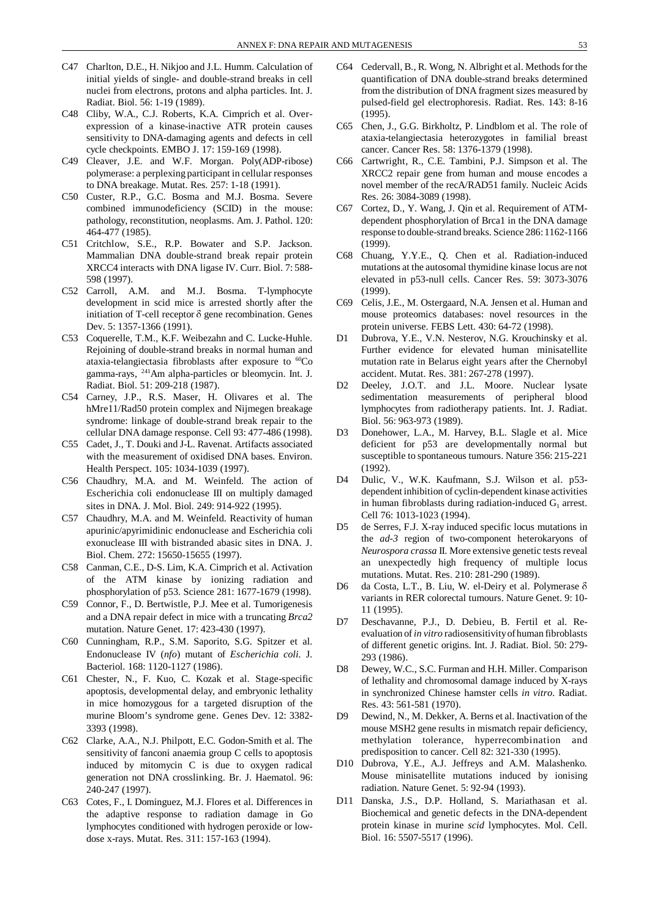C47 Charlton, D.E., H. Nikjoo and J.L. Humm. Calculation of initial yields of single- and double-strand breaks in cell nuclei from electrons, protons and alpha particles. Int. J. Radiat. Biol. 56: 1-19 (1989).

C48 Cliby, W.A., C.J. Roberts, K.A. Cimprich et al. Overexpression of a kinase-inactive ATR protein causes sensitivity to DNA-damaging agents and defects in cell cycle checkpoints. EMBO J. 17: 159-169 (1998).

C49 Cleaver, J.E. and W.F. Morgan. Poly(ADP-ribose) polymerase: a perplexing participant in cellular responses to DNA breakage. Mutat. Res. 257: 1-18 (1991).

C50 Custer, R.P., G.C. Bosma and M.J. Bosma. Severe combined immunodeficiency (SCID) in the mouse: pathology, reconstitution, neoplasms. Am. J. Pathol. 120: 464-477 (1985).

C51 Critchlow, S.E., R.P. Bowater and S.P. Jackson. Mammalian DNA double-strand break repair protein XRCC4 interacts with DNA ligase IV. Curr. Biol. 7: 588-598 (1997).

C52 Carroll, A.M. and M.J. Bosma. T-lymphocyte development in scid mice is arrested shortly after the initiation of T-cell receptor $\delta$ gene recombination. Genes Dev. 5: 1357-1366 (1991).

C53 Coquerelle, T.M., K.F. Weibezahn and C. Lucke-Huhle. Rejoining of double-strand breaks in normal human and ataxia-telangiectasia fibroblasts after exposure to $^{60}$Co gamma-rays, $^{241}$Am alpha-particles or bleomycin. Int. J. Radiat. Biol. 51: 209-218 (1987).

C54 Carney, J.P., R.S. Maser, H. Olivares et al. The hMre11/Rad50 protein complex and Nijmegen breakage syndrome: linkage of double-strand break repair to the cellular DNA damage response. Cell 93: 477-486 (1998).

C55 Cadet, J., T. Douki and J-L. Ravenat. Artifacts associated with the measurement of oxidised DNA bases. Environ. Health Perspect. 105: 1034-1039 (1997).

C56 Chaudhry, M.A. and M. Weinfeld. The action of Escherichia coli endonuclease III on multiply damaged sites in DNA. J. Mol. Biol. 249: 914-922 (1995).

C57 Chaudhry, M.A. and M. Weinfeld. Reactivity of human apurinic/apyrimidinic endonuclease and Escherichia coli exonuclease III with bistranded abasic sites in DNA. J. Biol. Chem. 272: 15650-15655 (1997).

C58 Canman, C.E., D-S. Lim, K.A. Cimprich et al. Activation of the ATM kinase by ionizing radiation and phosphorylation of p53. Science 281: 1677-1679 (1998).

C59 Connor, F., D. Bertwistle, P.J. Mee et al. Tumorigenesis and a DNA repair defect in mice with a truncating *Brca2* mutation. Nature Genet. 17: 423-430 (1997).

C60 Cunningham, R.P., S.M. Saporito, S.G. Spitzer et al. Endonuclease IV (*nfo*) mutant of *Escherichia coli*. J. Bacteriol. 168: 1120-1127 (1986).

C61 Chester, N., F. Kuo, C. Kozak et al. Stage-specific apoptosis, developmental delay, and embryonic lethality in mice homozygous for a targeted disruption of the murine Bloom's syndrome gene. Genes Dev. 12: 3382-3393 (1998).

C62 Clarke, A.A., N.J. Philpott, E.C. Godon-Smith et al. The sensitivity of fanconi anaemia group C cells to apoptosis induced by mitomycin C is due to oxygen radical generation not DNA crosslinking. Br. J. Haematol. 96: 240-247 (1997).

C63 Cotes, F., I. Dominguez, M.J. Flores et al. Differences in the adaptive response to radiation damage in Go lymphocytes conditioned with hydrogen peroxide or low-dose x-rays. Mutat. Res. 311: 157-163 (1994).

C64 Cedervall, B., R. Wong, N. Albright et al. Methods for the quantification of DNA double-strand breaks determined from the distribution of DNA fragment sizes measured by pulsed-field gel electrophoresis. Radiat. Res. 143: 8-16 (1995).

C65 Chen, J., G.G. Birkholtz, P. Lindblom et al. The role of ataxia-telangiectasia heterozygotes in familial breast cancer. Cancer Res. 58: 1376-1379 (1998).

C66 Cartwright, R., C.E. Tambini, P.J. Simpson et al. The XRCC2 repair gene from human and mouse encodes a novel member of the recA/RAD51 family. Nucleic Acids Res. 26: 3084-3089 (1998).

C67 Cortez, D., Y. Wang, J. Qin et al. Requirement of ATM-dependent phosphorylation of Brca1 in the DNA damage response to double-strand breaks. Science 286: 1162-1166 (1999).

C68 Chuang, Y.Y.E., Q. Chen et al. Radiation-induced mutations at the autosomal thymidine kinase locus are not elevated in p53-null cells. Cancer Res. 59: 3073-3076 (1999).

C69 Celis, J.E., M. Ostergaard, N.A. Jensen et al. Human and mouse proteomics databases: novel resources in the protein universe. FEBS Lett. 430: 64-72 (1998).

D1 Dubrova, Y.E., V.N. Nesterov, N.G. Krouchinsky et al. Further evidence for elevated human minisatellite mutation rate in Belarus eight years after the Chernobyl accident. Mutat. Res. 381: 267-278 (1997).

D2 Deeley, J.O.T. and J.L. Moore. Nuclear lysate sedimentation measurements of peripheral blood lymphocytes from radiotherapy patients. Int. J. Radiat. Biol. 56: 963-973 (1989).

D3 Donehower, L.A., M. Harvey, B.L. Slagle et al. Mice deficient for p53 are developmentally normal but susceptible to spontaneous tumours. Nature 356: 215-221 (1992).

D4 Dulic, V., W.K. Kaufmann, S.J. Wilson et al. p53-dependent inhibition of cyclin-dependent kinase activities in human fibroblasts during radiation-induced $G_1$ arrest. Cell 76: 1013-1023 (1994).

D5 de Serres, F.J. X-ray induced specific locus mutations in the *ad-3* region of two-component heterokaryons of *Neurospora crassa* II. More extensive genetic tests reveal an unexpectedly high frequency of multiple locus mutations. Mutat. Res. 210: 281-290 (1989).

D6 da Costa, L.T., B. Liu, W. el-Deiry et al. Polymerase $\delta$ variants in RER colorectal tumours. Nature Genet. 9: 10-11 (1995).

D7 Deschavanne, P.J., D. Debieu, B. Fertil et al. Re-evaluation of *in vitro* radiosensitivity of human fibroblasts of different genetic origins. Int. J. Radiat. Biol. 50: 279-293 (1986).

D8 Dewey, W.C., S.C. Furman and H.H. Miller. Comparison of lethality and chromosomal damage induced by X-rays in synchronized Chinese hamster cells *in vitro*. Radiat. Res. 43: 561-581 (1970).

D9 Dewind, N., M. Dekker, A. Berns et al. Inactivation of the mouse MSH2 gene results in mismatch repair deficiency, methylation tolerance, hyperrecombination and predisposition to cancer. Cell 82: 321-330 (1995).

D10 Dubrova, Y.E., A.J. Jeffreys and A.M. Malashenko. Mouse minisatellite mutations induced by ionising radiation. Nature Genet. 5: 92-94 (1993).

D11 Danska, J.S., D.P. Holland, S. Mariathasan et al. Biochemical and genetic defects in the DNA-dependent protein kinase in murine *scid* lymphocytes. Mol. Cell. Biol. 16: 5507-5517 (1996).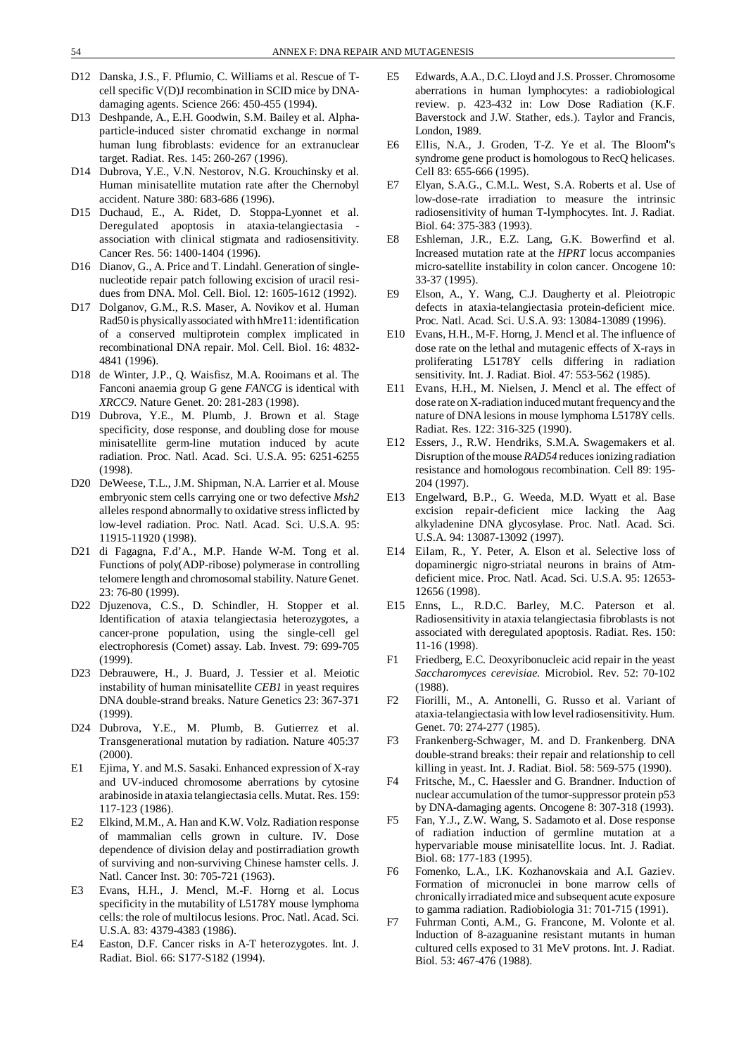D12 Danska, J.S., F. Pflumio, C. Williams et al. Rescue of T-cell specific V(D)J recombination in SCID mice by DNA-damaging agents. Science 266: 450-455 (1994).

D13 Deshpande, A., E.H. Goodwin, S.M. Bailey et al. Alpha-particle-induced sister chromatid exchange in normal human lung fibroblasts: evidence for an extranuclear target. Radiat. Res. 145: 260-267 (1996).

D14 Dubrova, Y.E., V.N. Nestorov, N.G. Krouchinsky et al. Human minisatellite mutation rate after the Chernobyl accident. Nature 380: 683-686 (1996).

D15 Duchaud, E., A. Ridet, D. Stoppa-Lyonnet et al. Deregulated apoptosis in ataxia-telangiectasia - association with clinical stigmata and radiosensitivity. Cancer Res. 56: 1400-1404 (1996).

D16 Dianov, G., A. Price and T. Lindahl. Generation of single-nucleotide repair patch following excision of uracil residues from DNA. Mol. Cell. Biol. 12: 1605-1612 (1992).

D17 Dolganov, G.M., R.S. Maser, A. Novikov et al. Human Rad50 is physically associated with hMre11: identification of a conserved multiprotein complex implicated in recombinational DNA repair. Mol. Cell. Biol. 16: 4832-4841 (1996).

D18 de Winter, J.P., Q. Waisfisz, M.A. Rooimans et al. The Fanconi anaemia group G gene *FANCG* is identical with *XRCC9*. Nature Genet. 20: 281-283 (1998).

D19 Dubrova, Y.E., M. Plumb, J. Brown et al. Stage specificity, dose response, and doubling dose for mouse minisatellite germ-line mutation induced by acute radiation. Proc. Natl. Acad. Sci. U.S.A. 95: 6251-6255 (1998).

D20 DeWeese, T.L., J.M. Shipman, N.A. Larrier et al. Mouse embryonic stem cells carrying one or two defective *Msh2* alleles respond abnormally to oxidative stress inflicted by low-level radiation. Proc. Natl. Acad. Sci. U.S.A. 95: 11915-11920 (1998).

D21 di Fagagna, F.d'A., M.P. Hande W-M. Tong et al. Functions of poly(ADP-ribose) polymerase in controlling telomere length and chromosomal stability. Nature Genet. 23: 76-80 (1999).

D22 Djuzenova, C.S., D. Schindler, H. Stopper et al. Identification of ataxia telangiectasia heterozygotes, a cancer-prone population, using the single-cell gel electrophoresis (Comet) assay. Lab. Invest. 79: 699-705 (1999).

D23 Debrauwere, H., J. Buard, J. Tessier et al. Meiotic instability of human minisatellite *CEB1* in yeast requires DNA double-strand breaks. Nature Genetics 23: 367-371 (1999).

D24 Dubrova, Y.E., M. Plumb, B. Gutierrez et al. Transgenerational mutation by radiation. Nature 405:37 (2000).

E1 Ejima, Y. and M.S. Sasaki. Enhanced expression of X-ray and UV-induced chromosome aberrations by cytosine arabinoside in ataxia telangiectasia cells. Mutat. Res. 159: 117-123 (1986).

E2 Elkind, M.M., A. Han and K.W. Volz. Radiation response of mammalian cells grown in culture. IV. Dose dependence of division delay and postirradiation growth of surviving and non-surviving Chinese hamster cells. J. Natl. Cancer Inst. 30: 705-721 (1963).

E3 Evans, H.H., J. Mencl, M.-F. Horng et al. Locus specificity in the mutability of L5178Y mouse lymphoma cells: the role of multilocus lesions. Proc. Natl. Acad. Sci. U.S.A. 83: 4379-4383 (1986).

E4 Easton, D.F. Cancer risks in A-T heterozygotes. Int. J. Radiat. Biol. 66: S177-S182 (1994).

E5 Edwards, A.A., D.C. Lloyd and J.S. Prosser. Chromosome aberrations in human lymphocytes: a radiobiological review. p. 423-432 in: Low Dose Radiation (K.F. Baverstock and J.W. Stather, eds.). Taylor and Francis, London, 1989.

E6 Ellis, N.A., J. Groden, T-Z. Ye et al. The Bloom's syndrome gene product is homologous to RecQ helicases. Cell 83: 655-666 (1995).

E7 Elyan, S.A.G., C.M.L. West, S.A. Roberts et al. Use of low-dose-rate irradiation to measure the intrinsic radiosensitivity of human T-lymphocytes. Int. J. Radiat. Biol. 64: 375-383 (1993).

E8 Eshleman, J.R., E.Z. Lang, G.K. Bowerfind et al. Increased mutation rate at the *HPRT* locus accompanies micro-satellite instability in colon cancer. Oncogene 10: 33-37 (1995).

E9 Elson, A., Y. Wang, C.J. Daugherty et al. Pleiotropic defects in ataxia-telangiectasia protein-deficient mice. Proc. Natl. Acad. Sci. U.S.A. 93: 13084-13089 (1996).

E10 Evans, H.H., M-F. Horng, J. Mencl et al. The influence of dose rate on the lethal and mutagenic effects of X-rays in proliferating L5178Y cells differing in radiation sensitivity. Int. J. Radiat. Biol. 47: 553-562 (1985).

E11 Evans, H.H., M. Nielsen, J. Mencl et al. The effect of dose rate on X-radiation induced mutant frequency and the nature of DNA lesions in mouse lymphoma L5178Y cells. Radiat. Res. 122: 316-325 (1990).

E12 Essers, J., R.W. Hendriks, S.M.A. Swagemakers et al. Disruption of the mouse *RAD54* reduces ionizing radiation resistance and homologous recombination. Cell 89: 195-204 (1997).

E13 Engelward, B.P., G. Weeda, M.D. Wyatt et al. Base excision repair-deficient mice lacking the Aag alkyladenine DNA glycosylase. Proc. Natl. Acad. Sci. U.S.A. 94: 13087-13092 (1997).

E14 Eilam, R., Y. Peter, A. Elson et al. Selective loss of dopaminergic nigro-striatal neurons in brains of Atm-deficient mice. Proc. Natl. Acad. Sci. U.S.A. 95: 12653-12656 (1998).

E15 Enns, L., R.D.C. Barley, M.C. Paterson et al. Radiosensitivity in ataxia telangiectasia fibroblasts is not associated with deregulated apoptosis. Radiat. Res. 150: 11-16 (1998).

F1 Friedberg, E.C. Deoxyribonucleic acid repair in the yeast *Saccharomyces cerevisiae*. Microbiol. Rev. 52: 70-102 (1988).

F2 Fiorilli, M., A. Antonelli, G. Russo et al. Variant of ataxia-telangiectasia with low level radiosensitivity. Hum. Genet. 70: 274-277 (1985).

F3 Frankenberg-Schwager, M. and D. Frankenberg. DNA double-strand breaks: their repair and relationship to cell killing in yeast. Int. J. Radiat. Biol. 58: 569-575 (1990).

F4 Fritsche, M., C. Haessler and G. Brandner. Induction of nuclear accumulation of the tumor-suppressor protein p53 by DNA-damaging agents. Oncogene 8: 307-318 (1993).

F5 Fan, Y.J., Z.W. Wang, S. Sadamoto et al. Dose response of radiation induction of germline mutation at a hypervariable mouse minisatellite locus. Int. J. Radiat. Biol. 68: 177-183 (1995).

F6 Fomenko, L.A., I.K. Kozhanovskaia and A.I. Gaziev. Formation of micronuclei in bone marrow cells of chronically irradiated mice and subsequent acute exposure to gamma radiation. Radiobiologia 31: 701-715 (1991).

F7 Fuhrman Conti, A.M., G. Francone, M. Volonte et al. Induction of 8-azaguanine resistant mutants in human cultured cells exposed to 31 MeV protons. Int. J. Radiat. Biol. 53: 467-476 (1988).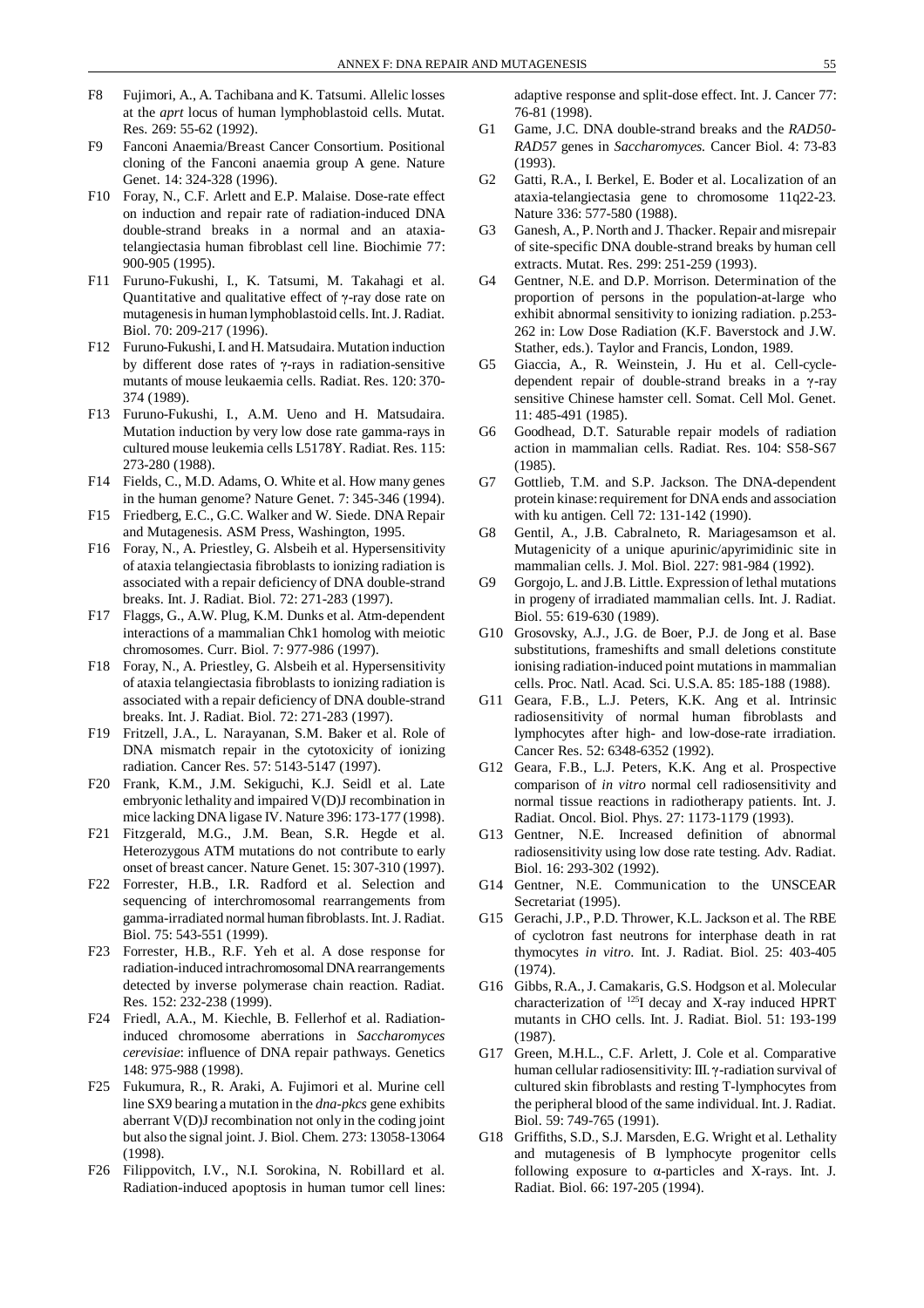F8 Fujimori, A., A. Tachibana and K. Tatsumi. Allelic losses at the *aprt* locus of human lymphoblastoid cells. Mutat. Res. 269: 55-62 (1992).

F9 Fanconi Anaemia/Breast Cancer Consortium. Positional cloning of the Fanconi anaemia group A gene. Nature Genet. 14: 324-328 (1996).

F10 Foray, N., C.F. Arlett and E.P. Malaise. Dose-rate effect on induction and repair rate of radiation-induced DNA double-strand breaks in a normal and an ataxia-telangiectasia human fibroblast cell line. Biochimie 77: 900-905 (1995).

F11 Furuno-Fukushi, I., K. Tatsumi, M. Takahagi et al. Quantitative and qualitative effect of γ-ray dose rate on mutagenesis in human lymphoblastoid cells. Int. J. Radiat. Biol. 70: 209-217 (1996).

F12 Furuno-Fukushi, I. and H. Matsudaira. Mutation induction by different dose rates of γ-rays in radiation-sensitive mutants of mouse leukaemia cells. Radiat. Res. 120: 370-374 (1989).

F13 Furuno-Fukushi, I., A.M. Ueno and H. Matsudaira. Mutation induction by very low dose rate gamma-rays in cultured mouse leukemia cells L5178Y. Radiat. Res. 115: 273-280 (1988).

F14 Fields, C., M.D. Adams, O. White et al. How many genes in the human genome? Nature Genet. 7: 345-346 (1994).

F15 Friedberg, E.C., G.C. Walker and W. Siede. DNA Repair and Mutagenesis. ASM Press, Washington, 1995.

F16 Foray, N., A. Priestley, G. Alsbeih et al. Hypersensitivity of ataxia telangiectasia fibroblasts to ionizing radiation is associated with a repair deficiency of DNA double-strand breaks. Int. J. Radiat. Biol. 72: 271-283 (1997).

F17 Flaggs, G., A.W. Plug, K.M. Dunks et al. Atm-dependent interactions of a mammalian Chk1 homolog with meiotic chromosomes. Curr. Biol. 7: 977-986 (1997).

F18 Foray, N., A. Priestley, G. Alsbeih et al. Hypersensitivity of ataxia telangiectasia fibroblasts to ionizing radiation is associated with a repair deficiency of DNA double-strand breaks. Int. J. Radiat. Biol. 72: 271-283 (1997).

F19 Fritzell, J.A., L. Narayanan, S.M. Baker et al. Role of DNA mismatch repair in the cytotoxicity of ionizing radiation. Cancer Res. 57: 5143-5147 (1997).

F20 Frank, K.M., J.M. Sekiguchi, K.J. Seidl et al. Late embryonic lethality and impaired V(D)J recombination in mice lacking DNA ligase IV. Nature 396: 173-177 (1998).

F21 Fitzgerald, M.G., J.M. Bean, S.R. Hegde et al. Heterozygous ATM mutations do not contribute to early onset of breast cancer. Nature Genet. 15: 307-310 (1997).

F22 Forrester, H.B., I.R. Radford et al. Selection and sequencing of interchromosomal rearrangements from gamma-irradiated normal human fibroblasts. Int. J. Radiat. Biol. 75: 543-551 (1999).

F23 Forrester, H.B., R.F. Yeh et al. A dose response for radiation-induced intrachromosomal DNA rearrangements detected by inverse polymerase chain reaction. Radiat. Res. 152: 232-238 (1999).

F24 Friedl, A.A., M. Kiechle, B. Fellerhof et al. Radiation-induced chromosome aberrations in *Saccharomyces cerevisiae*: influence of DNA repair pathways. Genetics 148: 975-988 (1998).

F25 Fukumura, R., R. Araki, A. Fujimori et al. Murine cell line SX9 bearing a mutation in the *dna-pkcs* gene exhibits aberrant V(D)J recombination not only in the coding joint but also the signal joint. J. Biol. Chem. 273: 13058-13064 (1998).

F26 Filippovitch, I.V., N.I. Sorokina, N. Robillard et al. Radiation-induced apoptosis in human tumor cell lines: adaptive response and split-dose effect. Int. J. Cancer 77: 76-81 (1998).

G1 Game, J.C. DNA double-strand breaks and the *RAD50-RAD57* genes in *Saccharomyces.* Cancer Biol. 4: 73-83 (1993).

G2 Gatti, R.A., I. Berkel, E. Boder et al. Localization of an ataxia-telangiectasia gene to chromosome 11q22-23. Nature 336: 577-580 (1988).

G3 Ganesh, A., P. North and J. Thacker. Repair and misrepair of site-specific DNA double-strand breaks by human cell extracts. Mutat. Res. 299: 251-259 (1993).

G4 Gentner, N.E. and D.P. Morrison. Determination of the proportion of persons in the population-at-large who exhibit abnormal sensitivity to ionizing radiation. p.253-262 in: Low Dose Radiation (K.F. Baverstock and J.W. Stather, eds.). Taylor and Francis, London, 1989.

G5 Giaccia, A., R. Weinstein, J. Hu et al. Cell-cycle-dependent repair of double-strand breaks in a γ-ray sensitive Chinese hamster cell. Somat. Cell Mol. Genet. 11: 485-491 (1985).

G6 Goodhead, D.T. Saturable repair models of radiation action in mammalian cells. Radiat. Res. 104: S58-S67 (1985).

G7 Gottlieb, T.M. and S.P. Jackson. The DNA-dependent protein kinase: requirement for DNA ends and association with ku antigen. Cell 72: 131-142 (1990).

G8 Gentil, A., J.B. Cabralneto, R. Mariagesamson et al. Mutagenicity of a unique apurinic/apyrimidinic site in mammalian cells. J. Mol. Biol. 227: 981-984 (1992).

G9 Gorgojo, L. and J.B. Little. Expression of lethal mutations in progeny of irradiated mammalian cells. Int. J. Radiat. Biol. 55: 619-630 (1989).

G10 Grosovsky, A.J., J.G. de Boer, P.J. de Jong et al. Base substitutions, frameshifts and small deletions constitute ionising radiation-induced point mutations in mammalian cells. Proc. Natl. Acad. Sci. U.S.A. 85: 185-188 (1988).

G11 Geara, F.B., L.J. Peters, K.K. Ang et al. Intrinsic radiosensitivity of normal human fibroblasts and lymphocytes after high- and low-dose-rate irradiation. Cancer Res. 52: 6348-6352 (1992).

G12 Geara, F.B., L.J. Peters, K.K. Ang et al. Prospective comparison of *in vitro* normal cell radiosensitivity and normal tissue reactions in radiotherapy patients. Int. J. Radiat. Oncol. Biol. Phys. 27: 1173-1179 (1993).

G13 Gentner, N.E. Increased definition of abnormal radiosensitivity using low dose rate testing. Adv. Radiat. Biol. 16: 293-302 (1992).

G14 Gentner, N.E. Communication to the UNSCEAR Secretariat (1995).

G15 Gerachi, J.P., P.D. Thrower, K.L. Jackson et al. The RBE of cyclotron fast neutrons for interphase death in rat thymocytes *in vitro.* Int. J. Radiat. Biol. 25: 403-405 (1974).

G16 Gibbs, R.A., J. Camakaris, G.S. Hodgson et al. Molecular characterization of $^{125}$I decay and X-ray induced HPRT mutants in CHO cells. Int. J. Radiat. Biol. 51: 193-199 (1987).

G17 Green, M.H.L., C.F. Arlett, J. Cole et al. Comparative human cellular radiosensitivity: III. γ-radiation survival of cultured skin fibroblasts and resting T-lymphocytes from the peripheral blood of the same individual. Int. J. Radiat. Biol. 59: 749-765 (1991).

G18 Griffiths, S.D., S.J. Marsden, E.G. Wright et al. Lethality and mutagenesis of B lymphocyte progenitor cells following exposure to α-particles and X-rays. Int. J. Radiat. Biol. 66: 197-205 (1994).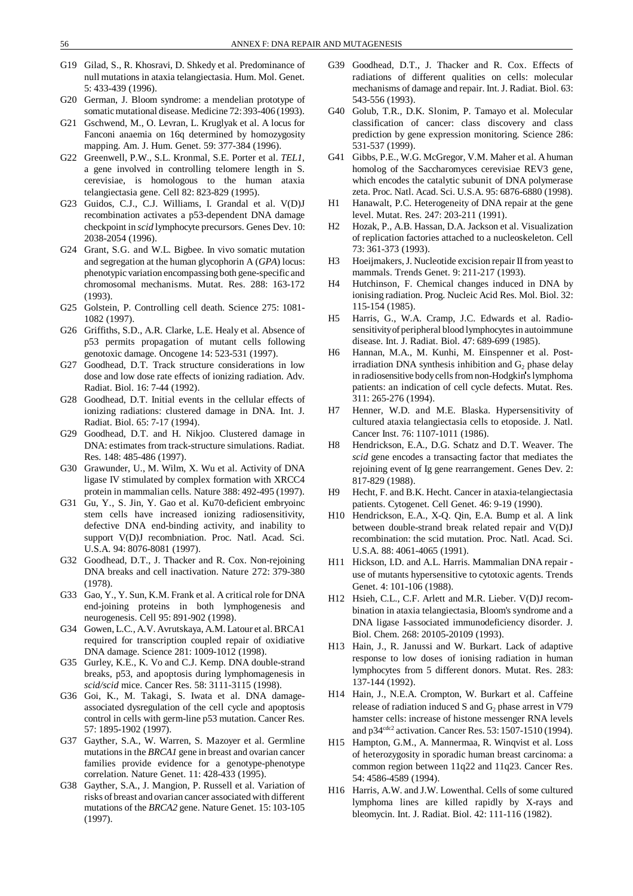G19 Gilad, S., R. Khosravi, D. Shkedy et al. Predominance of null mutations in ataxia telangiectasia. Hum. Mol. Genet. 5: 433-439 (1996).

G20 German, J. Bloom syndrome: a mendelian prototype of somatic mutational disease. Medicine 72: 393-406 (1993).

G21 Gschwend, M., O. Levran, L. Kruglyak et al. A locus for Fanconi anaemia on 16q determined by homozygosity mapping. Am. J. Hum. Genet. 59: 377-384 (1996).

G22 Greenwell, P.W., S.L. Kronmal, S.E. Porter et al. *TEL1*, a gene involved in controlling telomere length in S. cerevisiae, is homologous to the human ataxia telangiectasia gene. Cell 82: 823-829 (1995).

G23 Guidos, C.J., C.J. Williams, I. Grandal et al. V(D)J recombination activates a p53-dependent DNA damage checkpoint in *scid* lymphocyte precursors. Genes Dev. 10: 2038-2054 (1996).

G24 Grant, S.G. and W.L. Bigbee. In vivo somatic mutation and segregation at the human glycophorin A (*GPA*) locus: phenotypic variation encompassing both gene-specific and chromosomal mechanisms. Mutat. Res. 288: 163-172 (1993).

G25 Golstein, P. Controlling cell death. Science 275: 1081-1082 (1997).

G26 Griffiths, S.D., A.R. Clarke, L.E. Healy et al. Absence of p53 permits propagation of mutant cells following genotoxic damage. Oncogene 14: 523-531 (1997).

G27 Goodhead, D.T. Track structure considerations in low dose and low dose rate effects of ionizing radiation. Adv. Radiat. Biol. 16: 7-44 (1992).

G28 Goodhead, D.T. Initial events in the cellular effects of ionizing radiations: clustered damage in DNA. Int. J. Radiat. Biol. 65: 7-17 (1994).

G29 Goodhead, D.T. and H. Nikjoo. Clustered damage in DNA: estimates from track-structure simulations. Radiat. Res. 148: 485-486 (1997).

G30 Grawunder, U., M. Wilm, X. Wu et al. Activity of DNA ligase IV stimulated by complex formation with XRCC4 protein in mammalian cells. Nature 388: 492-495 (1997).

G31 Gu, Y., S. Jin, Y. Gao et al. Ku70-deficient embryoinc stem cells have increased ionizing radiosensitivity, defective DNA end-binding activity, and inability to support V(D)J recombniation. Proc. Natl. Acad. Sci. U.S.A. 94: 8076-8081 (1997).

G32 Goodhead, D.T., J. Thacker and R. Cox. Non-rejoining DNA breaks and cell inactivation. Nature 272: 379-380 (1978).

G33 Gao, Y., Y. Sun, K.M. Frank et al. A critical role for DNA end-joining proteins in both lymphogenesis and neurogenesis. Cell 95: 891-902 (1998).

G34 Gowen, L.C., A.V. Avrutskaya, A.M. Latour et al. BRCA1 required for transcription coupled repair of oxidative DNA damage. Science 281: 1009-1012 (1998).

G35 Gurley, K.E., K. Vo and C.J. Kemp. DNA double-strand breaks, p53, and apoptosis during lymphomagenesis in *scid/scid* mice. Cancer Res. 58: 3111-3115 (1998).

G36 Goi, K., M. Takagi, S. Iwata et al. DNA damage-associated dysregulation of the cell cycle and apoptosis control in cells with germ-line p53 mutation. Cancer Res. 57: 1895-1902 (1997).

G37 Gayther, S.A., W. Warren, S. Mazoyer et al. Germline mutations in the *BRCA1* gene in breast and ovarian cancer families provide evidence for a genotype-phenotype correlation. Nature Genet. 11: 428-433 (1995).

G38 Gayther, S.A., J. Mangion, P. Russell et al. Variation of risks of breast and ovarian cancer associated with different mutations of the *BRCA2* gene. Nature Genet. 15: 103-105 (1997).

G39 Goodhead, D.T., J. Thacker and R. Cox. Effects of radiations of different qualities on cells: molecular mechanisms of damage and repair. Int. J. Radiat. Biol. 63: 543-556 (1993).

G40 Golub, T.R., D.K. Slonim, P. Tamayo et al. Molecular classification of cancer: class discovery and class prediction by gene expression monitoring. Science 286: 531-537 (1999).

G41 Gibbs, P.E., W.G. McGregor, V.M. Maher et al. A human homolog of the Saccharomyces cerevisiae REV3 gene, which encodes the catalytic subunit of DNA polymerase zeta. Proc. Natl. Acad. Sci. U.S.A. 95: 6876-6880 (1998).

H1 Hanawalt, P.C. Heterogeneity of DNA repair at the gene level. Mutat. Res. 247: 203-211 (1991).

H2 Hozak, P., A.B. Hassan, D.A. Jackson et al. Visualization of replication factories attached to a nucleoskeleton. Cell 73: 361-373 (1993).

H3 Hoeijmakers, J. Nucleotide excision repair II from yeast to mammals. Trends Genet. 9: 211-217 (1993).

H4 Hutchinson, F. Chemical changes induced in DNA by ionising radiation. Prog. Nucleic Acid Res. Mol. Biol. 32: 115-154 (1985).

H5 Harris, G., W.A. Cramp, J.C. Edwards et al. Radiosensitivity of peripheral blood lymphocytes in autoimmune disease. Int. J. Radiat. Biol. 47: 689-699 (1985).

H6 Hannan, M.A., M. Kunhi, M. Einspenner et al. Post-irradiation DNA synthesis inhibition and $G_2$ phase delay in radiosensitive body cells from non-Hodgkin's lymphoma patients: an indication of cell cycle defects. Mutat. Res. 311: 265-276 (1994).

H7 Henner, W.D. and M.E. Blaska. Hypersensitivity of cultured ataxia telangiectasia cells to etoposide. J. Natl. Cancer Inst. 76: 1107-1011 (1986).

H8 Hendrickson, E.A., D.G. Schatz and D.T. Weaver. The *scid* gene encodes a transacting factor that mediates the rejoining event of Ig gene rearrangement. Genes Dev. 2: 817-829 (1988).

H9 Hecht, F. and B.K. Hecht. Cancer in ataxia-telangiectasia patients. Cytogenet. Cell Genet. 46: 9-19 (1990).

H10 Hendrickson, E.A., X-Q. Qin, E.A. Bump et al. A link between double-strand break related repair and V(D)J recombination: the scid mutation. Proc. Natl. Acad. Sci. U.S.A. 88: 4061-4065 (1991).

H11 Hickson, I.D. and A.L. Harris. Mammalian DNA repair - use of mutants hypersensitive to cytotoxic agents. Trends Genet. 4: 101-106 (1988).

H12 Hsieh, C.L., C.F. Arlett and M.R. Lieber. V(D)J recombination in ataxia telangiectasia, Bloom's syndrome and a DNA ligase I-associated immunodeficiency disorder. J. Biol. Chem. 268: 20105-20109 (1993).

H13 Hain, J., R. Janussi and W. Burkart. Lack of adaptive response to low doses of ionising radiation in human lymphocytes from 5 different donors. Mutat. Res. 283: 137-144 (1992).

H14 Hain, J., N.E.A. Crompton, W. Burkart et al. Caffeine release of radiation induced S and $G_2$ phase arrest in V79 hamster cells: increase of histone messenger RNA levels and $p34^{cdc2}$ activation. Cancer Res. 53: 1507-1510 (1994).

H15 Hampton, G.M., A. Mannermaa, R. Winqvist et al. Loss of heterozygosity in sporadic human breast carcinoma: a common region between 11q22 and 11q23. Cancer Res. 54: 4586-4589 (1994).

H16 Harris, A.W. and J.W. Lowenthal. Cells of some cultured lymphoma lines are killed rapidly by X-rays and bleomycin. Int. J. Radiat. Biol. 42: 111-116 (1982).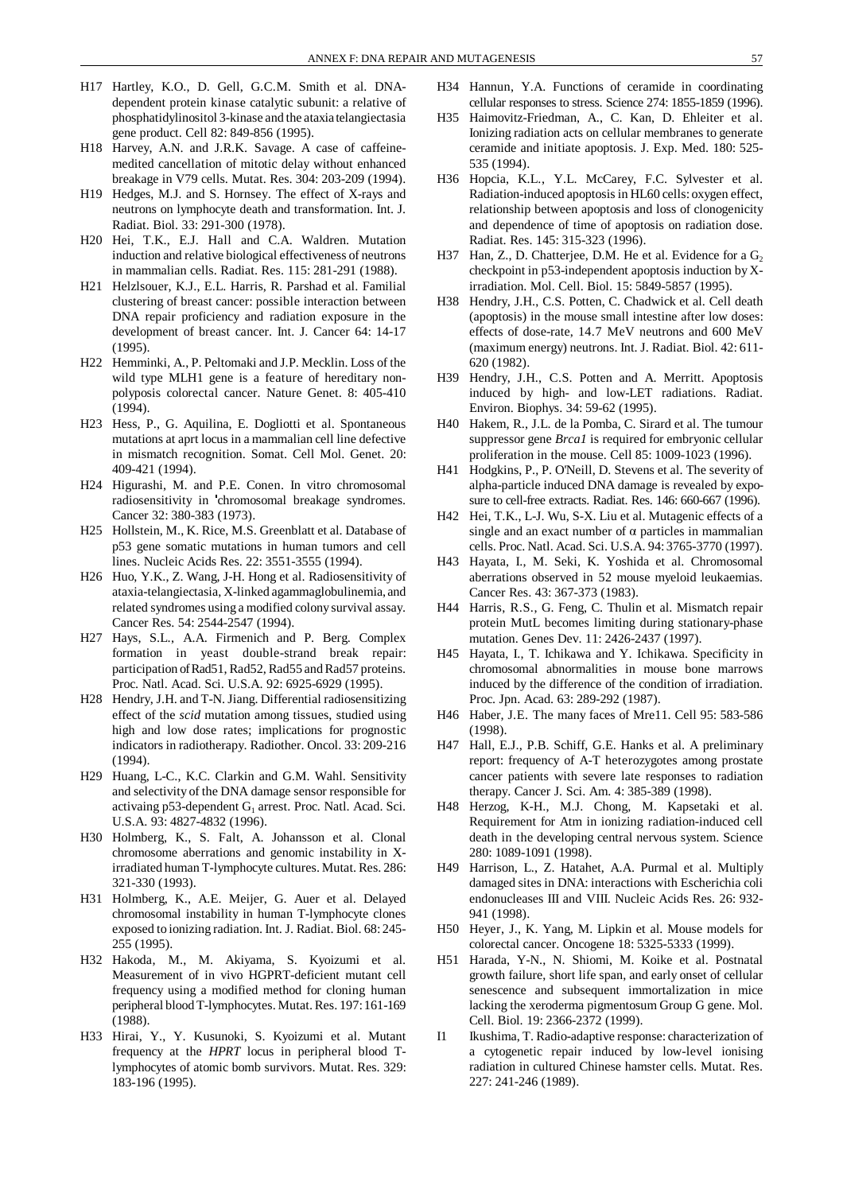H17 Hartley, K.O., D. Gell, G.C.M. Smith et al. DNA-dependent protein kinase catalytic subunit: a relative of phosphatidylinositol 3-kinase and the ataxia telangiectasia gene product. Cell 82: 849-856 (1995).

H18 Harvey, A.N. and J.R.K. Savage. A case of caffeine-medited cancellation of mitotic delay without enhanced breakage in V79 cells. Mutat. Res. 304: 203-209 (1994).

H19 Hedges, M.J. and S. Hornsey. The effect of X-rays and neutrons on lymphocyte death and transformation. Int. J. Radiat. Biol. 33: 291-300 (1978).

H20 Hei, T.K., E.J. Hall and C.A. Waldren. Mutation induction and relative biological effectiveness of neutrons in mammalian cells. Radiat. Res. 115: 281-291 (1988).

H21 Helzlsouer, K.J., E.L. Harris, R. Parshad et al. Familial clustering of breast cancer: possible interaction between DNA repair proficiency and radiation exposure in the development of breast cancer. Int. J. Cancer 64: 14-17 (1995).

H22 Hemminki, A., P. Peltomaki and J.P. Mecklin. Loss of the wild type MLH1 gene is a feature of hereditary non-polyposis colorectal cancer. Nature Genet. 8: 405-410 (1994).

H23 Hess, P., G. Aquilina, E. Dogliotti et al. Spontaneous mutations at aprt locus in a mammalian cell line defective in mismatch recognition. Somat. Cell Mol. Genet. 20: 409-421 (1994).

H24 Higurashi, M. and P.E. Conen. In vitro chromosomal radiosensitivity in 'chromosomal breakage syndromes. Cancer 32: 380-383 (1973).

H25 Hollstein, M., K. Rice, M.S. Greenblatt et al. Database of p53 gene somatic mutations in human tumors and cell lines. Nucleic Acids Res. 22: 3551-3555 (1994).

H26 Huo, Y.K., Z. Wang, J-H. Hong et al. Radiosensitivity of ataxia-telangiectasia, X-linked agammaglobulinemia, and related syndromes using a modified colony survival assay. Cancer Res. 54: 2544-2547 (1994).

H27 Hays, S.L., A.A. Firmenich and P. Berg. Complex formation in yeast double-strand break repair: participation of Rad51, Rad52, Rad55 and Rad57 proteins. Proc. Natl. Acad. Sci. U.S.A. 92: 6925-6929 (1995).

H28 Hendry, J.H. and T-N. Jiang. Differential radiosensitizing effect of the *scid* mutation among tissues, studied using high and low dose rates; implications for prognostic indicators in radiotherapy. Radiother. Oncol. 33: 209-216 (1994).

H29 Huang, L-C., K.C. Clarkin and G.M. Wahl. Sensitivity and selectivity of the DNA damage sensor responsible for activaing p53-dependent $G_1$ arrest. Proc. Natl. Acad. Sci. U.S.A. 93: 4827-4832 (1996).

H30 Holmberg, K., S. Falt, A. Johansson et al. Clonal chromosome aberrations and genomic instability in X-irradiated human T-lymphocyte cultures. Mutat. Res. 286: 321-330 (1993).

H31 Holmberg, K., A.E. Meijer, G. Auer et al. Delayed chromosomal instability in human T-lymphocyte clones exposed to ionizing radiation. Int. J. Radiat. Biol. 68: 245-255 (1995).

H32 Hakoda, M., M. Akiyama, S. Kyoizumi et al. Measurement of in vivo HGPRT-deficient mutant cell frequency using a modified method for cloning human peripheral blood T-lymphocytes. Mutat. Res. 197: 161-169 (1988).

H33 Hirai, Y., Y. Kusunoki, S. Kyoizumi et al. Mutant frequency at the *HPRT* locus in peripheral blood T-lymphocytes of atomic bomb survivors. Mutat. Res. 329: 183-196 (1995).

H34 Hannun, Y.A. Functions of ceramide in coordinating cellular responses to stress. Science 274: 1855-1859 (1996).

H35 Haimovitz-Friedman, A., C. Kan, D. Ehleiter et al. Ionizing radiation acts on cellular membranes to generate ceramide and initiate apoptosis. J. Exp. Med. 180: 525-535 (1994).

H36 Hopcia, K.L., Y.L. McCarey, F.C. Sylvester et al. Radiation-induced apoptosis in HL60 cells: oxygen effect, relationship between apoptosis and loss of clonogenicity and dependence of time of apoptosis on radiation dose. Radiat. Res. 145: 315-323 (1996).

H37 Han, Z., D. Chatterjee, D.M. He et al. Evidence for a $G_2$ checkpoint in p53-independent apoptosis induction by X-irradiation. Mol. Cell. Biol. 15: 5849-5857 (1995).

H38 Hendry, J.H., C.S. Potten, C. Chadwick et al. Cell death (apoptosis) in the mouse small intestine after low doses: effects of dose-rate, 14.7 MeV neutrons and 600 MeV (maximum energy) neutrons. Int. J. Radiat. Biol. 42: 611-620 (1982).

H39 Hendry, J.H., C.S. Potten and A. Merritt. Apoptosis induced by high- and low-LET radiations. Radiat. Environ. Biophys. 34: 59-62 (1995).

H40 Hakem, R., J.L. de la Pomba, C. Sirard et al. The tumour suppressor gene *Brca1* is required for embryonic cellular proliferation in the mouse. Cell 85: 1009-1023 (1996).

H41 Hodgkins, P., P. O'Neill, D. Stevens et al. The severity of alpha-particle induced DNA damage is revealed by exposure to cell-free extracts. Radiat. Res. 146: 660-667 (1996).

H42 Hei, T.K., L-J. Wu, S-X. Liu et al. Mutagenic effects of a single and an exact number of α particles in mammalian cells. Proc. Natl. Acad. Sci. U.S.A. 94: 3765-3770 (1997).

H43 Hayata, I., M. Seki, K. Yoshida et al. Chromosomal aberrations observed in 52 mouse myeloid leukaemias. Cancer Res. 43: 367-373 (1983).

H44 Harris, R.S., G. Feng, C. Thulin et al. Mismatch repair protein MutL becomes limiting during stationary-phase mutation. Genes Dev. 11: 2426-2437 (1997).

H45 Hayata, I., T. Ichikawa and Y. Ichikawa. Specificity in chromosomal abnormalities in mouse bone marrows induced by the difference of the condition of irradiation. Proc. Jpn. Acad. 63: 289-292 (1987).

H46 Haber, J.E. The many faces of Mre11. Cell 95: 583-586 (1998).

H47 Hall, E.J., P.B. Schiff, G.E. Hanks et al. A preliminary report: frequency of A-T heterozygotes among prostate cancer patients with severe late responses to radiation therapy. Cancer J. Sci. Am. 4: 385-389 (1998).

H48 Herzog, K-H., M.J. Chong, M. Kapsetaki et al. Requirement for Atm in ionizing radiation-induced cell death in the developing central nervous system. Science 280: 1089-1091 (1998).

H49 Harrison, L., Z. Hatahet, A.A. Purmal et al. Multiply damaged sites in DNA: interactions with Escherichia coli endonucleases III and VIII. Nucleic Acids Res. 26: 932-941 (1998).

H50 Heyer, J., K. Yang, M. Lipkin et al. Mouse models for colorectal cancer. Oncogene 18: 5325-5333 (1999).

H51 Harada, Y-N., N. Shiomi, M. Koike et al. Postnatal growth failure, short life span, and early onset of cellular senescence and subsequent immortalization in mice lacking the xeroderma pigmentosum Group G gene. Mol. Cell. Biol. 19: 2366-2372 (1999).

I1 Ikushima, T. Radio-adaptive response: characterization of a cytogenetic repair induced by low-level ionising radiation in cultured Chinese hamster cells. Mutat. Res. 227: 241-246 (1989).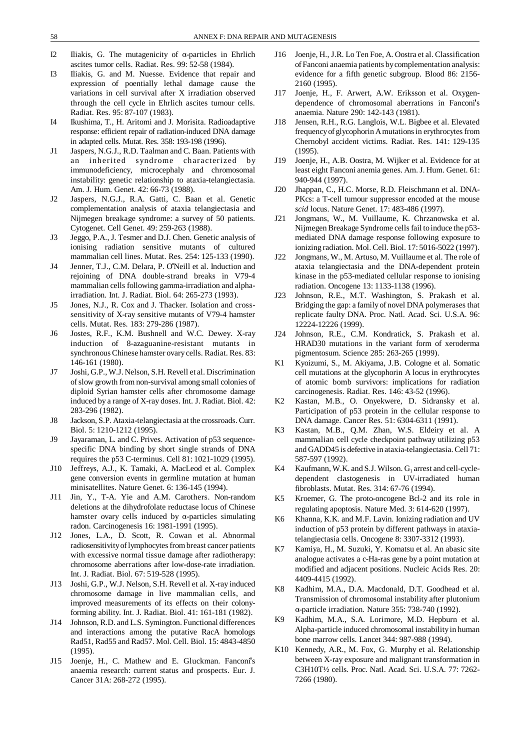I2 Iliakis, G. The mutagenicity of α-particles in Ehrlich ascites tumor cells. Radiat. Res. 99: 52-58 (1984).

I3 Iliakis, G. and M. Nuesse. Evidence that repair and expression of poentially lethal damage cause the variations in cell survival after X irradiation observed through the cell cycle in Ehrlich ascites tumour cells. Radiat. Res. 95: 87-107 (1983).

I4 Ikushima, T., H. Aritomi and J. Morisita. Radioadaptive response: efficient repair of radiation-induced DNA damage in adapted cells. Mutat. Res. 358: 193-198 (1996).

J1 Jaspers, N.G.J., R.D. Taalman and C. Baan. Patients with an inherited syndrome characterized by immunodeficiency, microcephaly and chromosomal instability: genetic relationship to ataxia-telangiectasia. Am. J. Hum. Genet. 42: 66-73 (1988).

J2 Jaspers, N.G.J., R.A. Gatti, C. Baan et al. Genetic complementation analysis of ataxia telangiectasia and Nijmegen breakage syndrome: a survey of 50 patients. Cytogenet. Cell Genet. 49: 259-263 (1988).

J3 Jeggo, P.A., J. Tesmer and D.J. Chen. Genetic analysis of ionising radiation sensitive mutants of cultured mammalian cell lines. Mutat. Res. 254: 125-133 (1990).

J4 Jenner, T.J., C.M. Delara, P. O'Neill et al. Induction and rejoining of DNA double-strand breaks in V79-4 mammalian cells following gamma-irradiation and alpha-irradiation. Int. J. Radiat. Biol. 64: 265-273 (1993).

J5 Jones, N.J., R. Cox and J. Thacker. Isolation and cross-sensitivity of X-ray sensitive mutants of V79-4 hamster cells. Mutat. Res. 183: 279-286 (1987).

J6 Jostes, R.F., K.M. Bushnell and W.C. Dewey. X-ray induction of 8-azaguanine-resistant mutants in synchronous Chinese hamster ovary cells. Radiat. Res. 83: 146-161 (1980).

J7 Joshi, G.P., W.J. Nelson, S.H. Revell et al. Discrimination of slow growth from non-survival among small colonies of diploid Syrian hamster cells after chromosome damage induced by a range of X-ray doses. Int. J. Radiat. Biol. 42: 283-296 (1982).

J8 Jackson, S.P. Ataxia-telangiectasia at the crossroads. Curr. Biol. 5: 1210-1212 (1995).

J9 Jayaraman, L. and C. Prives. Activation of p53 sequence-specific DNA binding by short single strands of DNA requires the p53 C-terminus. Cell 81: 1021-1029 (1995).

J10 Jeffreys, A.J., K. Tamaki, A. MacLeod et al. Complex gene conversion events in germline mutation at human minisatellites. Nature Genet. 6: 136-145 (1994).

J11 Jin, Y., T-A. Yie and A.M. Carothers. Non-random deletions at the dihydrofolate reductase locus of Chinese hamster ovary cells induced by α-particles simulating radon. Carcinogenesis 16: 1981-1991 (1995).

J12 Jones, L.A., D. Scott, R. Cowan et al. Abnormal radiosensitivity of lymphocytes from breast cancer patients with excessive normal tissue damage after radiotherapy: chromosome aberrations after low-dose-rate irradiation. Int. J. Radiat. Biol. 67: 519-528 (1995).

J13 Joshi, G.P., W.J. Nelson, S.H. Revell et al. X-ray induced chromosome damage in live mammalian cells, and improved measurements of its effects on their colony-forming ability. Int. J. Radiat. Biol. 41: 161-181 (1982).

J14 Johnson, R.D. and L.S. Symington. Functional differences and interactions among the putative RacA homologs Rad51, Rad55 and Rad57. Mol. Cell. Biol. 15: 4843-4850 (1995).

J15 Joenje, H., C. Mathew and E. Gluckman. Fanconi's anaemia research: current status and prospects. Eur. J. Cancer 31A: 268-272 (1995).

J16 Joenje, H., J.R. Lo Ten Foe, A. Oostra et al. Classification of Fanconi anaemia patients by complementation analysis: evidence for a fifth genetic subgroup. Blood 86: 2156-2160 (1995).

J17 Joenje, H., F. Arwert, A.W. Eriksson et al. Oxygen-dependence of chromosomal aberrations in Fanconi's anaemia. Nature 290: 142-143 (1981).

J18 Jensen, R.H., R.G. Langlois, W.L. Bigbee et al. Elevated frequency of glycophorin A mutations in erythrocytes from Chernobyl accident victims. Radiat. Res. 141: 129-135 (1995).

J19 Joenje, H., A.B. Oostra, M. Wijker et al. Evidence for at least eight Fanconi anemia genes. Am. J. Hum. Genet. 61: 940-944 (1997).

J20 Jhappan, C., H.C. Morse, R.D. Fleischmann et al. DNA-PKcs: a T-cell tumour suppressor encoded at the mouse *scid* locus. Nature Genet. 17: 483-486 (1997).

J21 Jongmans, W., M. Vuillaume, K. Chrzanowska et al. Nijmegen Breakage Syndrome cells fail to induce the p53-mediated DNA damage response following exposure to ionizing radiation. Mol. Cell. Biol. 17: 5016-5022 (1997).

J22 Jongmans, W., M. Artuso, M. Vuillaume et al. The role of ataxia telangiectasia and the DNA-dependent protein kinase in the p53-mediated cellular response to ionising radiation. Oncogene 13: 1133-1138 (1996).

J23 Johnson, R.E., M.T. Washington, S. Prakash et al. Bridging the gap: a family of novel DNA polymerases that replicate faulty DNA. Proc. Natl. Acad. Sci. U.S.A. 96: 12224-12226 (1999).

J24 Johnson, R.E., C.M. Kondratick, S. Prakash et al. HRAD30 mutations in the variant form of xeroderma pigmentosum. Science 285: 263-265 (1999).

K1 Kyoizumi, S., M. Akiyama, J.B. Cologne et al. Somatic cell mutations at the glycophorin A locus in erythrocytes of atomic bomb survivors: implications for radiation carcinogenesis. Radiat. Res. 146: 43-52 (1996).

K2 Kastan, M.B., O. Onyekwere, D. Sidransky et al. Participation of p53 protein in the cellular response to DNA damage. Cancer Res. 51: 6304-6311 (1991).

K3 Kastan, M.B., Q.M. Zhan, W.S. Eldeiry et al. A mammalian cell cycle checkpoint pathway utilizing p53 and GADD45 is defective in ataxia-telangiectasia. Cell 71: 587-597 (1992).

K4 Kaufmann, W.K. and S.J. Wilson. $G_1$ arrest and cell-cycle-dependent clastogenesis in UV-irradiated human fibroblasts. Mutat. Res. 314: 67-76 (1994).

K5 Kroemer, G. The proto-oncogene Bcl-2 and its role in regulating apoptosis. Nature Med. 3: 614-620 (1997).

K6 Khanna, K.K. and M.F. Lavin. Ionizing radiation and UV induction of p53 protein by different pathways in ataxia-telangiectasia cells. Oncogene 8: 3307-3312 (1993).

K7 Kamiya, H., M. Suzuki, Y. Komatsu et al. An abasic site analogue activates a c-Ha-ras gene by a point mutation at modified and adjacent positions. Nucleic Acids Res. 20: 4409-4415 (1992).

K8 Kadhim, M.A., D.A. Macdonald, D.T. Goodhead et al. Transmission of chromosomal instability after plutonium α-particle irradiation. Nature 355: 738-740 (1992).

K9 Kadhim, M.A., S.A. Lorimore, M.D. Hepburn et al. Alpha-particle induced chromosomal instability in human bone marrow cells. Lancet 344: 987-988 (1994).

K10 Kennedy, A.R., M. Fox, G. Murphy et al. Relationship between X-ray exposure and malignant transformation in C3H10T½ cells. Proc. Natl. Acad. Sci. U.S.A. 77: 7262-7266 (1980).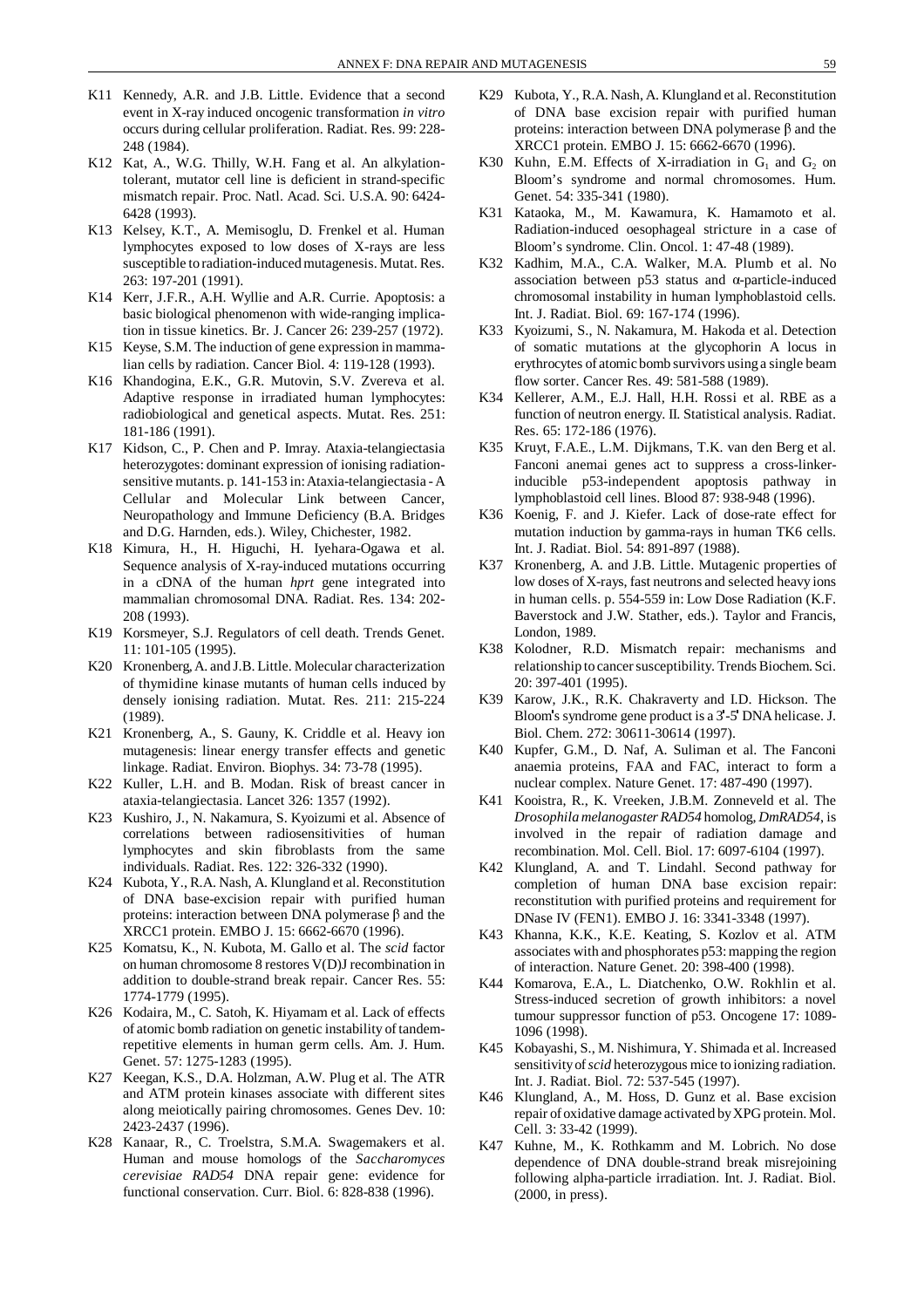K11 Kennedy, A.R. and J.B. Little. Evidence that a second event in X-ray induced oncogenic transformation *in vitro* occurs during cellular proliferation. Radiat. Res. 99: 228-248 (1984).

K12 Kat, A., W.G. Thilly, W.H. Fang et al. An alkylation-tolerant, mutator cell line is deficient in strand-specific mismatch repair. Proc. Natl. Acad. Sci. U.S.A. 90: 6424-6428 (1993).

K13 Kelsey, K.T., A. Memisoglu, D. Frenkel et al. Human lymphocytes exposed to low doses of X-rays are less susceptible to radiation-induced mutagenesis. Mutat. Res. 263: 197-201 (1991).

K14 Kerr, J.F.R., A.H. Wyllie and A.R. Currie. Apoptosis: a basic biological phenomenon with wide-ranging implication in tissue kinetics. Br. J. Cancer 26: 239-257 (1972).

K15 Keyse, S.M. The induction of gene expression in mammalian cells by radiation. Cancer Biol. 4: 119-128 (1993).

K16 Khandogina, E.K., G.R. Mutovin, S.V. Zvereva et al. Adaptive response in irradiated human lymphocytes: radiobiological and genetical aspects. Mutat. Res. 251: 181-186 (1991).

K17 Kidson, C., P. Chen and P. Imray. Ataxia-telangiectasia heterozygotes: dominant expression of ionising radiation-sensitive mutants. p. 141-153 in: Ataxia-telangiectasia - A Cellular and Molecular Link between Cancer, Neuropathology and Immune Deficiency (B.A. Bridges and D.G. Harnden, eds.). Wiley, Chichester, 1982.

K18 Kimura, H., H. Higuchi, H. Iyehara-Ogawa et al. Sequence analysis of X-ray-induced mutations occurring in a cDNA of the human *hprt* gene integrated into mammalian chromosomal DNA. Radiat. Res. 134: 202-208 (1993).

K19 Korsmeyer, S.J. Regulators of cell death. Trends Genet. 11: 101-105 (1995).

K20 Kronenberg, A. and J.B. Little. Molecular characterization of thymidine kinase mutants of human cells induced by densely ionising radiation. Mutat. Res. 211: 215-224 (1989).

K21 Kronenberg, A., S. Gauny, K. Criddle et al. Heavy ion mutagenesis: linear energy transfer effects and genetic linkage. Radiat. Environ. Biophys. 34: 73-78 (1995).

K22 Kuller, L.H. and B. Modan. Risk of breast cancer in ataxia-telangiectasia. Lancet 326: 1357 (1992).

K23 Kushiro, J., N. Nakamura, S. Kyoizumi et al. Absence of correlations between radiosensitivities of human lymphocytes and skin fibroblasts from the same individuals. Radiat. Res. 122: 326-332 (1990).

K24 Kubota, Y., R.A. Nash, A. Klungland et al. Reconstitution of DNA base-excision repair with purified human proteins: interaction between DNA polymerase β and the XRCC1 protein. EMBO J. 15: 6662-6670 (1996).

K25 Komatsu, K., N. Kubota, M. Gallo et al. The *scid* factor on human chromosome 8 restores V(D)J recombination in addition to double-strand break repair. Cancer Res. 55: 1774-1779 (1995).

K26 Kodaira, M., C. Satoh, K. Hiyamam et al. Lack of effects of atomic bomb radiation on genetic instability of tandem-repetitive elements in human germ cells. Am. J. Hum. Genet. 57: 1275-1283 (1995).

K27 Keegan, K.S., D.A. Holzman, A.W. Plug et al. The ATR and ATM protein kinases associate with different sites along meiotically pairing chromosomes. Genes Dev. 10: 2423-2437 (1996).

K28 Kanaar, R., C. Troelstra, S.M.A. Swagemakers et al. Human and mouse homologs of the *Saccharomyces cerevisiae RAD54* DNA repair gene: evidence for functional conservation. Curr. Biol. 6: 828-838 (1996).

K29 Kubota, Y., R.A. Nash, A. Klungland et al. Reconstitution of DNA base excision repair with purified human proteins: interaction between DNA polymerase β and the XRCC1 protein. EMBO J. 15: 6662-6670 (1996).

K30 Kuhn, E.M. Effects of X-irradiation in $G_1$ and $G_2$ on Bloom's syndrome and normal chromosomes. Hum. Genet. 54: 335-341 (1980).

K31 Kataoka, M., M. Kawamura, K. Hamamoto et al. Radiation-induced oesophageal stricture in a case of Bloom's syndrome. Clin. Oncol. 1: 47-48 (1989).

K32 Kadhim, M.A., C.A. Walker, M.A. Plumb et al. No association between p53 status and α-particle-induced chromosomal instability in human lymphoblastoid cells. Int. J. Radiat. Biol. 69: 167-174 (1996).

K33 Kyoizumi, S., N. Nakamura, M. Hakoda et al. Detection of somatic mutations at the glycophorin A locus in erythrocytes of atomic bomb survivors using a single beam flow sorter. Cancer Res. 49: 581-588 (1989).

K34 Kellerer, A.M., E.J. Hall, H.H. Rossi et al. RBE as a function of neutron energy. II. Statistical analysis. Radiat. Res. 65: 172-186 (1976).

K35 Kruyt, F.A.E., L.M. Dijkmans, T.K. van den Berg et al. Fanconi anemai genes act to suppress a cross-linker-inducible p53-independent apoptosis pathway in lymphoblastoid cell lines. Blood 87: 938-948 (1996).

K36 Koenig, F. and J. Kiefer. Lack of dose-rate effect for mutation induction by gamma-rays in human TK6 cells. Int. J. Radiat. Biol. 54: 891-897 (1988).

K37 Kronenberg, A. and J.B. Little. Mutagenic properties of low doses of X-rays, fast neutrons and selected heavy ions in human cells. p. 554-559 in: Low Dose Radiation (K.F. Baverstock and J.W. Stather, eds.). Taylor and Francis, London, 1989.

K38 Kolodner, R.D. Mismatch repair: mechanisms and relationship to cancer susceptibility. Trends Biochem. Sci. 20: 397-401 (1995).

K39 Karow, J.K., R.K. Chakraverty and I.D. Hickson. The Bloom's syndrome gene product is a 3'-5' DNA helicase. J. Biol. Chem. 272: 30611-30614 (1997).

K40 Kupfer, G.M., D. Naf, A. Suliman et al. The Fanconi anaemia proteins, FAA and FAC, interact to form a nuclear complex. Nature Genet. 17: 487-490 (1997).

K41 Kooistra, R., K. Vreeken, J.B.M. Zonneveld et al. The *Drosophila melanogaster RAD54* homolog, *DmRAD54*, is involved in the repair of radiation damage and recombination. Mol. Cell. Biol. 17: 6097-6104 (1997).

K42 Klungland, A. and T. Lindahl. Second pathway for completion of human DNA base excision repair: reconstitution with purified proteins and requirement for DNase IV (FEN1). EMBO J. 16: 3341-3348 (1997).

K43 Khanna, K.K., K.E. Keating, S. Kozlov et al. ATM associates with and phosphorates p53: mapping the region of interaction. Nature Genet. 20: 398-400 (1998).

K44 Komarova, E.A., L. Diatchenko, O.W. Rokhlin et al. Stress-induced secretion of growth inhibitors: a novel tumour suppressor function of p53. Oncogene 17: 1089-1096 (1998).

K45 Kobayashi, S., M. Nishimura, Y. Shimada et al. Increased sensitivity of *scid* heterozygous mice to ionizing radiation. Int. J. Radiat. Biol. 72: 537-545 (1997).

K46 Klungland, A., M. Hoss, D. Gunz et al. Base excision repair of oxidative damage activated by XPG protein. Mol. Cell. 3: 33-42 (1999).

K47 Kuhne, M., K. Rothkamm and M. Lobrich. No dose dependence of DNA double-strand break misrejoining following alpha-particle irradiation. Int. J. Radiat. Biol. (2000, in press).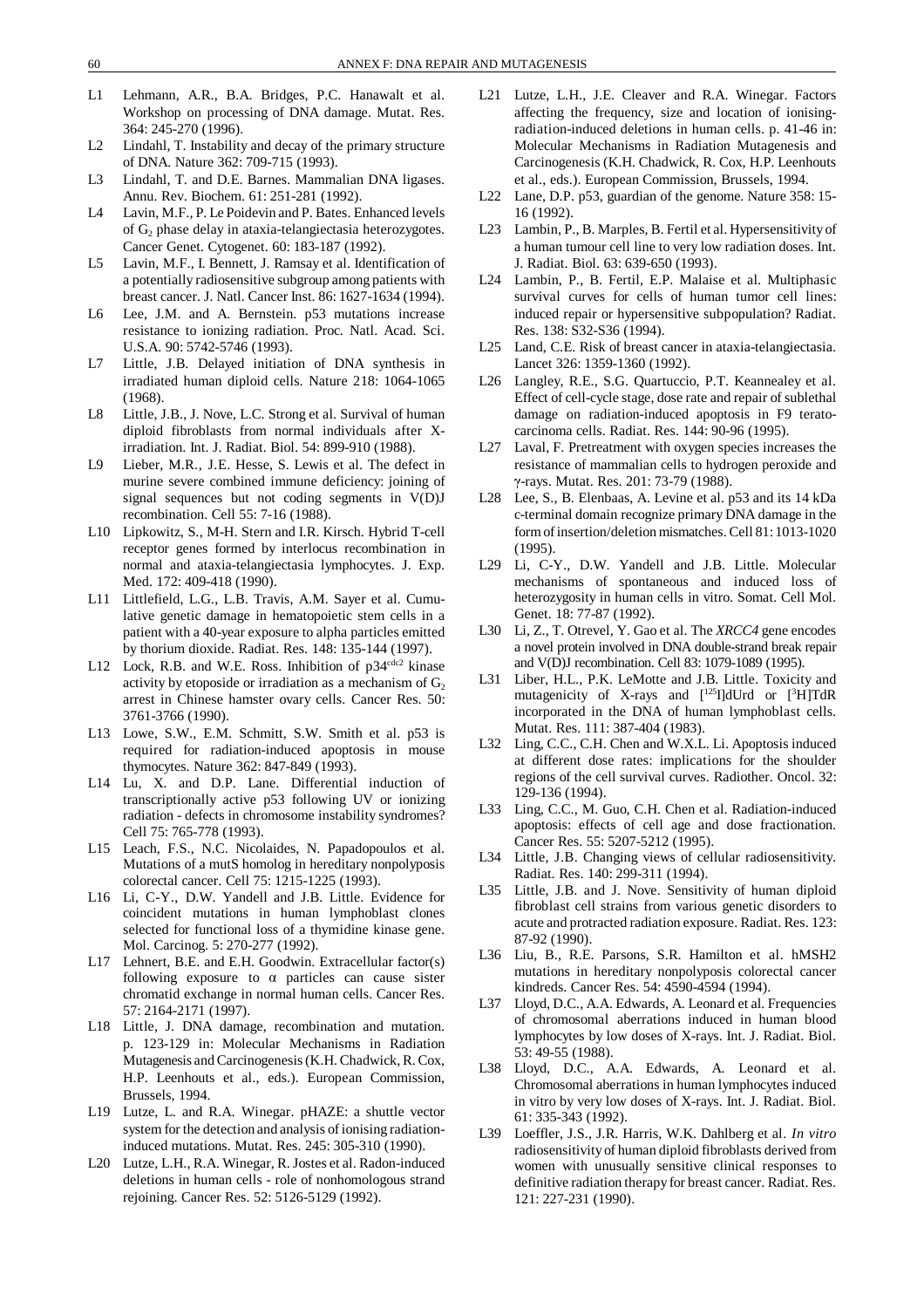L1 Lehmann, A.R., B.A. Bridges, P.C. Hanawalt et al. Workshop on processing of DNA damage. Mutat. Res. 364: 245-270 (1996).

L2 Lindahl, T. Instability and decay of the primary structure of DNA. Nature 362: 709-715 (1993).

L3 Lindahl, T. and D.E. Barnes. Mammalian DNA ligases. Annu. Rev. Biochem. 61: 251-281 (1992).

L4 Lavin, M.F., P. Le Poidevin and P. Bates. Enhanced levels of $G_2$ phase delay in ataxia-telangiectasia heterozygotes. Cancer Genet. Cytogenet. 60: 183-187 (1992).

L5 Lavin, M.F., I. Bennett, J. Ramsay et al. Identification of a potentially radiosensitive subgroup among patients with breast cancer. J. Natl. Cancer Inst. 86: 1627-1634 (1994).

L6 Lee, J.M. and A. Bernstein. p53 mutations increase resistance to ionizing radiation. Proc. Natl. Acad. Sci. U.S.A. 90: 5742-5746 (1993).

L7 Little, J.B. Delayed initiation of DNA synthesis in irradiated human diploid cells. Nature 218: 1064-1065 (1968).

L8 Little, J.B., J. Nove, L.C. Strong et al. Survival of human diploid fibroblasts from normal individuals after X-irradiation. Int. J. Radiat. Biol. 54: 899-910 (1988).

L9 Lieber, M.R., J.E. Hesse, S. Lewis et al. The defect in murine severe combined immune deficiency: joining of signal sequences but not coding segments in V(D)J recombination. Cell 55: 7-16 (1988).

L10 Lipkowitz, S., M-H. Stern and I.R. Kirsch. Hybrid T-cell receptor genes formed by interlocus recombination in normal and ataxia-telangiectasia lymphocytes. J. Exp. Med. 172: 409-418 (1990).

L11 Littlefield, L.G., L.B. Travis, A.M. Sayer et al. Cumulative genetic damage in hematopoietic stem cells in a patient with a 40-year exposure to alpha particles emitted by thorium dioxide. Radiat. Res. 148: 135-144 (1997).

L12 Lock, R.B. and W.E. Ross. Inhibition of $p34^{cdc2}$ kinase activity by etoposide or irradiation as a mechanism of $G_2$ arrest in Chinese hamster ovary cells. Cancer Res. 50: 3761-3766 (1990).

L13 Lowe, S.W., E.M. Schmitt, S.W. Smith et al. p53 is required for radiation-induced apoptosis in mouse thymocytes. Nature 362: 847-849 (1993).

L14 Lu, X. and D.P. Lane. Differential induction of transcriptionally active p53 following UV or ionizing radiation - defects in chromosome instability syndromes? Cell 75: 765-778 (1993).

L15 Leach, F.S., N.C. Nicolaides, N. Papadopoulos et al. Mutations of a mutS homolog in hereditary nonpolyposis colorectal cancer. Cell 75: 1215-1225 (1993).

L16 Li, C-Y., D.W. Yandell and J.B. Little. Evidence for coincident mutations in human lymphoblast clones selected for functional loss of a thymidine kinase gene. Mol. Carcinog. 5: 270-277 (1992).

L17 Lehnert, B.E. and E.H. Goodwin. Extracellular factor(s) following exposure to α particles can cause sister chromatid exchange in normal human cells. Cancer Res. 57: 2164-2171 (1997).

L18 Little, J. DNA damage, recombination and mutation. p. 123-129 in: Molecular Mechanisms in Radiation Mutagenesis and Carcinogenesis (K.H. Chadwick, R. Cox, H.P. Leenhouts et al., eds.). European Commission, Brussels, 1994.

L19 Lutze, L. and R.A. Winegar. pHAZE: a shuttle vector system for the detection and analysis of ionising radiation-induced mutations. Mutat. Res. 245: 305-310 (1990).

L20 Lutze, L.H., R.A. Winegar, R. Jostes et al. Radon-induced deletions in human cells - role of nonhomologous strand rejoining. Cancer Res. 52: 5126-5129 (1992).

L21 Lutze, L.H., J.E. Cleaver and R.A. Winegar. Factors affecting the frequency, size and location of ionising-radiation-induced deletions in human cells. p. 41-46 in: Molecular Mechanisms in Radiation Mutagenesis and Carcinogenesis (K.H. Chadwick, R. Cox, H.P. Leenhouts et al., eds.). European Commission, Brussels, 1994.

L22 Lane, D.P. p53, guardian of the genome. Nature 358: 15-16 (1992).

L23 Lambin, P., B. Marples, B. Fertil et al. Hypersensitivity of a human tumour cell line to very low radiation doses. Int. J. Radiat. Biol. 63: 639-650 (1993).

L24 Lambin, P., B. Fertil, E.P. Malaise et al. Multiphasic survival curves for cells of human tumor cell lines: induced repair or hypersensitive subpopulation? Radiat. Res. 138: S32-S36 (1994).

L25 Land, C.E. Risk of breast cancer in ataxia-telangiectasia. Lancet 326: 1359-1360 (1992).

L26 Langley, R.E., S.G. Quartuccio, P.T. Keannealey et al. Effect of cell-cycle stage, dose rate and repair of sublethal damage on radiation-induced apoptosis in F9 teratocarcinoma cells. Radiat. Res. 144: 90-96 (1995).

L27 Laval, F. Pretreatment with oxygen species increases the resistance of mammalian cells to hydrogen peroxide and γ-rays. Mutat. Res. 201: 73-79 (1988).

L28 Lee, S., B. Elenbaas, A. Levine et al. p53 and its 14 kDa c-terminal domain recognize primary DNA damage in the form of insertion/deletion mismatches. Cell 81: 1013-1020 (1995).

L29 Li, C-Y., D.W. Yandell and J.B. Little. Molecular mechanisms of spontaneous and induced loss of heterozygosity in human cells in vitro. Somat. Cell Mol. Genet. 18: 77-87 (1992).

L30 Li, Z., T. Otrevel, Y. Gao et al. The *XRCC4* gene encodes a novel protein involved in DNA double-strand break repair and V(D)J recombination. Cell 83: 1079-1089 (1995).

L31 Liber, H.L., P.K. LeMotte and J.B. Little. Toxicity and mutagenicity of X-rays and $[^{125}I]$dUrd or $[^{3}H]$TdR incorporated in the DNA of human lymphoblast cells. Mutat. Res. 111: 387-404 (1983).

L32 Ling, C.C., C.H. Chen and W.X.L. Li. Apoptosis induced at different dose rates: implications for the shoulder regions of the cell survival curves. Radiother. Oncol. 32: 129-136 (1994).

L33 Ling, C.C., M. Guo, C.H. Chen et al. Radiation-induced apoptosis: effects of cell age and dose fractionation. Cancer Res. 55: 5207-5212 (1995).

L34 Little, J.B. Changing views of cellular radiosensitivity. Radiat. Res. 140: 299-311 (1994).

L35 Little, J.B. and J. Nove. Sensitivity of human diploid fibroblast cell strains from various genetic disorders to acute and protracted radiation exposure. Radiat. Res. 123: 87-92 (1990).

L36 Liu, B., R.E. Parsons, S.R. Hamilton et al. hMSH2 mutations in hereditary nonpolyposis colorectal cancer kindreds. Cancer Res. 54: 4590-4594 (1994).

L37 Lloyd, D.C., A.A. Edwards, A. Leonard et al. Frequencies of chromosomal aberrations induced in human blood lymphocytes by low doses of X-rays. Int. J. Radiat. Biol. 53: 49-55 (1988).

L38 Lloyd, D.C., A.A. Edwards, A. Leonard et al. Chromosomal aberrations in human lymphocytes induced in vitro by very low doses of X-rays. Int. J. Radiat. Biol. 61: 335-343 (1992).

L39 Loeffler, J.S., J.R. Harris, W.K. Dahlberg et al. *In vitro* radiosensitivity of human diploid fibroblasts derived from women with unusually sensitive clinical responses to definitive radiation therapy for breast cancer. Radiat. Res. 121: 227-231 (1990).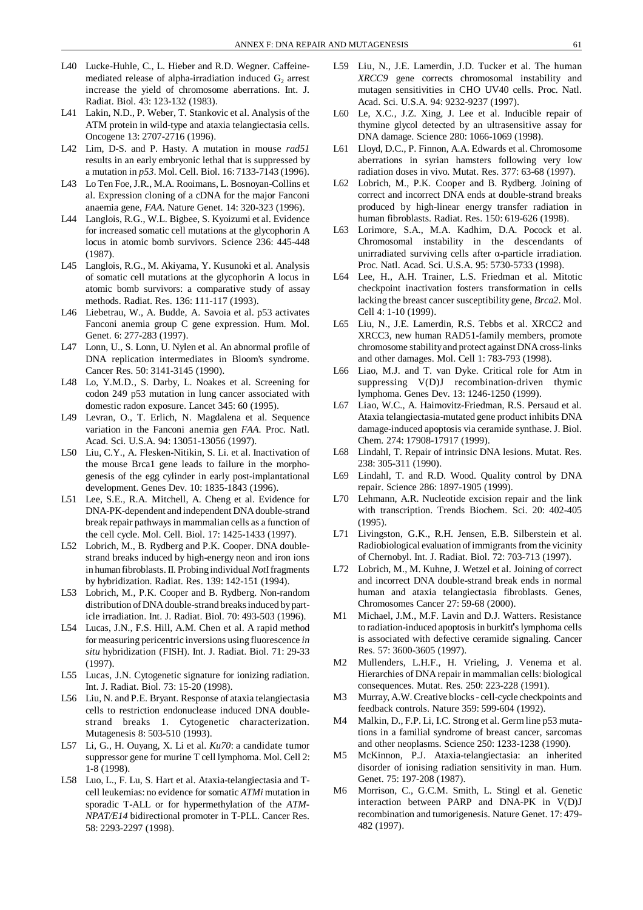L40 Lucke-Huhle, C., L. Hieber and R.D. Wegner. Caffeine-mediated release of alpha-irradiation induced $G_2$ arrest increase the yield of chromosome aberrations. Int. J. Radiat. Biol. 43: 123-132 (1983).

L41 Lakin, N.D., P. Weber, T. Stankovic et al. Analysis of the ATM protein in wild-type and ataxia telangiectasia cells. Oncogene 13: 2707-2716 (1996).

L42 Lim, D-S. and P. Hasty. A mutation in mouse *rad51* results in an early embryonic lethal that is suppressed by a mutation in *p53*. Mol. Cell. Biol. 16: 7133-7143 (1996).

L43 Lo Ten Foe, J.R., M.A. Rooimans, L. Bosnoyan-Collins et al. Expression cloning of a cDNA for the major Fanconi anaemia gene, *FAA*. Nature Genet. 14: 320-323 (1996).

L44 Langlois, R.G., W.L. Bigbee, S. Kyoizumi et al. Evidence for increased somatic cell mutations at the glycophorin A locus in atomic bomb survivors. Science 236: 445-448 (1987).

L45 Langlois, R.G., M. Akiyama, Y. Kusunoki et al. Analysis of somatic cell mutations at the glycophorin A locus in atomic bomb survivors: a comparative study of assay methods. Radiat. Res. 136: 111-117 (1993).

L46 Liebetrau, W., A. Budde, A. Savoia et al. p53 activates Fanconi anemia group C gene expression. Hum. Mol. Genet. 6: 277-283 (1997).

L47 Lonn, U., S. Lonn, U. Nylen et al. An abnormal profile of DNA replication intermediates in Bloom's syndrome. Cancer Res. 50: 3141-3145 (1990).

L48 Lo, Y.M.D., S. Darby, L. Noakes et al. Screening for codon 249 p53 mutation in lung cancer associated with domestic radon exposure. Lancet 345: 60 (1995).

L49 Levran, O., T. Erlich, N. Magdalena et al. Sequence variation in the Fanconi anemia gene *FAA*. Proc. Natl. Acad. Sci. U.S.A. 94: 13051-13056 (1997).

L50 Liu, C.Y., A. Flesken-Nitikin, S. Li. et al. Inactivation of the mouse Brca1 gene leads to failure in the morphogenesis of the egg cylinder in early post-implantational development. Genes Dev. 10: 1835-1843 (1996).

L51 Lee, S.E., R.A. Mitchell, A. Cheng et al. Evidence for DNA-PK-dependent and independent DNA double-strand break repair pathways in mammalian cells as a function of the cell cycle. Mol. Cell. Biol. 17: 1425-1433 (1997).

L52 Lobrich, M., B. Rydberg and P.K. Cooper. DNA double-strand breaks induced by high-energy neon and iron ions in human fibroblasts. II. Probing individual *Not*I fragments by hybridization. Radiat. Res. 139: 142-151 (1994).

L53 Lobrich, M., P.K. Cooper and B. Rydberg. Non-random distribution of DNA double-strand breaks induced by particle irradiation. Int. J. Radiat. Biol. 70: 493-503 (1996).

L54 Lucas, J.N., F.S. Hill, A.M. Chen et al. A rapid method for measuring pericentric inversions using fluorescence *in situ* hybridization (FISH). Int. J. Radiat. Biol. 71: 29-33 (1997).

L55 Lucas, J.N. Cytogenetic signature for ionizing radiation. Int. J. Radiat. Biol. 73: 15-20 (1998).

L56 Liu, N. and P.E. Bryant. Response of ataxia telangiectasia cells to restriction endonuclease induced DNA double-strand breaks 1. Cytogenetic characterization. Mutagenesis 8: 503-510 (1993).

L57 Li, G., H. Ouyang, X. Li et al. *Ku70*: a candidate tumor suppressor gene for murine T cell lymphoma. Mol. Cell 2: 1-8 (1998).

L58 Luo, L., F. Lu, S. Hart et al. Ataxia-telangiectasia and T-cell leukemias: no evidence for somatic *ATMi* mutation in sporadic T-ALL or for hypermethylation of the *ATM-NPAT/E14* bidirectional promoter in T-PLL. Cancer Res. 58: 2293-2297 (1998).

L59 Liu, N., J.E. Lamerdin, J.D. Tucker et al. The human *XRCC9* gene corrects chromosomal instability and mutagen sensitivities in CHO UV40 cells. Proc. Natl. Acad. Sci. U.S.A. 94: 9232-9237 (1997).

L60 Le, X.C., J.Z. Xing, J. Lee et al. Inducible repair of thymine glycol detected by an ultrasensitive assay for DNA damage. Science 280: 1066-1069 (1998).

L61 Lloyd, D.C., P. Finnon, A.A. Edwards et al. Chromosome aberrations in syrian hamsters following very low radiation doses in vivo. Mutat. Res. 377: 63-68 (1997).

L62 Lobrich, M., P.K. Cooper and B. Rydberg. Joining of correct and incorrect DNA ends at double-strand breaks produced by high-linear energy transfer radiation in human fibroblasts. Radiat. Res. 150: 619-626 (1998).

L63 Lorimore, S.A., M.A. Kadhim, D.A. Pocock et al. Chromosomal instability in the descendants of unirradiated surviving cells after α-particle irradiation. Proc. Natl. Acad. Sci. U.S.A. 95: 5730-5733 (1998).

L64 Lee, H., A.H. Trainer, L.S. Friedman et al. Mitotic checkpoint inactivation fosters transformation in cells lacking the breast cancer susceptibility gene, *Brca2*. Mol. Cell 4: 1-10 (1999).

L65 Liu, N., J.E. Lamerdin, R.S. Tebbs et al. XRCC2 and XRCC3, new human RAD51-family members, promote chromosome stability and protect against DNA cross-links and other damages. Mol. Cell 1: 783-793 (1998).

L66 Liao, M.J. and T. van Dyke. Critical role for Atm in suppressing V(D)J recombination-driven thymic lymphoma. Genes Dev. 13: 1246-1250 (1999).

L67 Liao, W.C., A. Haimovitz-Friedman, R.S. Persaud et al. Ataxia telangiectasia-mutated gene product inhibits DNA damage-induced apoptosis via ceramide synthase. J. Biol. Chem. 274: 17908-17917 (1999).

L68 Lindahl, T. Repair of intrinsic DNA lesions. Mutat. Res. 238: 305-311 (1990).

L69 Lindahl, T. and R.D. Wood. Quality control by DNA repair. Science 286: 1897-1905 (1999).

L70 Lehmann, A.R. Nucleotide excision repair and the link with transcription. Trends Biochem. Sci. 20: 402-405 (1995).

L71 Livingston, G.K., R.H. Jensen, E.B. Silberstein et al. Radiobiological evaluation of immigrants from the vicinity of Chernobyl. Int. J. Radiat. Biol. 72: 703-713 (1997).

L72 Lobrich, M., M. Kuhne, J. Wetzel et al. Joining of correct and incorrect DNA double-strand break ends in normal human and ataxia telangiectasia fibroblasts. Genes, Chromosomes Cancer 27: 59-68 (2000).

M1 Michael, J.M., M.F. Lavin and D.J. Watters. Resistance to radiation-induced apoptosis in burkitt's lymphoma cells is associated with defective ceramide signaling. Cancer Res. 57: 3600-3605 (1997).

M2 Mullenders, L.H.F., H. Vrieling, J. Venema et al. Hierarchies of DNA repair in mammalian cells: biological consequences. Mutat. Res. 250: 223-228 (1991).

M3 Murray, A.W. Creative blocks - cell-cycle checkpoints and feedback controls. Nature 359: 599-604 (1992).

M4 Malkin, D., F.P. Li, L.C. Strong et al. Germ line p53 mutations in a familial syndrome of breast cancer, sarcomas and other neoplasms. Science 250: 1233-1238 (1990).

M5 McKinnon, P.J. Ataxia-telangiectasia: an inherited disorder of ionising radiation sensitivity in man. Hum. Genet. 75: 197-208 (1987).

M6 Morrison, C., G.C.M. Smith, L. Stingl et al. Genetic interaction between PARP and DNA-PK in V(D)J recombination and tumorigenesis. Nature Genet. 17: 479-482 (1997).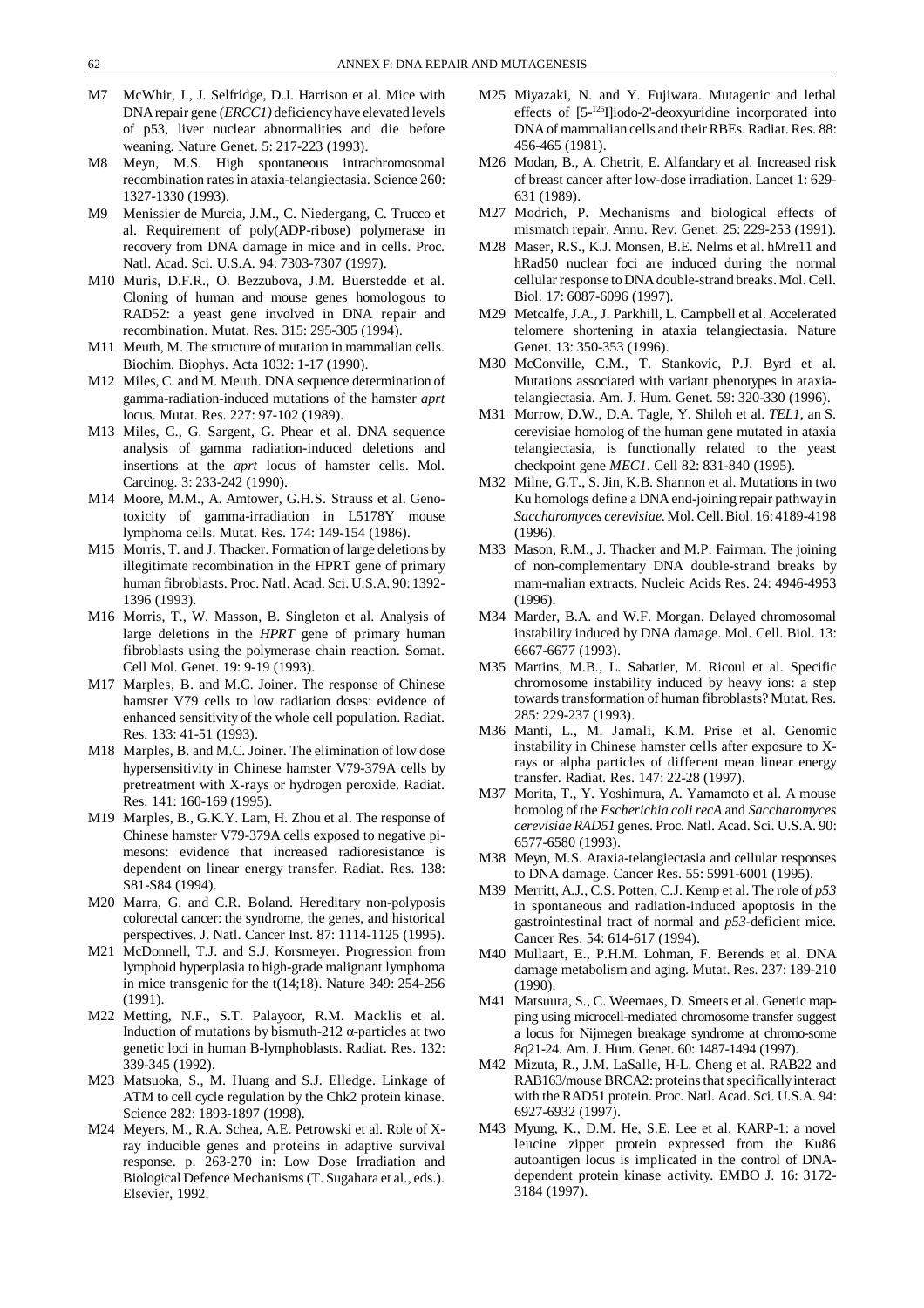M7 McWhir, J., J. Selfridge, D.J. Harrison et al. Mice with DNA repair gene (*ERCC1*) deficiency have elevated levels of p53, liver nuclear abnormalities and die before weaning. Nature Genet. 5: 217-223 (1993).

M8 Meyn, M.S. High spontaneous intrachromosomal recombination rates in ataxia-telangiectasia. Science 260: 1327-1330 (1993).

M9 Menissier de Murcia, J.M., C. Niedergang, C. Trucco et al. Requirement of poly(ADP-ribose) polymerase in recovery from DNA damage in mice and in cells. Proc. Natl. Acad. Sci. U.S.A. 94: 7303-7307 (1997).

M10 Muris, D.F.R., O. Bezzubova, J.M. Buerstedde et al. Cloning of human and mouse genes homologous to RAD52: a yeast gene involved in DNA repair and recombination. Mutat. Res. 315: 295-305 (1994).

M11 Meuth, M. The structure of mutation in mammalian cells. Biochim. Biophys. Acta 1032: 1-17 (1990).

M12 Miles, C. and M. Meuth. DNA sequence determination of gamma-radiation-induced mutations of the hamster *aprt* locus. Mutat. Res. 227: 97-102 (1989).

M13 Miles, C., G. Sargent, G. Phear et al. DNA sequence analysis of gamma radiation-induced deletions and insertions at the *aprt* locus of hamster cells. Mol. Carcinog. 3: 233-242 (1990).

M14 Moore, M.M., A. Amtower, G.H.S. Strauss et al. Genotoxicity of gamma-irradiation in L5178Y mouse lymphoma cells. Mutat. Res. 174: 149-154 (1986).

M15 Morris, T. and J. Thacker. Formation of large deletions by illegitimate recombination in the HPRT gene of primary human fibroblasts. Proc. Natl. Acad. Sci. U.S.A. 90: 1392-1396 (1993).

M16 Morris, T., W. Masson, B. Singleton et al. Analysis of large deletions in the *HPRT* gene of primary human fibroblasts using the polymerase chain reaction. Somat. Cell Mol. Genet. 19: 9-19 (1993).

M17 Marples, B. and M.C. Joiner. The response of Chinese hamster V79 cells to low radiation doses: evidence of enhanced sensitivity of the whole cell population. Radiat. Res. 133: 41-51 (1993).

M18 Marples, B. and M.C. Joiner. The elimination of low dose hypersensitivity in Chinese hamster V79-379A cells by pretreatment with X-rays or hydrogen peroxide. Radiat. Res. 141: 160-169 (1995).

M19 Marples, B., G.K.Y. Lam, H. Zhou et al. The response of Chinese hamster V79-379A cells exposed to negative pi-mesons: evidence that increased radioresistance is dependent on linear energy transfer. Radiat. Res. 138: S81-S84 (1994).

M20 Marra, G. and C.R. Boland. Hereditary non-polyposis colorectal cancer: the syndrome, the genes, and historical perspectives. J. Natl. Cancer Inst. 87: 1114-1125 (1995).

M21 McDonnell, T.J. and S.J. Korsmeyer. Progression from lymphoid hyperplasia to high-grade malignant lymphoma in mice transgenic for the t(14;18). Nature 349: 254-256 (1991).

M22 Metting, N.F., S.T. Palayoor, R.M. Macklis et al. Induction of mutations by bismuth-212 α-particles at two genetic loci in human B-lymphoblasts. Radiat. Res. 132: 339-345 (1992).

M23 Matsuoka, S., M. Huang and S.J. Elledge. Linkage of ATM to cell cycle regulation by the Chk2 protein kinase. Science 282: 1893-1897 (1998).

M24 Meyers, M., R.A. Schea, A.E. Petrowski et al. Role of X-ray inducible genes and proteins in adaptive survival response. p. 263-270 in: Low Dose Irradiation and Biological Defence Mechanisms (T. Sugahara et al., eds.). Elsevier, 1992.

M25 Miyazaki, N. and Y. Fujiwara. Mutagenic and lethal effects of [5-$^{125}$I]iodo-2'-deoxyuridine incorporated into DNA of mammalian cells and their RBEs. Radiat. Res. 88: 456-465 (1981).

M26 Modan, B., A. Chetrit, E. Alfandary et al. Increased risk of breast cancer after low-dose irradiation. Lancet 1: 629-631 (1989).

M27 Modrich, P. Mechanisms and biological effects of mismatch repair. Annu. Rev. Genet. 25: 229-253 (1991).

M28 Maser, R.S., K.J. Monsen, B.E. Nelms et al. hMre11 and hRad50 nuclear foci are induced during the normal cellular response to DNA double-strand breaks. Mol. Cell. Biol. 17: 6087-6096 (1997).

M29 Metcalfe, J.A., J. Parkhill, L. Campbell et al. Accelerated telomere shortening in ataxia telangiectasia. Nature Genet. 13: 350-353 (1996).

M30 McConville, C.M., T. Stankovic, P.J. Byrd et al. Mutations associated with variant phenotypes in ataxia-telangiectasia. Am. J. Hum. Genet. 59: 320-330 (1996).

M31 Morrow, D.W., D.A. Tagle, Y. Shiloh et al. *TEL1*, an S. cerevisiae homolog of the human gene mutated in ataxia telangiectasia, is functionally related to the yeast checkpoint gene *MEC1*. Cell 82: 831-840 (1995).

M32 Milne, G.T., S. Jin, K.B. Shannon et al. Mutations in two Ku homologs define a DNA end-joining repair pathway in *Saccharomyces cerevisiae*. Mol. Cell. Biol. 16: 4189-4198 (1996).

M33 Mason, R.M., J. Thacker and M.P. Fairman. The joining of non-complementary DNA double-strand breaks by mam-malian extracts. Nucleic Acids Res. 24: 4946-4953 (1996).

M34 Marder, B.A. and W.F. Morgan. Delayed chromosomal instability induced by DNA damage. Mol. Cell. Biol. 13: 6667-6677 (1993).

M35 Martins, M.B., L. Sabatier, M. Ricoul et al. Specific chromosome instability induced by heavy ions: a step towards transformation of human fibroblasts? Mutat. Res. 285: 229-237 (1993).

M36 Manti, L., M. Jamali, K.M. Prise et al. Genomic instability in Chinese hamster cells after exposure to X-rays or alpha particles of different mean linear energy transfer. Radiat. Res. 147: 22-28 (1997).

M37 Morita, T., Y. Yoshimura, A. Yamamoto et al. A mouse homolog of the *Escherichia coli recA* and *Saccharomyces cerevisiae RAD51* genes. Proc. Natl. Acad. Sci. U.S.A. 90: 6577-6580 (1993).

M38 Meyn, M.S. Ataxia-telangiectasia and cellular responses to DNA damage. Cancer Res. 55: 5991-6001 (1995).

M39 Merritt, A.J., C.S. Potten, C.J. Kemp et al. The role of *p53* in spontaneous and radiation-induced apoptosis in the gastrointestinal tract of normal and *p53*-deficient mice. Cancer Res. 54: 614-617 (1994).

M40 Mullaart, E., P.H.M. Lohman, F. Berends et al. DNA damage metabolism and aging. Mutat. Res. 237: 189-210 (1990).

M41 Matsuura, S., C. Weemaes, D. Smeets et al. Genetic mapping using microcell-mediated chromosome transfer suggest a locus for Nijmegen breakage syndrome at chromo-some 8q21-24. Am. J. Hum. Genet. 60: 1487-1494 (1997).

M42 Mizuta, R., J.M. LaSalle, H-L. Cheng et al. RAB22 and RAB163/mouse BRCA2: proteins that specifically interact with the RAD51 protein. Proc. Natl. Acad. Sci. U.S.A. 94: 6927-6932 (1997).

M43 Myung, K., D.M. He, S.E. Lee et al. KARP-1: a novel leucine zipper protein expressed from the Ku86 autoantigen locus is implicated in the control of DNA-dependent protein kinase activity. EMBO J. 16: 3172-3184 (1997).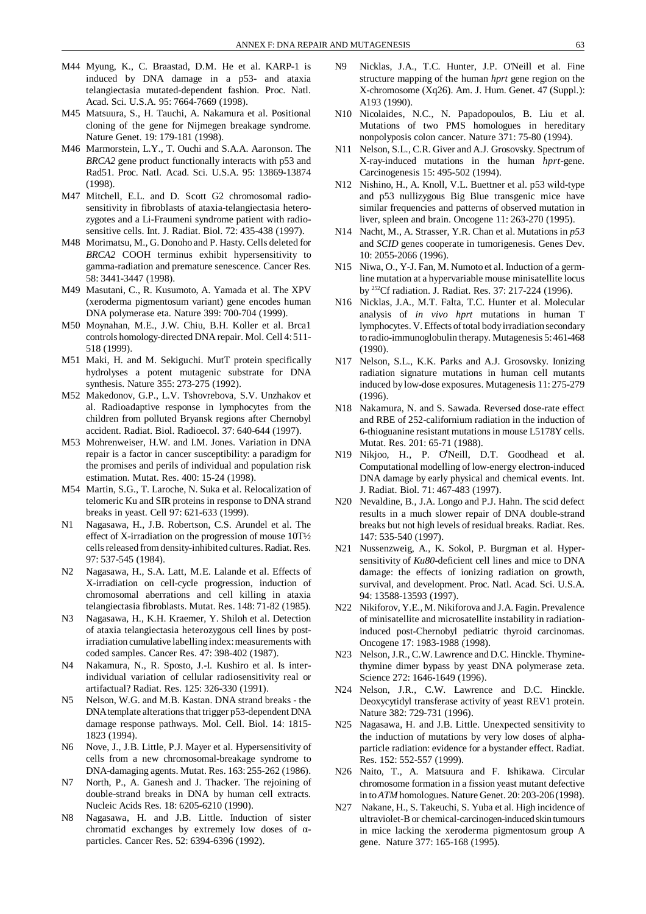M44 Myung, K., C. Braastad, D.M. He et al. KARP-1 is induced by DNA damage in a p53- and ataxia telangiectasia mutated-dependent fashion. Proc. Natl. Acad. Sci. U.S.A. 95: 7664-7669 (1998).

M45 Matsuura, S., H. Tauchi, A. Nakamura et al. Positional cloning of the gene for Nijmegen breakage syndrome. Nature Genet. 19: 179-181 (1998).

M46 Marmorstein, L.Y., T. Ouchi and S.A.A. Aaronson. The *BRCA2* gene product functionally interacts with p53 and Rad51. Proc. Natl. Acad. Sci. U.S.A. 95: 13869-13874 (1998).

M47 Mitchell, E.L. and D. Scott G2 chromosomal radiosensitivity in fibroblasts of ataxia-telangiectasia heterozygotes and a Li-Fraumeni syndrome patient with radiosensitive cells. Int. J. Radiat. Biol. 72: 435-438 (1997).

M48 Morimatsu, M., G. Donoho and P. Hasty. Cells deleted for *BRCA2* COOH terminus exhibit hypersensitivity to gamma-radiation and premature senescence. Cancer Res. 58: 3441-3447 (1998).

M49 Masutani, C., R. Kusumoto, A. Yamada et al. The XPV (xeroderma pigmentosum variant) gene encodes human DNA polymerase eta. Nature 399: 700-704 (1999).

M50 Moynahan, M.E., J.W. Chiu, B.H. Koller et al. Brca1 controls homology-directed DNA repair. Mol. Cell 4: 511-518 (1999).

M51 Maki, H. and M. Sekiguchi. MutT protein specifically hydrolyses a potent mutagenic substrate for DNA synthesis. Nature 355: 273-275 (1992).

M52 Makedonov, G.P., L.V. Tshovrebova, S.V. Unzhakov et al. Radioadaptive response in lymphocytes from the children from polluted Bryansk regions after Chernobyl accident. Radiat. Biol. Radioecol. 37: 640-644 (1997).

M53 Mohrenweiser, H.W. and I.M. Jones. Variation in DNA repair is a factor in cancer susceptibility: a paradigm for the promises and perils of individual and population risk estimation. Mutat. Res. 400: 15-24 (1998).

M54 Martin, S.G., T. Laroche, N. Suka et al. Relocalization of telomeric Ku and SIR proteins in response to DNA strand breaks in yeast. Cell 97: 621-633 (1999).

N1 Nagasawa, H., J.B. Robertson, C.S. Arundel et al. The effect of X-irradiation on the progression of mouse 10T½ cells released from density-inhibited cultures. Radiat. Res. 97: 537-545 (1984).

N2 Nagasawa, H., S.A. Latt, M.E. Lalande et al. Effects of X-irradiation on cell-cycle progression, induction of chromosomal aberrations and cell killing in ataxia telangiectasia fibroblasts. Mutat. Res. 148: 71-82 (1985).

N3 Nagasawa, H., K.H. Kraemer, Y. Shiloh et al. Detection of ataxia telangiectasia heterozygous cell lines by post-irradiation cumulative labelling index: measurements with coded samples. Cancer Res. 47: 398-402 (1987).

N4 Nakamura, N., R. Sposto, J.-I. Kushiro et al. Is inter-individual variation of cellular radiosensitivity real or artifactual? Radiat. Res. 125: 326-330 (1991).

N5 Nelson, W.G. and M.B. Kastan. DNA strand breaks - the DNA template alterations that trigger p53-dependent DNA damage response pathways. Mol. Cell. Biol. 14: 1815-1823 (1994).

N6 Nove, J., J.B. Little, P.J. Mayer et al. Hypersensitivity of cells from a new chromosomal-breakage syndrome to DNA-damaging agents. Mutat. Res. 163: 255-262 (1986).

N7 North, P., A. Ganesh and J. Thacker. The rejoining of double-strand breaks in DNA by human cell extracts. Nucleic Acids Res. 18: 6205-6210 (1990).

N8 Nagasawa, H. and J.B. Little. Induction of sister chromatid exchanges by extremely low doses of α-particles. Cancer Res. 52: 6394-6396 (1992).

N9 Nicklas, J.A., T.C. Hunter, J.P. O'Neill et al. Fine structure mapping of the human *hprt* gene region on the X-chromosome (Xq26). Am. J. Hum. Genet. 47 (Suppl.): A193 (1990).

N10 Nicolaides, N.C., N. Papadopoulos, B. Liu et al. Mutations of two PMS homologues in hereditary nonpolyposis colon cancer. Nature 371: 75-80 (1994).

N11 Nelson, S.L., C.R. Giver and A.J. Grosovsky. Spectrum of X-ray-induced mutations in the human *hprt*-gene. Carcinogenesis 15: 495-502 (1994).

N12 Nishino, H., A. Knoll, V.L. Buettner et al. p53 wild-type and p53 nullizygous Big Blue transgenic mice have similar frequencies and patterns of observed mutation in liver, spleen and brain. Oncogene 11: 263-270 (1995).

N14 Nacht, M., A. Strasser, Y.R. Chan et al. Mutations in *p53* and *SCID* genes cooperate in tumorigenesis. Genes Dev. 10: 2055-2066 (1996).

N15 Niwa, O., Y-J. Fan, M. Numoto et al. Induction of a germ-line mutation at a hypervariable mouse minisatellite locus by $^{252}$Cf radiation. J. Radiat. Res. 37: 217-224 (1996).

N16 Nicklas, J.A., M.T. Falta, T.C. Hunter et al. Molecular analysis of *in vivo hprt* mutations in human T lymphocytes. V. Effects of total body irradiation secondary to radio-immunoglobulin therapy. Mutagenesis 5: 461-468 (1990).

N17 Nelson, S.L., K.K. Parks and A.J. Grosovsky. Ionizing radiation signature mutations in human cell mutants induced by low-dose exposures. Mutagenesis 11: 275-279 (1996).

N18 Nakamura, N. and S. Sawada. Reversed dose-rate effect and RBE of 252-californium radiation in the induction of 6-thioguanine resistant mutations in mouse L5178Y cells. Mutat. Res. 201: 65-71 (1988).

N19 Nikjoo, H., P. O'Neill, D.T. Goodhead et al. Computational modelling of low-energy electron-induced DNA damage by early physical and chemical events. Int. J. Radiat. Biol. 71: 467-483 (1997).

N20 Nevaldine, B., J.A. Longo and P.J. Hahn. The scid defect results in a much slower repair of DNA double-strand breaks but not high levels of residual breaks. Radiat. Res. 147: 535-540 (1997).

N21 Nussenzweig, A., K. Sokol, P. Burgman et al. Hypersensitivity of *Ku80*-deficient cell lines and mice to DNA damage: the effects of ionizing radiation on growth, survival, and development. Proc. Natl. Acad. Sci. U.S.A. 94: 13588-13593 (1997).

N22 Nikiforov, Y.E., M. Nikiforova and J.A. Fagin. Prevalence of minisatellite and microsatellite instability in radiation-induced post-Chernobyl pediatric thyroid carcinomas. Oncogene 17: 1983-1988 (1998).

N23 Nelson, J.R., C.W. Lawrence and D.C. Hinckle. Thymine-thymine dimer bypass by yeast DNA polymerase zeta. Science 272: 1646-1649 (1996).

N24 Nelson, J.R., C.W. Lawrence and D.C. Hinckle. Deoxycytidyl transferase activity of yeast REV1 protein. Nature 382: 729-731 (1996).

N25 Nagasawa, H. and J.B. Little. Unexpected sensitivity to the induction of mutations by very low doses of alpha-particle radiation: evidence for a bystander effect. Radiat. Res. 152: 552-557 (1999).

N26 Naito, T., A. Matsuura and F. Ishikawa. Circular chromosome formation in a fission yeast mutant defective in two *ATM* homologues. Nature Genet. 20: 203-206 (1998).

N27 Nakane, H., S. Takeuchi, S. Yuba et al. High incidence of ultraviolet-B or chemical-carcinogen-induced skin tumours in mice lacking the xeroderma pigmentosum group A gene. Nature 377: 165-168 (1995).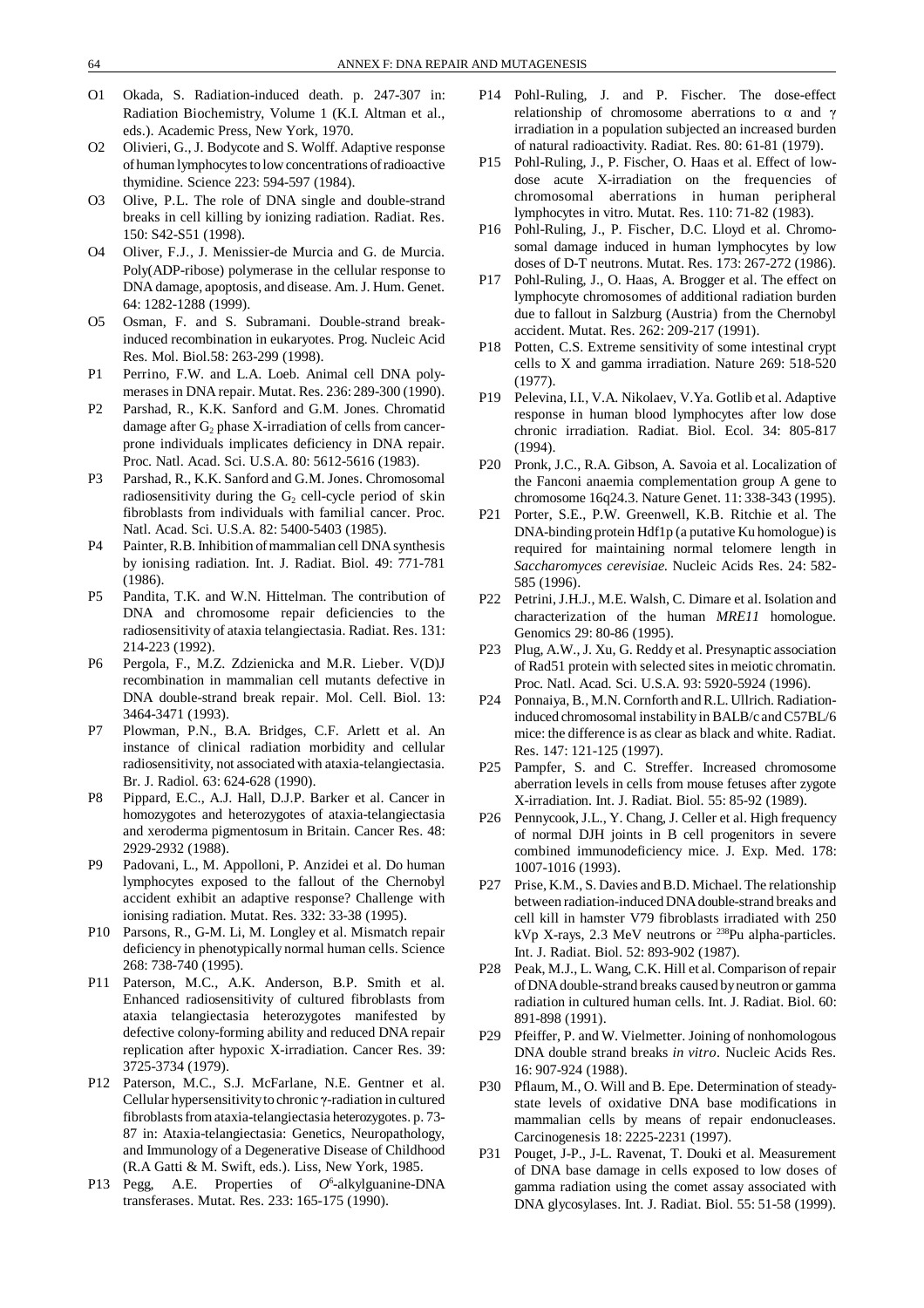O1 Okada, S. Radiation-induced death. p. 247-307 in: Radiation Biochemistry, Volume 1 (K.I. Altman et al., eds.). Academic Press, New York, 1970.

O2 Olivieri, G., J. Bodycote and S. Wolff. Adaptive response of human lymphocytes to low concentrations of radioactive thymidine. Science 223: 594-597 (1984).

O3 Olive, P.L. The role of DNA single and double-strand breaks in cell killing by ionizing radiation. Radiat. Res. 150: S42-S51 (1998).

O4 Oliver, F.J., J. Menissier-de Murcia and G. de Murcia. Poly(ADP-ribose) polymerase in the cellular response to DNA damage, apoptosis, and disease. Am. J. Hum. Genet. 64: 1282-1288 (1999).

O5 Osman, F. and S. Subramani. Double-strand break-induced recombination in eukaryotes. Prog. Nucleic Acid Res. Mol. Biol.58: 263-299 (1998).

P1 Perrino, F.W. and L.A. Loeb. Animal cell DNA polymerases in DNA repair. Mutat. Res. 236: 289-300 (1990).

P2 Parshad, R., K.K. Sanford and G.M. Jones. Chromatid damage after $G_2$ phase X-irradiation of cells from cancer-prone individuals implicates deficiency in DNA repair. Proc. Natl. Acad. Sci. U.S.A. 80: 5612-5616 (1983).

P3 Parshad, R., K.K. Sanford and G.M. Jones. Chromosomal radiosensitivity during the $G_2$ cell-cycle period of skin fibroblasts from individuals with familial cancer. Proc. Natl. Acad. Sci. U.S.A. 82: 5400-5403 (1985).

P4 Painter, R.B. Inhibition of mammalian cell DNA synthesis by ionising radiation. Int. J. Radiat. Biol. 49: 771-781 (1986).

P5 Pandita, T.K. and W.N. Hittelman. The contribution of DNA and chromosome repair deficiencies to the radiosensitivity of ataxia telangiectasia. Radiat. Res. 131: 214-223 (1992).

P6 Pergola, F., M.Z. Zdzienicka and M.R. Lieber. V(D)J recombination in mammalian cell mutants defective in DNA double-strand break repair. Mol. Cell. Biol. 13: 3464-3471 (1993).

P7 Plowman, P.N., B.A. Bridges, C.F. Arlett et al. An instance of clinical radiation morbidity and cellular radiosensitivity, not associated with ataxia-telangiectasia. Br. J. Radiol. 63: 624-628 (1990).

P8 Pippard, E.C., A.J. Hall, D.J.P. Barker et al. Cancer in homozygotes and heterozygotes of ataxia-telangiectasia and xeroderma pigmentosum in Britain. Cancer Res. 48: 2929-2932 (1988).

P9 Padovani, L., M. Appolloni, P. Anzidei et al. Do human lymphocytes exposed to the fallout of the Chernobyl accident exhibit an adaptive response? Challenge with ionising radiation. Mutat. Res. 332: 33-38 (1995).

P10 Parsons, R., G-M. Li, M. Longley et al. Mismatch repair deficiency in phenotypically normal human cells. Science 268: 738-740 (1995).

P11 Paterson, M.C., A.K. Anderson, B.P. Smith et al. Enhanced radiosensitivity of cultured fibroblasts from ataxia telangiectasia heterozygotes manifested by defective colony-forming ability and reduced DNA repair replication after hypoxic X-irradiation. Cancer Res. 39: 3725-3734 (1979).

P12 Paterson, M.C., S.J. McFarlane, N.E. Gentner et al. Cellular hypersensitivity to chronic γ-radiation in cultured fibroblasts from ataxia-telangiectasia heterozygotes. p. 73-87 in: Ataxia-telangiectasia: Genetics, Neuropathology, and Immunology of a Degenerative Disease of Childhood (R.A Gatti & M. Swift, eds.). Liss, New York, 1985.

P13 Pegg, A.E. Properties of *O*$^6$-alkylguanine-DNA transferases. Mutat. Res. 233: 165-175 (1990).

P14 Pohl-Ruling, J. and P. Fischer. The dose-effect relationship of chromosome aberrations to α and γ irradiation in a population subjected an increased burden of natural radioactivity. Radiat. Res. 80: 61-81 (1979).

P15 Pohl-Ruling, J., P. Fischer, O. Haas et al. Effect of low-dose acute X-irradiation on the frequencies of chromosomal aberrations in human peripheral lymphocytes in vitro. Mutat. Res. 110: 71-82 (1983).

P16 Pohl-Ruling, J., P. Fischer, D.C. Lloyd et al. Chromosomal damage induced in human lymphocytes by low doses of D-T neutrons. Mutat. Res. 173: 267-272 (1986).

P17 Pohl-Ruling, J., O. Haas, A. Brogger et al. The effect on lymphocyte chromosomes of additional radiation burden due to fallout in Salzburg (Austria) from the Chernobyl accident. Mutat. Res. 262: 209-217 (1991).

P18 Potten, C.S. Extreme sensitivity of some intestinal crypt cells to X and gamma irradiation. Nature 269: 518-520 (1977).

P19 Pelevina, I.I., V.A. Nikolaev, V.Ya. Gotlib et al. Adaptive response in human blood lymphocytes after low dose chronic irradiation. Radiat. Biol. Ecol. 34: 805-817 (1994).

P20 Pronk, J.C., R.A. Gibson, A. Savoia et al. Localization of the Fanconi anaemia complementation group A gene to chromosome 16q24.3. Nature Genet. 11: 338-343 (1995).

P21 Porter, S.E., P.W. Greenwell, K.B. Ritchie et al. The DNA-binding protein Hdf1p (a putative Ku homologue) is required for maintaining normal telomere length in *Saccharomyces cerevisiae*. Nucleic Acids Res. 24: 582-585 (1996).

P22 Petrini, J.H.J., M.E. Walsh, C. Dimare et al. Isolation and characterization of the human *MRE11* homologue. Genomics 29: 80-86 (1995).

P23 Plug, A.W., J. Xu, G. Reddy et al. Presynaptic association of Rad51 protein with selected sites in meiotic chromatin. Proc. Natl. Acad. Sci. U.S.A. 93: 5920-5924 (1996).

P24 Ponnaiya, B., M.N. Cornforth and R.L. Ullrich. Radiation-induced chromosomal instability in BALB/c and C57BL/6 mice: the difference is as clear as black and white. Radiat. Res. 147: 121-125 (1997).

P25 Pampfer, S. and C. Streffer. Increased chromosome aberration levels in cells from mouse fetuses after zygote X-irradiation. Int. J. Radiat. Biol. 55: 85-92 (1989).

P26 Pennycook, J.L., Y. Chang, J. Celler et al. High frequency of normal DJH joints in B cell progenitors in severe combined immunodeficiency mice. J. Exp. Med. 178: 1007-1016 (1993).

P27 Prise, K.M., S. Davies and B.D. Michael. The relationship between radiation-induced DNA double-strand breaks and cell kill in hamster V79 fibroblasts irradiated with 250 kVp X-rays, 2.3 MeV neutrons or $^{238}$Pu alpha-particles. Int. J. Radiat. Biol. 52: 893-902 (1987).

P28 Peak, M.J., L. Wang, C.K. Hill et al. Comparison of repair of DNA double-strand breaks caused by neutron or gamma radiation in cultured human cells. Int. J. Radiat. Biol. 60: 891-898 (1991).

P29 Pfeiffer, P. and W. Vielmetter. Joining of nonhomologous DNA double strand breaks *in vitro*. Nucleic Acids Res. 16: 907-924 (1988).

P30 Pflaum, M., O. Will and B. Epe. Determination of steady-state levels of oxidative DNA base modifications in mammalian cells by means of repair endonucleases. Carcinogenesis 18: 2225-2231 (1997).

P31 Pouget, J-P., J-L. Ravenat, T. Douki et al. Measurement of DNA base damage in cells exposed to low doses of gamma radiation using the comet assay associated with DNA glycosylases. Int. J. Radiat. Biol. 55: 51-58 (1999).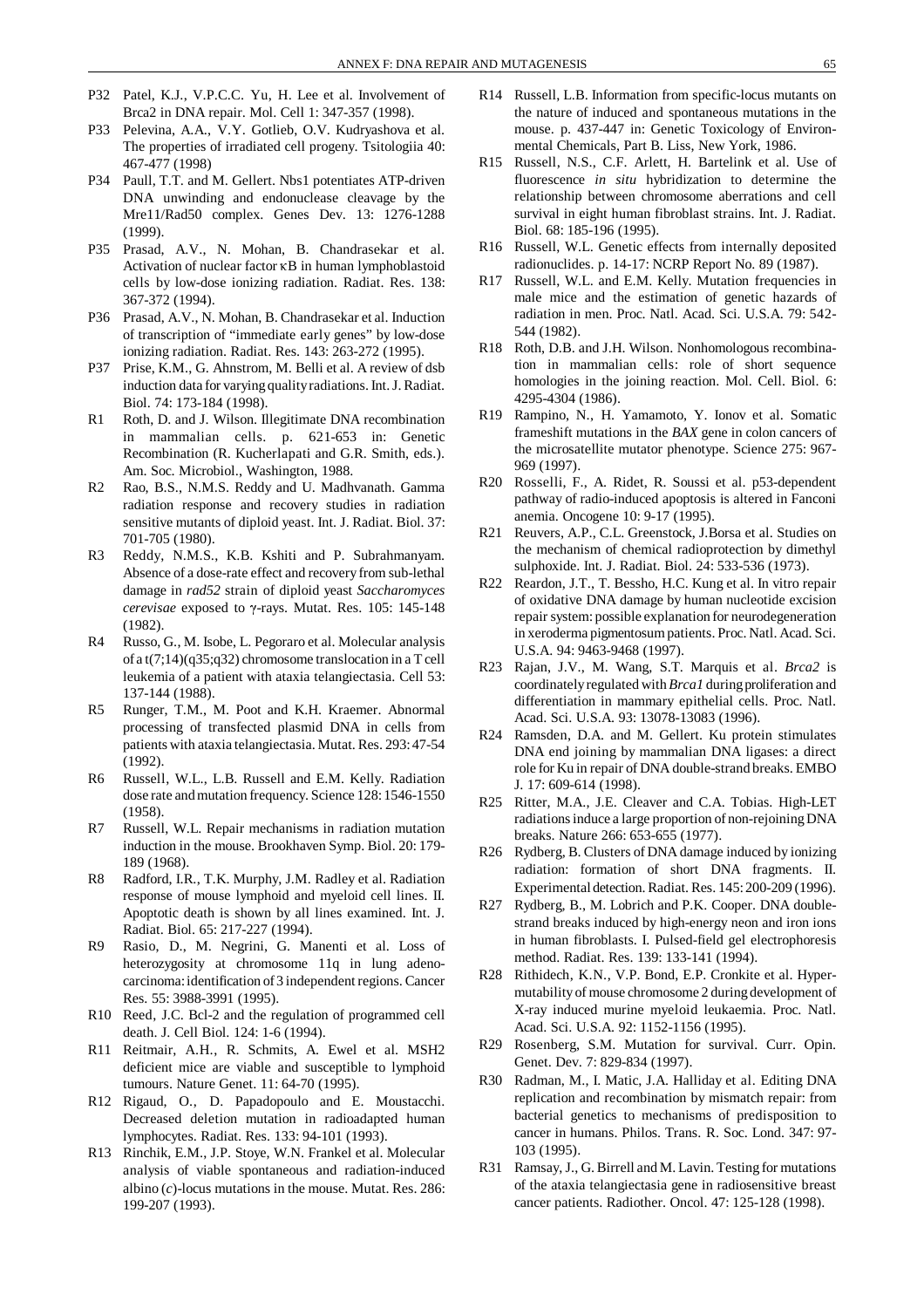P32 Patel, K.J., V.P.C.C. Yu, H. Lee et al. Involvement of Brca2 in DNA repair. Mol. Cell 1: 347-357 (1998).

P33 Pelevina, A.A., V.Y. Gotlieb, O.V. Kudryashova et al. The properties of irradiated cell progeny. Tsitologiia 40: 467-477 (1998)

P34 Paull, T.T. and M. Gellert. Nbs1 potentiates ATP-driven DNA unwinding and endonuclease cleavage by the Mre11/Rad50 complex. Genes Dev. 13: 1276-1288 (1999).

P35 Prasad, A.V., N. Mohan, B. Chandrasekar et al. Activation of nuclear factor κB in human lymphoblastoid cells by low-dose ionizing radiation. Radiat. Res. 138: 367-372 (1994).

P36 Prasad, A.V., N. Mohan, B. Chandrasekar et al. Induction of transcription of "immediate early genes" by low-dose ionizing radiation. Radiat. Res. 143: 263-272 (1995).

P37 Prise, K.M., G. Ahnstrom, M. Belli et al. A review of dsb induction data for varying quality radiations. Int. J. Radiat. Biol. 74: 173-184 (1998).

R1 Roth, D. and J. Wilson. Illegitimate DNA recombination in mammalian cells. p. 621-653 in: Genetic Recombination (R. Kucherlapati and G.R. Smith, eds.). Am. Soc. Microbiol., Washington, 1988.

R2 Rao, B.S., N.M.S. Reddy and U. Madhvanath. Gamma radiation response and recovery studies in radiation sensitive mutants of diploid yeast. Int. J. Radiat. Biol. 37: 701-705 (1980).

R3 Reddy, N.M.S., K.B. Kshiti and P. Subrahmanyam. Absence of a dose-rate effect and recovery from sub-lethal damage in *rad52* strain of diploid yeast *Saccharomyces cerevisae* exposed to γ-rays. Mutat. Res. 105: 145-148 (1982).

R4 Russo, G., M. Isobe, L. Pegoraro et al. Molecular analysis of a t(7;14)(q35;q32) chromosome translocation in a T cell leukemia of a patient with ataxia telangiectasia. Cell 53: 137-144 (1988).

R5 Runger, T.M., M. Poot and K.H. Kraemer. Abnormal processing of transfected plasmid DNA in cells from patients with ataxia telangiectasia. Mutat. Res. 293: 47-54 (1992).

R6 Russell, W.L., L.B. Russell and E.M. Kelly. Radiation dose rate and mutation frequency. Science 128: 1546-1550 (1958).

R7 Russell, W.L. Repair mechanisms in radiation mutation induction in the mouse. Brookhaven Symp. Biol. 20: 179-189 (1968).

R8 Radford, I.R., T.K. Murphy, J.M. Radley et al. Radiation response of mouse lymphoid and myeloid cell lines. II. Apoptotic death is shown by all lines examined. Int. J. Radiat. Biol. 65: 217-227 (1994).

R9 Rasio, D., M. Negrini, G. Manenti et al. Loss of heterozygosity at chromosome 11q in lung adenocarcinoma: identification of 3 independent regions. Cancer Res. 55: 3988-3991 (1995).

R10 Reed, J.C. Bcl-2 and the regulation of programmed cell death. J. Cell Biol. 124: 1-6 (1994).

R11 Reitmair, A.H., R. Schmits, A. Ewel et al. MSH2 deficient mice are viable and susceptible to lymphoid tumours. Nature Genet. 11: 64-70 (1995).

R12 Rigaud, O., D. Papadopoulo and E. Moustacchi. Decreased deletion mutation in radioadapted human lymphocytes. Radiat. Res. 133: 94-101 (1993).

R13 Rinchik, E.M., J.P. Stoye, W.N. Frankel et al. Molecular analysis of viable spontaneous and radiation-induced albino (*c*)-locus mutations in the mouse. Mutat. Res. 286: 199-207 (1993).

R14 Russell, L.B. Information from specific-locus mutants on the nature of induced and spontaneous mutations in the mouse. p. 437-447 in: Genetic Toxicology of Environmental Chemicals, Part B. Liss, New York, 1986.

R15 Russell, N.S., C.F. Arlett, H. Bartelink et al. Use of fluorescence *in situ* hybridization to determine the relationship between chromosome aberrations and cell survival in eight human fibroblast strains. Int. J. Radiat. Biol. 68: 185-196 (1995).

R16 Russell, W.L. Genetic effects from internally deposited radionuclides. p. 14-17: NCRP Report No. 89 (1987).

R17 Russell, W.L. and E.M. Kelly. Mutation frequencies in male mice and the estimation of genetic hazards of radiation in men. Proc. Natl. Acad. Sci. U.S.A. 79: 542-544 (1982).

R18 Roth, D.B. and J.H. Wilson. Nonhomologous recombination in mammalian cells: role of short sequence homologies in the joining reaction. Mol. Cell. Biol. 6: 4295-4304 (1986).

R19 Rampino, N., H. Yamamoto, Y. Ionov et al. Somatic frameshift mutations in the *BAX* gene in colon cancers of the microsatellite mutator phenotype. Science 275: 967-969 (1997).

R20 Rosselli, F., A. Ridet, R. Soussi et al. p53-dependent pathway of radio-induced apoptosis is altered in Fanconi anemia. Oncogene 10: 9-17 (1995).

R21 Reuvers, A.P., C.L. Greenstock, J.Borsa et al. Studies on the mechanism of chemical radioprotection by dimethyl sulphoxide. Int. J. Radiat. Biol. 24: 533-536 (1973).

R22 Reardon, J.T., T. Bessho, H.C. Kung et al. In vitro repair of oxidative DNA damage by human nucleotide excision repair system: possible explanation for neurodegeneration in xeroderma pigmentosum patients. Proc. Natl. Acad. Sci. U.S.A. 94: 9463-9468 (1997).

R23 Rajan, J.V., M. Wang, S.T. Marquis et al. *Brca2* is coordinately regulated with *Brca1* during proliferation and differentiation in mammary epithelial cells. Proc. Natl. Acad. Sci. U.S.A. 93: 13078-13083 (1996).

R24 Ramsden, D.A. and M. Gellert. Ku protein stimulates DNA end joining by mammalian DNA ligases: a direct role for Ku in repair of DNA double-strand breaks. EMBO J. 17: 609-614 (1998).

R25 Ritter, M.A., J.E. Cleaver and C.A. Tobias. High-LET radiations induce a large proportion of non-rejoining DNA breaks. Nature 266: 653-655 (1977).

R26 Rydberg, B. Clusters of DNA damage induced by ionizing radiation: formation of short DNA fragments. II. Experimental detection. Radiat. Res. 145: 200-209 (1996).

R27 Rydberg, B., M. Lobrich and P.K. Cooper. DNA double-strand breaks induced by high-energy neon and iron ions in human fibroblasts. I. Pulsed-field gel electrophoresis method. Radiat. Res. 139: 133-141 (1994).

R28 Rithidech, K.N., V.P. Bond, E.P. Cronkite et al. Hypermutability of mouse chromosome 2 during development of X-ray induced murine myeloid leukaemia. Proc. Natl. Acad. Sci. U.S.A. 92: 1152-1156 (1995).

R29 Rosenberg, S.M. Mutation for survival. Curr. Opin. Genet. Dev. 7: 829-834 (1997).

R30 Radman, M., I. Matic, J.A. Halliday et al. Editing DNA replication and recombination by mismatch repair: from bacterial genetics to mechanisms of predisposition to cancer in humans. Philos. Trans. R. Soc. Lond. 347: 97-103 (1995).

R31 Ramsay, J., G. Birrell and M. Lavin. Testing for mutations of the ataxia telangiectasia gene in radiosensitive breast cancer patients. Radiother. Oncol. 47: 125-128 (1998).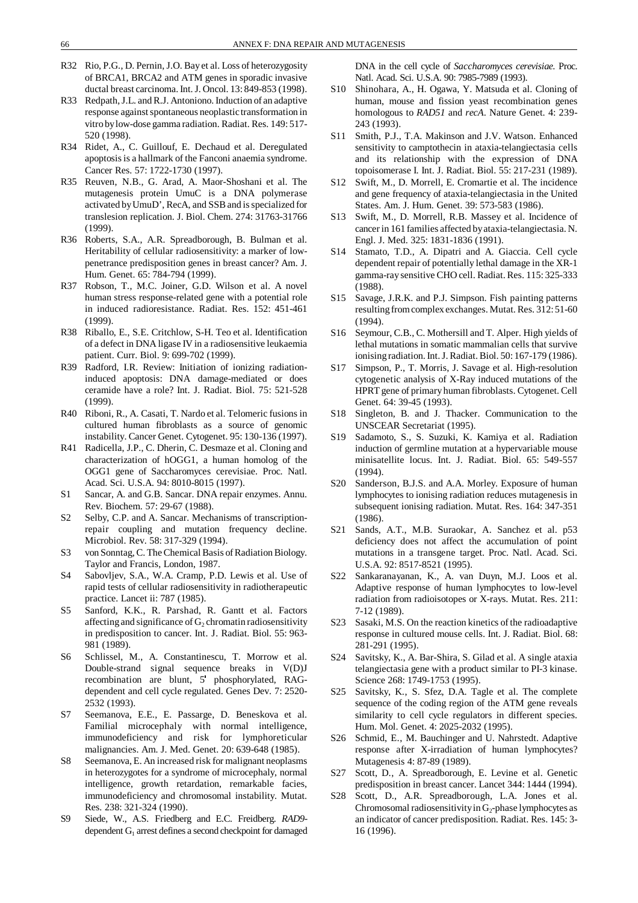R32 Rio, P.G., D. Pernin, J.O. Bay et al. Loss of heterozygosity of BRCA1, BRCA2 and ATM genes in sporadic invasive ductal breast carcinoma. Int. J. Oncol. 13: 849-853 (1998).

R33 Redpath, J.L. and R.J. Antoniono. Induction of an adaptive response against spontaneous neoplastic transformation in vitro by low-dose gamma radiation. Radiat. Res. 149: 517-520 (1998).

R34 Ridet, A., C. Guillouf, E. Dechaud et al. Deregulated apoptosis is a hallmark of the Fanconi anaemia syndrome. Cancer Res. 57: 1722-1730 (1997).

R35 Reuven, N.B., G. Arad, A. Maor-Shoshani et al. The mutagenesis protein UmuC is a DNA polymerase activated by UmuD', RecA, and SSB and is specialized for translesion replication. J. Biol. Chem. 274: 31763-31766 (1999).

R36 Roberts, S.A., A.R. Spreadborough, B. Bulman et al. Heritability of cellular radiosensitivity: a marker of low-penetrance predisposition genes in breast cancer? Am. J. Hum. Genet. 65: 784-794 (1999).

R37 Robson, T., M.C. Joiner, G.D. Wilson et al. A novel human stress response-related gene with a potential role in induced radioresistance. Radiat. Res. 152: 451-461 (1999).

R38 Riballo, E., S.E. Critchlow, S-H. Teo et al. Identification of a defect in DNA ligase IV in a radiosensitive leukaemia patient. Curr. Biol. 9: 699-702 (1999).

R39 Radford, I.R. Review: Initiation of ionizing radiation-induced apoptosis: DNA damage-mediated or does ceramide have a role? Int. J. Radiat. Biol. 75: 521-528 (1999).

R40 Riboni, R., A. Casati, T. Nardo et al. Telomeric fusions in cultured human fibroblasts as a source of genomic instability. Cancer Genet. Cytogenet. 95: 130-136 (1997).

R41 Radicella, J.P., C. Dherin, C. Desmaze et al. Cloning and characterization of hOGG1, a human homolog of the OGG1 gene of Saccharomyces cerevisiae. Proc. Natl. Acad. Sci. U.S.A. 94: 8010-8015 (1997).

S1 Sancar, A. and G.B. Sancar. DNA repair enzymes. Annu. Rev. Biochem. 57: 29-67 (1988).

S2 Selby, C.P. and A. Sancar. Mechanisms of transcription-repair coupling and mutation frequency decline. Microbiol. Rev. 58: 317-329 (1994).

S3 von Sonntag, C. The Chemical Basis of Radiation Biology. Taylor and Francis, London, 1987.

S4 Sabovljev, S.A., W.A. Cramp, P.D. Lewis et al. Use of rapid tests of cellular radiosensitivity in radiotherapeutic practice. Lancet ii: 787 (1985).

S5 Sanford, K.K., R. Parshad, R. Gantt et al. Factors affecting and significance of $G_2$ chromatin radiosensitivity in predisposition to cancer. Int. J. Radiat. Biol. 55: 963-981 (1989).

S6 Schlissel, M., A. Constantinescu, T. Morrow et al. Double-strand signal sequence breaks in V(D)J recombination are blunt, 5' phosphorylated, RAG-dependent and cell cycle regulated. Genes Dev. 7: 2520-2532 (1993).

S7 Seemanova, E.E., E. Passarge, D. Beneskova et al. Familial microcephaly with normal intelligence, immunodeficiency and risk for lymphoreticular malignancies. Am. J. Med. Genet. 20: 639-648 (1985).

S8 Seemanova, E. An increased risk for malignant neoplasms in heterozygotes for a syndrome of microcephaly, normal intelligence, growth retardation, remarkable facies, immunodeficiency and chromosomal instability. Mutat. Res. 238: 321-324 (1990).

S9 Siede, W., A.S. Friedberg and E.C. Freidberg. *RAD9*-dependent $G_1$ arrest defines a second checkpoint for damaged DNA in the cell cycle of *Saccharomyces cerevisiae*. Proc. Natl. Acad. Sci. U.S.A. 90: 7985-7989 (1993).

S10 Shinohara, A., H. Ogawa, Y. Matsuda et al. Cloning of human, mouse and fission yeast recombination genes homologous to *RAD51* and *recA*. Nature Genet. 4: 239-243 (1993).

S11 Smith, P.J., T.A. Makinson and J.V. Watson. Enhanced sensitivity to camptothecin in ataxia-telangiectasia cells and its relationship with the expression of DNA topoisomerase I. Int. J. Radiat. Biol. 55: 217-231 (1989).

S12 Swift, M., D. Morrell, E. Cromartie et al. The incidence and gene frequency of ataxia-telangiectasia in the United States. Am. J. Hum. Genet. 39: 573-583 (1986).

S13 Swift, M., D. Morrell, R.B. Massey et al. Incidence of cancer in 161 families affected by ataxia-telangiectasia. N. Engl. J. Med. 325: 1831-1836 (1991).

S14 Stamato, T.D., A. Dipatri and A. Giaccia. Cell cycle dependent repair of potentially lethal damage in the XR-1 gamma-ray sensitive CHO cell. Radiat. Res. 115: 325-333 (1988).

S15 Savage, J.R.K. and P.J. Simpson. Fish painting patterns resulting from complex exchanges. Mutat. Res. 312: 51-60 (1994).

S16 Seymour, C.B., C. Mothersill and T. Alper. High yields of lethal mutations in somatic mammalian cells that survive ionising radiation. Int. J. Radiat. Biol. 50: 167-179 (1986).

S17 Simpson, P., T. Morris, J. Savage et al. High-resolution cytogenetic analysis of X-Ray induced mutations of the HPRT gene of primary human fibroblasts. Cytogenet. Cell Genet. 64: 39-45 (1993).

S18 Singleton, B. and J. Thacker. Communication to the UNSCEAR Secretariat (1995).

S19 Sadamoto, S., S. Suzuki, K. Kamiya et al. Radiation induction of germline mutation at a hypervariable mouse minisatellite locus. Int. J. Radiat. Biol. 65: 549-557 (1994).

S20 Sanderson, B.J.S. and A.A. Morley. Exposure of human lymphocytes to ionising radiation reduces mutagenesis in subsequent ionising radiation. Mutat. Res. 164: 347-351 (1986).

S21 Sands, A.T., M.B. Suraokar, A. Sanchez et al. p53 deficiency does not affect the accumulation of point mutations in a transgene target. Proc. Natl. Acad. Sci. U.S.A. 92: 8517-8521 (1995).

S22 Sankaranayanan, K., A. van Duyn, M.J. Loos et al. Adaptive response of human lymphocytes to low-level radiation from radioisotopes or X-rays. Mutat. Res. 211: 7-12 (1989).

S23 Sasaki, M.S. On the reaction kinetics of the radioadaptive response in cultured mouse cells. Int. J. Radiat. Biol. 68: 281-291 (1995).

S24 Savitsky, K., A. Bar-Shira, S. Gilad et al. A single ataxia telangiectasia gene with a product similar to PI-3 kinase. Science 268: 1749-1753 (1995).

S25 Savitsky, K., S. Sfez, D.A. Tagle et al. The complete sequence of the coding region of the ATM gene reveals similarity to cell cycle regulators in different species. Hum. Mol. Genet. 4: 2025-2032 (1995).

S26 Schmid, E., M. Bauchinger and U. Nahrstedt. Adaptive response after X-irradiation of human lymphocytes? Mutagenesis 4: 87-89 (1989).

S27 Scott, D., A. Spreadborough, E. Levine et al. Genetic predisposition in breast cancer. Lancet 344: 1444 (1994).

S28 Scott, D., A.R. Spreadborough, L.A. Jones et al. Chromosomal radiosensitivity in $G_2$-phase lymphocytes as an indicator of cancer predisposition. Radiat. Res. 145: 3-16 (1996).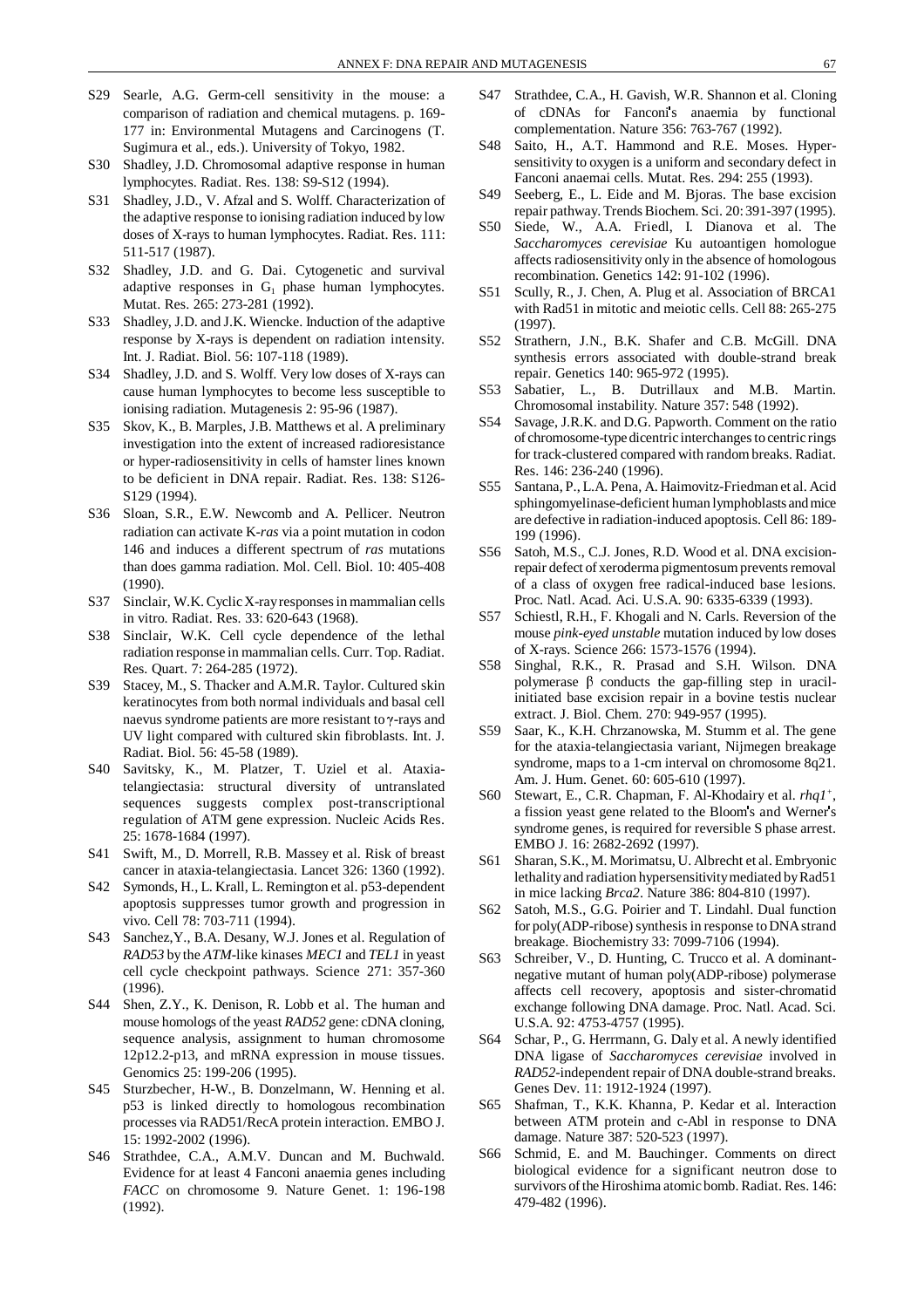S29 Searle, A.G. Germ-cell sensitivity in the mouse: a comparison of radiation and chemical mutagens. p. 169-177 in: Environmental Mutagens and Carcinogens (T. Sugimura et al., eds.). University of Tokyo, 1982.

S30 Shadley, J.D. Chromosomal adaptive response in human lymphocytes. Radiat. Res. 138: S9-S12 (1994).

S31 Shadley, J.D., V. Afzal and S. Wolff. Characterization of the adaptive response to ionising radiation induced by low doses of X-rays to human lymphocytes. Radiat. Res. 111: 511-517 (1987).

S32 Shadley, J.D. and G. Dai. Cytogenetic and survival adaptive responses in $G_1$ phase human lymphocytes. Mutat. Res. 265: 273-281 (1992).

S33 Shadley, J.D. and J.K. Wiencke. Induction of the adaptive response by X-rays is dependent on radiation intensity. Int. J. Radiat. Biol. 56: 107-118 (1989).

S34 Shadley, J.D. and S. Wolff. Very low doses of X-rays can cause human lymphocytes to become less susceptible to ionising radiation. Mutagenesis 2: 95-96 (1987).

S35 Skov, K., B. Marples, J.B. Matthews et al. A preliminary investigation into the extent of increased radioresistance or hyper-radiosensitivity in cells of hamster lines known to be deficient in DNA repair. Radiat. Res. 138: S126-S129 (1994).

S36 Sloan, S.R., E.W. Newcomb and A. Pellicer. Neutron radiation can activate K-*ras* via a point mutation in codon 146 and induces a different spectrum of *ras* mutations than does gamma radiation. Mol. Cell. Biol. 10: 405-408 (1990).

S37 Sinclair, W.K. Cyclic X-ray responses in mammalian cells in vitro. Radiat. Res. 33: 620-643 (1968).

S38 Sinclair, W.K. Cell cycle dependence of the lethal radiation response in mammalian cells. Curr. Top. Radiat. Res. Quart. 7: 264-285 (1972).

S39 Stacey, M., S. Thacker and A.M.R. Taylor. Cultured skin keratinocytes from both normal individuals and basal cell naevus syndrome patients are more resistant to γ-rays and UV light compared with cultured skin fibroblasts. Int. J. Radiat. Biol. 56: 45-58 (1989).

S40 Savitsky, K., M. Platzer, T. Uziel et al. Ataxia-telangiectasia: structural diversity of untranslated sequences suggests complex post-transcriptional regulation of ATM gene expression. Nucleic Acids Res. 25: 1678-1684 (1997).

S41 Swift, M., D. Morrell, R.B. Massey et al. Risk of breast cancer in ataxia-telangiectasia. Lancet 326: 1360 (1992).

S42 Symonds, H., L. Krall, L. Remington et al. p53-dependent apoptosis suppresses tumor growth and progression in vivo. Cell 78: 703-711 (1994).

S43 Sanchez,Y., B.A. Desany, W.J. Jones et al. Regulation of *RAD53* by the *ATM*-like kinases *MEC1* and *TEL1* in yeast cell cycle checkpoint pathways. Science 271: 357-360 (1996).

S44 Shen, Z.Y., K. Denison, R. Lobb et al. The human and mouse homologs of the yeast *RAD52* gene: cDNA cloning, sequence analysis, assignment to human chromosome 12p12.2-p13, and mRNA expression in mouse tissues. Genomics 25: 199-206 (1995).

S45 Sturzbecher, H-W., B. Donzelmann, W. Henning et al. p53 is linked directly to homologous recombination processes via RAD51/RecA protein interaction. EMBO J. 15: 1992-2002 (1996).

S46 Strathdee, C.A., A.M.V. Duncan and M. Buchwald. Evidence for at least 4 Fanconi anaemia genes including *FACC* on chromosome 9. Nature Genet. 1: 196-198 (1992).

S47 Strathdee, C.A., H. Gavish, W.R. Shannon et al. Cloning of cDNAs for Fanconi's anaemia by functional complementation. Nature 356: 763-767 (1992).

S48 Saito, H., A.T. Hammond and R.E. Moses. Hypersensitivity to oxygen is a uniform and secondary defect in Fanconi anaemai cells. Mutat. Res. 294: 255 (1993).

S49 Seeberg, E., L. Eide and M. Bjoras. The base excision repair pathway. Trends Biochem. Sci. 20: 391-397 (1995).

S50 Siede, W., A.A. Friedl, I. Dianova et al. The *Saccharomyces cerevisiae* Ku autoantigen homologue affects radiosensitivity only in the absence of homologous recombination. Genetics 142: 91-102 (1996).

S51 Scully, R., J. Chen, A. Plug et al. Association of BRCA1 with Rad51 in mitotic and meiotic cells. Cell 88: 265-275 (1997).

S52 Strathern, J.N., B.K. Shafer and C.B. McGill. DNA synthesis errors associated with double-strand break repair. Genetics 140: 965-972 (1995).

S53 Sabatier, L., B. Dutrillaux and M.B. Martin. Chromosomal instability. Nature 357: 548 (1992).

S54 Savage, J.R.K. and D.G. Papworth. Comment on the ratio of chromosome-type dicentric interchanges to centric rings for track-clustered compared with random breaks. Radiat. Res. 146: 236-240 (1996).

S55 Santana, P., L.A. Pena, A. Haimovitz-Friedman et al. Acid sphingomyelinase-deficient human lymphoblasts and mice are defective in radiation-induced apoptosis. Cell 86: 189-199 (1996).

S56 Satoh, M.S., C.J. Jones, R.D. Wood et al. DNA excision-repair defect of xeroderma pigmentosum prevents removal of a class of oxygen free radical-induced base lesions. Proc. Natl. Acad. Aci. U.S.A. 90: 6335-6339 (1993).

S57 Schiestl, R.H., F. Khogali and N. Carls. Reversion of the mouse *pink-eyed unstable* mutation induced by low doses of X-rays. Science 266: 1573-1576 (1994).

S58 Singhal, R.K., R. Prasad and S.H. Wilson. DNA polymerase β conducts the gap-filling step in uracil-initiated base excision repair in a bovine testis nuclear extract. J. Biol. Chem. 270: 949-957 (1995).

S59 Saar, K., K.H. Chrzanowska, M. Stumm et al. The gene for the ataxia-telangiectasia variant, Nijmegen breakage syndrome, maps to a 1-cm interval on chromosome 8q21. Am. J. Hum. Genet. 60: 605-610 (1997).

S60 Stewart, E., C.R. Chapman, F. Al-Khodairy et al. *rhq1*$^+$, a fission yeast gene related to the Bloom's and Werner's syndrome genes, is required for reversible S phase arrest. EMBO J. 16: 2682-2692 (1997).

S61 Sharan, S.K., M. Morimatsu, U. Albrecht et al. Embryonic lethality and radiation hypersensitivity mediated by Rad51 in mice lacking *Brca2*. Nature 386: 804-810 (1997).

S62 Satoh, M.S., G.G. Poirier and T. Lindahl. Dual function for poly(ADP-ribose) synthesis in response to DNA strand breakage. Biochemistry 33: 7099-7106 (1994).

S63 Schreiber, V., D. Hunting, C. Trucco et al. A dominant-negative mutant of human poly(ADP-ribose) polymerase affects cell recovery, apoptosis and sister-chromatid exchange following DNA damage. Proc. Natl. Acad. Sci. U.S.A. 92: 4753-4757 (1995).

S64 Schar, P., G. Herrmann, G. Daly et al. A newly identified DNA ligase of *Saccharomyces cerevisiae* involved in *RAD52*-independent repair of DNA double-strand breaks. Genes Dev. 11: 1912-1924 (1997).

S65 Shafman, T., K.K. Khanna, P. Kedar et al. Interaction between ATM protein and c-Abl in response to DNA damage. Nature 387: 520-523 (1997).

S66 Schmid, E. and M. Bauchinger. Comments on direct biological evidence for a significant neutron dose to survivors of the Hiroshima atomic bomb. Radiat. Res. 146: 479-482 (1996).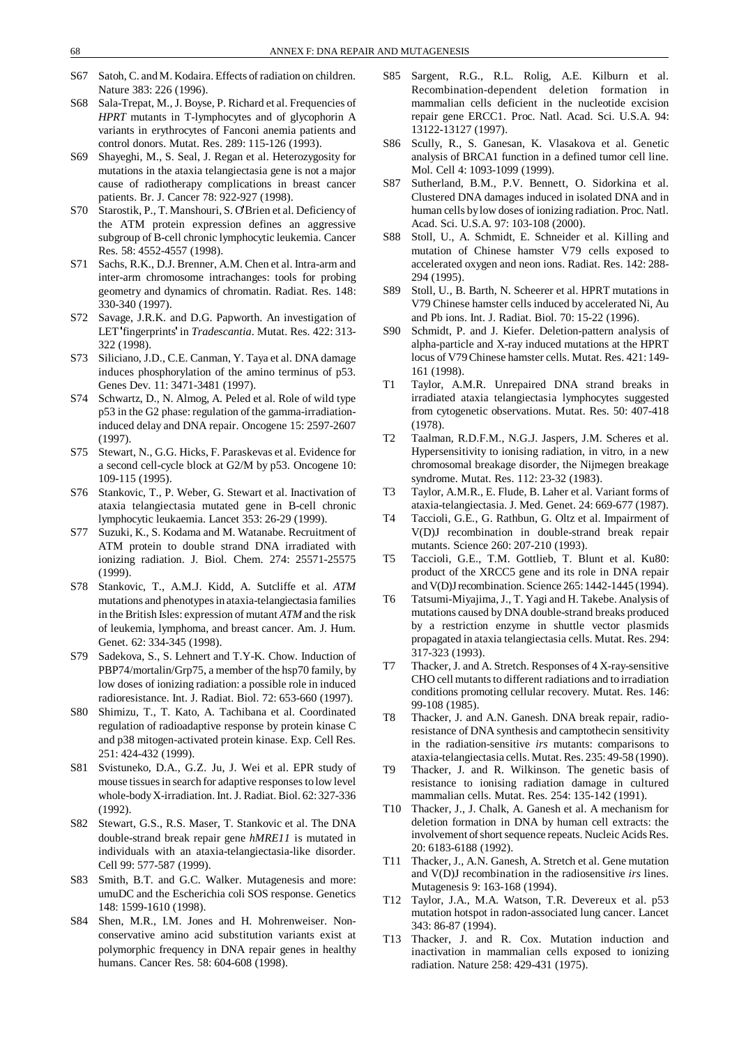S67 Satoh, C. and M. Kodaira. Effects of radiation on children. Nature 383: 226 (1996).

S68 Sala-Trepat, M., J. Boyse, P. Richard et al. Frequencies of *HPRT* mutants in T-lymphocytes and of glycophorin A variants in erythrocytes of Fanconi anemia patients and control donors. Mutat. Res. 289: 115-126 (1993).

S69 Shayeghi, M., S. Seal, J. Regan et al. Heterozygosity for mutations in the ataxia telangiectasia gene is not a major cause of radiotherapy complications in breast cancer patients. Br. J. Cancer 78: 922-927 (1998).

S70 Starostik, P., T. Manshouri, S. O'Brien et al. Deficiency of the ATM protein expression defines an aggressive subgroup of B-cell chronic lymphocytic leukemia. Cancer Res. 58: 4552-4557 (1998).

S71 Sachs, R.K., D.J. Brenner, A.M. Chen et al. Intra-arm and inter-arm chromosome intrachanges: tools for probing geometry and dynamics of chromatin. Radiat. Res. 148: 330-340 (1997).

S72 Savage, J.R.K. and D.G. Papworth. An investigation of LET 'fingerprints' in *Tradescantia*. Mutat. Res. 422: 313-322 (1998).

S73 Siliciano, J.D., C.E. Canman, Y. Taya et al. DNA damage induces phosphorylation of the amino terminus of p53. Genes Dev. 11: 3471-3481 (1997).

S74 Schwartz, D., N. Almog, A. Peled et al. Role of wild type p53 in the G2 phase: regulation of the gamma-irradiation-induced delay and DNA repair. Oncogene 15: 2597-2607 (1997).

S75 Stewart, N., G.G. Hicks, F. Paraskevas et al. Evidence for a second cell-cycle block at G2/M by p53. Oncogene 10: 109-115 (1995).

S76 Stankovic, T., P. Weber, G. Stewart et al. Inactivation of ataxia telangiectasia mutated gene in B-cell chronic lymphocytic leukaemia. Lancet 353: 26-29 (1999).

S77 Suzuki, K., S. Kodama and M. Watanabe. Recruitment of ATM protein to double strand DNA irradiated with ionizing radiation. J. Biol. Chem. 274: 25571-25575 (1999).

S78 Stankovic, T., A.M.J. Kidd, A. Sutcliffe et al. *ATM* mutations and phenotypes in ataxia-telangiectasia families in the British Isles: expression of mutant *ATM* and the risk of leukemia, lymphoma, and breast cancer. Am. J. Hum. Genet. 62: 334-345 (1998).

S79 Sadekova, S., S. Lehnert and T.Y-K. Chow. Induction of PBP74/mortalin/Grp75, a member of the hsp70 family, by low doses of ionizing radiation: a possible role in induced radioresistance. Int. J. Radiat. Biol. 72: 653-660 (1997).

S80 Shimizu, T., T. Kato, A. Tachibana et al. Coordinated regulation of radioadaptive response by protein kinase C and p38 mitogen-activated protein kinase. Exp. Cell Res. 251: 424-432 (1999).

S81 Svistuneko, D.A., G.Z. Ju, J. Wei et al. EPR study of mouse tissues in search for adaptive responses to low level whole-body X-irradiation. Int. J. Radiat. Biol. 62: 327-336 (1992).

S82 Stewart, G.S., R.S. Maser, T. Stankovic et al. The DNA double-strand break repair gene *hMRE11* is mutated in individuals with an ataxia-telangiectasia-like disorder. Cell 99: 577-587 (1999).

S83 Smith, B.T. and G.C. Walker. Mutagenesis and more: umuDC and the Escherichia coli SOS response. Genetics 148: 1599-1610 (1998).

S84 Shen, M.R., I.M. Jones and H. Mohrenweiser. Non-conservative amino acid substitution variants exist at polymorphic frequency in DNA repair genes in healthy humans. Cancer Res. 58: 604-608 (1998).

S85 Sargent, R.G., R.L. Rolig, A.E. Kilburn et al. Recombination-dependent deletion formation in mammalian cells deficient in the nucleotide excision repair gene ERCC1. Proc. Natl. Acad. Sci. U.S.A. 94: 13122-13127 (1997).

S86 Scully, R., S. Ganesan, K. Vlasakova et al. Genetic analysis of BRCA1 function in a defined tumor cell line. Mol. Cell 4: 1093-1099 (1999).

S87 Sutherland, B.M., P.V. Bennett, O. Sidorkina et al. Clustered DNA damages induced in isolated DNA and in human cells by low doses of ionizing radiation. Proc. Natl. Acad. Sci. U.S.A. 97: 103-108 (2000).

S88 Stoll, U., A. Schmidt, E. Schneider et al. Killing and mutation of Chinese hamster V79 cells exposed to accelerated oxygen and neon ions. Radiat. Res. 142: 288-294 (1995).

S89 Stoll, U., B. Barth, N. Scheerer et al. HPRT mutations in V79 Chinese hamster cells induced by accelerated Ni, Au and Pb ions. Int. J. Radiat. Biol. 70: 15-22 (1996).

S90 Schmidt, P. and J. Kiefer. Deletion-pattern analysis of alpha-particle and X-ray induced mutations at the HPRT locus of V79 Chinese hamster cells. Mutat. Res. 421: 149-161 (1998).

T1 Taylor, A.M.R. Unrepaired DNA strand breaks in irradiated ataxia telangiectasia lymphocytes suggested from cytogenetic observations. Mutat. Res. 50: 407-418 (1978).

T2 Taalman, R.D.F.M., N.G.J. Jaspers, J.M. Scheres et al. Hypersensitivity to ionising radiation, in vitro, in a new chromosomal breakage disorder, the Nijmegen breakage syndrome. Mutat. Res. 112: 23-32 (1983).

T3 Taylor, A.M.R., E. Flude, B. Laher et al. Variant forms of ataxia-telangiectasia. J. Med. Genet. 24: 669-677 (1987).

T4 Taccioli, G.E., G. Rathbun, G. Oltz et al. Impairment of V(D)J recombination in double-strand break repair mutants. Science 260: 207-210 (1993).

T5 Taccioli, G.E., T.M. Gottlieb, T. Blunt et al. Ku80: product of the XRCC5 gene and its role in DNA repair and V(D)J recombination. Science 265: 1442-1445 (1994).

T6 Tatsumi-Miyajima, J., T. Yagi and H. Takebe. Analysis of mutations caused by DNA double-strand breaks produced by a restriction enzyme in shuttle vector plasmids propagated in ataxia telangiectasia cells. Mutat. Res. 294: 317-323 (1993).

T7 Thacker, J. and A. Stretch. Responses of 4 X-ray-sensitive CHO cell mutants to different radiations and to irradiation conditions promoting cellular recovery. Mutat. Res. 146: 99-108 (1985).

T8 Thacker, J. and A.N. Ganesh. DNA break repair, radioresistance of DNA synthesis and camptothecin sensitivity in the radiation-sensitive *irs* mutants: comparisons to ataxia-telangiectasia cells. Mutat. Res. 235: 49-58 (1990).

T9 Thacker, J. and R. Wilkinson. The genetic basis of resistance to ionising radiation damage in cultured mammalian cells. Mutat. Res. 254: 135-142 (1991).

T10 Thacker, J., J. Chalk, A. Ganesh et al. A mechanism for deletion formation in DNA by human cell extracts: the involvement of short sequence repeats. Nucleic Acids Res. 20: 6183-6188 (1992).

T11 Thacker, J., A.N. Ganesh, A. Stretch et al. Gene mutation and V(D)J recombination in the radiosensitive *irs* lines. Mutagenesis 9: 163-168 (1994).

T12 Taylor, J.A., M.A. Watson, T.R. Devereux et al. p53 mutation hotspot in radon-associated lung cancer. Lancet 343: 86-87 (1994).

T13 Thacker, J. and R. Cox. Mutation induction and inactivation in mammalian cells exposed to ionizing radiation. Nature 258: 429-431 (1975).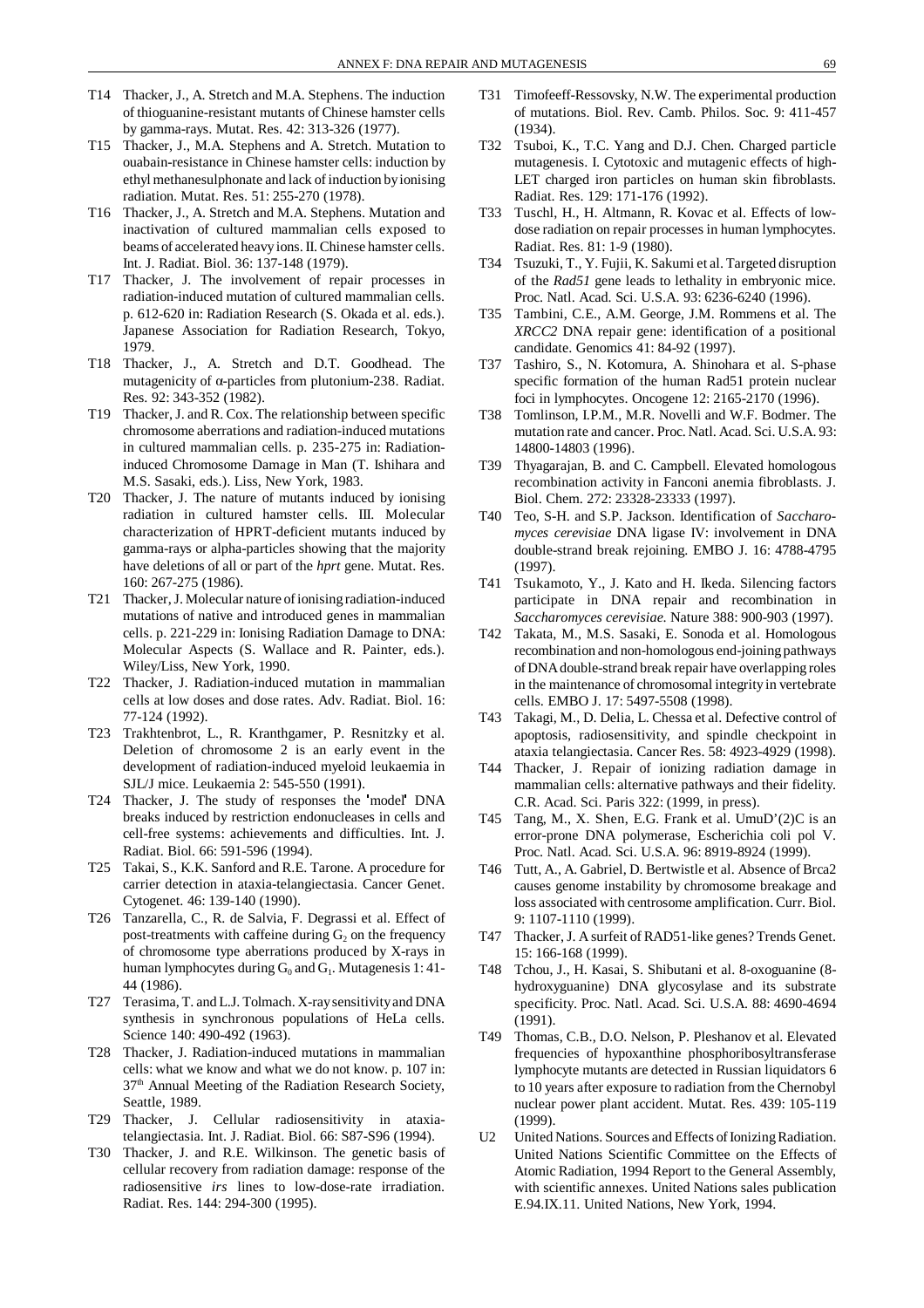T14 Thacker, J., A. Stretch and M.A. Stephens. The induction of thioguanine-resistant mutants of Chinese hamster cells by gamma-rays. Mutat. Res. 42: 313-326 (1977).

T15 Thacker, J., M.A. Stephens and A. Stretch. Mutation to ouabain-resistance in Chinese hamster cells: induction by ethyl methanesulphonate and lack of induction by ionising radiation. Mutat. Res. 51: 255-270 (1978).

T16 Thacker, J., A. Stretch and M.A. Stephens. Mutation and inactivation of cultured mammalian cells exposed to beams of accelerated heavy ions. II. Chinese hamster cells. Int. J. Radiat. Biol. 36: 137-148 (1979).

T17 Thacker, J. The involvement of repair processes in radiation-induced mutation of cultured mammalian cells. p. 612-620 in: Radiation Research (S. Okada et al. eds.). Japanese Association for Radiation Research, Tokyo, 1979.

T18 Thacker, J., A. Stretch and D.T. Goodhead. The mutagenicity of α-particles from plutonium-238. Radiat. Res. 92: 343-352 (1982).

T19 Thacker, J. and R. Cox. The relationship between specific chromosome aberrations and radiation-induced mutations in cultured mammalian cells. p. 235-275 in: Radiation-induced Chromosome Damage in Man (T. Ishihara and M.S. Sasaki, eds.). Liss, New York, 1983.

T20 Thacker, J. The nature of mutants induced by ionising radiation in cultured hamster cells. III. Molecular characterization of HPRT-deficient mutants induced by gamma-rays or alpha-particles showing that the majority have deletions of all or part of the *hprt* gene. Mutat. Res. 160: 267-275 (1986).

T21 Thacker, J. Molecular nature of ionising radiation-induced mutations of native and introduced genes in mammalian cells. p. 221-229 in: Ionising Radiation Damage to DNA: Molecular Aspects (S. Wallace and R. Painter, eds.). Wiley/Liss, New York, 1990.

T22 Thacker, J. Radiation-induced mutation in mammalian cells at low doses and dose rates. Adv. Radiat. Biol. 16: 77-124 (1992).

T23 Trakhtenbrot, L., R. Kranthgamer, P. Resnitzky et al. Deletion of chromosome 2 is an early event in the development of radiation-induced myeloid leukaemia in SJL/J mice. Leukaemia 2: 545-550 (1991).

T24 Thacker, J. The study of responses the 'model' DNA breaks induced by restriction endonucleases in cells and cell-free systems: achievements and difficulties. Int. J. Radiat. Biol. 66: 591-596 (1994).

T25 Takai, S., K.K. Sanford and R.E. Tarone. A procedure for carrier detection in ataxia-telangiectasia. Cancer Genet. Cytogenet. 46: 139-140 (1990).

T26 Tanzarella, C., R. de Salvia, F. Degrassi et al. Effect of post-treatments with caffeine during $G_2$ on the frequency of chromosome type aberrations produced by X-rays in human lymphocytes during $G_0$ and $G_1$. Mutagenesis 1: 41-44 (1986).

T27 Terasima, T. and L.J. Tolmach. X-ray sensitivity and DNA synthesis in synchronous populations of HeLa cells. Science 140: 490-492 (1963).

T28 Thacker, J. Radiation-induced mutations in mammalian cells: what we know and what we do not know. p. 107 in: 37th Annual Meeting of the Radiation Research Society, Seattle, 1989.

T29 Thacker, J. Cellular radiosensitivity in ataxia-telangiectasia. Int. J. Radiat. Biol. 66: S87-S96 (1994).

T30 Thacker, J. and R.E. Wilkinson. The genetic basis of cellular recovery from radiation damage: response of the radiosensitive *irs* lines to low-dose-rate irradiation. Radiat. Res. 144: 294-300 (1995).

T31 Timofeeff-Ressovsky, N.W. The experimental production of mutations. Biol. Rev. Camb. Philos. Soc. 9: 411-457 (1934).

T32 Tsuboi, K., T.C. Yang and D.J. Chen. Charged particle mutagenesis. I. Cytotoxic and mutagenic effects of high-LET charged iron particles on human skin fibroblasts. Radiat. Res. 129: 171-176 (1992).

T33 Tuschl, H., H. Altmann, R. Kovac et al. Effects of low-dose radiation on repair processes in human lymphocytes. Radiat. Res. 81: 1-9 (1980).

T34 Tsuzuki, T., Y. Fujii, K. Sakumi et al. Targeted disruption of the *Rad51* gene leads to lethality in embryonic mice. Proc. Natl. Acad. Sci. U.S.A. 93: 6236-6240 (1996).

T35 Tambini, C.E., A.M. George, J.M. Rommens et al. The *XRCC2* DNA repair gene: identification of a positional candidate. Genomics 41: 84-92 (1997).

T37 Tashiro, S., N. Kotomura, A. Shinohara et al. S-phase specific formation of the human Rad51 protein nuclear foci in lymphocytes. Oncogene 12: 2165-2170 (1996).

T38 Tomlinson, I.P.M., M.R. Novelli and W.F. Bodmer. The mutation rate and cancer. Proc. Natl. Acad. Sci. U.S.A. 93: 14800-14803 (1996).

T39 Thyagarajan, B. and C. Campbell. Elevated homologous recombination activity in Fanconi anemia fibroblasts. J. Biol. Chem. 272: 23328-23333 (1997).

T40 Teo, S-H. and S.P. Jackson. Identification of *Saccharomyces cerevisiae* DNA ligase IV: involvement in DNA double-strand break rejoining. EMBO J. 16: 4788-4795 (1997).

T41 Tsukamoto, Y., J. Kato and H. Ikeda. Silencing factors participate in DNA repair and recombination in *Saccharomyces cerevisiae.* Nature 388: 900-903 (1997).

T42 Takata, M., M.S. Sasaki, E. Sonoda et al. Homologous recombination and non-homologous end-joining pathways of DNA double-strand break repair have overlapping roles in the maintenance of chromosomal integrity in vertebrate cells. EMBO J. 17: 5497-5508 (1998).

T43 Takagi, M., D. Delia, L. Chessa et al. Defective control of apoptosis, radiosensitivity, and spindle checkpoint in ataxia telangiectasia. Cancer Res. 58: 4923-4929 (1998).

T44 Thacker, J. Repair of ionizing radiation damage in mammalian cells: alternative pathways and their fidelity. C.R. Acad. Sci. Paris 322: (1999, in press).

T45 Tang, M., X. Shen, E.G. Frank et al. UmuD'(2)C is an error-prone DNA polymerase, Escherichia coli pol V. Proc. Natl. Acad. Sci. U.S.A. 96: 8919-8924 (1999).

T46 Tutt, A., A. Gabriel, D. Bertwistle et al. Absence of Brca2 causes genome instability by chromosome breakage and loss associated with centrosome amplification. Curr. Biol. 9: 1107-1110 (1999).

T47 Thacker, J. A surfeit of RAD51-like genes? Trends Genet. 15: 166-168 (1999).

T48 Tchou, J., H. Kasai, S. Shibutani et al. 8-oxoguanine (8-hydroxyguanine) DNA glycosylase and its substrate specificity. Proc. Natl. Acad. Sci. U.S.A. 88: 4690-4694 (1991).

T49 Thomas, C.B., D.O. Nelson, P. Pleshanov et al. Elevated frequencies of hypoxanthine phosphoribosyltransferase lymphocyte mutants are detected in Russian liquidators 6 to 10 years after exposure to radiation from the Chernobyl nuclear power plant accident. Mutat. Res. 439: 105-119 (1999).

U2 United Nations. Sources and Effects of Ionizing Radiation. United Nations Scientific Committee on the Effects of Atomic Radiation, 1994 Report to the General Assembly, with scientific annexes. United Nations sales publication E.94.IX.11. United Nations, New York, 1994.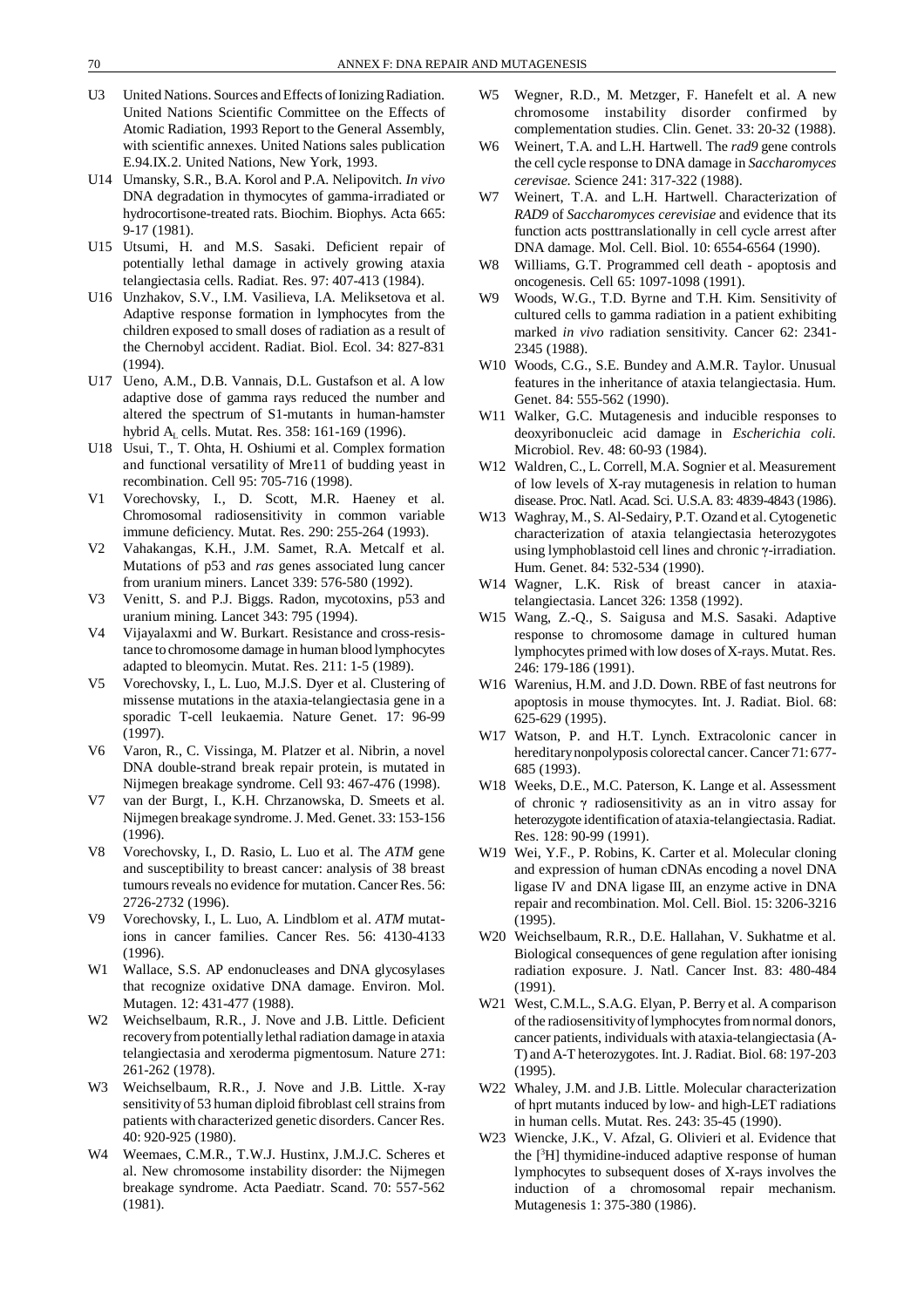U3 United Nations. Sources and Effects of Ionizing Radiation. United Nations Scientific Committee on the Effects of Atomic Radiation, 1993 Report to the General Assembly, with scientific annexes. United Nations sales publication E.94.IX.2. United Nations, New York, 1993.

U14 Umansky, S.R., B.A. Korol and P.A. Nelipovitch. *In vivo* DNA degradation in thymocytes of gamma-irradiated or hydrocortisone-treated rats. Biochim. Biophys. Acta 665: 9-17 (1981).

U15 Utsumi, H. and M.S. Sasaki. Deficient repair of potentially lethal damage in actively growing ataxia telangiectasia cells. Radiat. Res. 97: 407-413 (1984).

U16 Unzhakov, S.V., I.M. Vasilieva, I.A. Meliksetova et al. Adaptive response formation in lymphocytes from the children exposed to small doses of radiation as a result of the Chernobyl accident. Radiat. Biol. Ecol. 34: 827-831 (1994).

U17 Ueno, A.M., D.B. Vannais, D.L. Gustafson et al. A low adaptive dose of gamma rays reduced the number and altered the spectrum of S1-mutants in human-hamster hybrid $A_L$ cells. Mutat. Res. 358: 161-169 (1996).

U18 Usui, T., T. Ohta, H. Oshiumi et al. Complex formation and functional versatility of Mre11 of budding yeast in recombination. Cell 95: 705-716 (1998).

V1 Vorechovsky, I., D. Scott, M.R. Haeney et al. Chromosomal radiosensitivity in common variable immune deficiency. Mutat. Res. 290: 255-264 (1993).

V2 Vahakangas, K.H., J.M. Samet, R.A. Metcalf et al. Mutations of p53 and *ras* genes associated lung cancer from uranium miners. Lancet 339: 576-580 (1992).

V3 Venitt, S. and P.J. Biggs. Radon, mycotoxins, p53 and uranium mining. Lancet 343: 795 (1994).

V4 Vijayalaxmi and W. Burkart. Resistance and cross-resistance to chromosome damage in human blood lymphocytes adapted to bleomycin. Mutat. Res. 211: 1-5 (1989).

V5 Vorechovsky, I., L. Luo, M.J.S. Dyer et al. Clustering of missense mutations in the ataxia-telangiectasia gene in a sporadic T-cell leukaemia. Nature Genet. 17: 96-99 (1997).

V6 Varon, R., C. Vissinga, M. Platzer et al. Nibrin, a novel DNA double-strand break repair protein, is mutated in Nijmegen breakage syndrome. Cell 93: 467-476 (1998).

V7 van der Burgt, I., K.H. Chrzanowska, D. Smeets et al. Nijmegen breakage syndrome. J. Med. Genet. 33: 153-156 (1996).

V8 Vorechovsky, I., D. Rasio, L. Luo et al. The *ATM* gene and susceptibility to breast cancer: analysis of 38 breast tumours reveals no evidence for mutation. Cancer Res. 56: 2726-2732 (1996).

V9 Vorechovsky, I., L. Luo, A. Lindblom et al. *ATM* mutations in cancer families. Cancer Res. 56: 4130-4133 (1996).

W1 Wallace, S.S. AP endonucleases and DNA glycosylases that recognize oxidative DNA damage. Environ. Mol. Mutagen. 12: 431-477 (1988).

W2 Weichselbaum, R.R., J. Nove and J.B. Little. Deficient recovery from potentially lethal radiation damage in ataxia telangiectasia and xeroderma pigmentosum. Nature 271: 261-262 (1978).

W3 Weichselbaum, R.R., J. Nove and J.B. Little. X-ray sensitivity of 53 human diploid fibroblast cell strains from patients with characterized genetic disorders. Cancer Res. 40: 920-925 (1980).

W4 Weemaes, C.M.R., T.W.J. Hustinx, J.M.J.C. Scheres et al. New chromosome instability disorder: the Nijmegen breakage syndrome. Acta Paediatr. Scand. 70: 557-562 (1981).

W5 Wegner, R.D., M. Metzger, F. Hanefelt et al. A new chromosome instability disorder confirmed by complementation studies. Clin. Genet. 33: 20-32 (1988).

W6 Weinert, T.A. and L.H. Hartwell. The *rad9* gene controls the cell cycle response to DNA damage in *Saccharomyces cerevisae.* Science 241: 317-322 (1988).

W7 Weinert, T.A. and L.H. Hartwell. Characterization of *RAD9* of *Saccharomyces cerevisiae* and evidence that its function acts posttranslationally in cell cycle arrest after DNA damage. Mol. Cell. Biol. 10: 6554-6564 (1990).

W8 Williams, G.T. Programmed cell death - apoptosis and oncogenesis. Cell 65: 1097-1098 (1991).

W9 Woods, W.G., T.D. Byrne and T.H. Kim. Sensitivity of cultured cells to gamma radiation in a patient exhibiting marked *in vivo* radiation sensitivity. Cancer 62: 2341-2345 (1988).

W10 Woods, C.G., S.E. Bundey and A.M.R. Taylor. Unusual features in the inheritance of ataxia telangiectasia. Hum. Genet. 84: 555-562 (1990).

W11 Walker, G.C. Mutagenesis and inducible responses to deoxyribonucleic acid damage in *Escherichia coli.* Microbiol. Rev. 48: 60-93 (1984).

W12 Waldren, C., L. Correll, M.A. Sognier et al. Measurement of low levels of X-ray mutagenesis in relation to human disease. Proc. Natl. Acad. Sci. U.S.A. 83: 4839-4843 (1986).

W13 Waghray, M., S. Al-Sedairy, P.T. Ozand et al. Cytogenetic characterization of ataxia telangiectasia heterozygotes using lymphoblastoid cell lines and chronic $\gamma$-irradiation. Hum. Genet. 84: 532-534 (1990).

W14 Wagner, L.K. Risk of breast cancer in ataxia-telangiectasia. Lancet 326: 1358 (1992).

W15 Wang, Z.-Q., S. Saigusa and M.S. Sasaki. Adaptive response to chromosome damage in cultured human lymphocytes primed with low doses of X-rays. Mutat. Res. 246: 179-186 (1991).

W16 Warenius, H.M. and J.D. Down. RBE of fast neutrons for apoptosis in mouse thymocytes. Int. J. Radiat. Biol. 68: 625-629 (1995).

W17 Watson, P. and H.T. Lynch. Extracolonic cancer in hereditary nonpolyposis colorectal cancer. Cancer 71: 677-685 (1993).

W18 Weeks, D.E., M.C. Paterson, K. Lange et al. Assessment of chronic $\gamma$ radiosensitivity as an in vitro assay for heterozygote identification of ataxia-telangiectasia. Radiat. Res. 128: 90-99 (1991).

W19 Wei, Y.F., P. Robins, K. Carter et al. Molecular cloning and expression of human cDNAs encoding a novel DNA ligase IV and DNA ligase III, an enzyme active in DNA repair and recombination. Mol. Cell. Biol. 15: 3206-3216 (1995).

W20 Weichselbaum, R.R., D.E. Hallahan, V. Sukhatme et al. Biological consequences of gene regulation after ionising radiation exposure. J. Natl. Cancer Inst. 83: 480-484 (1991).

W21 West, C.M.L., S.A.G. Elyan, P. Berry et al. A comparison of the radiosensitivity of lymphocytes from normal donors, cancer patients, individuals with ataxia-telangiectasia (A-T) and A-T heterozygotes. Int. J. Radiat. Biol. 68: 197-203 (1995).

W22 Whaley, J.M. and J.B. Little. Molecular characterization of hprt mutants induced by low- and high-LET radiations in human cells. Mutat. Res. 243: 35-45 (1990).

W23 Wiencke, J.K., V. Afzal, G. Olivieri et al. Evidence that the [$^3$H] thymidine-induced adaptive response of human lymphocytes to subsequent doses of X-rays involves the induction of a chromosomal repair mechanism. Mutagenesis 1: 375-380 (1986).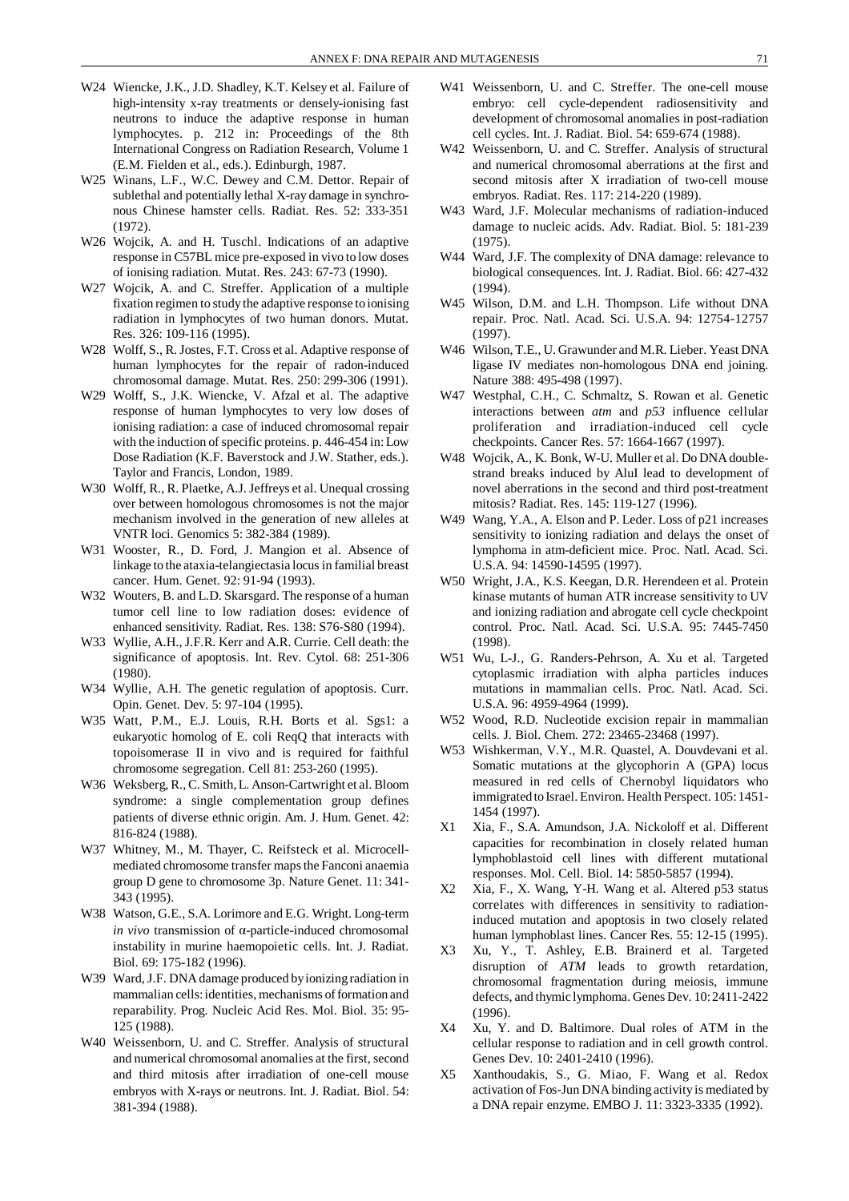W24 Wiencke, J.K., J.D. Shadley, K.T. Kelsey et al. Failure of high-intensity x-ray treatments or densely-ionising fast neutrons to induce the adaptive response in human lymphocytes. p. 212 in: Proceedings of the 8th International Congress on Radiation Research, Volume 1 (E.M. Fielden et al., eds.). Edinburgh, 1987.

W25 Winans, L.F., W.C. Dewey and C.M. Dettor. Repair of sublethal and potentially lethal X-ray damage in synchronous Chinese hamster cells. Radiat. Res. 52: 333-351 (1972).

W26 Wojcik, A. and H. Tuschl. Indications of an adaptive response in C57BL mice pre-exposed in vivo to low doses of ionising radiation. Mutat. Res. 243: 67-73 (1990).

W27 Wojcik, A. and C. Streffer. Application of a multiple fixation regimen to study the adaptive response to ionising radiation in lymphocytes of two human donors. Mutat. Res. 326: 109-116 (1995).

W28 Wolff, S., R. Jostes, F.T. Cross et al. Adaptive response of human lymphocytes for the repair of radon-induced chromosomal damage. Mutat. Res. 250: 299-306 (1991).

W29 Wolff, S., J.K. Wiencke, V. Afzal et al. The adaptive response of human lymphocytes to very low doses of ionising radiation: a case of induced chromosomal repair with the induction of specific proteins. p. 446-454 in: Low Dose Radiation (K.F. Baverstock and J.W. Stather, eds.). Taylor and Francis, London, 1989.

W30 Wolff, R., R. Plaetke, A.J. Jeffreys et al. Unequal crossing over between homologous chromosomes is not the major mechanism involved in the generation of new alleles at VNTR loci. Genomics 5: 382-384 (1989).

W31 Wooster, R., D. Ford, J. Mangion et al. Absence of linkage to the ataxia-telangiectasia locus in familial breast cancer. Hum. Genet. 92: 91-94 (1993).

W32 Wouters, B. and L.D. Skarsgard. The response of a human tumor cell line to low radiation doses: evidence of enhanced sensitivity. Radiat. Res. 138: S76-S80 (1994).

W33 Wyllie, A.H., J.F.R. Kerr and A.R. Currie. Cell death: the significance of apoptosis. Int. Rev. Cytol. 68: 251-306 (1980).

W34 Wyllie, A.H. The genetic regulation of apoptosis. Curr. Opin. Genet. Dev. 5: 97-104 (1995).

W35 Watt, P.M., E.J. Louis, R.H. Borts et al. Sgs1: a eukaryotic homolog of E. coli ReqQ that interacts with topoisomerase II in vivo and is required for faithful chromosome segregation. Cell 81: 253-260 (1995).

W36 Weksberg, R., C. Smith, L. Anson-Cartwright et al. Bloom syndrome: a single complementation group defines patients of diverse ethnic origin. Am. J. Hum. Genet. 42: 816-824 (1988).

W37 Whitney, M., M. Thayer, C. Reifsteck et al. Microcell-mediated chromosome transfer maps the Fanconi anaemia group D gene to chromosome 3p. Nature Genet. 11: 341-343 (1995).

W38 Watson, G.E., S.A. Lorimore and E.G. Wright. Long-term *in vivo* transmission of α-particle-induced chromosomal instability in murine haemopoietic cells. Int. J. Radiat. Biol. 69: 175-182 (1996).

W39 Ward, J.F. DNA damage produced by ionizing radiation in mammalian cells: identities, mechanisms of formation and reparability. Prog. Nucleic Acid Res. Mol. Biol. 35: 95-125 (1988).

W40 Weissenborn, U. and C. Streffer. Analysis of structural and numerical chromosomal anomalies at the first, second and third mitosis after irradiation of one-cell mouse embryos with X-rays or neutrons. Int. J. Radiat. Biol. 54: 381-394 (1988).

W41 Weissenborn, U. and C. Streffer. The one-cell mouse embryo: cell cycle-dependent radiosensitivity and development of chromosomal anomalies in post-radiation cell cycles. Int. J. Radiat. Biol. 54: 659-674 (1988).

W42 Weissenborn, U. and C. Streffer. Analysis of structural and numerical chromosomal aberrations at the first and second mitosis after X irradiation of two-cell mouse embryos. Radiat. Res. 117: 214-220 (1989).

W43 Ward, J.F. Molecular mechanisms of radiation-induced damage to nucleic acids. Adv. Radiat. Biol. 5: 181-239 (1975).

W44 Ward, J.F. The complexity of DNA damage: relevance to biological consequences. Int. J. Radiat. Biol. 66: 427-432 (1994).

W45 Wilson, D.M. and L.H. Thompson. Life without DNA repair. Proc. Natl. Acad. Sci. U.S.A. 94: 12754-12757 (1997).

W46 Wilson, T.E., U. Grawunder and M.R. Lieber. Yeast DNA ligase IV mediates non-homologous DNA end joining. Nature 388: 495-498 (1997).

W47 Westphal, C.H., C. Schmaltz, S. Rowan et al. Genetic interactions between *atm* and *p53* influence cellular proliferation and irradiation-induced cell cycle checkpoints. Cancer Res. 57: 1664-1667 (1997).

W48 Wojcik, A., K. Bonk, W-U. Muller et al. Do DNA double-strand breaks induced by AluI lead to development of novel aberrations in the second and third post-treatment mitosis? Radiat. Res. 145: 119-127 (1996).

W49 Wang, Y.A., A. Elson and P. Leder. Loss of p21 increases sensitivity to ionizing radiation and delays the onset of lymphoma in atm-deficient mice. Proc. Natl. Acad. Sci. U.S.A. 94: 14590-14595 (1997).

W50 Wright, J.A., K.S. Keegan, D.R. Herendeen et al. Protein kinase mutants of human ATR increase sensitivity to UV and ionizing radiation and abrogate cell cycle checkpoint control. Proc. Natl. Acad. Sci. U.S.A. 95: 7445-7450 (1998).

W51 Wu, L-J., G. Randers-Pehrson, A. Xu et al. Targeted cytoplasmic irradiation with alpha particles induces mutations in mammalian cells. Proc. Natl. Acad. Sci. U.S.A. 96: 4959-4964 (1999).

W52 Wood, R.D. Nucleotide excision repair in mammalian cells. J. Biol. Chem. 272: 23465-23468 (1997).

W53 Wishkerman, V.Y., M.R. Quastel, A. Douvdevani et al. Somatic mutations at the glycophorin A (GPA) locus measured in red cells of Chernobyl liquidators who immigrated to Israel. Environ. Health Perspect. 105: 1451-1454 (1997).

X1 Xia, F., S.A. Amundson, J.A. Nickoloff et al. Different capacities for recombination in closely related human lymphoblastoid cell lines with different mutational responses. Mol. Cell. Biol. 14: 5850-5857 (1994).

X2 Xia, F., X. Wang, Y-H. Wang et al. Altered p53 status correlates with differences in sensitivity to radiation-induced mutation and apoptosis in two closely related human lymphoblast lines. Cancer Res. 55: 12-15 (1995).

X3 Xu, Y., T. Ashley, E.B. Brainerd et al. Targeted disruption of *ATM* leads to growth retardation, chromosomal fragmentation during meiosis, immune defects, and thymic lymphoma. Genes Dev. 10: 2411-2422 (1996).

X4 Xu, Y. and D. Baltimore. Dual roles of ATM in the cellular response to radiation and in cell growth control. Genes Dev. 10: 2401-2410 (1996).

X5 Xanthoudakis, S., G. Miao, F. Wang et al. Redox activation of Fos-Jun DNA binding activity is mediated by a DNA repair enzyme. EMBO J. 11: 3323-3335 (1992).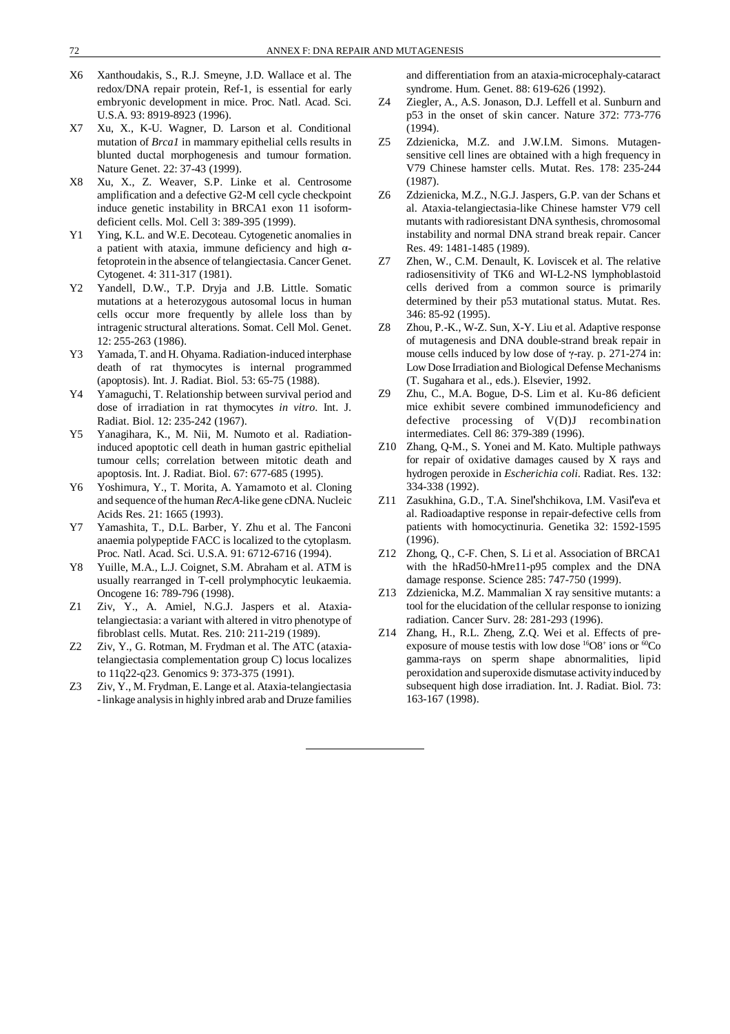X6 Xanthoudakis, S., R.J. Smeyne, J.D. Wallace et al. The redox/DNA repair protein, Ref-1, is essential for early embryonic development in mice. Proc. Natl. Acad. Sci. U.S.A. 93: 8919-8923 (1996).

X7 Xu, X., K-U. Wagner, D. Larson et al. Conditional mutation of *Brca1* in mammary epithelial cells results in blunted ductal morphogenesis and tumour formation. Nature Genet. 22: 37-43 (1999).

X8 Xu, X., Z. Weaver, S.P. Linke et al. Centrosome amplification and a defective G2-M cell cycle checkpoint induce genetic instability in BRCA1 exon 11 isoform-deficient cells. Mol. Cell 3: 389-395 (1999).

Y1 Ying, K.L. and W.E. Decoteau. Cytogenetic anomalies in a patient with ataxia, immune deficiency and high α-fetoprotein in the absence of telangiectasia. Cancer Genet. Cytogenet. 4: 311-317 (1981).

Y2 Yandell, D.W., T.P. Dryja and J.B. Little. Somatic mutations at a heterozygous autosomal locus in human cells occur more frequently by allele loss than by intragenic structural alterations. Somat. Cell Mol. Genet. 12: 255-263 (1986).

Y3 Yamada, T. and H. Ohyama. Radiation-induced interphase death of rat thymocytes is internal programmed (apoptosis). Int. J. Radiat. Biol. 53: 65-75 (1988).

Y4 Yamaguchi, T. Relationship between survival period and dose of irradiation in rat thymocytes *in vitro*. Int. J. Radiat. Biol. 12: 235-242 (1967).

Y5 Yanagihara, K., M. Nii, M. Numoto et al. Radiation-induced apoptotic cell death in human gastric epithelial tumour cells; correlation between mitotic death and apoptosis. Int. J. Radiat. Biol. 67: 677-685 (1995).

Y6 Yoshimura, Y., T. Morita, A. Yamamoto et al. Cloning and sequence of the human *RecA*-like gene cDNA. Nucleic Acids Res. 21: 1665 (1993).

Y7 Yamashita, T., D.L. Barber, Y. Zhu et al. The Fanconi anaemia polypeptide FACC is localized to the cytoplasm. Proc. Natl. Acad. Sci. U.S.A. 91: 6712-6716 (1994).

Y8 Yuille, M.A., L.J. Coignet, S.M. Abraham et al. ATM is usually rearranged in T-cell prolymphocytic leukaemia. Oncogene 16: 789-796 (1998).

Z1 Ziv, Y., A. Amiel, N.G.J. Jaspers et al. Ataxia-telangiectasia: a variant with altered in vitro phenotype of fibroblast cells. Mutat. Res. 210: 211-219 (1989).

Z2 Ziv, Y., G. Rotman, M. Frydman et al. The ATC (ataxia-telangiectasia complementation group C) locus localizes to 11q22-q23. Genomics 9: 373-375 (1991).

Z3 Ziv, Y., M. Frydman, E. Lange et al. Ataxia-telangiectasia - linkage analysis in highly inbred arab and Druze families and differentiation from an ataxia-microcephaly-cataract syndrome. Hum. Genet. 88: 619-626 (1992).

Z4 Ziegler, A., A.S. Jonason, D.J. Leffell et al. Sunburn and p53 in the onset of skin cancer. Nature 372: 773-776 (1994).

Z5 Zdzienicka, M.Z. and J.W.I.M. Simons. Mutagen-sensitive cell lines are obtained with a high frequency in V79 Chinese hamster cells. Mutat. Res. 178: 235-244 (1987).

Z6 Zdzienicka, M.Z., N.G.J. Jaspers, G.P. van der Schans et al. Ataxia-telangiectasia-like Chinese hamster V79 cell mutants with radioresistant DNA synthesis, chromosomal instability and normal DNA strand break repair. Cancer Res. 49: 1481-1485 (1989).

Z7 Zhen, W., C.M. Denault, K. Loviscek et al. The relative radiosensitivity of TK6 and WI-L2-NS lymphoblastoid cells derived from a common source is primarily determined by their p53 mutational status. Mutat. Res. 346: 85-92 (1995).

Z8 Zhou, P.-K., W-Z. Sun, X-Y. Liu et al. Adaptive response of mutagenesis and DNA double-strand break repair in mouse cells induced by low dose of γ-ray. p. 271-274 in: Low Dose Irradiation and Biological Defense Mechanisms (T. Sugahara et al., eds.). Elsevier, 1992.

Z9 Zhu, C., M.A. Bogue, D-S. Lim et al. Ku-86 deficient mice exhibit severe combined immunodeficiency and defective processing of V(D)J recombination intermediates. Cell 86: 379-389 (1996).

Z10 Zhang, Q-M., S. Yonei and M. Kato. Multiple pathways for repair of oxidative damages caused by X rays and hydrogen peroxide in *Escherichia coli*. Radiat. Res. 132: 334-338 (1992).

Z11 Zasukhina, G.D., T.A. Sinel'shchikova, I.M. Vasil'eva et al. Radioadaptive response in repair-defective cells from patients with homocyctinuria. Genetika 32: 1592-1595 (1996).

Z12 Zhong, Q., C-F. Chen, S. Li et al. Association of BRCA1 with the hRad50-hMre11-p95 complex and the DNA damage response. Science 285: 747-750 (1999).

Z13 Zdzienicka, M.Z. Mammalian X ray sensitive mutants: a tool for the elucidation of the cellular response to ionizing radiation. Cancer Surv. 28: 281-293 (1996).

Z14 Zhang, H., R.L. Zheng, Z.Q. Wei et al. Effects of pre-exposure of mouse testis with low dose $^{16}O8^{+}$ ions or $^{60}Co$ gamma-rays on sperm shape abnormalities, lipid peroxidation and superoxide dismutase activity induced by subsequent high dose irradiation. Int. J. Radiat. Biol. 73: 163-167 (1998).